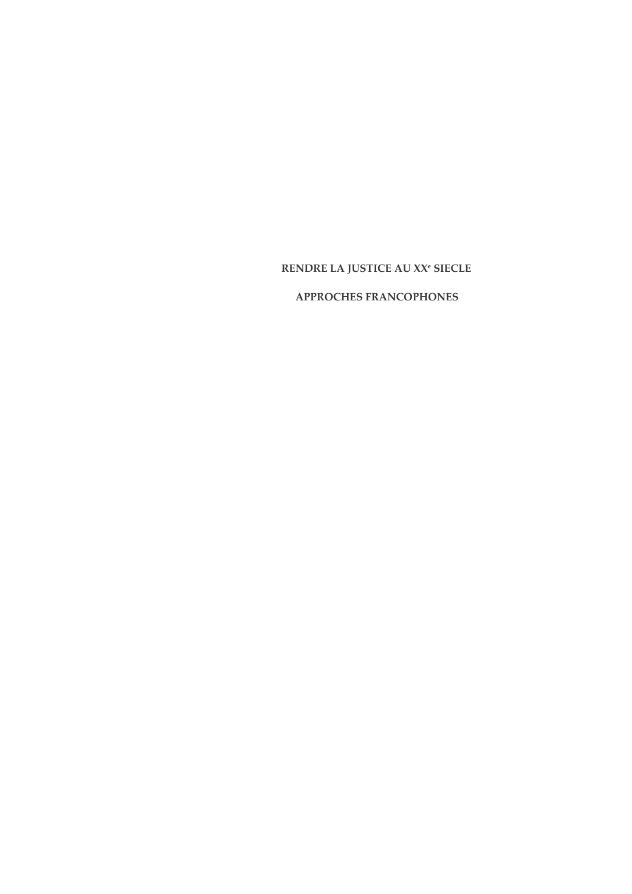**RENDRE LA JUSTICE AU XX$^{e}$ SIECLE**

**APPROCHES FRANCOPHONES**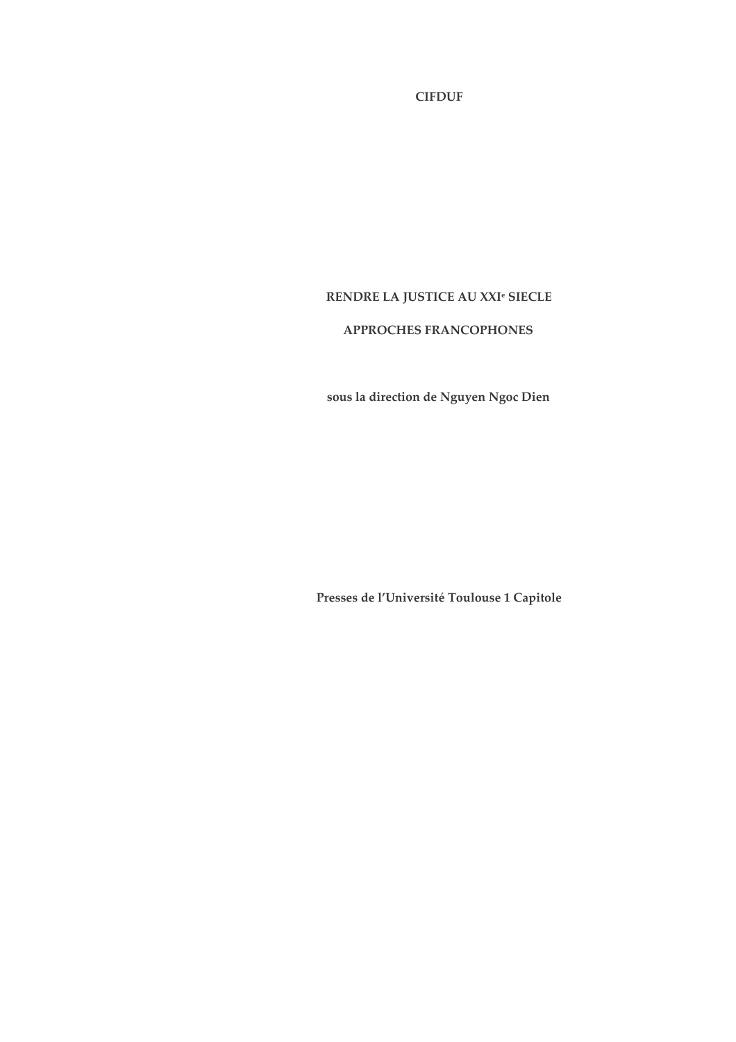**CIFDUF**

# RENDRE LA JUSTICE AU XXI$^{e}$ SIECLE

## APPROCHES FRANCOPHONES

**sous la direction de Nguyen Ngoc Dien**

**Presses de l'Université Toulouse 1 Capitole**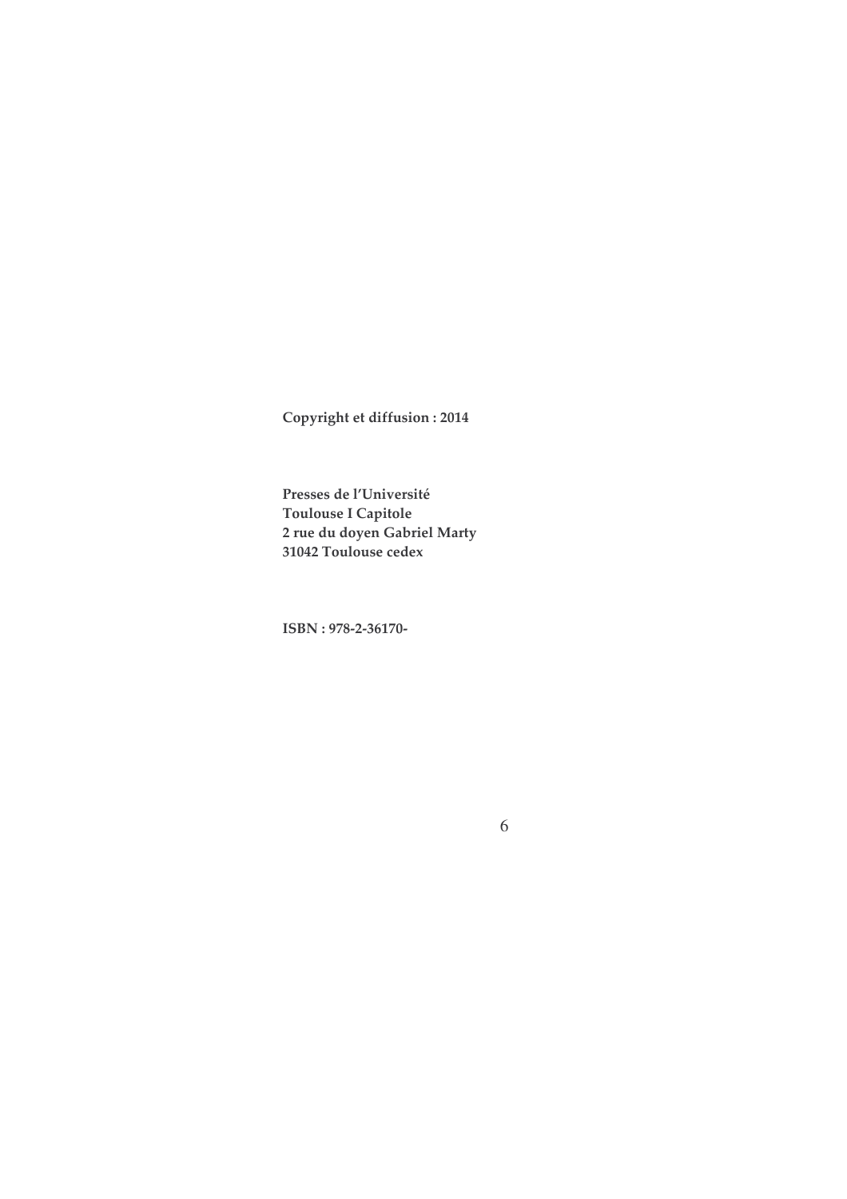**Copyright et diffusion : 2014**

**Presses de l'Université**
**Toulouse I Capitole**
**2 rue du doyen Gabriel Marty**
**31042 Toulouse cedex**

**ISBN : 978-2-36170-**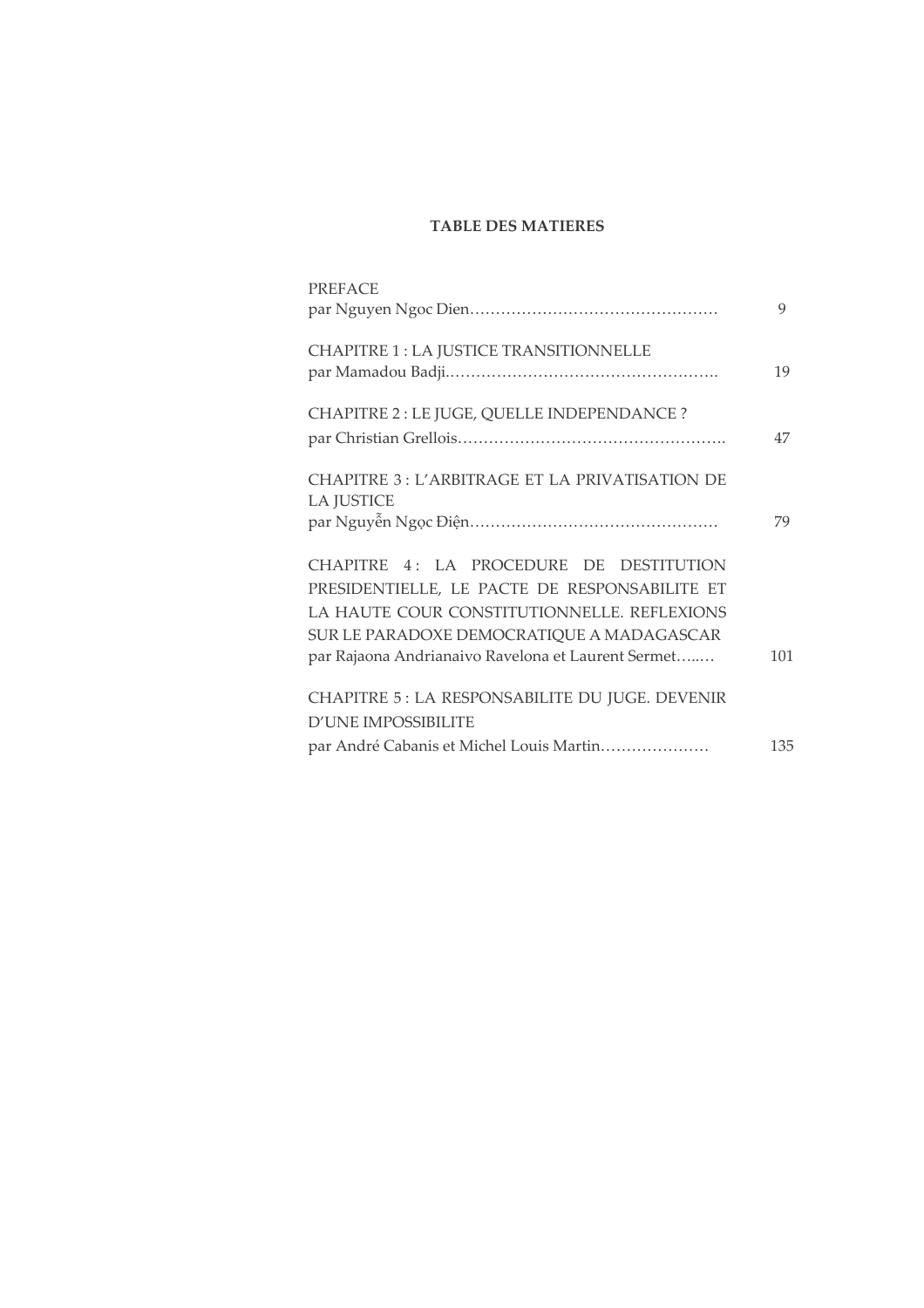**TABLE DES MATIERES**

PREFACE
par Nguyen Ngoc Dien………………………………………… 9

CHAPITRE 1 : LA JUSTICE TRANSITIONNELLE
par Mamadou Badji……………………………………………. 19

CHAPITRE 2 : LE JUGE, QUELLE INDEPENDANCE ?
par Christian Grellois……………………………………………. 47

CHAPITRE 3 : L'ARBITRAGE ET LA PRIVATISATION DE LA JUSTICE
par Nguyễn Ngọc Điện………………………………………… 79

CHAPITRE 4 : LA PROCEDURE DE DESTITUTION PRESIDENTIELLE, LE PACTE DE RESPONSABILITE ET LA HAUTE COUR CONSTITUTIONNELLE. REFLEXIONS SUR LE PARADOXE DEMOCRATIQUE A MADAGASCAR
par Rajaona Andrianaivo Ravelona et Laurent Sermet…..… 101

CHAPITRE 5 : LA RESPONSABILITE DU JUGE. DEVENIR D'UNE IMPOSSIBILITE
par André Cabanis et Michel Louis Martin………………… 135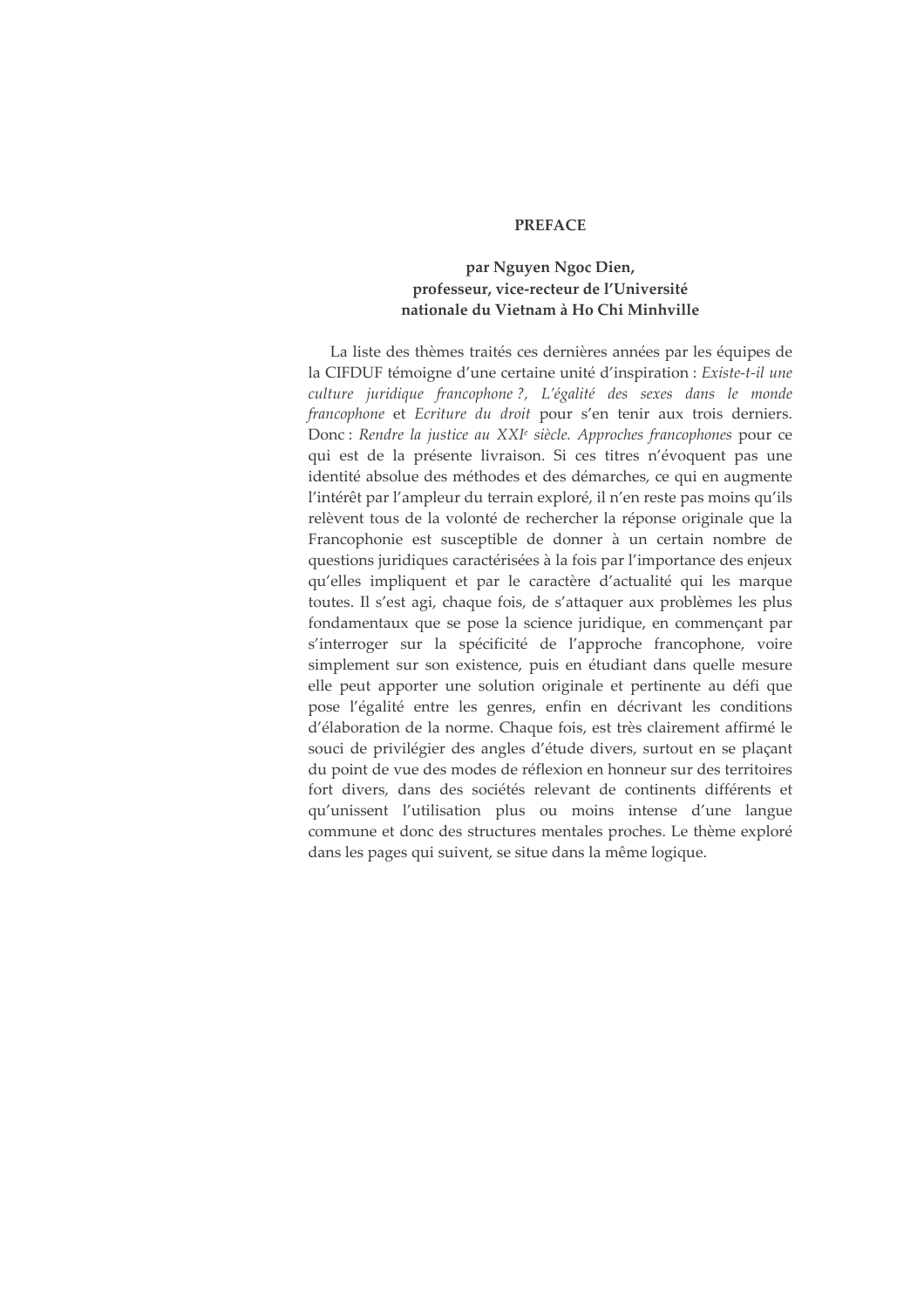# PREFACE

**par Nguyen Ngoc Dien,**
**professeur, vice-recteur de l'Université nationale du Vietnam à Ho Chi Minhville**

La liste des thèmes traités ces dernières années par les équipes de la CIFDUF témoigne d'une certaine unité d'inspiration : *Existe-t-il une culture juridique francophone ?, L'égalité des sexes dans le monde francophone* et *Ecriture du droit* pour s'en tenir aux trois derniers. Donc : *Rendre la justice au XXI*[e] *siècle. Approches francophones* pour ce qui est de la présente livraison. Si ces titres n'évoquent pas une identité absolue des méthodes et des démarches, ce qui en augmente l'intérêt par l'ampleur du terrain exploré, il n'en reste pas moins qu'ils relèvent tous de la volonté de rechercher la réponse originale que la Francophonie est susceptible de donner à un certain nombre de questions juridiques caractérisées à la fois par l'importance des enjeux qu'elles impliquent et par le caractère d'actualité qui les marque toutes. Il s'est agi, chaque fois, de s'attaquer aux problèmes les plus fondamentaux que se pose la science juridique, en commençant par s'interroger sur la spécificité de l'approche francophone, voire simplement sur son existence, puis en étudiant dans quelle mesure elle peut apporter une solution originale et pertinente au défi que pose l'égalité entre les genres, enfin en décrivant les conditions d'élaboration de la norme. Chaque fois, est très clairement affirmé le souci de privilégier des angles d'étude divers, surtout en se plaçant du point de vue des modes de réflexion en honneur sur des territoires fort divers, dans des sociétés relevant de continents différents et qu'unissent l'utilisation plus ou moins intense d'une langue commune et donc des structures mentales proches. Le thème exploré dans les pages qui suivent, se situe dans la même logique.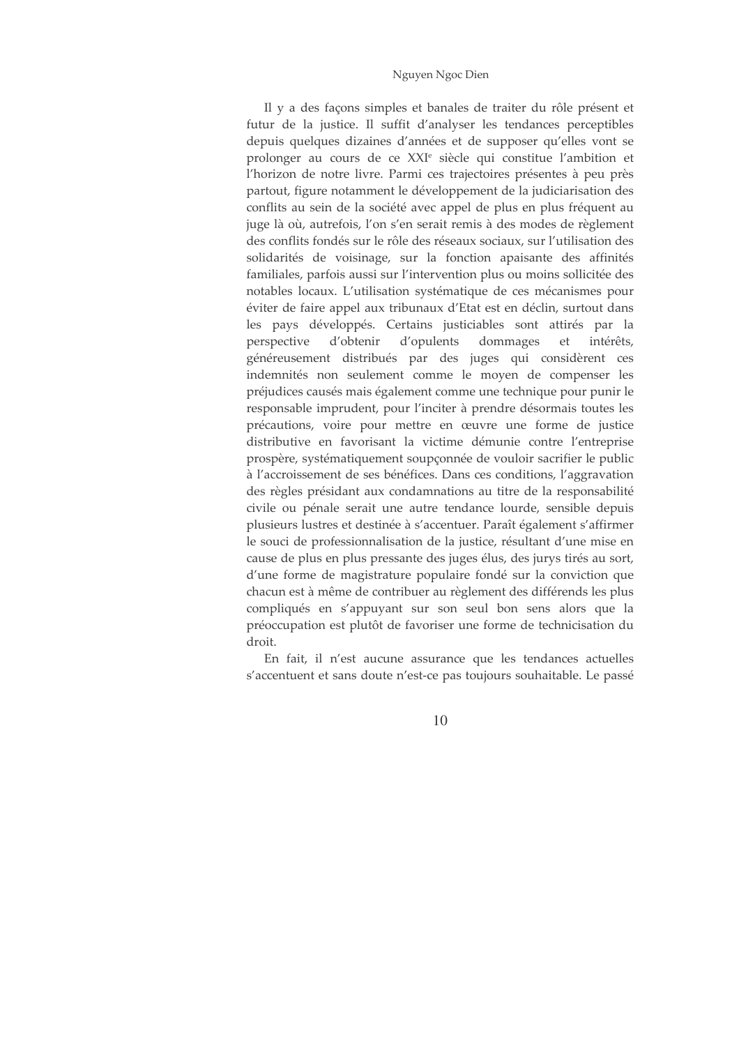Il y a des façons simples et banales de traiter du rôle présent et futur de la justice. Il suffit d'analyser les tendances perceptibles depuis quelques dizaines d'années et de supposer qu'elles vont se prolonger au cours de ce XXIe siècle qui constitue l'ambition et l'horizon de notre livre. Parmi ces trajectoires présentes à peu près partout, figure notamment le développement de la judiciarisation des conflits au sein de la société avec appel de plus en plus fréquent au juge là où, autrefois, l'on s'en serait remis à des modes de règlement des conflits fondés sur le rôle des réseaux sociaux, sur l'utilisation des solidarités de voisinage, sur la fonction apaisante des affinités familiales, parfois aussi sur l'intervention plus ou moins sollicitée des notables locaux. L'utilisation systématique de ces mécanismes pour éviter de faire appel aux tribunaux d'Etat est en déclin, surtout dans les pays développés. Certains justiciables sont attirés par la perspective d'obtenir d'opulents dommages et intérêts, généreusement distribués par des juges qui considèrent ces indemnités non seulement comme le moyen de compenser les préjudices causés mais également comme une technique pour punir le responsable imprudent, pour l'inciter à prendre désormais toutes les précautions, voire pour mettre en œuvre une forme de justice distributive en favorisant la victime démunie contre l'entreprise prospère, systématiquement soupçonnée de vouloir sacrifier le public à l'accroissement de ses bénéfices. Dans ces conditions, l'aggravation des règles présidant aux condamnations au titre de la responsabilité civile ou pénale serait une autre tendance lourde, sensible depuis plusieurs lustres et destinée à s'accentuer. Paraît également s'affirmer le souci de professionnalisation de la justice, résultant d'une mise en cause de plus en plus pressante des juges élus, des jurys tirés au sort, d'une forme de magistrature populaire fondé sur la conviction que chacun est à même de contribuer au règlement des différends les plus compliqués en s'appuyant sur son seul bon sens alors que la préoccupation est plutôt de favoriser une forme de technicisation du droit.

En fait, il n'est aucune assurance que les tendances actuelles s'accentuent et sans doute n'est-ce pas toujours souhaitable. Le passé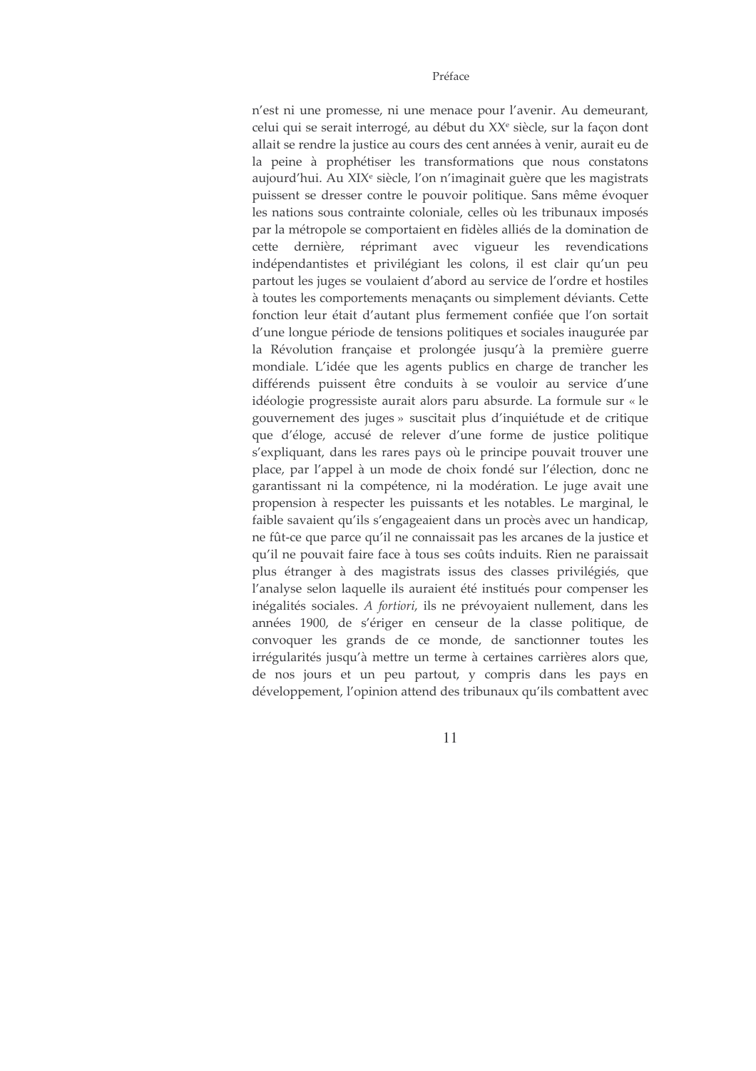n'est ni une promesse, ni une menace pour l'avenir. Au demeurant, celui qui se serait interrogé, au début du XX[e] siècle, sur la façon dont allait se rendre la justice au cours des cent années à venir, aurait eu de la peine à prophétiser les transformations que nous constatons aujourd'hui. Au XIX[e] siècle, l'on n'imaginait guère que les magistrats puissent se dresser contre le pouvoir politique. Sans même évoquer les nations sous contrainte coloniale, celles où les tribunaux imposés par la métropole se comportaient en fidèles alliés de la domination de cette dernière, réprimant avec vigueur les revendications indépendantistes et privilégiant les colons, il est clair qu'un peu partout les juges se voulaient d'abord au service de l'ordre et hostiles à toutes les comportements menaçants ou simplement déviants. Cette fonction leur était d'autant plus fermement confiée que l'on sortait d'une longue période de tensions politiques et sociales inaugurée par la Révolution française et prolongée jusqu'à la première guerre mondiale. L'idée que les agents publics en charge de trancher les différends puissent être conduits à se vouloir au service d'une idéologie progressiste aurait alors paru absurde. La formule sur « le gouvernement des juges » suscitait plus d'inquiétude et de critique que d'éloge, accusé de relever d'une forme de justice politique s'expliquant, dans les rares pays où le principe pouvait trouver une place, par l'appel à un mode de choix fondé sur l'élection, donc ne garantissant ni la compétence, ni la modération. Le juge avait une propension à respecter les puissants et les notables. Le marginal, le faible savaient qu'ils s'engageaient dans un procès avec un handicap, ne fût-ce que parce qu'il ne connaissait pas les arcanes de la justice et qu'il ne pouvait faire face à tous ses coûts induits. Rien ne paraissait plus étranger à des magistrats issus des classes privilégiés, que l'analyse selon laquelle ils auraient été institués pour compenser les inégalités sociales. *A fortiori*, ils ne prévoyaient nullement, dans les années 1900, de s'ériger en censeur de la classe politique, de convoquer les grands de ce monde, de sanctionner toutes les irrégularités jusqu'à mettre un terme à certaines carrières alors que, de nos jours et un peu partout, y compris dans les pays en développement, l'opinion attend des tribunaux qu'ils combattent avec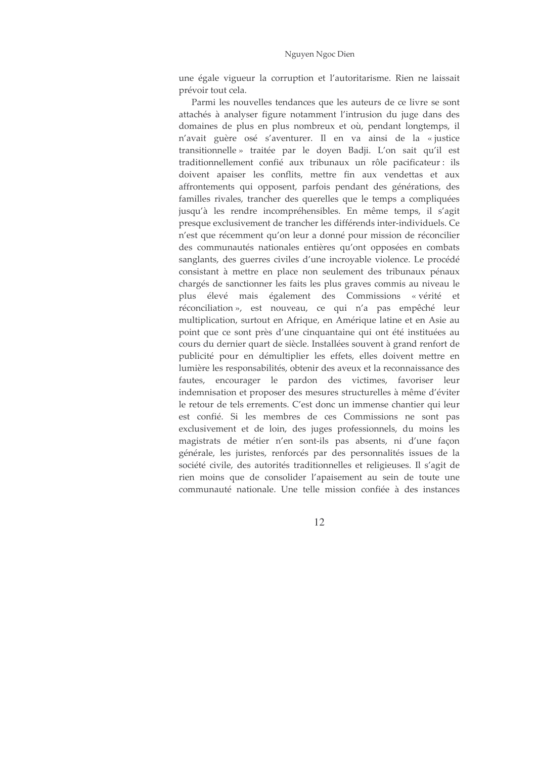une égale vigueur la corruption et l'autoritarisme. Rien ne laissait prévoir tout cela.

Parmi les nouvelles tendances que les auteurs de ce livre se sont attachés à analyser figure notamment l'intrusion du juge dans des domaines de plus en plus nombreux et où, pendant longtemps, il n'avait guère osé s'aventurer. Il en va ainsi de la « justice transitionnelle » traitée par le doyen Badji. L'on sait qu'il est traditionnellement confié aux tribunaux un rôle pacificateur : ils doivent apaiser les conflits, mettre fin aux vendettas et aux affrontements qui opposent, parfois pendant des générations, des familles rivales, trancher des querelles que le temps a compliquées jusqu'à les rendre incompréhensibles. En même temps, il s'agit presque exclusivement de trancher les différends inter-individuels. Ce n'est que récemment qu'on leur a donné pour mission de réconcilier des communautés nationales entières qu'ont opposées en combats sanglants, des guerres civiles d'une incroyable violence. Le procédé consistant à mettre en place non seulement des tribunaux pénaux chargés de sanctionner les faits les plus graves commis au niveau le plus élevé mais également des Commissions « vérité et réconciliation », est nouveau, ce qui n'a pas empêché leur multiplication, surtout en Afrique, en Amérique latine et en Asie au point que ce sont près d'une cinquantaine qui ont été instituées au cours du dernier quart de siècle. Installées souvent à grand renfort de publicité pour en démultiplier les effets, elles doivent mettre en lumière les responsabilités, obtenir des aveux et la reconnaissance des fautes, encourager le pardon des victimes, favoriser leur indemnisation et proposer des mesures structurelles à même d'éviter le retour de tels errements. C'est donc un immense chantier qui leur est confié. Si les membres de ces Commissions ne sont pas exclusivement et de loin, des juges professionnels, du moins les magistrats de métier n'en sont-ils pas absents, ni d'une façon générale, les juristes, renforcés par des personnalités issues de la société civile, des autorités traditionnelles et religieuses. Il s'agit de rien moins que de consolider l'apaisement au sein de toute une communauté nationale. Une telle mission confiée à des instances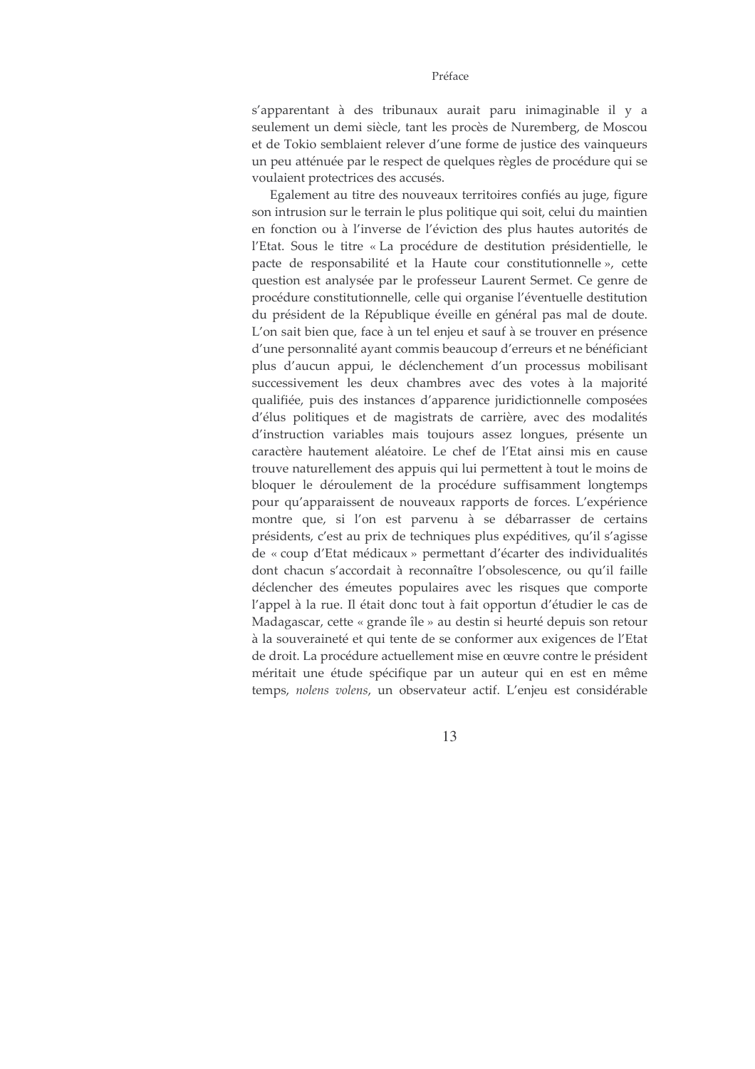s'apparentant à des tribunaux aurait paru inimaginable il y a seulement un demi siècle, tant les procès de Nuremberg, de Moscou et de Tokio semblaient relever d'une forme de justice des vainqueurs un peu atténuée par le respect de quelques règles de procédure qui se voulaient protectrices des accusés.

Egalement au titre des nouveaux territoires confiés au juge, figure son intrusion sur le terrain le plus politique qui soit, celui du maintien en fonction ou à l'inverse de l'éviction des plus hautes autorités de l'Etat. Sous le titre « La procédure de destitution présidentielle, le pacte de responsabilité et la Haute cour constitutionnelle », cette question est analysée par le professeur Laurent Sermet. Ce genre de procédure constitutionnelle, celle qui organise l'éventuelle destitution du président de la République éveille en général pas mal de doute. L'on sait bien que, face à un tel enjeu et sauf à se trouver en présence d'une personnalité ayant commis beaucoup d'erreurs et ne bénéficiant plus d'aucun appui, le déclenchement d'un processus mobilisant successivement les deux chambres avec des votes à la majorité qualifiée, puis des instances d'apparence juridictionnelle composées d'élus politiques et de magistrats de carrière, avec des modalités d'instruction variables mais toujours assez longues, présente un caractère hautement aléatoire. Le chef de l'Etat ainsi mis en cause trouve naturellement des appuis qui lui permettent à tout le moins de bloquer le déroulement de la procédure suffisamment longtemps pour qu'apparaissent de nouveaux rapports de forces. L'expérience montre que, si l'on est parvenu à se débarrasser de certains présidents, c'est au prix de techniques plus expéditives, qu'il s'agisse de « coup d'Etat médicaux » permettant d'écarter des individualités dont chacun s'accordait à reconnaître l'obsolescence, ou qu'il faille déclencher des émeutes populaires avec les risques que comporte l'appel à la rue. Il était donc tout à fait opportun d'étudier le cas de Madagascar, cette « grande île » au destin si heurté depuis son retour à la souveraineté et qui tente de se conformer aux exigences de l'Etat de droit. La procédure actuellement mise en œuvre contre le président méritait une étude spécifique par un auteur qui en est en même temps, *nolens volens*, un observateur actif. L'enjeu est considérable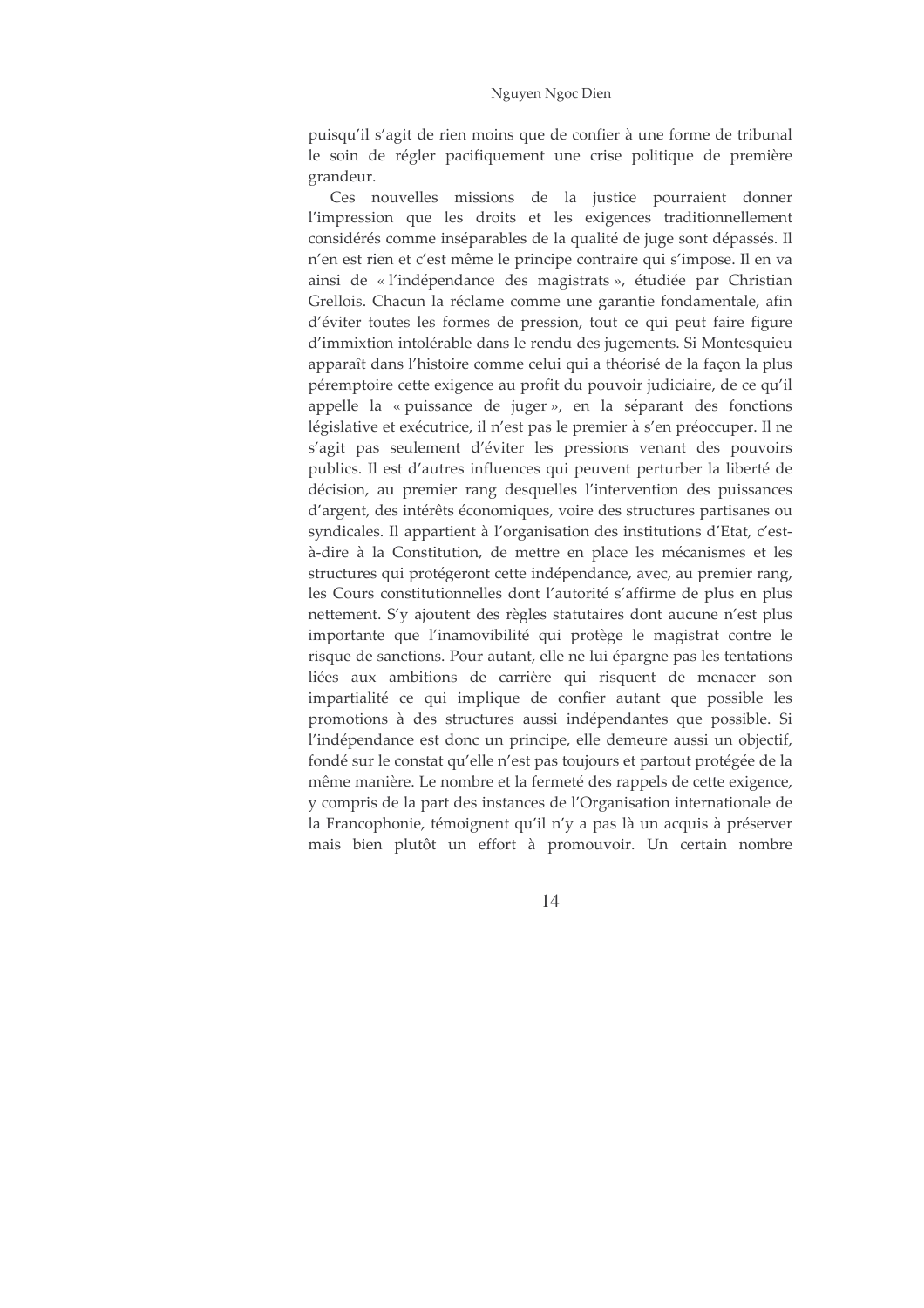puisqu'il s'agit de rien moins que de confier à une forme de tribunal le soin de régler pacifiquement une crise politique de première grandeur.

Ces nouvelles missions de la justice pourraient donner l'impression que les droits et les exigences traditionnellement considérés comme inséparables de la qualité de juge sont dépassés. Il n'en est rien et c'est même le principe contraire qui s'impose. Il en va ainsi de « l'indépendance des magistrats », étudiée par Christian Grellois. Chacun la réclame comme une garantie fondamentale, afin d'éviter toutes les formes de pression, tout ce qui peut faire figure d'immixtion intolérable dans le rendu des jugements. Si Montesquieu apparaît dans l'histoire comme celui qui a théorisé de la façon la plus péremptoire cette exigence au profit du pouvoir judiciaire, de ce qu'il appelle la « puissance de juger », en la séparant des fonctions législative et exécutrice, il n'est pas le premier à s'en préoccuper. Il ne s'agit pas seulement d'éviter les pressions venant des pouvoirs publics. Il est d'autres influences qui peuvent perturber la liberté de décision, au premier rang desquelles l'intervention des puissances d'argent, des intérêts économiques, voire des structures partisanes ou syndicales. Il appartient à l'organisation des institutions d'Etat, c'est-à-dire à la Constitution, de mettre en place les mécanismes et les structures qui protégeront cette indépendance, avec, au premier rang, les Cours constitutionnelles dont l'autorité s'affirme de plus en plus nettement. S'y ajoutent des règles statutaires dont aucune n'est plus importante que l'inamovibilité qui protège le magistrat contre le risque de sanctions. Pour autant, elle ne lui épargne pas les tentations liées aux ambitions de carrière qui risquent de menacer son impartialité ce qui implique de confier autant que possible les promotions à des structures aussi indépendantes que possible. Si l'indépendance est donc un principe, elle demeure aussi un objectif, fondé sur le constat qu'elle n'est pas toujours et partout protégée de la même manière. Le nombre et la fermeté des rappels de cette exigence, y compris de la part des instances de l'Organisation internationale de la Francophonie, témoignent qu'il n'y a pas là un acquis à préserver mais bien plutôt un effort à promouvoir. Un certain nombre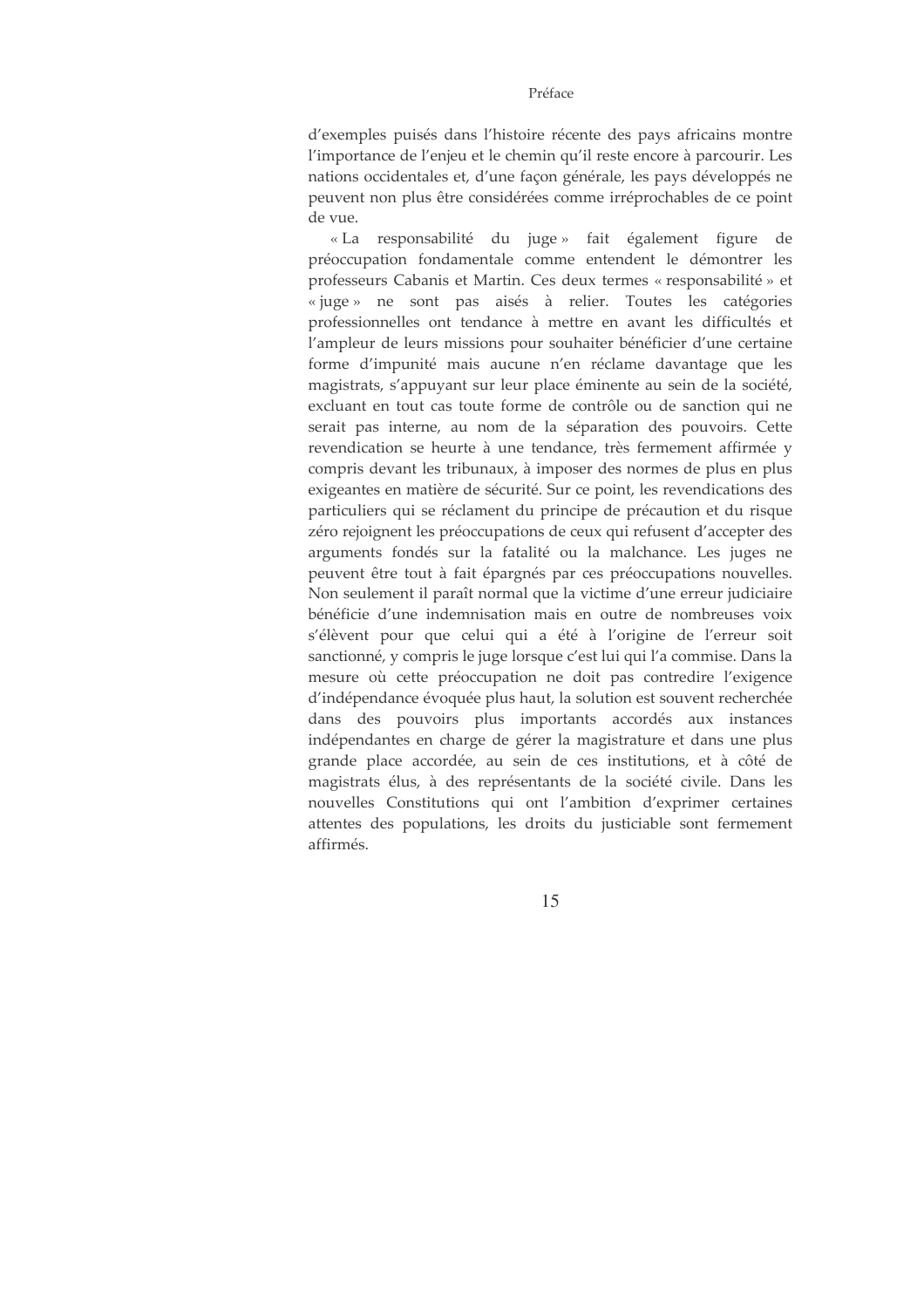d'exemples puisés dans l'histoire récente des pays africains montre l'importance de l'enjeu et le chemin qu'il reste encore à parcourir. Les nations occidentales et, d'une façon générale, les pays développés ne peuvent non plus être considérées comme irréprochables de ce point de vue.

« La responsabilité du juge » fait également figure de préoccupation fondamentale comme entendent le démontrer les professeurs Cabanis et Martin. Ces deux termes « responsabilité » et « juge » ne sont pas aisés à relier. Toutes les catégories professionnelles ont tendance à mettre en avant les difficultés et l'ampleur de leurs missions pour souhaiter bénéficier d'une certaine forme d'impunité mais aucune n'en réclame davantage que les magistrats, s'appuyant sur leur place éminente au sein de la société, excluant en tout cas toute forme de contrôle ou de sanction qui ne serait pas interne, au nom de la séparation des pouvoirs. Cette revendication se heurte à une tendance, très fermement affirmée y compris devant les tribunaux, à imposer des normes de plus en plus exigeantes en matière de sécurité. Sur ce point, les revendications des particuliers qui se réclament du principe de précaution et du risque zéro rejoignent les préoccupations de ceux qui refusent d'accepter des arguments fondés sur la fatalité ou la malchance. Les juges ne peuvent être tout à fait épargnés par ces préoccupations nouvelles. Non seulement il paraît normal que la victime d'une erreur judiciaire bénéficie d'une indemnisation mais en outre de nombreuses voix s'élèvent pour que celui qui a été à l'origine de l'erreur soit sanctionné, y compris le juge lorsque c'est lui qui l'a commise. Dans la mesure où cette préoccupation ne doit pas contredire l'exigence d'indépendance évoquée plus haut, la solution est souvent recherchée dans des pouvoirs plus importants accordés aux instances indépendantes en charge de gérer la magistrature et dans une plus grande place accordée, au sein de ces institutions, et à côté de magistrats élus, à des représentants de la société civile. Dans les nouvelles Constitutions qui ont l'ambition d'exprimer certaines attentes des populations, les droits du justiciable sont fermement affirmés.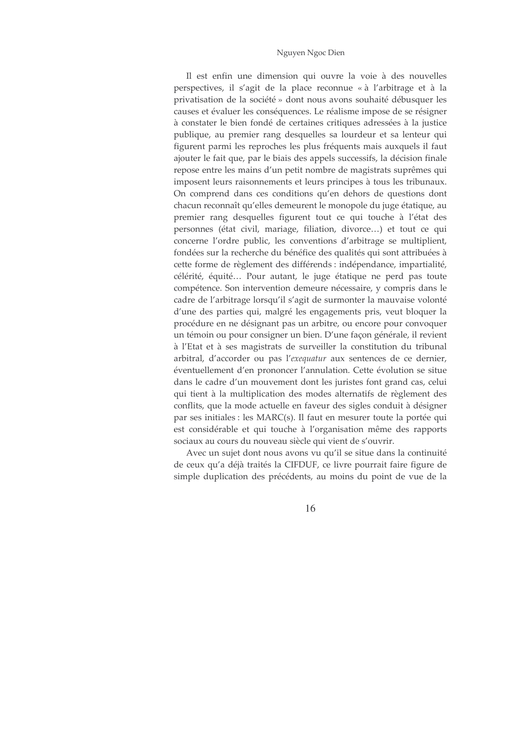Il est enfin une dimension qui ouvre la voie à des nouvelles perspectives, il s'agit de la place reconnue « à l'arbitrage et à la privatisation de la société » dont nous avons souhaité débusquer les causes et évaluer les conséquences. Le réalisme impose de se résigner à constater le bien fondé de certaines critiques adressées à la justice publique, au premier rang desquelles sa lourdeur et sa lenteur qui figurent parmi les reproches les plus fréquents mais auxquels il faut ajouter le fait que, par le biais des appels successifs, la décision finale repose entre les mains d'un petit nombre de magistrats suprêmes qui imposent leurs raisonnements et leurs principes à tous les tribunaux. On comprend dans ces conditions qu'en dehors de questions dont chacun reconnaît qu'elles demeurent le monopole du juge étatique, au premier rang desquelles figurent tout ce qui touche à l'état des personnes (état civil, mariage, filiation, divorce…) et tout ce qui concerne l'ordre public, les conventions d'arbitrage se multiplient, fondées sur la recherche du bénéfice des qualités qui sont attribuées à cette forme de règlement des différends : indépendance, impartialité, célérité, équité… Pour autant, le juge étatique ne perd pas toute compétence. Son intervention demeure nécessaire, y compris dans le cadre de l'arbitrage lorsqu'il s'agit de surmonter la mauvaise volonté d'une des parties qui, malgré les engagements pris, veut bloquer la procédure en ne désignant pas un arbitre, ou encore pour convoquer un témoin ou pour consigner un bien. D'une façon générale, il revient à l'Etat et à ses magistrats de surveiller la constitution du tribunal arbitral, d'accorder ou pas l'*exequatur* aux sentences de ce dernier, éventuellement d'en prononcer l'annulation. Cette évolution se situe dans le cadre d'un mouvement dont les juristes font grand cas, celui qui tient à la multiplication des modes alternatifs de règlement des conflits, que la mode actuelle en faveur des sigles conduit à désigner par ses initiales : les MARC(s). Il faut en mesurer toute la portée qui est considérable et qui touche à l'organisation même des rapports sociaux au cours du nouveau siècle qui vient de s'ouvrir.

Avec un sujet dont nous avons vu qu'il se situe dans la continuité de ceux qu'a déjà traités la CIFDUF, ce livre pourrait faire figure de simple duplication des précédents, au moins du point de vue de la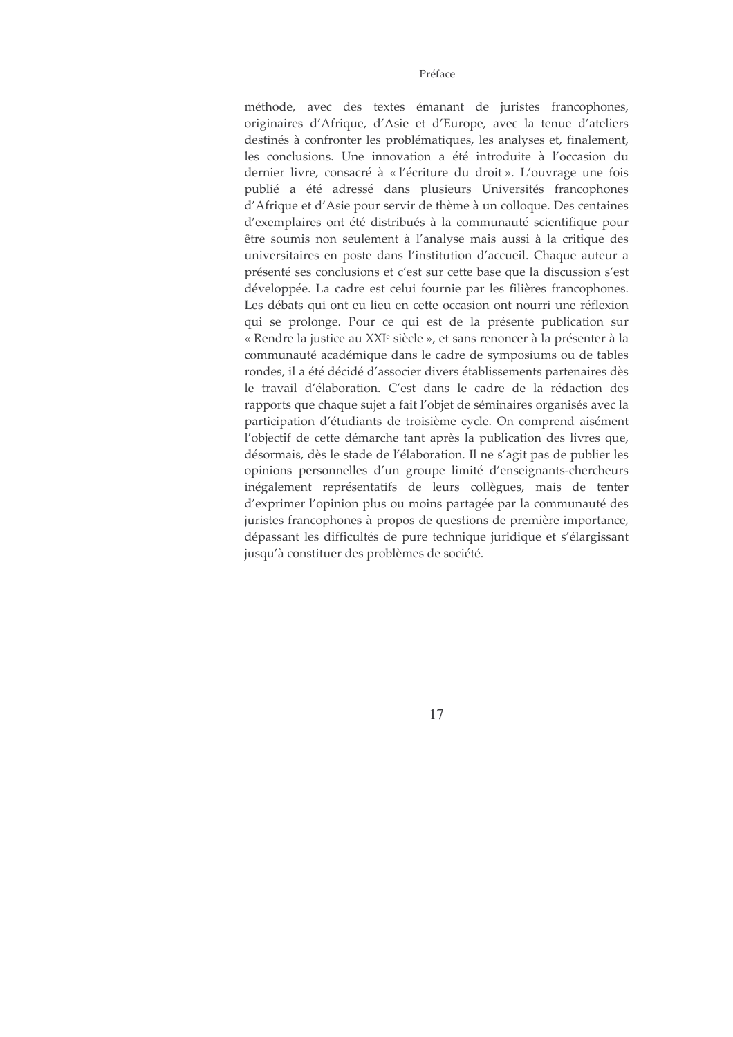méthode, avec des textes émanant de juristes francophones, originaires d'Afrique, d'Asie et d'Europe, avec la tenue d'ateliers destinés à confronter les problématiques, les analyses et, finalement, les conclusions. Une innovation a été introduite à l'occasion du dernier livre, consacré à « l'écriture du droit ». L'ouvrage une fois publié a été adressé dans plusieurs Universités francophones d'Afrique et d'Asie pour servir de thème à un colloque. Des centaines d'exemplaires ont été distribués à la communauté scientifique pour être soumis non seulement à l'analyse mais aussi à la critique des universitaires en poste dans l'institution d'accueil. Chaque auteur a présenté ses conclusions et c'est sur cette base que la discussion s'est développée. La cadre est celui fournie par les filières francophones. Les débats qui ont eu lieu en cette occasion ont nourri une réflexion qui se prolonge. Pour ce qui est de la présente publication sur « Rendre la justice au XXIe siècle », et sans renoncer à la présenter à la communauté académique dans le cadre de symposiums ou de tables rondes, il a été décidé d'associer divers établissements partenaires dès le travail d'élaboration. C'est dans le cadre de la rédaction des rapports que chaque sujet a fait l'objet de séminaires organisés avec la participation d'étudiants de troisième cycle. On comprend aisément l'objectif de cette démarche tant après la publication des livres que, désormais, dès le stade de l'élaboration. Il ne s'agit pas de publier les opinions personnelles d'un groupe limité d'enseignants-chercheurs inégalement représentatifs de leurs collègues, mais de tenter d'exprimer l'opinion plus ou moins partagée par la communauté des juristes francophones à propos de questions de première importance, dépassant les difficultés de pure technique juridique et s'élargissant jusqu'à constituer des problèmes de société.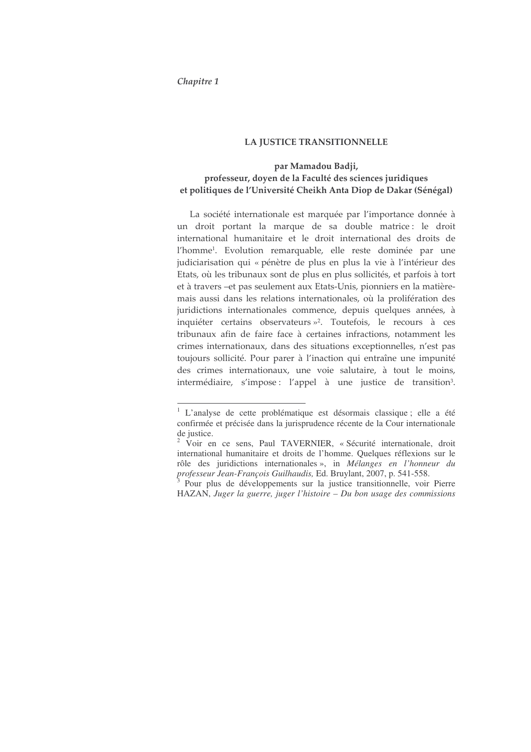*Chapitre 1*

## LA JUSTICE TRANSITIONNELLE

**par Mamadou Badji,**
**professeur, doyen de la Faculté des sciences juridiques et politiques de l'Université Cheikh Anta Diop de Dakar (Sénégal)**

La société internationale est marquée par l'importance donnée à un droit portant la marque de sa double matrice : le droit international humanitaire et le droit international des droits de l'homme[1]. Evolution remarquable, elle reste dominée par une judiciarisation qui « pénètre de plus en plus la vie à l'intérieur des Etats, où les tribunaux sont de plus en plus sollicités, et parfois à tort et à travers –et pas seulement aux Etats-Unis, pionniers en la matière- mais aussi dans les relations internationales, où la prolifération des juridictions internationales commence, depuis quelques années, à inquiéter certains observateurs »[2]. Toutefois, le recours à ces tribunaux afin de faire face à certaines infractions, notamment les crimes internationaux, dans des situations exceptionnelles, n'est pas toujours sollicité. Pour parer à l'inaction qui entraîne une impunité des crimes internationaux, une voie salutaire, à tout le moins, intermédiaire, s'impose : l'appel à une justice de transition[3].

---

[1] L'analyse de cette problématique est désormais classique ; elle a été confirmée et précisée dans la jurisprudence récente de la Cour internationale de justice.

[2] Voir en ce sens, Paul TAVERNIER, « Sécurité internationale, droit international humanitaire et droits de l'homme. Quelques réflexions sur le rôle des juridictions internationales », in *Mélanges en l'honneur du professeur Jean-François Guilhaudis,* Ed. Bruylant, 2007, p. 541-558.

[3] Pour plus de développements sur la justice transitionnelle, voir Pierre HAZAN, *Juger la guerre, juger l'histoire – Du bon usage des commissions*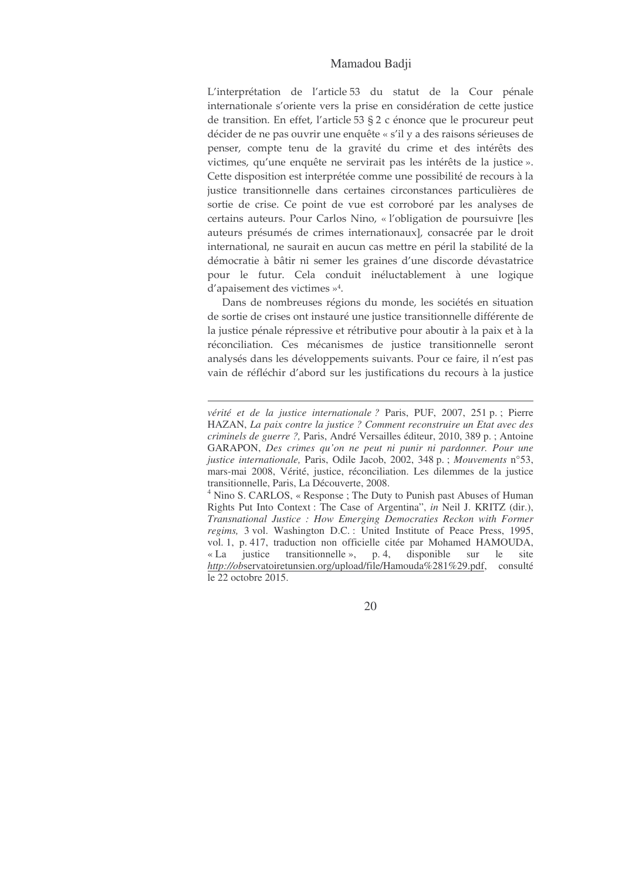L'interprétation de l'article 53 du statut de la Cour pénale internationale s'oriente vers la prise en considération de cette justice de transition. En effet, l'article 53 § 2 c énonce que le procureur peut décider de ne pas ouvrir une enquête « s'il y a des raisons sérieuses de penser, compte tenu de la gravité du crime et des intérêts des victimes, qu'une enquête ne servirait pas les intérêts de la justice ». Cette disposition est interprétée comme une possibilité de recours à la justice transitionnelle dans certaines circonstances particulières de sortie de crise. Ce point de vue est corroboré par les analyses de certains auteurs. Pour Carlos Nino, « l'obligation de poursuivre [les auteurs présumés de crimes internationaux], consacrée par le droit international, ne saurait en aucun cas mettre en péril la stabilité de la démocratie à bâtir ni semer les graines d'une discorde dévastatrice pour le futur. Cela conduit inéluctablement à une logique d'apaisement des victimes »[4].

Dans de nombreuses régions du monde, les sociétés en situation de sortie de crises ont instauré une justice transitionnelle différente de la justice pénale répressive et rétributive pour aboutir à la paix et à la réconciliation. Ces mécanismes de justice transitionnelle seront analysés dans les développements suivants. Pour ce faire, il n'est pas vain de réfléchir d'abord sur les justifications du recours à la justice

---

*vérité et de la justice internationale ?* Paris, PUF, 2007, 251 p. ; Pierre HAZAN, *La paix contre la justice ? Comment reconstruire un Etat avec des criminels de guerre ?,* Paris, André Versailles éditeur, 2010, 389 p. ; Antoine GARAPON, *Des crimes qu'on ne peut ni punir ni pardonner. Pour une justice internationale,* Paris, Odile Jacob, 2002, 348 p. ; *Mouvements* n°53, mars-mai 2008, Vérité, justice, réconciliation. Les dilemmes de la justice transitionnelle, Paris, La Découverte, 2008.

[4] Nino S. CARLOS, « Response ; The Duty to Punish past Abuses of Human Rights Put Into Context : The Case of Argentina", *in* Neil J. KRITZ (dir.), *Transnational Justice : How Emerging Democraties Reckon with Former regims,* 3 vol. Washington D.C. : United Institute of Peace Press, 1995, vol. 1, p. 417, traduction non officielle citée par Mohamed HAMOUDA, « La justice transitionnelle », p. 4, disponible sur le site *http://observatoiretunsien.org/upload/file/Hamouda%281%29.pdf*, consulté le 22 octobre 2015.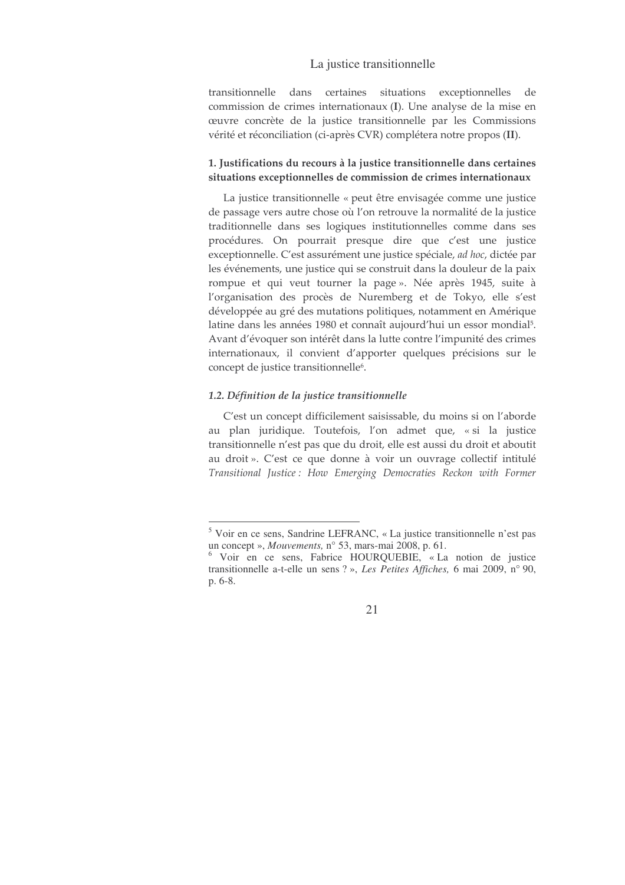transitionnelle dans certaines situations exceptionnelles de commission de crimes internationaux (**I**). Une analyse de la mise en œuvre concrète de la justice transitionnelle par les Commissions vérité et réconciliation (ci-après CVR) complétera notre propos (**II**).

## 1. Justifications du recours à la justice transitionnelle dans certaines situations exceptionnelles de commission de crimes internationaux

La justice transitionnelle « peut être envisagée comme une justice de passage vers autre chose où l'on retrouve la normalité de la justice traditionnelle dans ses logiques institutionnelles comme dans ses procédures. On pourrait presque dire que c'est une justice exceptionnelle. C'est assurément une justice spéciale, *ad hoc*, dictée par les événements, une justice qui se construit dans la douleur de la paix rompue et qui veut tourner la page ». Née après 1945, suite à l'organisation des procès de Nuremberg et de Tokyo, elle s'est développée au gré des mutations politiques, notamment en Amérique latine dans les années 1980 et connaît aujourd'hui un essor mondial[5]. Avant d'évoquer son intérêt dans la lutte contre l'impunité des crimes internationaux, il convient d'apporter quelques précisions sur le concept de justice transitionnelle[6].

### *1.2. Définition de la justice transitionnelle*

C'est un concept difficilement saisissable, du moins si on l'aborde au plan juridique. Toutefois, l'on admet que, « si la justice transitionnelle n'est pas que du droit, elle est aussi du droit et aboutit au droit ». C'est ce que donne à voir un ouvrage collectif intitulé *Transitional Justice : How Emerging Democraties Reckon with Former*

---

[5] Voir en ce sens, Sandrine LEFRANC, « La justice transitionnelle n'est pas un concept », *Mouvements*, n° 53, mars-mai 2008, p. 61.

[6] Voir en ce sens, Fabrice HOURQUEBIE, « La notion de justice transitionnelle a-t-elle un sens ? », *Les Petites Affiches*, 6 mai 2009, n° 90, p. 6-8.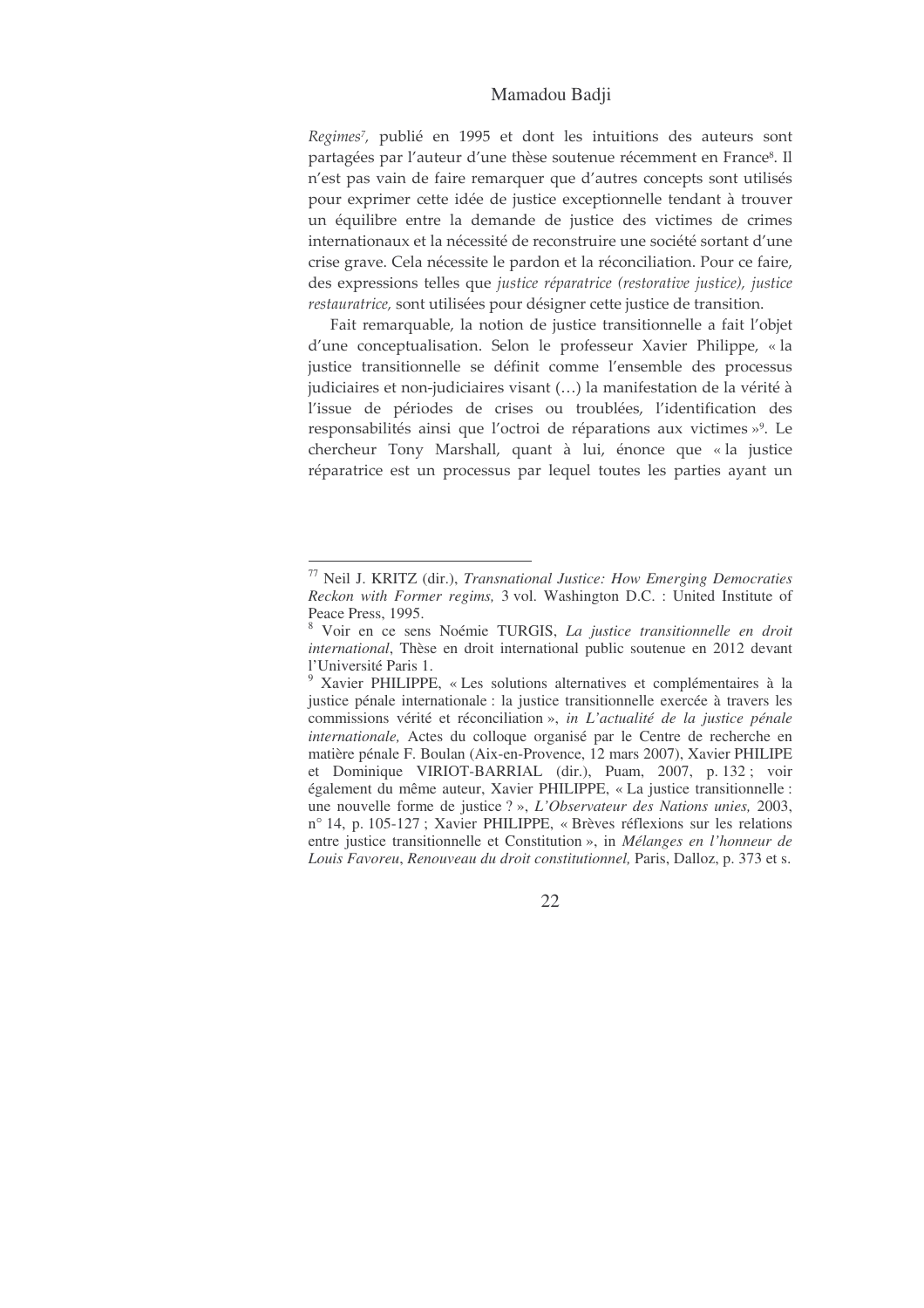*Regimes*[7], publié en 1995 et dont les intuitions des auteurs sont partagées par l'auteur d'une thèse soutenue récemment en France[8]. Il n'est pas vain de faire remarquer que d'autres concepts sont utilisés pour exprimer cette idée de justice exceptionnelle tendant à trouver un équilibre entre la demande de justice des victimes de crimes internationaux et la nécessité de reconstruire une société sortant d'une crise grave. Cela nécessite le pardon et la réconciliation. Pour ce faire, des expressions telles que *justice réparatrice (restorative justice), justice restauratrice,* sont utilisées pour désigner cette justice de transition.

Fait remarquable, la notion de justice transitionnelle a fait l'objet d'une conceptualisation. Selon le professeur Xavier Philippe, « la justice transitionnelle se définit comme l'ensemble des processus judiciaires et non-judiciaires visant (…) la manifestation de la vérité à l'issue de périodes de crises ou troublées, l'identification des responsabilités ainsi que l'octroi de réparations aux victimes »[9]. Le chercheur Tony Marshall, quant à lui, énonce que « la justice réparatrice est un processus par lequel toutes les parties ayant un

---

[77] Neil J. KRITZ (dir.), *Transnational Justice: How Emerging Democraties Reckon with Former regims,* 3 vol. Washington D.C. : United Institute of Peace Press, 1995.

[8] Voir en ce sens Noémie TURGIS, *La justice transitionnelle en droit international*, Thèse en droit international public soutenue en 2012 devant l'Université Paris 1.

[9] Xavier PHILIPPE, « Les solutions alternatives et complémentaires à la justice pénale internationale : la justice transitionnelle exercée à travers les commissions vérité et réconciliation », *in L'actualité de la justice pénale internationale,* Actes du colloque organisé par le Centre de recherche en matière pénale F. Boulan (Aix-en-Provence, 12 mars 2007), Xavier PHILIPE et Dominique VIRIOT-BARRIAL (dir.), Puam, 2007, p. 132 ; voir également du même auteur, Xavier PHILIPPE, « La justice transitionnelle : une nouvelle forme de justice ? », *L'Observateur des Nations unies,* 2003, n° 14, p. 105-127 ; Xavier PHILIPPE, « Brèves réflexions sur les relations entre justice transitionnelle et Constitution », in *Mélanges en l'honneur de Louis Favoreu*, *Renouveau du droit constitutionnel,* Paris, Dalloz, p. 373 et s.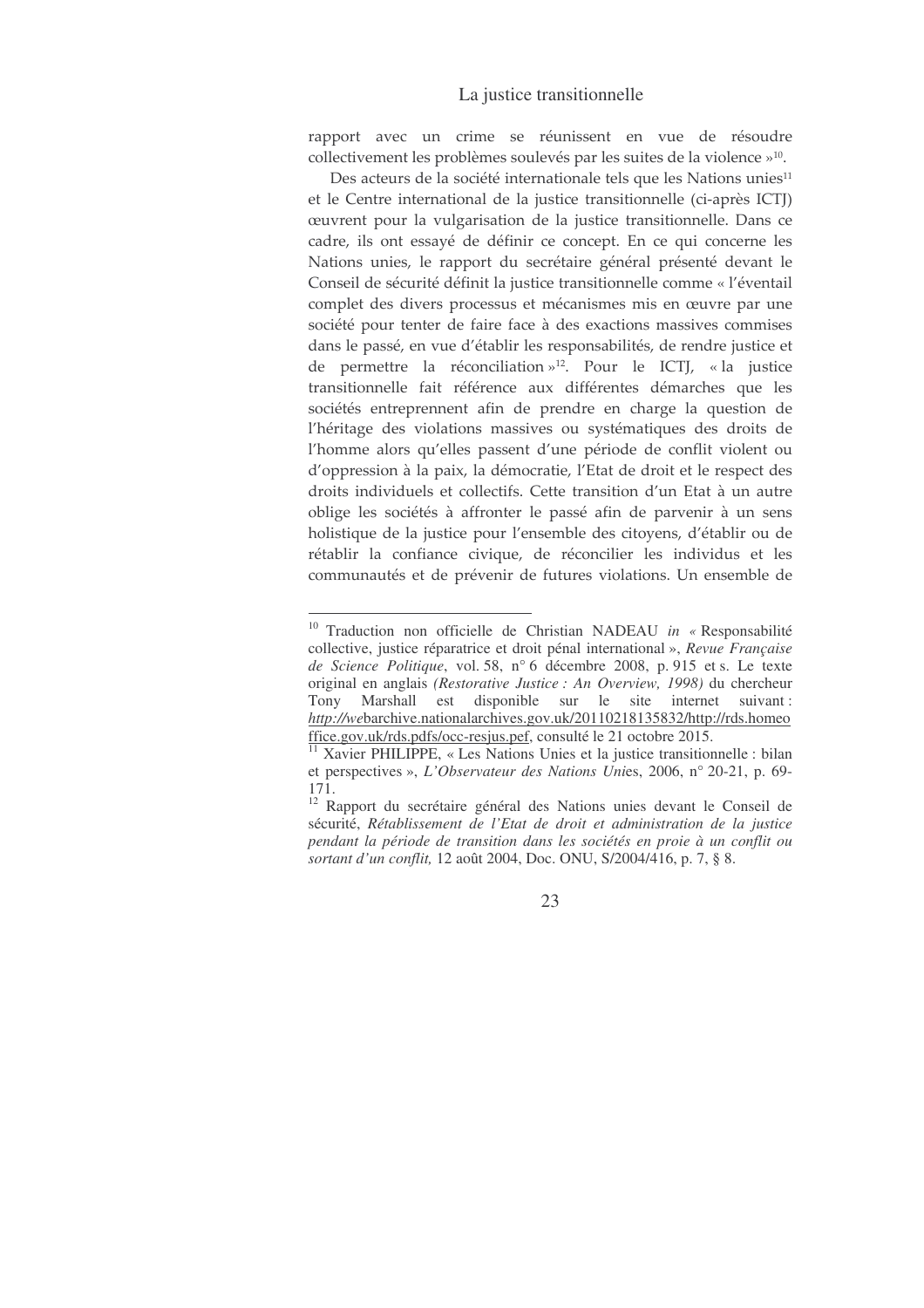rapport avec un crime se réunissent en vue de résoudre collectivement les problèmes soulevés par les suites de la violence »[10].

Des acteurs de la société internationale tels que les Nations unies[11] et le Centre international de la justice transitionnelle (ci-après ICTJ) œuvrent pour la vulgarisation de la justice transitionnelle. Dans ce cadre, ils ont essayé de définir ce concept. En ce qui concerne les Nations unies, le rapport du secrétaire général présenté devant le Conseil de sécurité définit la justice transitionnelle comme « l'éventail complet des divers processus et mécanismes mis en œuvre par une société pour tenter de faire face à des exactions massives commises dans le passé, en vue d'établir les responsabilités, de rendre justice et de permettre la réconciliation »[12]. Pour le ICTJ, « la justice transitionnelle fait référence aux différentes démarches que les sociétés entreprennent afin de prendre en charge la question de l'héritage des violations massives ou systématiques des droits de l'homme alors qu'elles passent d'une période de conflit violent ou d'oppression à la paix, la démocratie, l'Etat de droit et le respect des droits individuels et collectifs. Cette transition d'un Etat à un autre oblige les sociétés à affronter le passé afin de parvenir à un sens holistique de la justice pour l'ensemble des citoyens, d'établir ou de rétablir la confiance civique, de réconcilier les individus et les communautés et de prévenir de futures violations. Un ensemble de

---

[10] Traduction non officielle de Christian NADEAU *in* « Responsabilité collective, justice réparatrice et droit pénal international », *Revue Française de Science Politique*, vol. 58, n° 6 décembre 2008, p. 915 et s. Le texte original en anglais *(Restorative Justice : An Overview, 1998)* du chercheur Tony Marshall est disponible sur le site internet suivant : *http://we*barchive.nationalarchives.gov.uk/20110218135832/http://rds.homeoffice.gov.uk/rds.pdfs/occ-resjus.pef, consulté le 21 octobre 2015.

[11] Xavier PHILIPPE, « Les Nations Unies et la justice transitionnelle : bilan et perspectives », *L'Observateur des Nations Unies*, 2006, n° 20-21, p. 69-171.

[12] Rapport du secrétaire général des Nations unies devant le Conseil de sécurité, *Rétablissement de l'Etat de droit et administration de la justice pendant la période de transition dans les sociétés en proie à un conflit ou sortant d'un conflit,* 12 août 2004, Doc. ONU, S/2004/416, p. 7, § 8.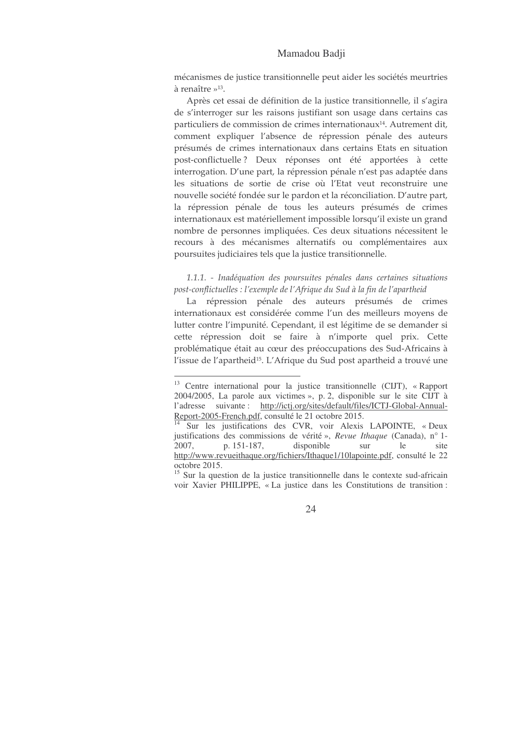mécanismes de justice transitionnelle peut aider les sociétés meurtries à renaître »[13].

Après cet essai de définition de la justice transitionnelle, il s'agira de s'interroger sur les raisons justifiant son usage dans certains cas particuliers de commission de crimes internationaux[14]. Autrement dit, comment expliquer l'absence de répression pénale des auteurs présumés de crimes internationaux dans certains Etats en situation post-conflictuelle ? Deux réponses ont été apportées à cette interrogation. D'une part, la répression pénale n'est pas adaptée dans les situations de sortie de crise où l'Etat veut reconstruire une nouvelle société fondée sur le pardon et la réconciliation. D'autre part, la répression pénale de tous les auteurs présumés de crimes internationaux est matériellement impossible lorsqu'il existe un grand nombre de personnes impliquées. Ces deux situations nécessitent le recours à des mécanismes alternatifs ou complémentaires aux poursuites judiciaires tels que la justice transitionnelle.

#### *1.1.1. - Inadéquation des poursuites pénales dans certaines situations post-conflictuelles : l'exemple de l'Afrique du Sud à la fin de l'apartheid*

La répression pénale des auteurs présumés de crimes internationaux est considérée comme l'un des meilleurs moyens de lutter contre l'impunité. Cependant, il est légitime de se demander si cette répression doit se faire à n'importe quel prix. Cette problématique était au cœur des préoccupations des Sud-Africains à l'issue de l'apartheid[15]. L'Afrique du Sud post apartheid a trouvé une

---

[13] Centre international pour la justice transitionnelle (CIJT), « Rapport 2004/2005, La parole aux victimes », p. 2, disponible sur le site CIJT à l'adresse suivante : http://ictj.org/sites/default/files/ICTJ-Global-Annual-Report-2005-French.pdf, consulté le 21 octobre 2015.

[14] Sur les justifications des CVR, voir Alexis LAPOINTE, « Deux justifications des commissions de vérité », *Revue Ithaque* (Canada), n° 1-2007, p. 151-187, disponible sur le site http://www.revueithaque.org/fichiers/Ithaque1/10lapointe.pdf, consulté le 22 octobre 2015.

[15] Sur la question de la justice transitionnelle dans le contexte sud-africain voir Xavier PHILIPPE, « La justice dans les Constitutions de transition :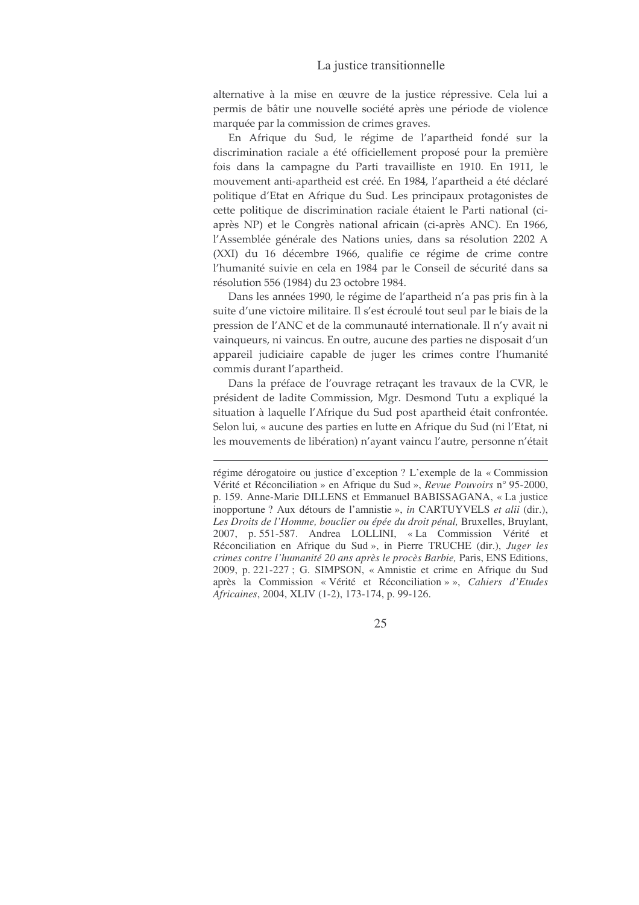alternative à la mise en œuvre de la justice répressive. Cela lui a permis de bâtir une nouvelle société après une période de violence marquée par la commission de crimes graves.

En Afrique du Sud, le régime de l'apartheid fondé sur la discrimination raciale a été officiellement proposé pour la première fois dans la campagne du Parti travailliste en 1910. En 1911, le mouvement anti-apartheid est créé. En 1984, l'apartheid a été déclaré politique d'Etat en Afrique du Sud. Les principaux protagonistes de cette politique de discrimination raciale étaient le Parti national (ci-après NP) et le Congrès national africain (ci-après ANC). En 1966, l'Assemblée générale des Nations unies, dans sa résolution 2202 A (XXI) du 16 décembre 1966, qualifie ce régime de crime contre l'humanité suivie en cela en 1984 par le Conseil de sécurité dans sa résolution 556 (1984) du 23 octobre 1984.

Dans les années 1990, le régime de l'apartheid n'a pas pris fin à la suite d'une victoire militaire. Il s'est écroulé tout seul par le biais de la pression de l'ANC et de la communauté internationale. Il n'y avait ni vainqueurs, ni vaincus. En outre, aucune des parties ne disposait d'un appareil judiciaire capable de juger les crimes contre l'humanité commis durant l'apartheid.

Dans la préface de l'ouvrage retraçant les travaux de la CVR, le président de ladite Commission, Mgr. Desmond Tutu a expliqué la situation à laquelle l'Afrique du Sud post apartheid était confrontée. Selon lui, « aucune des parties en lutte en Afrique du Sud (ni l'Etat, ni les mouvements de libération) n'ayant vaincu l'autre, personne n'était

---

régime dérogatoire ou justice d'exception ? L'exemple de la « Commission Vérité et Réconciliation » en Afrique du Sud », *Revue Pouvoirs* n° 95-2000, p. 159. Anne-Marie DILLENS et Emmanuel BABISSAGANA, « La justice inopportune ? Aux détours de l'amnistie », *in* CARTUYVELS *et alii* (dir.), *Les Droits de l'Homme, bouclier ou épée du droit pénal,* Bruxelles, Bruylant, 2007, p. 551-587. Andrea LOLLINI, « La Commission Vérité et Réconciliation en Afrique du Sud », in Pierre TRUCHE (dir.), *Juger les crimes contre l'humanité 20 ans après le procès Barbie,* Paris, ENS Editions, 2009, p. 221-227 ; G. SIMPSON, « Amnistie et crime en Afrique du Sud après la Commission « Vérité et Réconciliation » », *Cahiers d'Etudes Africaines*, 2004, XLIV (1-2), 173-174, p. 99-126.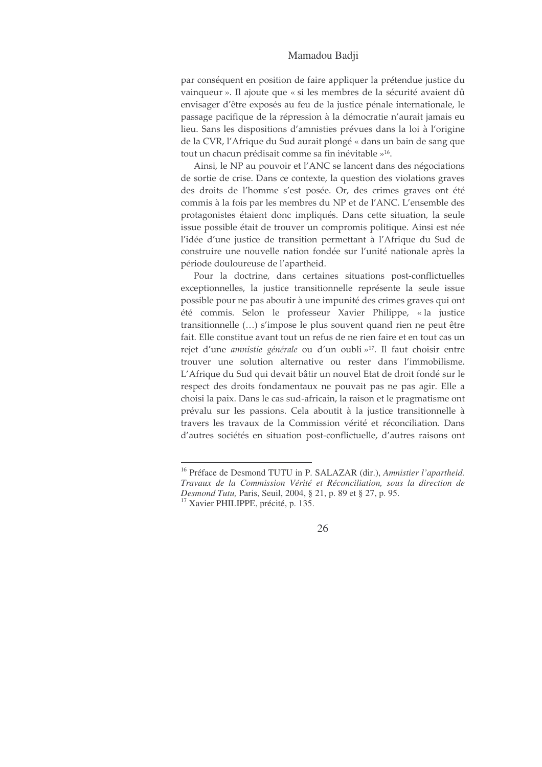par conséquent en position de faire appliquer la prétendue justice du vainqueur ». Il ajoute que « si les membres de la sécurité avaient dû envisager d'être exposés au feu de la justice pénale internationale, le passage pacifique de la répression à la démocratie n'aurait jamais eu lieu. Sans les dispositions d'amnisties prévues dans la loi à l'origine de la CVR, l'Afrique du Sud aurait plongé « dans un bain de sang que tout un chacun prédisait comme sa fin inévitable »[16].

Ainsi, le NP au pouvoir et l'ANC se lancent dans des négociations de sortie de crise. Dans ce contexte, la question des violations graves des droits de l'homme s'est posée. Or, des crimes graves ont été commis à la fois par les membres du NP et de l'ANC. L'ensemble des protagonistes étaient donc impliqués. Dans cette situation, la seule issue possible était de trouver un compromis politique. Ainsi est née l'idée d'une justice de transition permettant à l'Afrique du Sud de construire une nouvelle nation fondée sur l'unité nationale après la période douloureuse de l'apartheid.

Pour la doctrine, dans certaines situations post-conflictuelles exceptionnelles, la justice transitionnelle représente la seule issue possible pour ne pas aboutir à une impunité des crimes graves qui ont été commis. Selon le professeur Xavier Philippe, « la justice transitionnelle (…) s'impose le plus souvent quand rien ne peut être fait. Elle constitue avant tout un refus de ne rien faire et en tout cas un rejet d'une *amnistie générale* ou d'un oubli »[17]. Il faut choisir entre trouver une solution alternative ou rester dans l'immobilisme. L'Afrique du Sud qui devait bâtir un nouvel Etat de droit fondé sur le respect des droits fondamentaux ne pouvait pas ne pas agir. Elle a choisi la paix. Dans le cas sud-africain, la raison et le pragmatisme ont prévalu sur les passions. Cela aboutit à la justice transitionnelle à travers les travaux de la Commission vérité et réconciliation. Dans d'autres sociétés en situation post-conflictuelle, d'autres raisons ont

---

[16] Préface de Desmond TUTU in P. SALAZAR (dir.), *Amnistier l'apartheid. Travaux de la Commission Vérité et Réconciliation, sous la direction de Desmond Tutu*, Paris, Seuil, 2004, § 21, p. 89 et § 27, p. 95.

[17] Xavier PHILIPPE, précité, p. 135.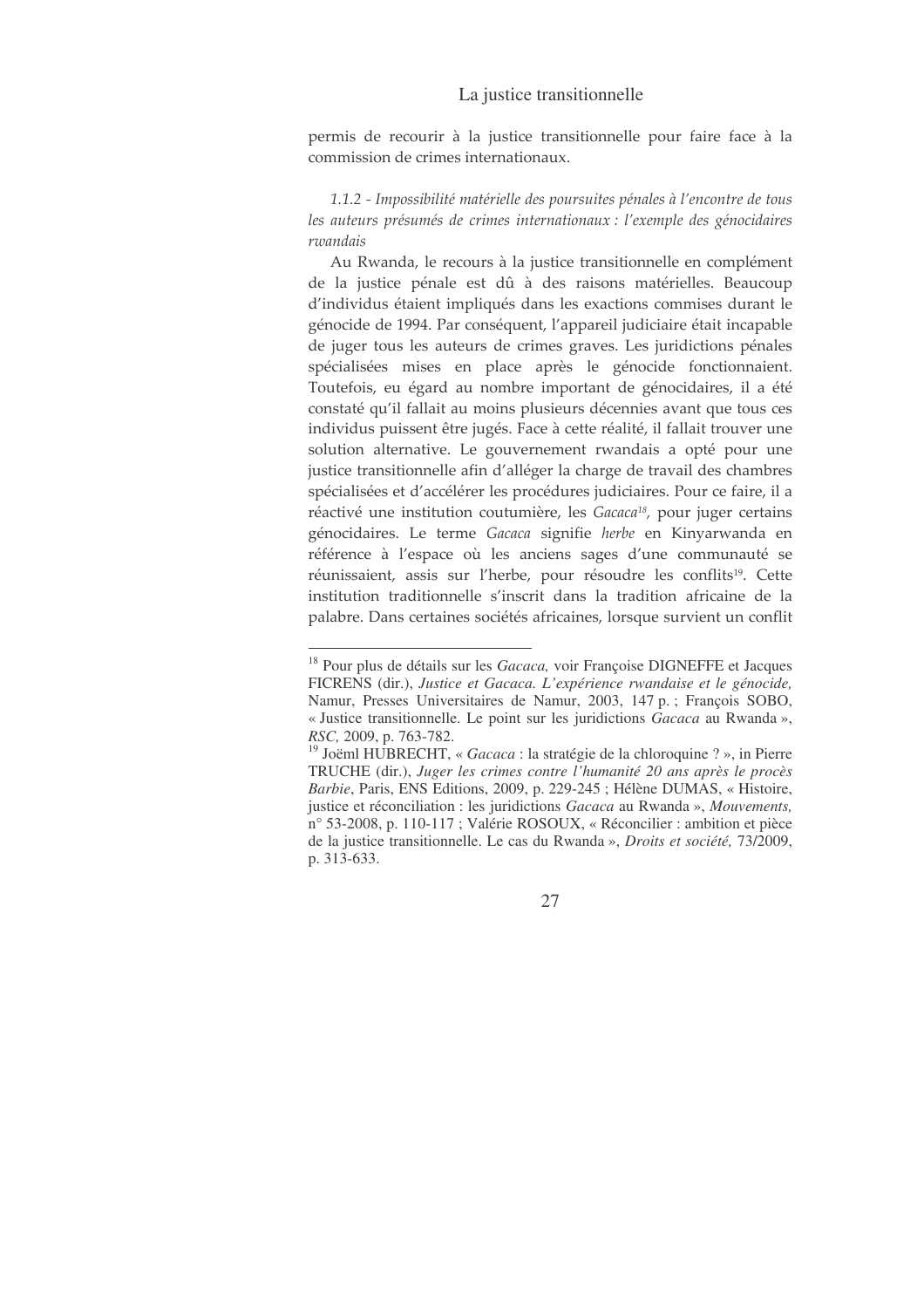permis de recourir à la justice transitionnelle pour faire face à la commission de crimes internationaux.

#### *1.1.2 - Impossibilité matérielle des poursuites pénales à l'encontre de tous les auteurs présumés de crimes internationaux : l'exemple des génocidaires rwandais*

Au Rwanda, le recours à la justice transitionnelle en complément de la justice pénale est dû à des raisons matérielles. Beaucoup d'individus étaient impliqués dans les exactions commises durant le génocide de 1994. Par conséquent, l'appareil judiciaire était incapable de juger tous les auteurs de crimes graves. Les juridictions pénales spécialisées mises en place après le génocide fonctionnaient. Toutefois, eu égard au nombre important de génocidaires, il a été constaté qu'il fallait au moins plusieurs décennies avant que tous ces individus puissent être jugés. Face à cette réalité, il fallait trouver une solution alternative. Le gouvernement rwandais a opté pour une justice transitionnelle afin d'alléger la charge de travail des chambres spécialisées et d'accélérer les procédures judiciaires. Pour ce faire, il a réactivé une institution coutumière, les *Gacaca*[18], pour juger certains génocidaires. Le terme *Gacaca* signifie *herbe* en Kinyarwanda en référence à l'espace où les anciens sages d'une communauté se réunissaient, assis sur l'herbe, pour résoudre les conflits[19]. Cette institution traditionnelle s'inscrit dans la tradition africaine de la palabre. Dans certaines sociétés africaines, lorsque survient un conflit

---

[18] Pour plus de détails sur les *Gacaca*, voir Françoise DIGNEFFE et Jacques FICRENS (dir.), *Justice et Gacaca. L'expérience rwandaise et le génocide*, Namur, Presses Universitaires de Namur, 2003, 147 p. ; François SOBO, « Justice transitionnelle. Le point sur les juridictions *Gacaca* au Rwanda », *RSC*, 2009, p. 763-782.

[19] Joëml HUBRECHT, « *Gacaca* : la stratégie de la chloroquine ? », in Pierre TRUCHE (dir.), *Juger les crimes contre l'humanité 20 ans après le procès Barbie*, Paris, ENS Editions, 2009, p. 229-245 ; Hélène DUMAS, « Histoire, justice et réconciliation : les juridictions *Gacaca* au Rwanda », *Mouvements*, n° 53-2008, p. 110-117 ; Valérie ROSOUX, « Réconcilier : ambition et pièce de la justice transitionnelle. Le cas du Rwanda », *Droits et société*, 73/2009, p. 313-633.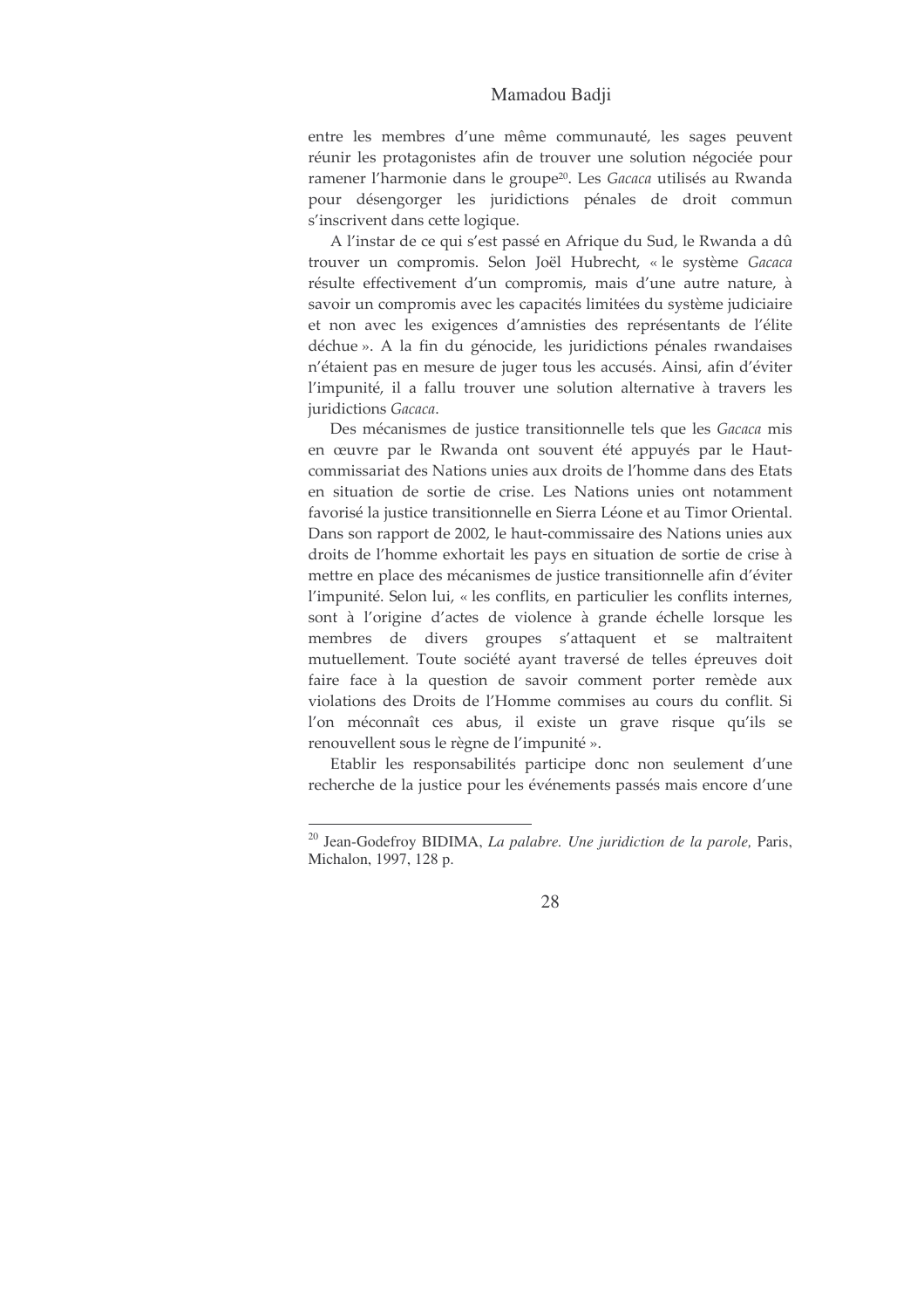entre les membres d'une même communauté, les sages peuvent réunir les protagonistes afin de trouver une solution négociée pour ramener l'harmonie dans le groupe[20]. Les *Gacaca* utilisés au Rwanda pour désengorger les juridictions pénales de droit commun s'inscrivent dans cette logique.

A l'instar de ce qui s'est passé en Afrique du Sud, le Rwanda a dû trouver un compromis. Selon Joël Hubrecht, « le système *Gacaca* résulte effectivement d'un compromis, mais d'une autre nature, à savoir un compromis avec les capacités limitées du système judiciaire et non avec les exigences d'amnisties des représentants de l'élite déchue ». A la fin du génocide, les juridictions pénales rwandaises n'étaient pas en mesure de juger tous les accusés. Ainsi, afin d'éviter l'impunité, il a fallu trouver une solution alternative à travers les juridictions *Gacaca*.

Des mécanismes de justice transitionnelle tels que les *Gacaca* mis en œuvre par le Rwanda ont souvent été appuyés par le Haut-commissariat des Nations unies aux droits de l'homme dans des Etats en situation de sortie de crise. Les Nations unies ont notamment favorisé la justice transitionnelle en Sierra Léone et au Timor Oriental. Dans son rapport de 2002, le haut-commissaire des Nations unies aux droits de l'homme exhortait les pays en situation de sortie de crise à mettre en place des mécanismes de justice transitionnelle afin d'éviter l'impunité. Selon lui, « les conflits, en particulier les conflits internes, sont à l'origine d'actes de violence à grande échelle lorsque les membres de divers groupes s'attaquent et se maltraitent mutuellement. Toute société ayant traversé de telles épreuves doit faire face à la question de savoir comment porter remède aux violations des Droits de l'Homme commises au cours du conflit. Si l'on méconnaît ces abus, il existe un grave risque qu'ils se renouvellent sous le règne de l'impunité ».

Etablir les responsabilités participe donc non seulement d'une recherche de la justice pour les événements passés mais encore d'une

---

[20] Jean-Godefroy BIDIMA, *La palabre. Une juridiction de la parole,* Paris, Michalon, 1997, 128 p.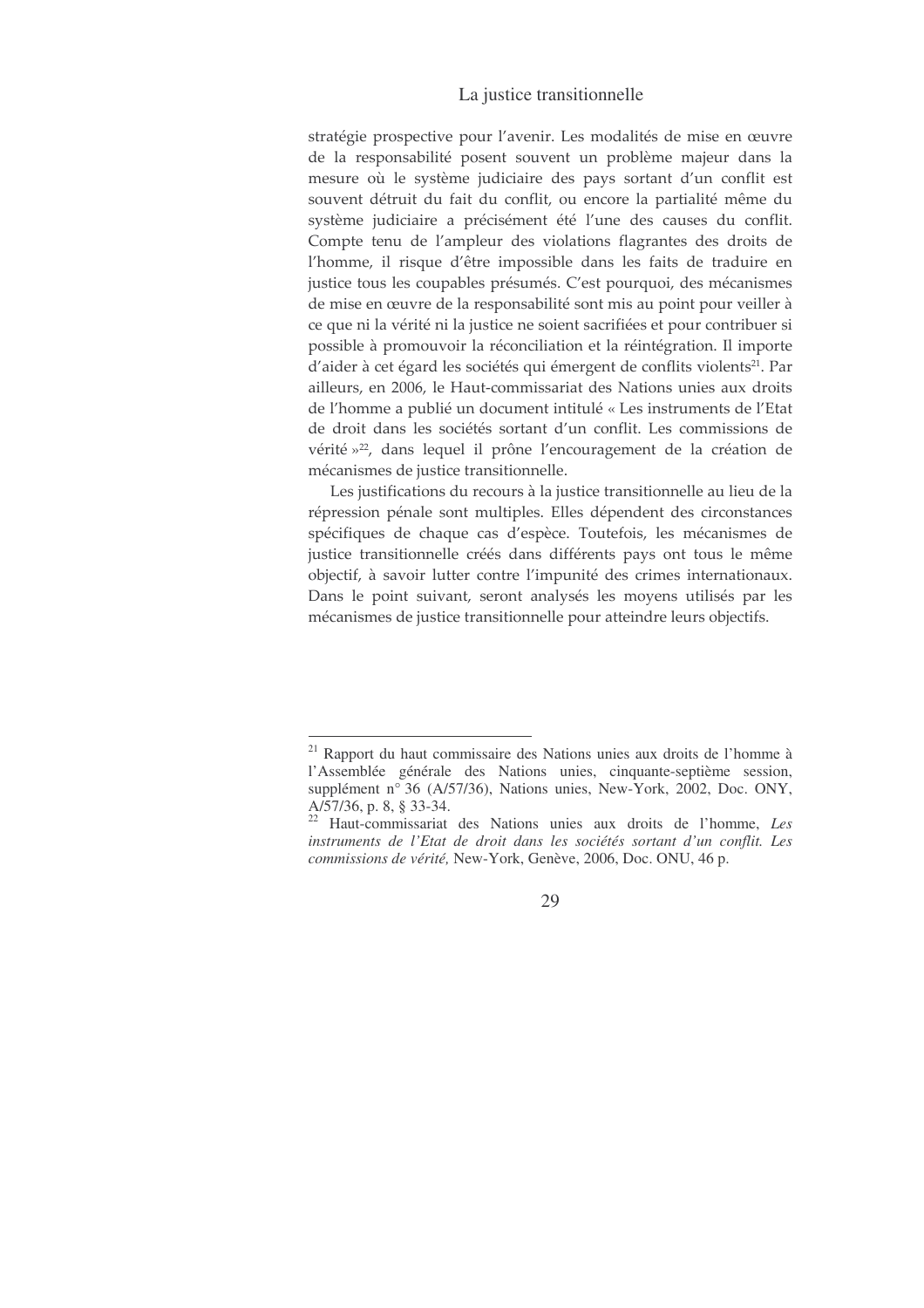stratégie prospective pour l'avenir. Les modalités de mise en œuvre de la responsabilité posent souvent un problème majeur dans la mesure où le système judiciaire des pays sortant d'un conflit est souvent détruit du fait du conflit, ou encore la partialité même du système judiciaire a précisément été l'une des causes du conflit. Compte tenu de l'ampleur des violations flagrantes des droits de l'homme, il risque d'être impossible dans les faits de traduire en justice tous les coupables présumés. C'est pourquoi, des mécanismes de mise en œuvre de la responsabilité sont mis au point pour veiller à ce que ni la vérité ni la justice ne soient sacrifiées et pour contribuer si possible à promouvoir la réconciliation et la réintégration. Il importe d'aider à cet égard les sociétés qui émergent de conflits violents[21]. Par ailleurs, en 2006, le Haut-commissariat des Nations unies aux droits de l'homme a publié un document intitulé « Les instruments de l'Etat de droit dans les sociétés sortant d'un conflit. Les commissions de vérité »[22], dans lequel il prône l'encouragement de la création de mécanismes de justice transitionnelle.

Les justifications du recours à la justice transitionnelle au lieu de la répression pénale sont multiples. Elles dépendent des circonstances spécifiques de chaque cas d'espèce. Toutefois, les mécanismes de justice transitionnelle créés dans différents pays ont tous le même objectif, à savoir lutter contre l'impunité des crimes internationaux. Dans le point suivant, seront analysés les moyens utilisés par les mécanismes de justice transitionnelle pour atteindre leurs objectifs.

---

[21] Rapport du haut commissaire des Nations unies aux droits de l'homme à l'Assemblée générale des Nations unies, cinquante-septième session, supplément n° 36 (A/57/36), Nations unies, New-York, 2002, Doc. ONY, A/57/36, p. 8, § 33-34.

[22] Haut-commissariat des Nations unies aux droits de l'homme, *Les instruments de l'Etat de droit dans les sociétés sortant d'un conflit. Les commissions de vérité*, New-York, Genève, 2006, Doc. ONU, 46 p.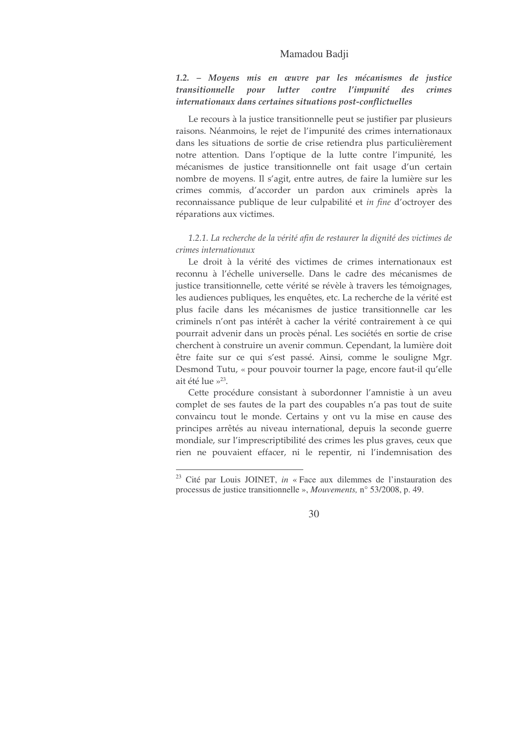### *1.2. – Moyens mis en œuvre par les mécanismes de justice transitionnelle pour lutter contre l'impunité des crimes internationaux dans certaines situations post-conflictuelles*

Le recours à la justice transitionnelle peut se justifier par plusieurs raisons. Néanmoins, le rejet de l'impunité des crimes internationaux dans les situations de sortie de crise retiendra plus particulièrement notre attention. Dans l'optique de la lutte contre l'impunité, les mécanismes de justice transitionnelle ont fait usage d'un certain nombre de moyens. Il s'agit, entre autres, de faire la lumière sur les crimes commis, d'accorder un pardon aux criminels après la reconnaissance publique de leur culpabilité et *in fine* d'octroyer des réparations aux victimes.

#### *1.2.1. La recherche de la vérité afin de restaurer la dignité des victimes de crimes internationaux*

Le droit à la vérité des victimes de crimes internationaux est reconnu à l'échelle universelle. Dans le cadre des mécanismes de justice transitionnelle, cette vérité se révèle à travers les témoignages, les audiences publiques, les enquêtes, etc. La recherche de la vérité est plus facile dans les mécanismes de justice transitionnelle car les criminels n'ont pas intérêt à cacher la vérité contrairement à ce qui pourrait advenir dans un procès pénal. Les sociétés en sortie de crise cherchent à construire un avenir commun. Cependant, la lumière doit être faite sur ce qui s'est passé. Ainsi, comme le souligne Mgr. Desmond Tutu, « pour pouvoir tourner la page, encore faut-il qu'elle ait été lue »[23].

Cette procédure consistant à subordonner l'amnistie à un aveu complet de ses fautes de la part des coupables n'a pas tout de suite convaincu tout le monde. Certains y ont vu la mise en cause des principes arrêtés au niveau international, depuis la seconde guerre mondiale, sur l'imprescriptibilité des crimes les plus graves, ceux que rien ne pouvaient effacer, ni le repentir, ni l'indemnisation des

---

[23] Cité par Louis JOINET, *in* « Face aux dilemmes de l'instauration des processus de justice transitionnelle », *Mouvements*, n° 53/2008, p. 49.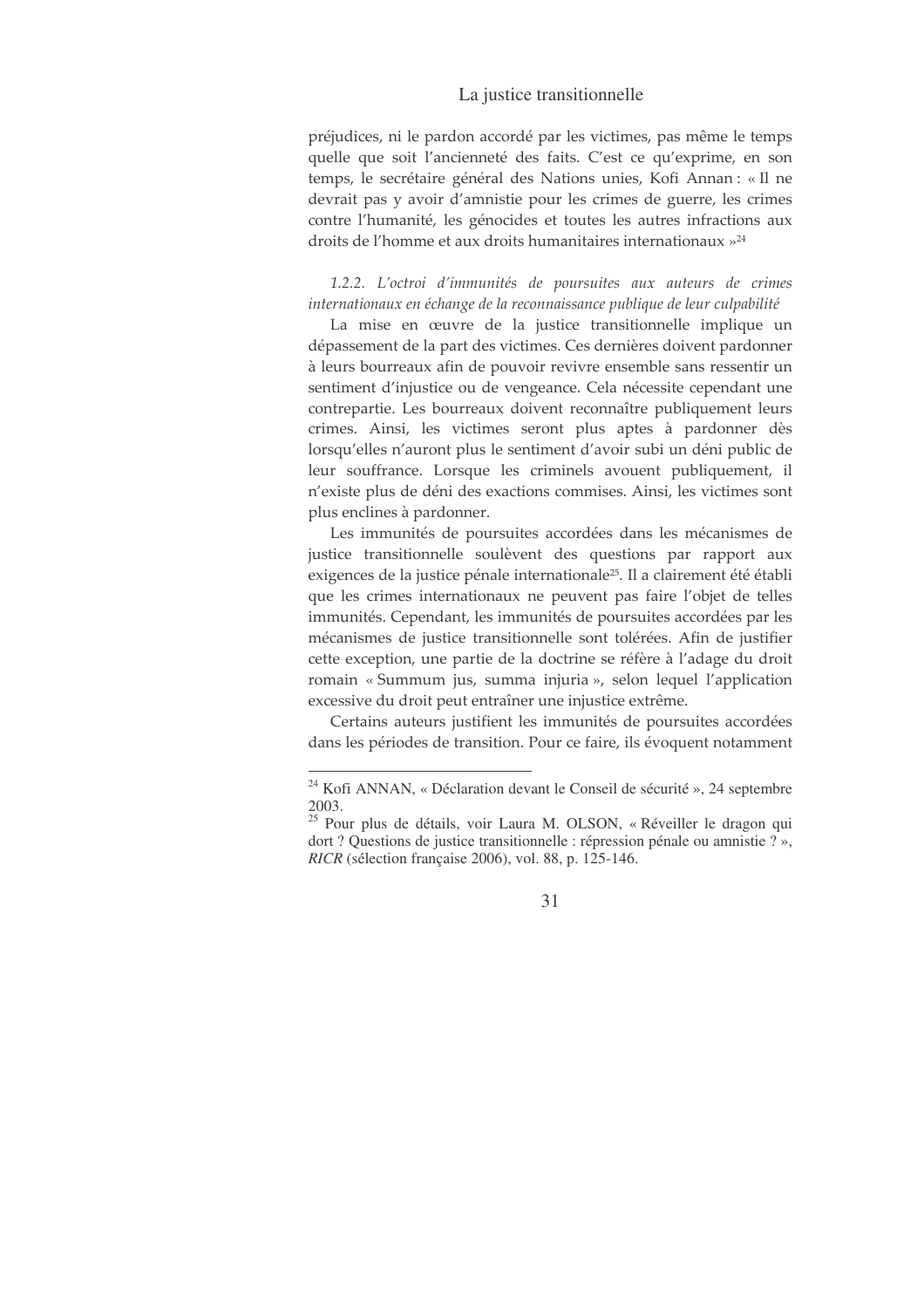préjudices, ni le pardon accordé par les victimes, pas même le temps quelle que soit l'ancienneté des faits. C'est ce qu'exprime, en son temps, le secrétaire général des Nations unies, Kofi Annan : « Il ne devrait pas y avoir d'amnistie pour les crimes de guerre, les crimes contre l'humanité, les génocides et toutes les autres infractions aux droits de l'homme et aux droits humanitaires internationaux »[24]

*1.2.2. L'octroi d'immunités de poursuites aux auteurs de crimes internationaux en échange de la reconnaissance publique de leur culpabilité*

La mise en œuvre de la justice transitionnelle implique un dépassement de la part des victimes. Ces dernières doivent pardonner à leurs bourreaux afin de pouvoir revivre ensemble sans ressentir un sentiment d'injustice ou de vengeance. Cela nécessite cependant une contrepartie. Les bourreaux doivent reconnaître publiquement leurs crimes. Ainsi, les victimes seront plus aptes à pardonner dès lorsqu'elles n'auront plus le sentiment d'avoir subi un déni public de leur souffrance. Lorsque les criminels avouent publiquement, il n'existe plus de déni des exactions commises. Ainsi, les victimes sont plus enclines à pardonner.

Les immunités de poursuites accordées dans les mécanismes de justice transitionnelle soulèvent des questions par rapport aux exigences de la justice pénale internationale[25]. Il a clairement été établi que les crimes internationaux ne peuvent pas faire l'objet de telles immunités. Cependant, les immunités de poursuites accordées par les mécanismes de justice transitionnelle sont tolérées. Afin de justifier cette exception, une partie de la doctrine se réfère à l'adage du droit romain « Summum jus, summa injuria », selon lequel l'application excessive du droit peut entraîner une injustice extrême.

Certains auteurs justifient les immunités de poursuites accordées dans les périodes de transition. Pour ce faire, ils évoquent notamment

---

[24] Kofi ANNAN, « Déclaration devant le Conseil de sécurité », 24 septembre 2003.

[25] Pour plus de détails, voir Laura M. OLSON, « Réveiller le dragon qui dort ? Questions de justice transitionnelle : répression pénale ou amnistie ? », *RICR* (sélection française 2006), vol. 88, p. 125-146.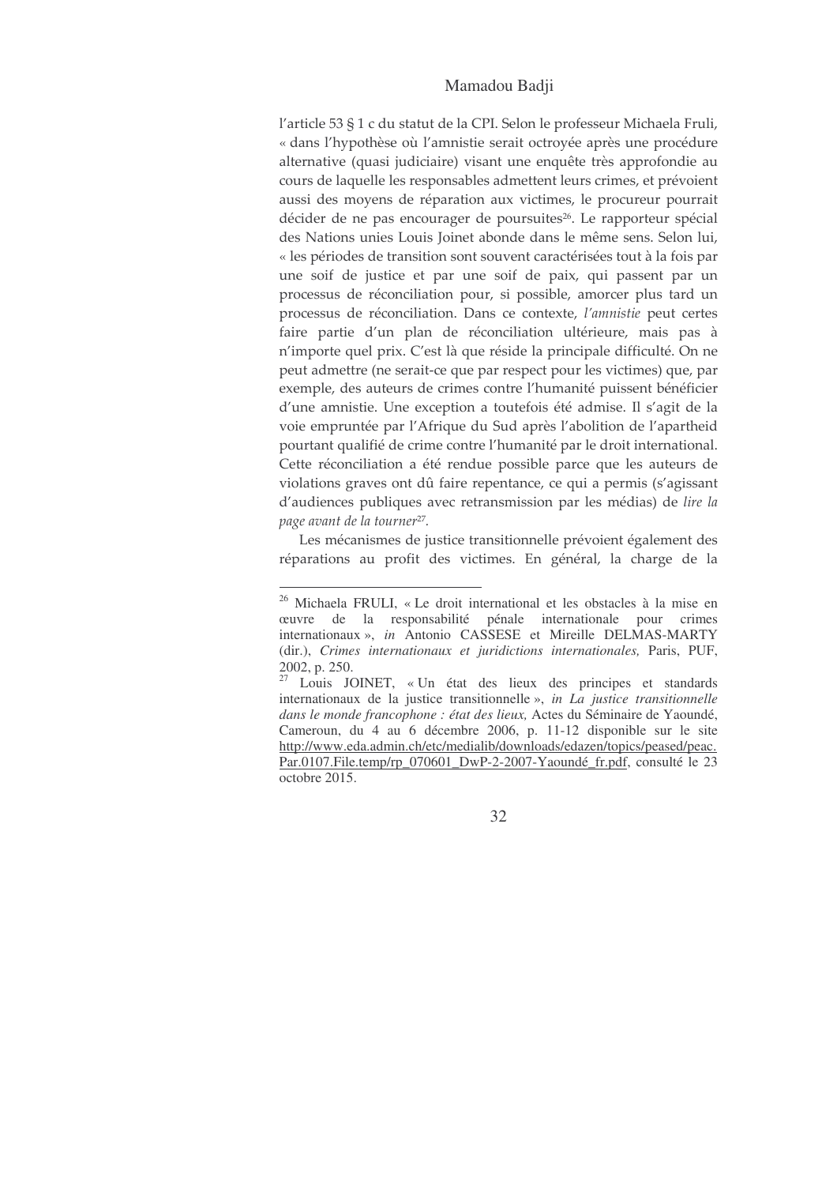l'article 53 § 1 c du statut de la CPI. Selon le professeur Michaela Fruli, « dans l'hypothèse où l'amnistie serait octroyée après une procédure alternative (quasi judiciaire) visant une enquête très approfondie au cours de laquelle les responsables admettent leurs crimes, et prévoient aussi des moyens de réparation aux victimes, le procureur pourrait décider de ne pas encourager de poursuites[26]. Le rapporteur spécial des Nations unies Louis Joinet abonde dans le même sens. Selon lui, « les périodes de transition sont souvent caractérisées tout à la fois par une soif de justice et par une soif de paix, qui passent par un processus de réconciliation pour, si possible, amorcer plus tard un processus de réconciliation. Dans ce contexte, *l'amnistie* peut certes faire partie d'un plan de réconciliation ultérieure, mais pas à n'importe quel prix. C'est là que réside la principale difficulté. On ne peut admettre (ne serait-ce que par respect pour les victimes) que, par exemple, des auteurs de crimes contre l'humanité puissent bénéficier d'une amnistie. Une exception a toutefois été admise. Il s'agit de la voie empruntée par l'Afrique du Sud après l'abolition de l'apartheid pourtant qualifié de crime contre l'humanité par le droit international. Cette réconciliation a été rendue possible parce que les auteurs de violations graves ont dû faire repentance, ce qui a permis (s'agissant d'audiences publiques avec retransmission par les médias) de *lire la page avant de la tourner*[27].

Les mécanismes de justice transitionnelle prévoient également des réparations au profit des victimes. En général, la charge de la

---

[26] Michaela FRULI, « Le droit international et les obstacles à la mise en œuvre de la responsabilité pénale internationale pour crimes internationaux », *in* Antonio CASSESE et Mireille DELMAS-MARTY (dir.), *Crimes internationaux et juridictions internationales*, Paris, PUF, 2002, p. 250.

[27] Louis JOINET, « Un état des lieux des principes et standards internationaux de la justice transitionnelle », *in La justice transitionnelle dans le monde francophone : état des lieux*, Actes du Séminaire de Yaoundé, Cameroun, du 4 au 6 décembre 2006, p. 11-12 disponible sur le site http://www.eda.admin.ch/etc/medialib/downloads/edazen/topics/peased/peac.Par.0107.File.temp/rp_070601_DwP-2-2007-Yaoundé_fr.pdf, consulté le 23 octobre 2015.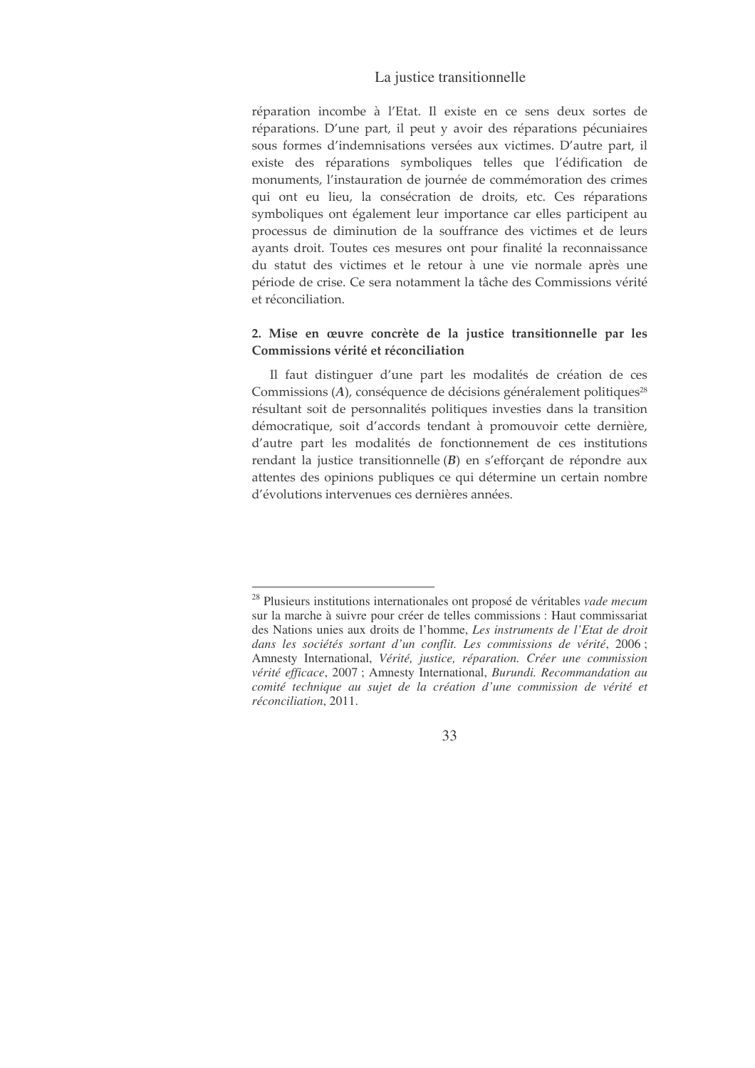réparation incombe à l'Etat. Il existe en ce sens deux sortes de réparations. D'une part, il peut y avoir des réparations pécuniaires sous formes d'indemnisations versées aux victimes. D'autre part, il existe des réparations symboliques telles que l'édification de monuments, l'instauration de journée de commémoration des crimes qui ont eu lieu, la consécration de droits, etc. Ces réparations symboliques ont également leur importance car elles participent au processus de diminution de la souffrance des victimes et de leurs ayants droit. Toutes ces mesures ont pour finalité la reconnaissance du statut des victimes et le retour à une vie normale après une période de crise. Ce sera notamment la tâche des Commissions vérité et réconciliation.

### 2. Mise en œuvre concrète de la justice transitionnelle par les Commissions vérité et réconciliation

Il faut distinguer d'une part les modalités de création de ces Commissions (***A***), conséquence de décisions généralement politiques[28] résultant soit de personnalités politiques investies dans la transition démocratique, soit d'accords tendant à promouvoir cette dernière, d'autre part les modalités de fonctionnement de ces institutions rendant la justice transitionnelle (***B***) en s'efforçant de répondre aux attentes des opinions publiques ce qui détermine un certain nombre d'évolutions intervenues ces dernières années.

---

[28] Plusieurs institutions internationales ont proposé de véritables *vade mecum* sur la marche à suivre pour créer de telles commissions : Haut commissariat des Nations unies aux droits de l'homme, *Les instruments de l'Etat de droit dans les sociétés sortant d'un conflit. Les commissions de vérité*, 2006 ; Amnesty International, *Vérité, justice, réparation. Créer une commission vérité efficace*, 2007 ; Amnesty International, *Burundi. Recommandation au comité technique au sujet de la création d'une commission de vérité et réconciliation*, 2011.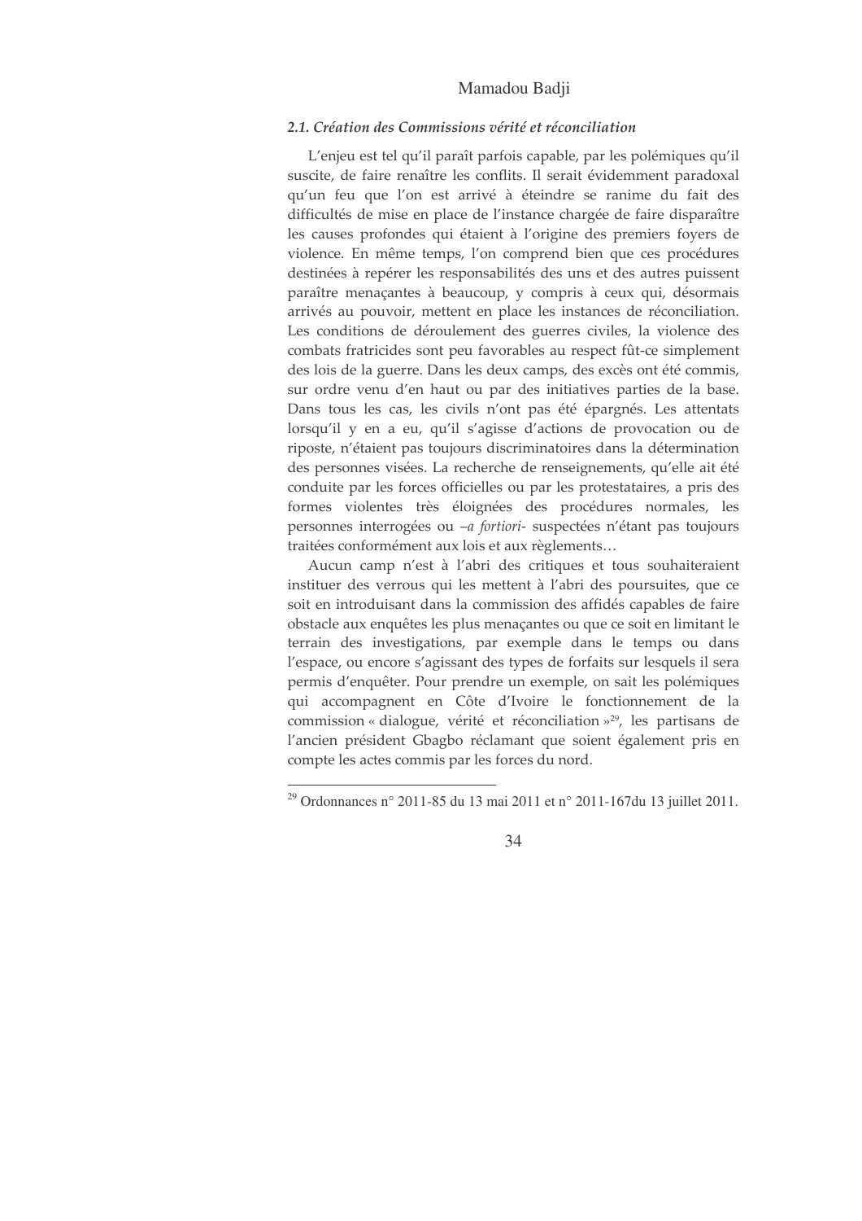### *2.1. Création des Commissions vérité et réconciliation*

L'enjeu est tel qu'il paraît parfois capable, par les polémiques qu'il suscite, de faire renaître les conflits. Il serait évidemment paradoxal qu'un feu que l'on est arrivé à éteindre se ranime du fait des difficultés de mise en place de l'instance chargée de faire disparaître les causes profondes qui étaient à l'origine des premiers foyers de violence. En même temps, l'on comprend bien que ces procédures destinées à repérer les responsabilités des uns et des autres puissent paraître menaçantes à beaucoup, y compris à ceux qui, désormais arrivés au pouvoir, mettent en place les instances de réconciliation. Les conditions de déroulement des guerres civiles, la violence des combats fratricides sont peu favorables au respect fût-ce simplement des lois de la guerre. Dans les deux camps, des excès ont été commis, sur ordre venu d'en haut ou par des initiatives parties de la base. Dans tous les cas, les civils n'ont pas été épargnés. Les attentats lorsqu'il y en a eu, qu'il s'agisse d'actions de provocation ou de riposte, n'étaient pas toujours discriminatoires dans la détermination des personnes visées. La recherche de renseignements, qu'elle ait été conduite par les forces officielles ou par les protestataires, a pris des formes violentes très éloignées des procédures normales, les personnes interrogées ou –*a fortiori*- suspectées n'étant pas toujours traitées conformément aux lois et aux règlements…

Aucun camp n'est à l'abri des critiques et tous souhaiteraient instituer des verrous qui les mettent à l'abri des poursuites, que ce soit en introduisant dans la commission des affidés capables de faire obstacle aux enquêtes les plus menaçantes ou que ce soit en limitant le terrain des investigations, par exemple dans le temps ou dans l'espace, ou encore s'agissant des types de forfaits sur lesquels il sera permis d'enquêter. Pour prendre un exemple, on sait les polémiques qui accompagnent en Côte d'Ivoire le fonctionnement de la commission « dialogue, vérité et réconciliation »[29], les partisans de l'ancien président Gbagbo réclamant que soient également pris en compte les actes commis par les forces du nord.

---

[29] Ordonnances n° 2011-85 du 13 mai 2011 et n° 2011-167du 13 juillet 2011.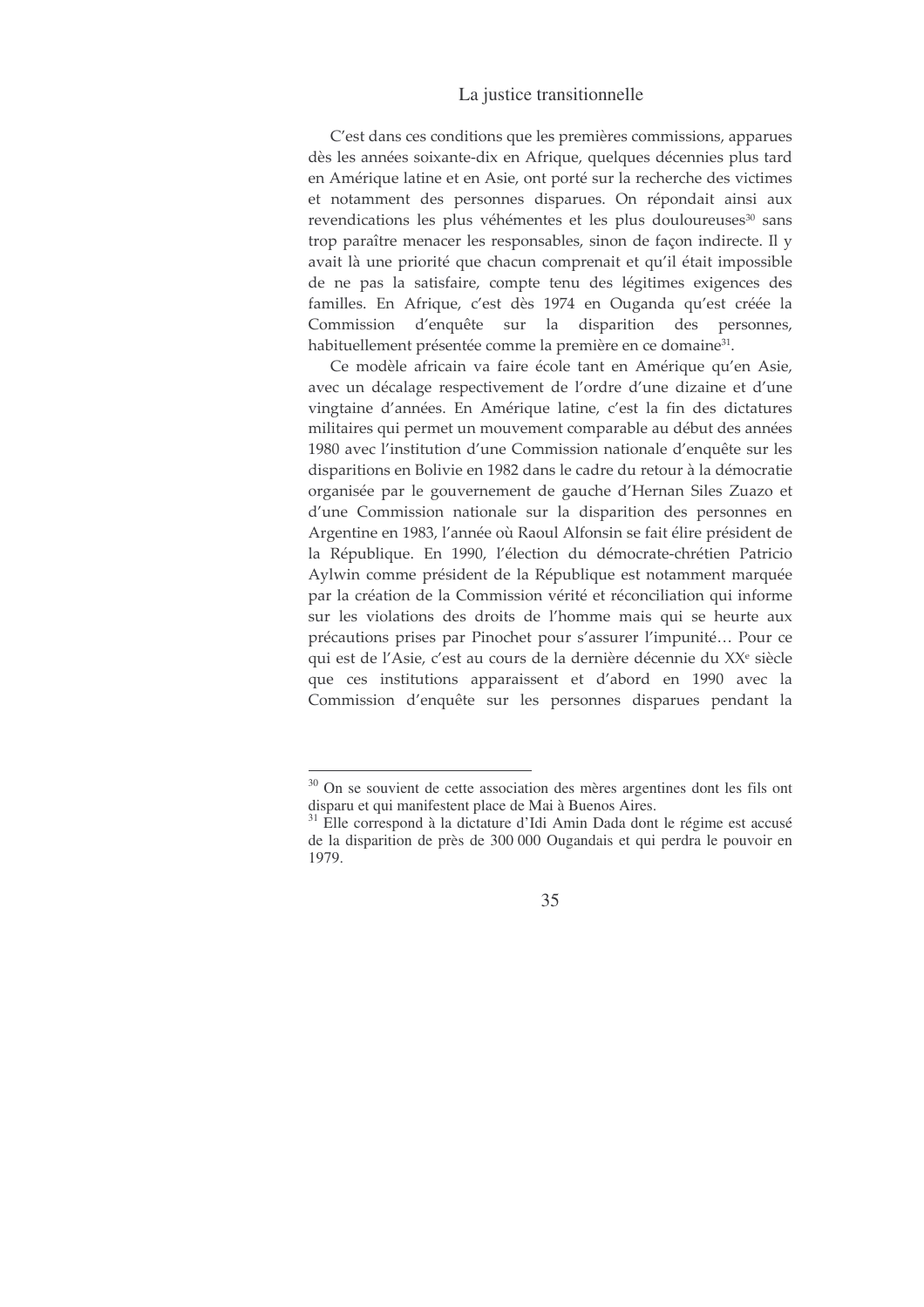C'est dans ces conditions que les premières commissions, apparues dès les années soixante-dix en Afrique, quelques décennies plus tard en Amérique latine et en Asie, ont porté sur la recherche des victimes et notamment des personnes disparues. On répondait ainsi aux revendications les plus véhémentes et les plus douloureuses[30] sans trop paraître menacer les responsables, sinon de façon indirecte. Il y avait là une priorité que chacun comprenait et qu'il était impossible de ne pas la satisfaire, compte tenu des légitimes exigences des familles. En Afrique, c'est dès 1974 en Ouganda qu'est créée la Commission d'enquête sur la disparition des personnes, habituellement présentée comme la première en ce domaine[31].

Ce modèle africain va faire école tant en Amérique qu'en Asie, avec un décalage respectivement de l'ordre d'une dizaine et d'une vingtaine d'années. En Amérique latine, c'est la fin des dictatures militaires qui permet un mouvement comparable au début des années 1980 avec l'institution d'une Commission nationale d'enquête sur les disparitions en Bolivie en 1982 dans le cadre du retour à la démocratie organisée par le gouvernement de gauche d'Hernan Siles Zuazo et d'une Commission nationale sur la disparition des personnes en Argentine en 1983, l'année où Raoul Alfonsin se fait élire président de la République. En 1990, l'élection du démocrate-chrétien Patricio Aylwin comme président de la République est notamment marquée par la création de la Commission vérité et réconciliation qui informe sur les violations des droits de l'homme mais qui se heurte aux précautions prises par Pinochet pour s'assurer l'impunité… Pour ce qui est de l'Asie, c'est au cours de la dernière décennie du XX[e] siècle que ces institutions apparaissent et d'abord en 1990 avec la Commission d'enquête sur les personnes disparues pendant la

---

[30] On se souvient de cette association des mères argentines dont les fils ont disparu et qui manifestent place de Mai à Buenos Aires.

[31] Elle correspond à la dictature d'Idi Amin Dada dont le régime est accusé de la disparition de près de 300 000 Ougandais et qui perdra le pouvoir en 1979.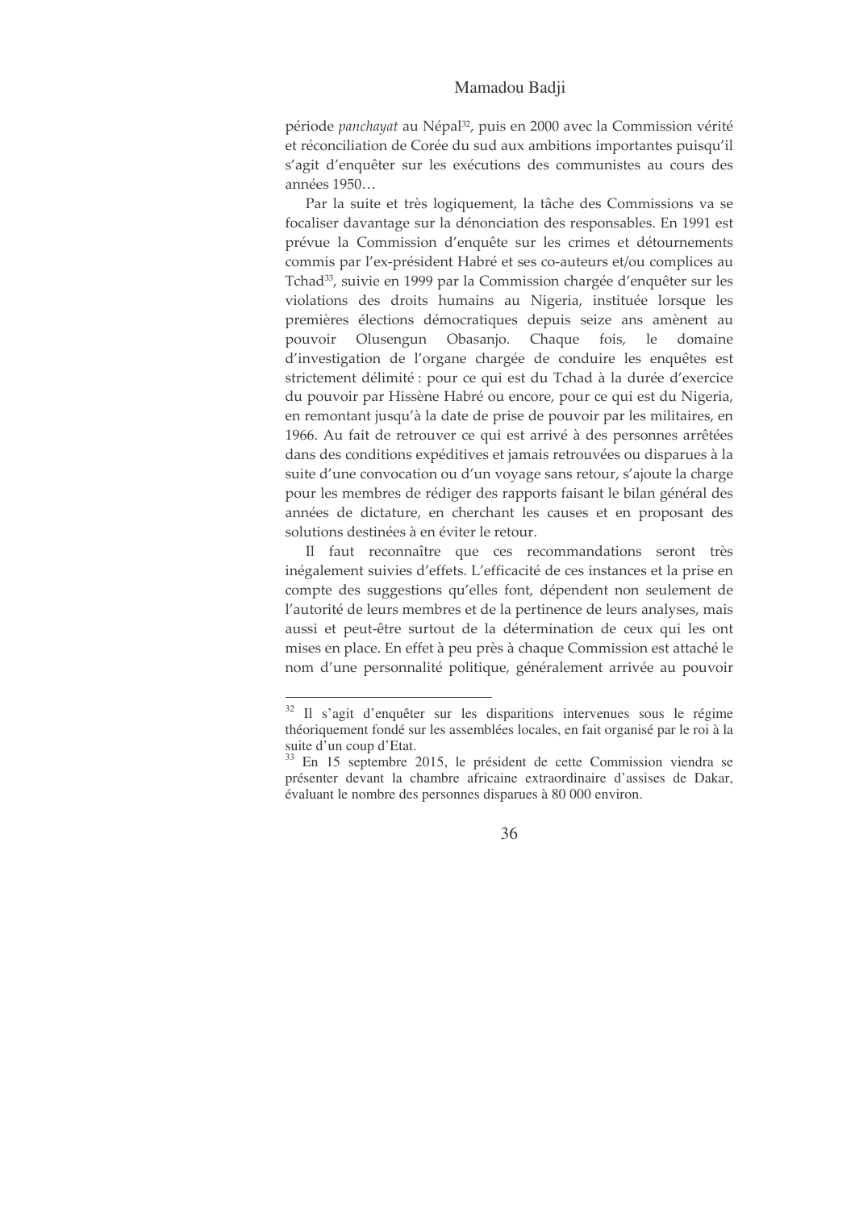période *panchayat* au Népal[32], puis en 2000 avec la Commission vérité et réconciliation de Corée du sud aux ambitions importantes puisqu'il s'agit d'enquêter sur les exécutions des communistes au cours des années 1950…

Par la suite et très logiquement, la tâche des Commissions va se focaliser davantage sur la dénonciation des responsables. En 1991 est prévue la Commission d'enquête sur les crimes et détournements commis par l'ex-président Habré et ses co-auteurs et/ou complices au Tchad[33], suivie en 1999 par la Commission chargée d'enquêter sur les violations des droits humains au Nigeria, instituée lorsque les premières élections démocratiques depuis seize ans amènent au pouvoir Olusengun Obasanjo. Chaque fois, le domaine d'investigation de l'organe chargée de conduire les enquêtes est strictement délimité : pour ce qui est du Tchad à la durée d'exercice du pouvoir par Hissène Habré ou encore, pour ce qui est du Nigeria, en remontant jusqu'à la date de prise de pouvoir par les militaires, en 1966. Au fait de retrouver ce qui est arrivé à des personnes arrêtées dans des conditions expéditives et jamais retrouvées ou disparues à la suite d'une convocation ou d'un voyage sans retour, s'ajoute la charge pour les membres de rédiger des rapports faisant le bilan général des années de dictature, en cherchant les causes et en proposant des solutions destinées à en éviter le retour.

Il faut reconnaître que ces recommandations seront très inégalement suivies d'effets. L'efficacité de ces instances et la prise en compte des suggestions qu'elles font, dépendent non seulement de l'autorité de leurs membres et de la pertinence de leurs analyses, mais aussi et peut-être surtout de la détermination de ceux qui les ont mises en place. En effet à peu près à chaque Commission est attaché le nom d'une personnalité politique, généralement arrivée au pouvoir

---

[32] Il s'agit d'enquêter sur les disparitions intervenues sous le régime théoriquement fondé sur les assemblées locales, en fait organisé par le roi à la suite d'un coup d'Etat.

[33] En 15 septembre 2015, le président de cette Commission viendra se présenter devant la chambre africaine extraordinaire d'assises de Dakar, évaluant le nombre des personnes disparues à 80 000 environ.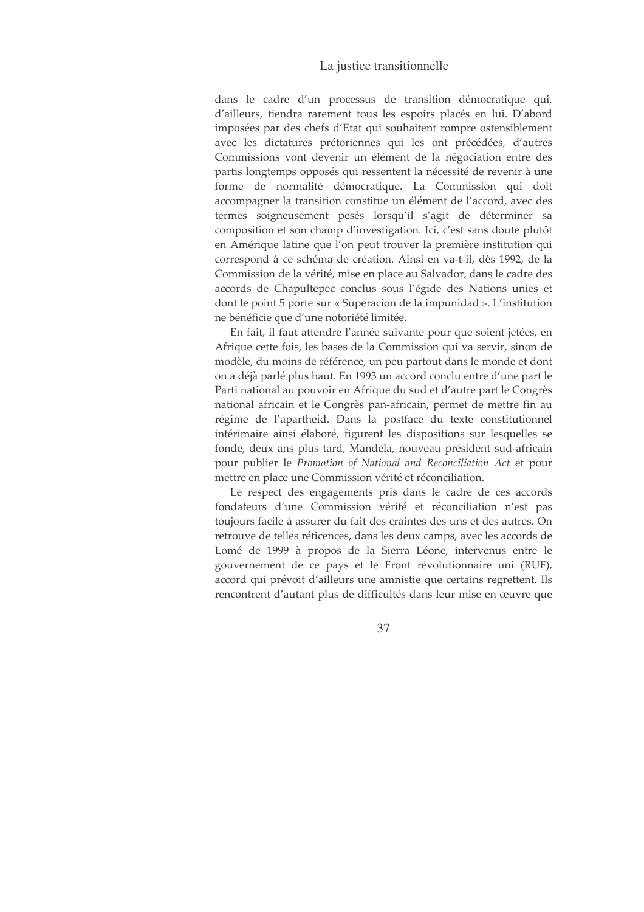dans le cadre d'un processus de transition démocratique qui, d'ailleurs, tiendra rarement tous les espoirs placés en lui. D'abord imposées par des chefs d'Etat qui souhaitent rompre ostensiblement avec les dictatures prétoriennes qui les ont précédées, d'autres Commissions vont devenir un élément de la négociation entre des partis longtemps opposés qui ressentent la nécessité de revenir à une forme de normalité démocratique. La Commission qui doit accompagner la transition constitue un élément de l'accord, avec des termes soigneusement pesés lorsqu'il s'agit de déterminer sa composition et son champ d'investigation. Ici, c'est sans doute plutôt en Amérique latine que l'on peut trouver la première institution qui correspond à ce schéma de création. Ainsi en va-t-il, dès 1992, de la Commission de la vérité, mise en place au Salvador, dans le cadre des accords de Chapultepec conclus sous l'égide des Nations unies et dont le point 5 porte sur « Superacion de la impunidad ». L'institution ne bénéficie que d'une notoriété limitée.

En fait, il faut attendre l'année suivante pour que soient jetées, en Afrique cette fois, les bases de la Commission qui va servir, sinon de modèle, du moins de référence, un peu partout dans le monde et dont on a déjà parlé plus haut. En 1993 un accord conclu entre d'une part le Parti national au pouvoir en Afrique du sud et d'autre part le Congrès national africain et le Congrès pan-africain, permet de mettre fin au régime de l'apartheid. Dans la postface du texte constitutionnel intérimaire ainsi élaboré, figurent les dispositions sur lesquelles se fonde, deux ans plus tard, Mandela, nouveau président sud-africain pour publier le *Promotion of National and Reconciliation Act* et pour mettre en place une Commission vérité et réconciliation.

Le respect des engagements pris dans le cadre de ces accords fondateurs d'une Commission vérité et réconciliation n'est pas toujours facile à assurer du fait des craintes des uns et des autres. On retrouve de telles réticences, dans les deux camps, avec les accords de Lomé de 1999 à propos de la Sierra Léone, intervenus entre le gouvernement de ce pays et le Front révolutionnaire uni (RUF), accord qui prévoit d'ailleurs une amnistie que certains regrettent. Ils rencontrent d'autant plus de difficultés dans leur mise en œuvre que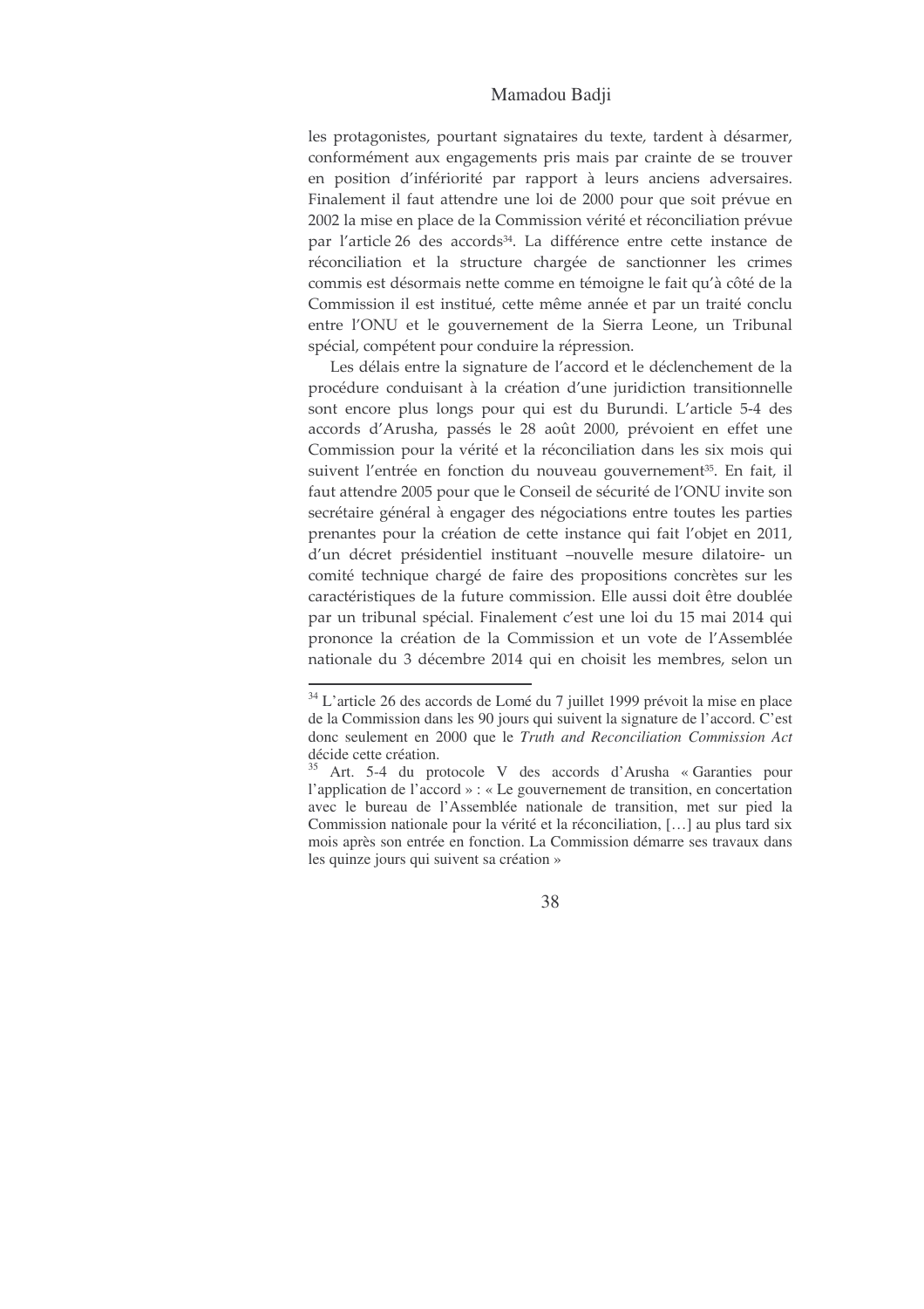les protagonistes, pourtant signataires du texte, tardent à désarmer, conformément aux engagements pris mais par crainte de se trouver en position d'infériorité par rapport à leurs anciens adversaires. Finalement il faut attendre une loi de 2000 pour que soit prévue en 2002 la mise en place de la Commission vérité et réconciliation prévue par l'article 26 des accords[34]. La différence entre cette instance de réconciliation et la structure chargée de sanctionner les crimes commis est désormais nette comme en témoigne le fait qu'à côté de la Commission il est institué, cette même année et par un traité conclu entre l'ONU et le gouvernement de la Sierra Leone, un Tribunal spécial, compétent pour conduire la répression.

Les délais entre la signature de l'accord et le déclenchement de la procédure conduisant à la création d'une juridiction transitionnelle sont encore plus longs pour qui est du Burundi. L'article 5-4 des accords d'Arusha, passés le 28 août 2000, prévoient en effet une Commission pour la vérité et la réconciliation dans les six mois qui suivent l'entrée en fonction du nouveau gouvernement[35]. En fait, il faut attendre 2005 pour que le Conseil de sécurité de l'ONU invite son secrétaire général à engager des négociations entre toutes les parties prenantes pour la création de cette instance qui fait l'objet en 2011, d'un décret présidentiel instituant –nouvelle mesure dilatoire- un comité technique chargé de faire des propositions concrètes sur les caractéristiques de la future commission. Elle aussi doit être doublée par un tribunal spécial. Finalement c'est une loi du 15 mai 2014 qui prononce la création de la Commission et un vote de l'Assemblée nationale du 3 décembre 2014 qui en choisit les membres, selon un

---

[34] L'article 26 des accords de Lomé du 7 juillet 1999 prévoit la mise en place de la Commission dans les 90 jours qui suivent la signature de l'accord. C'est donc seulement en 2000 que le *Truth and Reconciliation Commission Act* décide cette création.

[35] Art. 5-4 du protocole V des accords d'Arusha « Garanties pour l'application de l'accord » : « Le gouvernement de transition, en concertation avec le bureau de l'Assemblée nationale de transition, met sur pied la Commission nationale pour la vérité et la réconciliation, […] au plus tard six mois après son entrée en fonction. La Commission démarre ses travaux dans les quinze jours qui suivent sa création »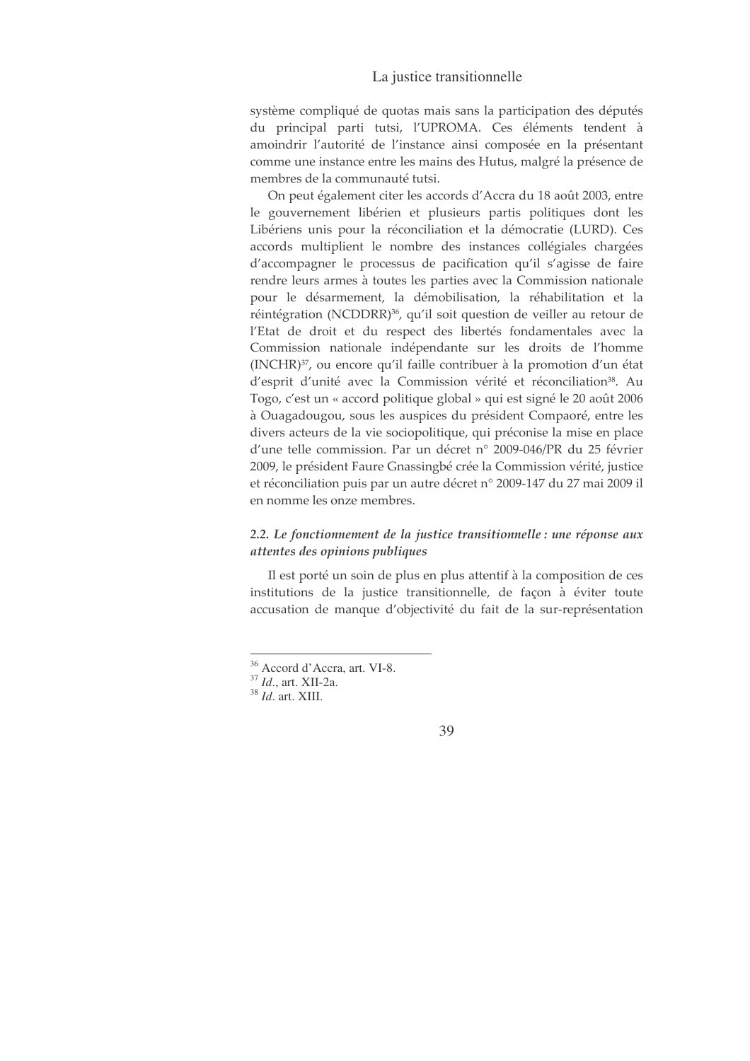système compliqué de quotas mais sans la participation des députés du principal parti tutsi, l'UPROMA. Ces éléments tendent à amoindrir l'autorité de l'instance ainsi composée en la présentant comme une instance entre les mains des Hutus, malgré la présence de membres de la communauté tutsi.

On peut également citer les accords d'Accra du 18 août 2003, entre le gouvernement libérien et plusieurs partis politiques dont les Libériens unis pour la réconciliation et la démocratie (LURD). Ces accords multiplient le nombre des instances collégiales chargées d'accompagner le processus de pacification qu'il s'agisse de faire rendre leurs armes à toutes les parties avec la Commission nationale pour le désarmement, la démobilisation, la réhabilitation et la réintégration (NCDDRR)[36], qu'il soit question de veiller au retour de l'Etat de droit et du respect des libertés fondamentales avec la Commission nationale indépendante sur les droits de l'homme (INCHR)[37], ou encore qu'il faille contribuer à la promotion d'un état d'esprit d'unité avec la Commission vérité et réconciliation[38]. Au Togo, c'est un « accord politique global » qui est signé le 20 août 2006 à Ouagadougou, sous les auspices du président Compaoré, entre les divers acteurs de la vie sociopolitique, qui préconise la mise en place d'une telle commission. Par un décret n° 2009-046/PR du 25 février 2009, le président Faure Gnassingbé crée la Commission vérité, justice et réconciliation puis par un autre décret n° 2009-147 du 27 mai 2009 il en nomme les onze membres.

### *2.2. Le fonctionnement de la justice transitionnelle : une réponse aux attentes des opinions publiques*

Il est porté un soin de plus en plus attentif à la composition de ces institutions de la justice transitionnelle, de façon à éviter toute accusation de manque d'objectivité du fait de la sur-représentation

---

[36] Accord d'Accra, art. VI-8.

[37] *Id*., art. XII-2a.

[38] *Id*. art. XIII.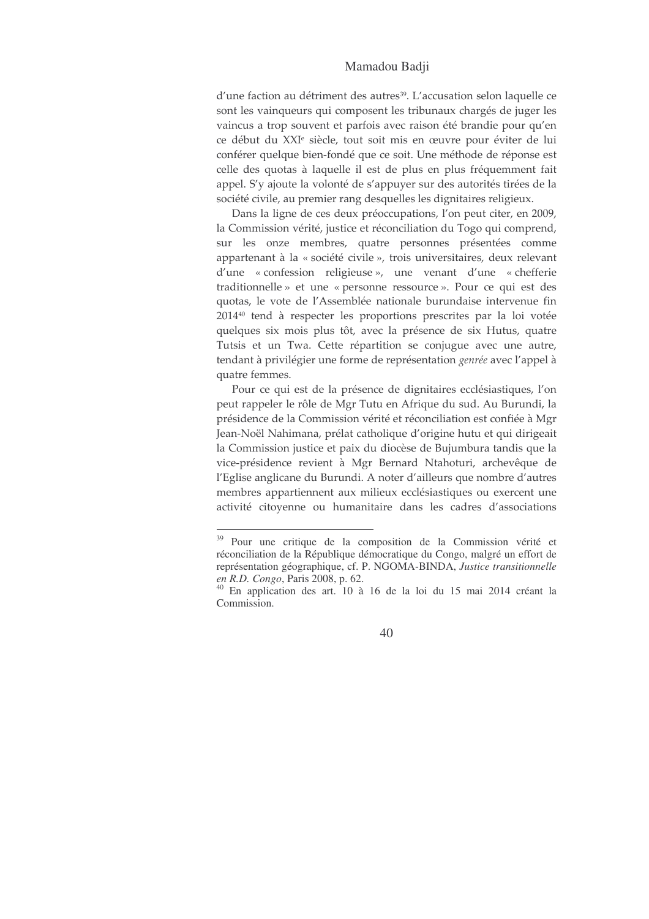d'une faction au détriment des autres[39]. L'accusation selon laquelle ce sont les vainqueurs qui composent les tribunaux chargés de juger les vaincus a trop souvent et parfois avec raison été brandie pour qu'en ce début du XXIe siècle, tout soit mis en œuvre pour éviter de lui conférer quelque bien-fondé que ce soit. Une méthode de réponse est celle des quotas à laquelle il est de plus en plus fréquemment fait appel. S'y ajoute la volonté de s'appuyer sur des autorités tirées de la société civile, au premier rang desquelles les dignitaires religieux.

Dans la ligne de ces deux préoccupations, l'on peut citer, en 2009, la Commission vérité, justice et réconciliation du Togo qui comprend, sur les onze membres, quatre personnes présentées comme appartenant à la « société civile », trois universitaires, deux relevant d'une « confession religieuse », une venant d'une « chefferie traditionnelle » et une « personne ressource ». Pour ce qui est des quotas, le vote de l'Assemblée nationale burundaise intervenue fin 2014[40] tend à respecter les proportions prescrites par la loi votée quelques six mois plus tôt, avec la présence de six Hutus, quatre Tutsis et un Twa. Cette répartition se conjugue avec une autre, tendant à privilégier une forme de représentation *genrée* avec l'appel à quatre femmes.

Pour ce qui est de la présence de dignitaires ecclésiastiques, l'on peut rappeler le rôle de Mgr Tutu en Afrique du sud. Au Burundi, la présidence de la Commission vérité et réconciliation est confiée à Mgr Jean-Noël Nahimana, prélat catholique d'origine hutu et qui dirigeait la Commission justice et paix du diocèse de Bujumbura tandis que la vice-présidence revient à Mgr Bernard Ntahoturi, archevêque de l'Eglise anglicane du Burundi. A noter d'ailleurs que nombre d'autres membres appartiennent aux milieux ecclésiastiques ou exercent une activité citoyenne ou humanitaire dans les cadres d'associations

---

[39] Pour une critique de la composition de la Commission vérité et réconciliation de la République démocratique du Congo, malgré un effort de représentation géographique, cf. P. NGOMA-BINDA, *Justice transitionnelle en R.D. Congo*, Paris 2008, p. 62.

[40] En application des art. 10 à 16 de la loi du 15 mai 2014 créant la Commission.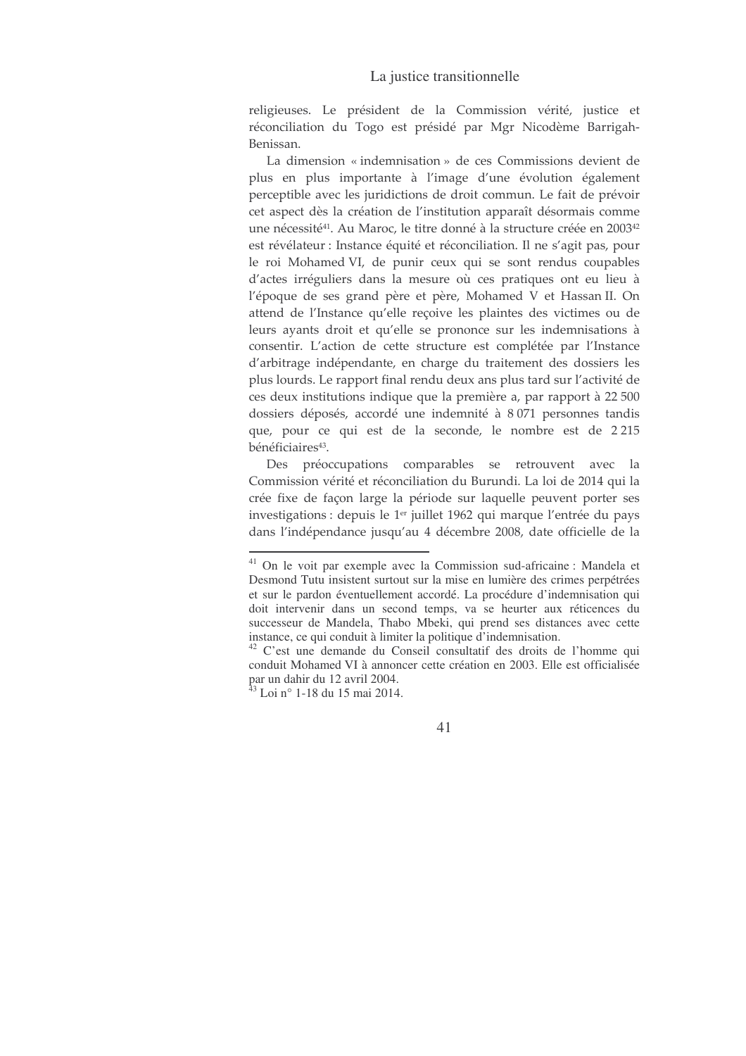religieuses. Le président de la Commission vérité, justice et réconciliation du Togo est présidé par Mgr Nicodème Barrigah-Benissan.

La dimension « indemnisation » de ces Commissions devient de plus en plus importante à l'image d'une évolution également perceptible avec les juridictions de droit commun. Le fait de prévoir cet aspect dès la création de l'institution apparaît désormais comme une nécessité[41]. Au Maroc, le titre donné à la structure créée en 2003[42] est révélateur : Instance équité et réconciliation. Il ne s'agit pas, pour le roi Mohamed VI, de punir ceux qui se sont rendus coupables d'actes irréguliers dans la mesure où ces pratiques ont eu lieu à l'époque de ses grand père et père, Mohamed V et Hassan II. On attend de l'Instance qu'elle reçoive les plaintes des victimes ou de leurs ayants droit et qu'elle se prononce sur les indemnisations à consentir. L'action de cette structure est complétée par l'Instance d'arbitrage indépendante, en charge du traitement des dossiers les plus lourds. Le rapport final rendu deux ans plus tard sur l'activité de ces deux institutions indique que la première a, par rapport à 22 500 dossiers déposés, accordé une indemnité à 8 071 personnes tandis que, pour ce qui est de la seconde, le nombre est de 2 215 bénéficiaires[43].

Des préoccupations comparables se retrouvent avec la Commission vérité et réconciliation du Burundi. La loi de 2014 qui la crée fixe de façon large la période sur laquelle peuvent porter ses investigations : depuis le 1er juillet 1962 qui marque l'entrée du pays dans l'indépendance jusqu'au 4 décembre 2008, date officielle de la

---

[41] On le voit par exemple avec la Commission sud-africaine : Mandela et Desmond Tutu insistent surtout sur la mise en lumière des crimes perpétrées et sur le pardon éventuellement accordé. La procédure d'indemnisation qui doit intervenir dans un second temps, va se heurter aux réticences du successeur de Mandela, Thabo Mbeki, qui prend ses distances avec cette instance, ce qui conduit à limiter la politique d'indemnisation.

[42] C'est une demande du Conseil consultatif des droits de l'homme qui conduit Mohamed VI à annoncer cette création en 2003. Elle est officialisée par un dahir du 12 avril 2004.

[43] Loi n° 1-18 du 15 mai 2014.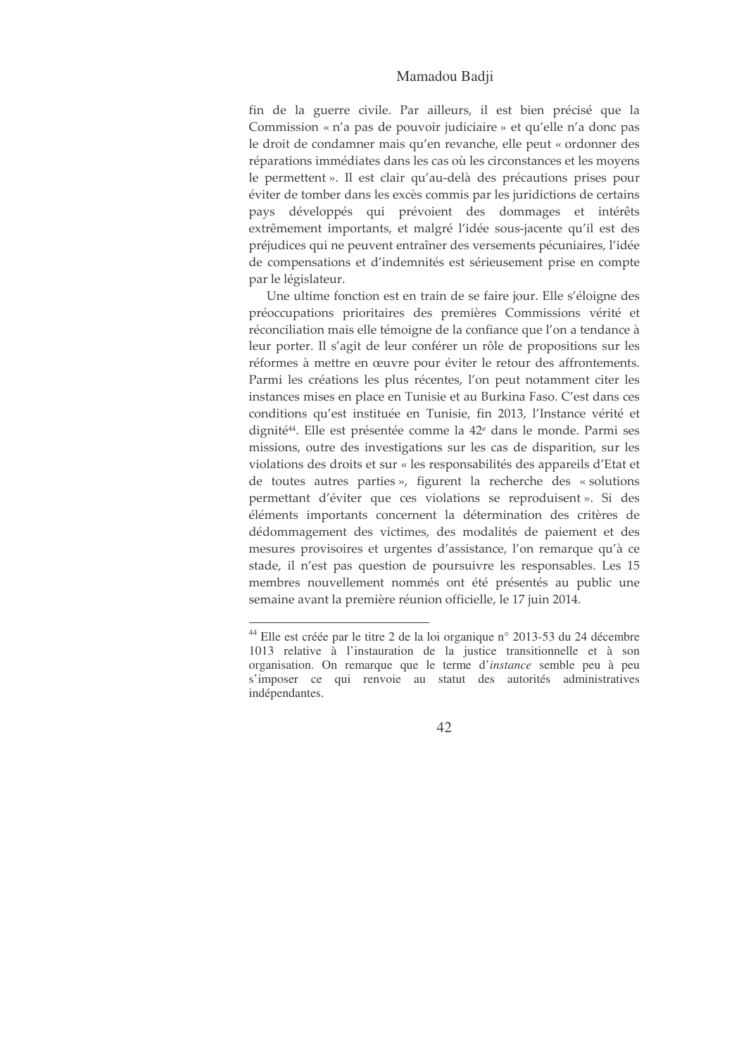fin de la guerre civile. Par ailleurs, il est bien précisé que la Commission « n'a pas de pouvoir judiciaire » et qu'elle n'a donc pas le droit de condamner mais qu'en revanche, elle peut « ordonner des réparations immédiates dans les cas où les circonstances et les moyens le permettent ». Il est clair qu'au-delà des précautions prises pour éviter de tomber dans les excès commis par les juridictions de certains pays développés qui prévoient des dommages et intérêts extrêmement importants, et malgré l'idée sous-jacente qu'il est des préjudices qui ne peuvent entraîner des versements pécuniaires, l'idée de compensations et d'indemnités est sérieusement prise en compte par le législateur.

Une ultime fonction est en train de se faire jour. Elle s'éloigne des préoccupations prioritaires des premières Commissions vérité et réconciliation mais elle témoigne de la confiance que l'on a tendance à leur porter. Il s'agit de leur conférer un rôle de propositions sur les réformes à mettre en œuvre pour éviter le retour des affrontements. Parmi les créations les plus récentes, l'on peut notamment citer les instances mises en place en Tunisie et au Burkina Faso. C'est dans ces conditions qu'est instituée en Tunisie, fin 2013, l'Instance vérité et dignité[44]. Elle est présentée comme la 42e dans le monde. Parmi ses missions, outre des investigations sur les cas de disparition, sur les violations des droits et sur « les responsabilités des appareils d'Etat et de toutes autres parties », figurent la recherche des « solutions permettant d'éviter que ces violations se reproduisent ». Si des éléments importants concernent la détermination des critères de dédommagement des victimes, des modalités de paiement et des mesures provisoires et urgentes d'assistance, l'on remarque qu'à ce stade, il n'est pas question de poursuivre les responsables. Les 15 membres nouvellement nommés ont été présentés au public une semaine avant la première réunion officielle, le 17 juin 2014.

---

[44] Elle est créée par le titre 2 de la loi organique n° 2013-53 du 24 décembre 1013 relative à l'instauration de la justice transitionnelle et à son organisation. On remarque que le terme d'*instance* semble peu à peu s'imposer ce qui renvoie au statut des autorités administratives indépendantes.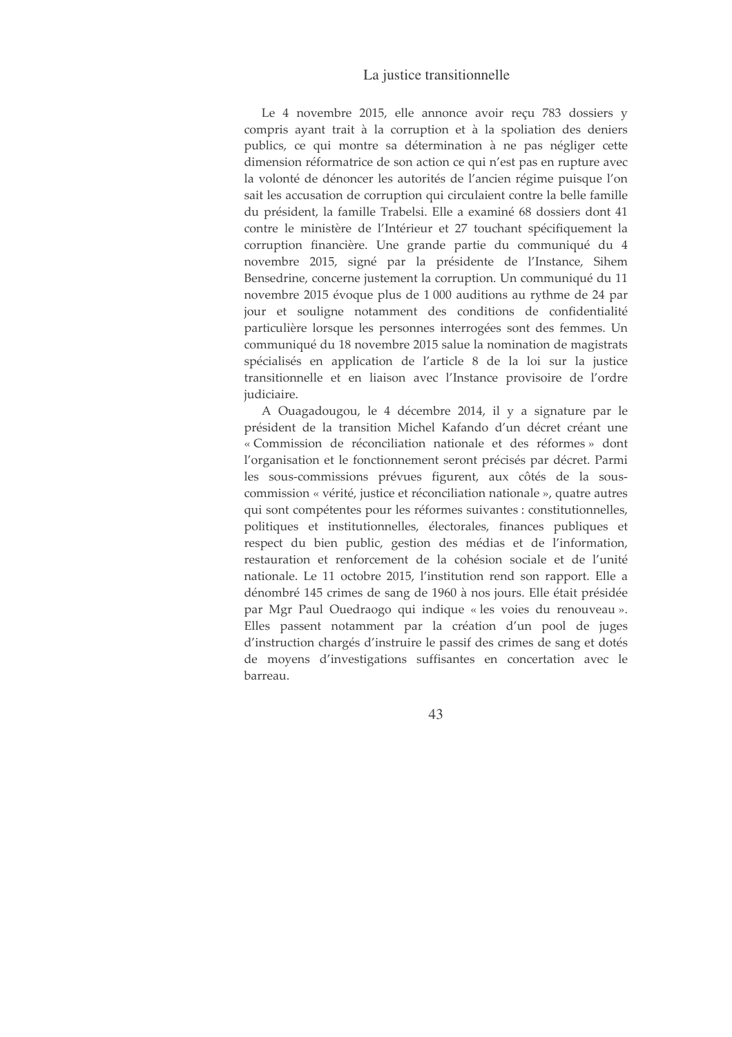Le 4 novembre 2015, elle annonce avoir reçu 783 dossiers y compris ayant trait à la corruption et à la spoliation des deniers publics, ce qui montre sa détermination à ne pas négliger cette dimension réformatrice de son action ce qui n'est pas en rupture avec la volonté de dénoncer les autorités de l'ancien régime puisque l'on sait les accusation de corruption qui circulaient contre la belle famille du président, la famille Trabelsi. Elle a examiné 68 dossiers dont 41 contre le ministère de l'Intérieur et 27 touchant spécifiquement la corruption financière. Une grande partie du communiqué du 4 novembre 2015, signé par la présidente de l'Instance, Sihem Bensedrine, concerne justement la corruption. Un communiqué du 11 novembre 2015 évoque plus de 1 000 auditions au rythme de 24 par jour et souligne notamment des conditions de confidentialité particulière lorsque les personnes interrogées sont des femmes. Un communiqué du 18 novembre 2015 salue la nomination de magistrats spécialisés en application de l'article 8 de la loi sur la justice transitionnelle et en liaison avec l'Instance provisoire de l'ordre judiciaire.

A Ouagadougou, le 4 décembre 2014, il y a signature par le président de la transition Michel Kafando d'un décret créant une « Commission de réconciliation nationale et des réformes » dont l'organisation et le fonctionnement seront précisés par décret. Parmi les sous-commissions prévues figurent, aux côtés de la sous-commission « vérité, justice et réconciliation nationale », quatre autres qui sont compétentes pour les réformes suivantes : constitutionnelles, politiques et institutionnelles, électorales, finances publiques et respect du bien public, gestion des médias et de l'information, restauration et renforcement de la cohésion sociale et de l'unité nationale. Le 11 octobre 2015, l'institution rend son rapport. Elle a dénombré 145 crimes de sang de 1960 à nos jours. Elle était présidée par Mgr Paul Ouedraogo qui indique « les voies du renouveau ». Elles passent notamment par la création d'un pool de juges d'instruction chargés d'instruire le passif des crimes de sang et dotés de moyens d'investigations suffisantes en concertation avec le barreau.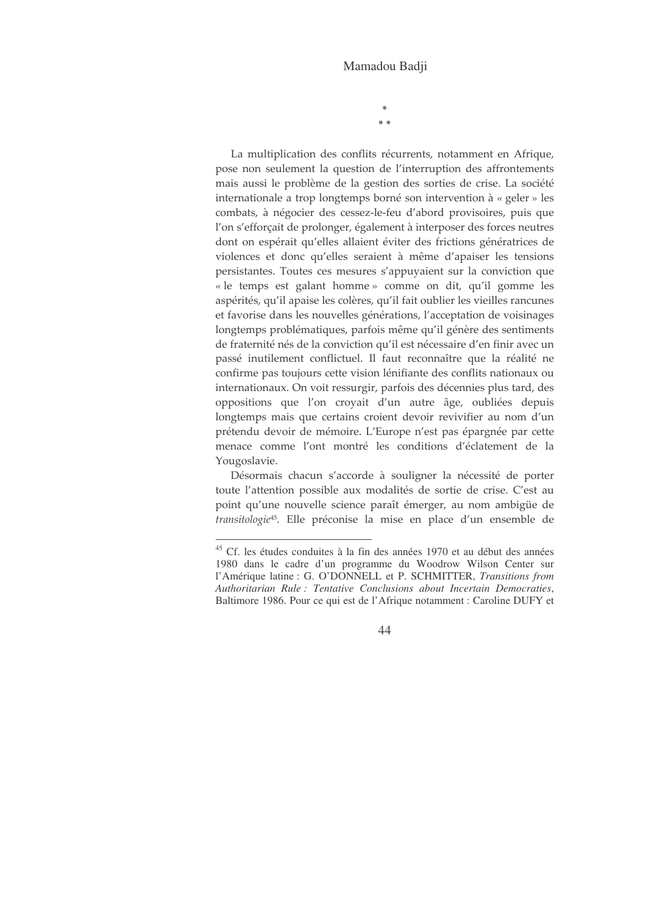\*

\* \*

La multiplication des conflits récurrents, notamment en Afrique, pose non seulement la question de l'interruption des affrontements mais aussi le problème de la gestion des sorties de crise. La société internationale a trop longtemps borné son intervention à « geler » les combats, à négocier des cessez-le-feu d'abord provisoires, puis que l'on s'efforçait de prolonger, également à interposer des forces neutres dont on espérait qu'elles allaient éviter des frictions génératrices de violences et donc qu'elles seraient à même d'apaiser les tensions persistantes. Toutes ces mesures s'appuyaient sur la conviction que « le temps est galant homme » comme on dit, qu'il gomme les aspérités, qu'il apaise les colères, qu'il fait oublier les vieilles rancunes et favorise dans les nouvelles générations, l'acceptation de voisinages longtemps problématiques, parfois même qu'il génère des sentiments de fraternité nés de la conviction qu'il est nécessaire d'en finir avec un passé inutilement conflictuel. Il faut reconnaître que la réalité ne confirme pas toujours cette vision lénifiante des conflits nationaux ou internationaux. On voit ressurgir, parfois des décennies plus tard, des oppositions que l'on croyait d'un autre âge, oubliées depuis longtemps mais que certains croient devoir revivifier au nom d'un prétendu devoir de mémoire. L'Europe n'est pas épargnée par cette menace comme l'ont montré les conditions d'éclatement de la Yougoslavie.

Désormais chacun s'accorde à souligner la nécessité de porter toute l'attention possible aux modalités de sortie de crise. C'est au point qu'une nouvelle science paraît émerger, au nom ambigüe de *transitologie*[45]. Elle préconise la mise en place d'un ensemble de

---

[45] Cf. les études conduites à la fin des années 1970 et au début des années 1980 dans le cadre d'un programme du Woodrow Wilson Center sur l'Amérique latine : G. O'DONNELL et P. SCHMITTER, *Transitions from Authoritarian Rule : Tentative Conclusions about Incertain Democraties*, Baltimore 1986. Pour ce qui est de l'Afrique notamment : Caroline DUFY et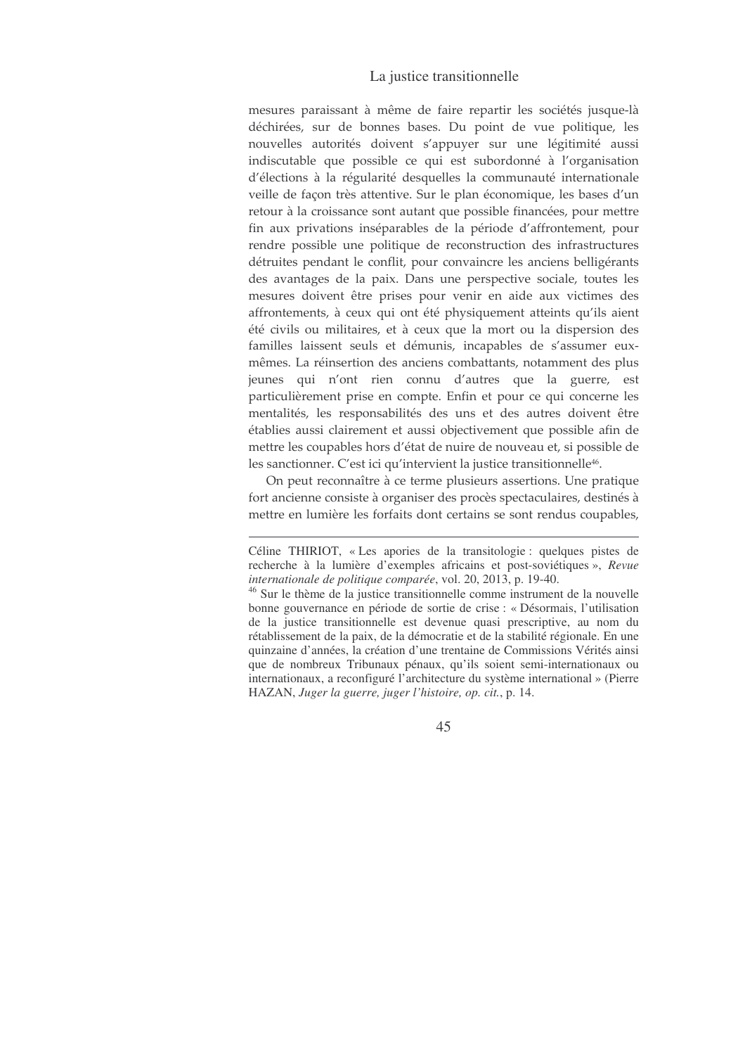mesures paraissant à même de faire repartir les sociétés jusque-là déchirées, sur de bonnes bases. Du point de vue politique, les nouvelles autorités doivent s'appuyer sur une légitimité aussi indiscutable que possible ce qui est subordonné à l'organisation d'élections à la régularité desquelles la communauté internationale veille de façon très attentive. Sur le plan économique, les bases d'un retour à la croissance sont autant que possible financées, pour mettre fin aux privations inséparables de la période d'affrontement, pour rendre possible une politique de reconstruction des infrastructures détruites pendant le conflit, pour convaincre les anciens belligérants des avantages de la paix. Dans une perspective sociale, toutes les mesures doivent être prises pour venir en aide aux victimes des affrontements, à ceux qui ont été physiquement atteints qu'ils aient été civils ou militaires, et à ceux que la mort ou la dispersion des familles laissent seuls et démunis, incapables de s'assumer eux-mêmes. La réinsertion des anciens combattants, notamment des plus jeunes qui n'ont rien connu d'autres que la guerre, est particulièrement prise en compte. Enfin et pour ce qui concerne les mentalités, les responsabilités des uns et des autres doivent être établies aussi clairement et aussi objectivement que possible afin de mettre les coupables hors d'état de nuire de nouveau et, si possible de les sanctionner. C'est ici qu'intervient la justice transitionnelle[46].

On peut reconnaître à ce terme plusieurs assertions. Une pratique fort ancienne consiste à organiser des procès spectaculaires, destinés à mettre en lumière les forfaits dont certains se sont rendus coupables,

---

Céline THIRIOT, « Les apories de la transitologie : quelques pistes de recherche à la lumière d'exemples africains et post-soviétiques », *Revue internationale de politique comparée*, vol. 20, 2013, p. 19-40.

[46] Sur le thème de la justice transitionnelle comme instrument de la nouvelle bonne gouvernance en période de sortie de crise : « Désormais, l'utilisation de la justice transitionnelle est devenue quasi prescriptive, au nom du rétablissement de la paix, de la démocratie et de la stabilité régionale. En une quinzaine d'années, la création d'une trentaine de Commissions Vérités ainsi que de nombreux Tribunaux pénaux, qu'ils soient semi-internationaux ou internationaux, a reconfiguré l'architecture du système international » (Pierre HAZAN, *Juger la guerre, juger l'histoire, op. cit.*, p. 14.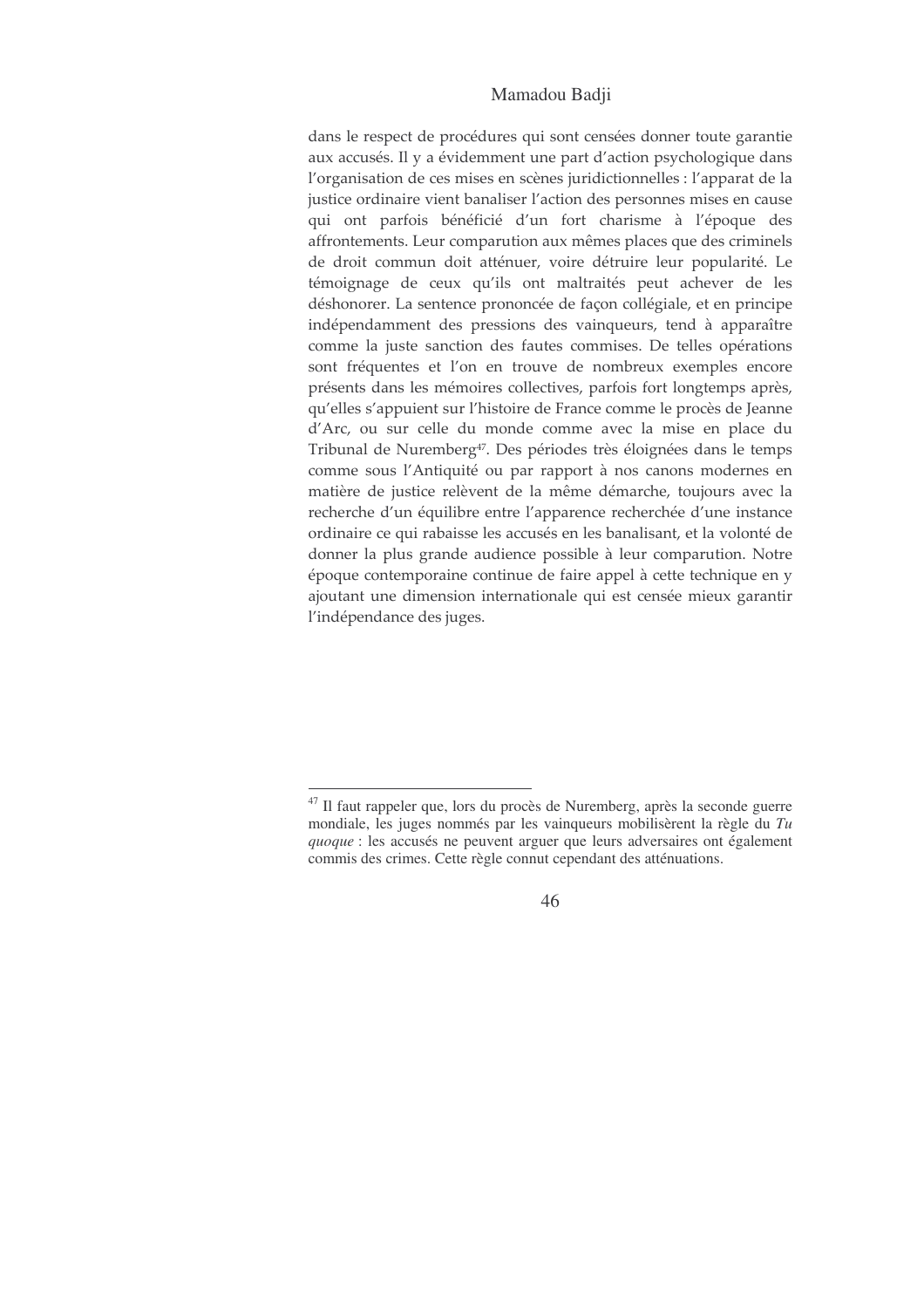dans le respect de procédures qui sont censées donner toute garantie aux accusés. Il y a évidemment une part d'action psychologique dans l'organisation de ces mises en scènes juridictionnelles : l'apparat de la justice ordinaire vient banaliser l'action des personnes mises en cause qui ont parfois bénéficié d'un fort charisme à l'époque des affrontements. Leur comparution aux mêmes places que des criminels de droit commun doit atténuer, voire détruire leur popularité. Le témoignage de ceux qu'ils ont maltraités peut achever de les déshonorer. La sentence prononcée de façon collégiale, et en principe indépendamment des pressions des vainqueurs, tend à apparaître comme la juste sanction des fautes commises. De telles opérations sont fréquentes et l'on en trouve de nombreux exemples encore présents dans les mémoires collectives, parfois fort longtemps après, qu'elles s'appuient sur l'histoire de France comme le procès de Jeanne d'Arc, ou sur celle du monde comme avec la mise en place du Tribunal de Nuremberg[47]. Des périodes très éloignées dans le temps comme sous l'Antiquité ou par rapport à nos canons modernes en matière de justice relèvent de la même démarche, toujours avec la recherche d'un équilibre entre l'apparence recherchée d'une instance ordinaire ce qui rabaisse les accusés en les banalisant, et la volonté de donner la plus grande audience possible à leur comparution. Notre époque contemporaine continue de faire appel à cette technique en y ajoutant une dimension internationale qui est censée mieux garantir l'indépendance des juges.

---

[47] Il faut rappeler que, lors du procès de Nuremberg, après la seconde guerre mondiale, les juges nommés par les vainqueurs mobilisèrent la règle du *Tu quoque* : les accusés ne peuvent arguer que leurs adversaires ont également commis des crimes. Cette règle connut cependant des atténuations.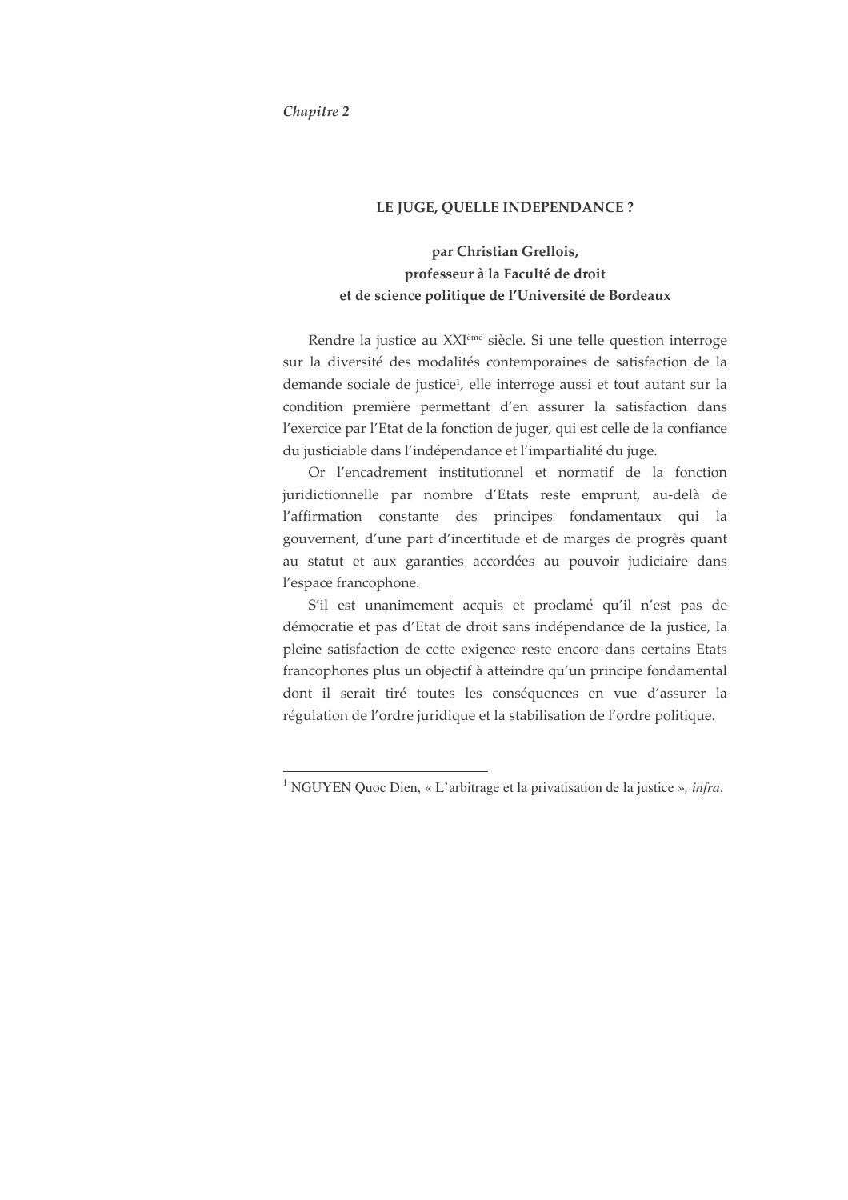*Chapitre 2*

## LE JUGE, QUELLE INDEPENDANCE ?

**par Christian Grellois,**
**professeur à la Faculté de droit**
**et de science politique de l'Université de Bordeaux**

Rendre la justice au XXIème siècle. Si une telle question interroge sur la diversité des modalités contemporaines de satisfaction de la demande sociale de justice[1], elle interroge aussi et tout autant sur la condition première permettant d'en assurer la satisfaction dans l'exercice par l'Etat de la fonction de juger, qui est celle de la confiance du justiciable dans l'indépendance et l'impartialité du juge.

Or l'encadrement institutionnel et normatif de la fonction juridictionnelle par nombre d'Etats reste emprunt, au-delà de l'affirmation constante des principes fondamentaux qui la gouvernent, d'une part d'incertitude et de marges de progrès quant au statut et aux garanties accordées au pouvoir judiciaire dans l'espace francophone.

S'il est unanimement acquis et proclamé qu'il n'est pas de démocratie et pas d'Etat de droit sans indépendance de la justice, la pleine satisfaction de cette exigence reste encore dans certains Etats francophones plus un objectif à atteindre qu'un principe fondamental dont il serait tiré toutes les conséquences en vue d'assurer la régulation de l'ordre juridique et la stabilisation de l'ordre politique.

---

[1] NGUYEN Quoc Dien, « L'arbitrage et la privatisation de la justice », *infra*.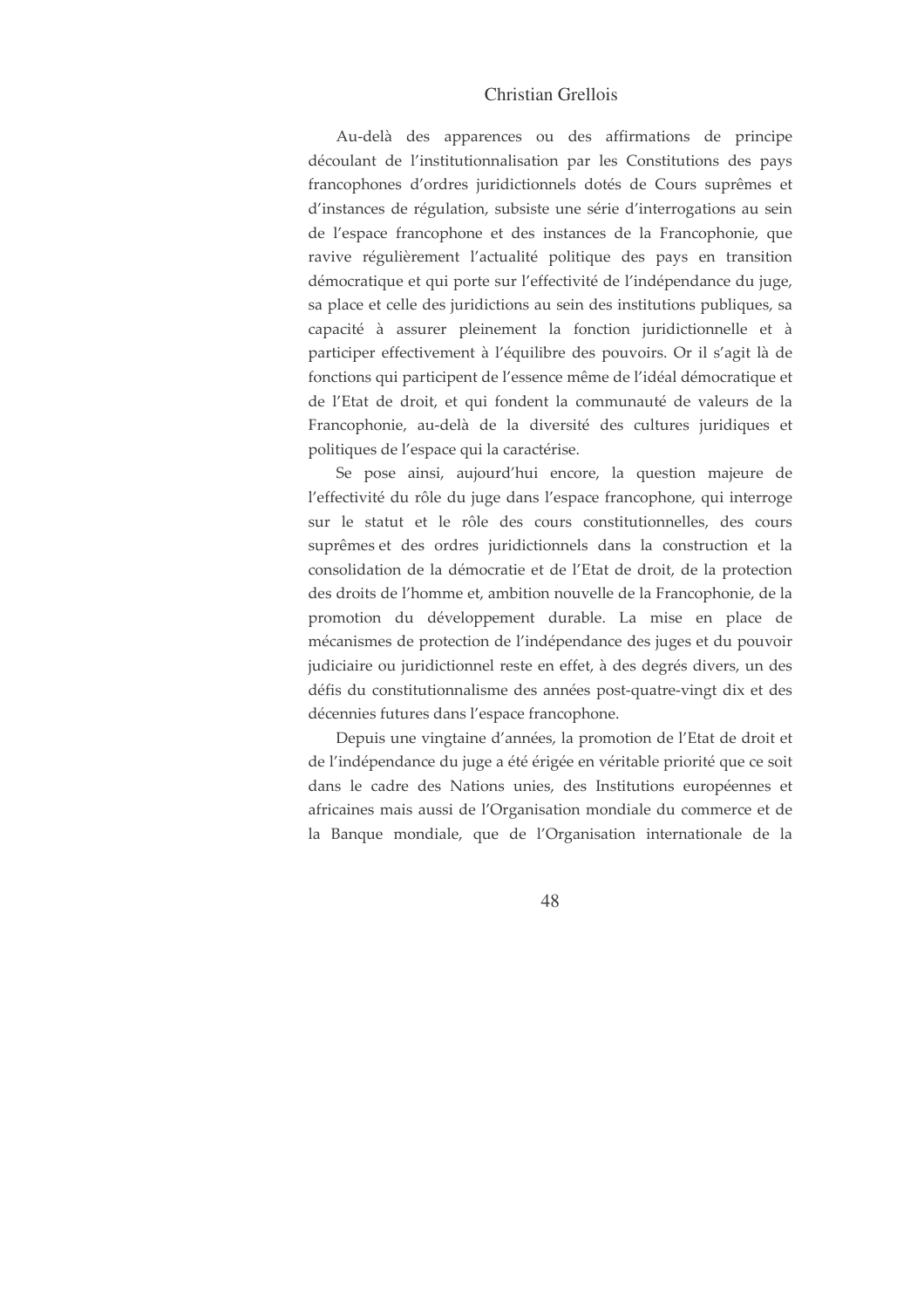Au-delà des apparences ou des affirmations de principe découlant de l'institutionnalisation par les Constitutions des pays francophones d'ordres juridictionnels dotés de Cours suprêmes et d'instances de régulation, subsiste une série d'interrogations au sein de l'espace francophone et des instances de la Francophonie, que ravive régulièrement l'actualité politique des pays en transition démocratique et qui porte sur l'effectivité de l'indépendance du juge, sa place et celle des juridictions au sein des institutions publiques, sa capacité à assurer pleinement la fonction juridictionnelle et à participer effectivement à l'équilibre des pouvoirs. Or il s'agit là de fonctions qui participent de l'essence même de l'idéal démocratique et de l'Etat de droit, et qui fondent la communauté de valeurs de la Francophonie, au-delà de la diversité des cultures juridiques et politiques de l'espace qui la caractérise.

Se pose ainsi, aujourd'hui encore, la question majeure de l'effectivité du rôle du juge dans l'espace francophone, qui interroge sur le statut et le rôle des cours constitutionnelles, des cours suprêmes et des ordres juridictionnels dans la construction et la consolidation de la démocratie et de l'Etat de droit, de la protection des droits de l'homme et, ambition nouvelle de la Francophonie, de la promotion du développement durable. La mise en place de mécanismes de protection de l'indépendance des juges et du pouvoir judiciaire ou juridictionnel reste en effet, à des degrés divers, un des défis du constitutionnalisme des années post-quatre-vingt dix et des décennies futures dans l'espace francophone.

Depuis une vingtaine d'années, la promotion de l'Etat de droit et de l'indépendance du juge a été érigée en véritable priorité que ce soit dans le cadre des Nations unies, des Institutions européennes et africaines mais aussi de l'Organisation mondiale du commerce et de la Banque mondiale, que de l'Organisation internationale de la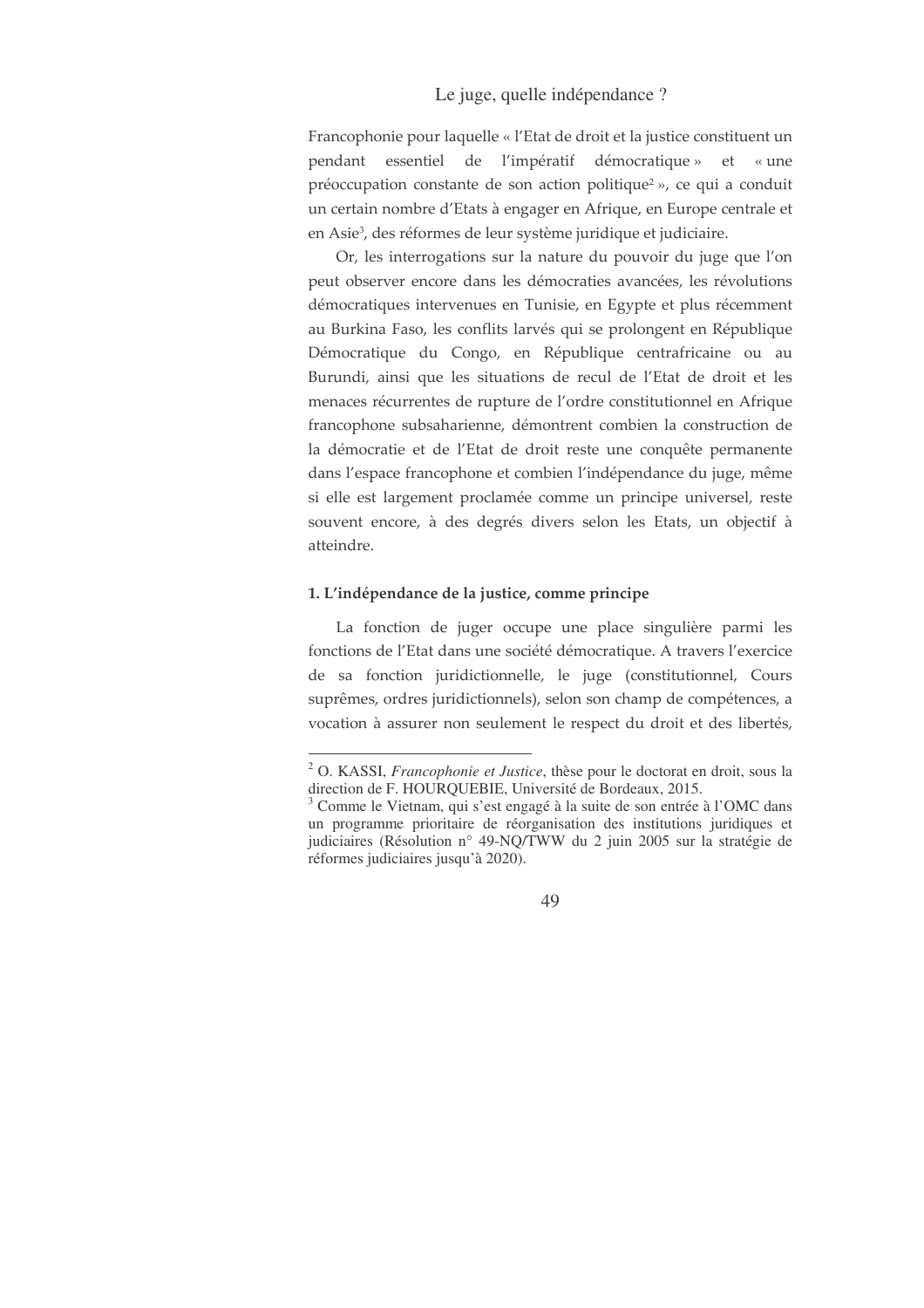Francophonie pour laquelle « l'Etat de droit et la justice constituent un pendant essentiel de l'impératif démocratique » et « une préoccupation constante de son action politique[2] », ce qui a conduit un certain nombre d'Etats à engager en Afrique, en Europe centrale et en Asie[3], des réformes de leur système juridique et judiciaire.

Or, les interrogations sur la nature du pouvoir du juge que l'on peut observer encore dans les démocraties avancées, les révolutions démocratiques intervenues en Tunisie, en Egypte et plus récemment au Burkina Faso, les conflits larvés qui se prolongent en République Démocratique du Congo, en République centrafricaine ou au Burundi, ainsi que les situations de recul de l'Etat de droit et les menaces récurrentes de rupture de l'ordre constitutionnel en Afrique francophone subsaharienne, démontrent combien la construction de la démocratie et de l'Etat de droit reste une conquête permanente dans l'espace francophone et combien l'indépendance du juge, même si elle est largement proclamée comme un principe universel, reste souvent encore, à des degrés divers selon les Etats, un objectif à atteindre.

### 1. L'indépendance de la justice, comme principe

La fonction de juger occupe une place singulière parmi les fonctions de l'Etat dans une société démocratique. A travers l'exercice de sa fonction juridictionnelle, le juge (constitutionnel, Cours suprêmes, ordres juridictionnels), selon son champ de compétences, a vocation à assurer non seulement le respect du droit et des libertés,

---

[2] O. KASSI, *Francophonie et Justice*, thèse pour le doctorat en droit, sous la direction de F. HOURQUEBIE, Université de Bordeaux, 2015.

[3] Comme le Vietnam, qui s'est engagé à la suite de son entrée à l'OMC dans un programme prioritaire de réorganisation des institutions juridiques et judiciaires (Résolution n° 49-NQ/TWW du 2 juin 2005 sur la stratégie de réformes judiciaires jusqu'à 2020).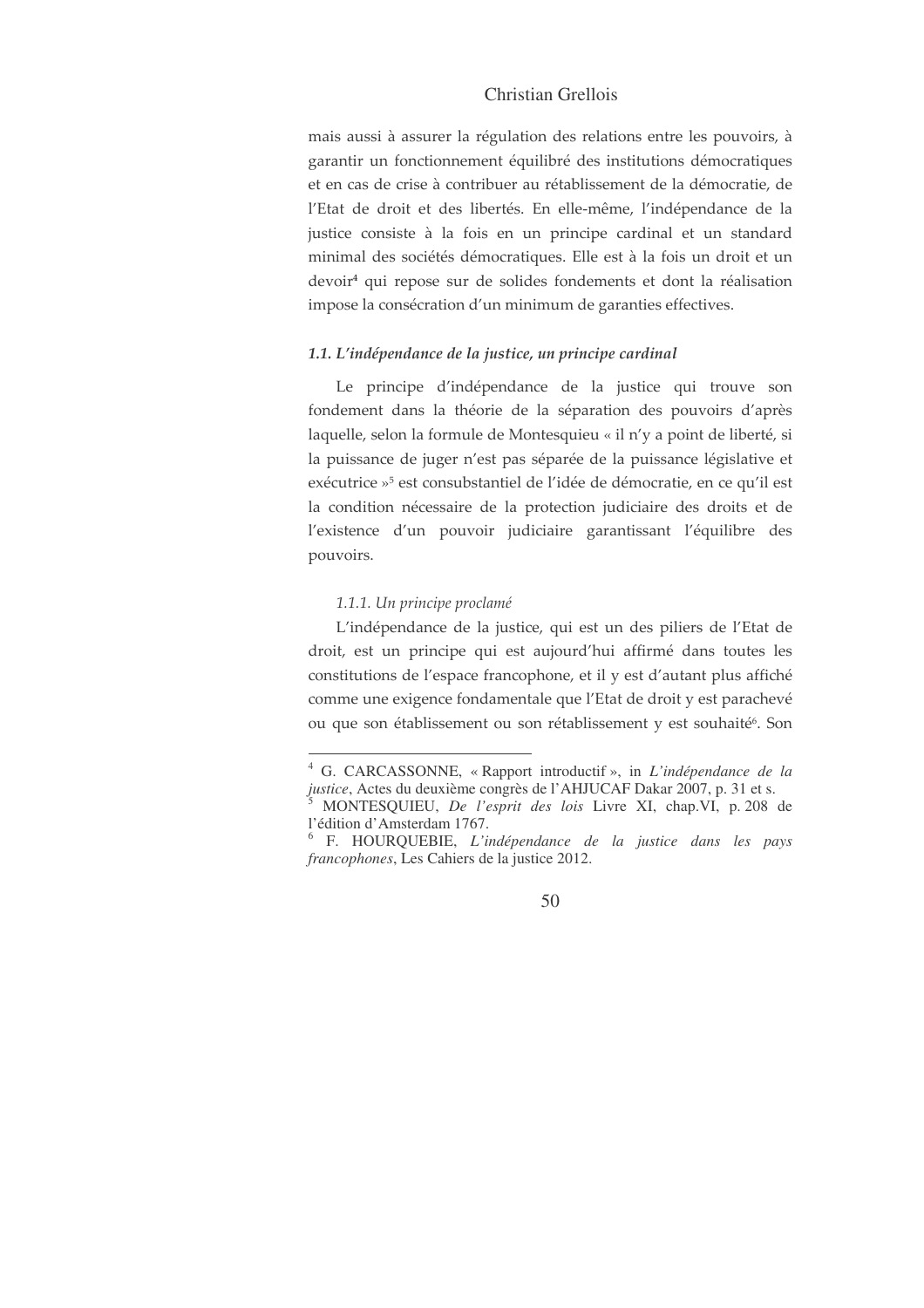mais aussi à assurer la régulation des relations entre les pouvoirs, à garantir un fonctionnement équilibré des institutions démocratiques et en cas de crise à contribuer au rétablissement de la démocratie, de l'Etat de droit et des libertés. En elle-même, l'indépendance de la justice consiste à la fois en un principe cardinal et un standard minimal des sociétés démocratiques. Elle est à la fois un droit et un devoir[4] qui repose sur de solides fondements et dont la réalisation impose la consécration d'un minimum de garanties effectives.

### *1.1. L'indépendance de la justice, un principe cardinal*

Le principe d'indépendance de la justice qui trouve son fondement dans la théorie de la séparation des pouvoirs d'après laquelle, selon la formule de Montesquieu « il n'y a point de liberté, si la puissance de juger n'est pas séparée de la puissance législative et exécutrice »[5] est consubstantiel de l'idée de démocratie, en ce qu'il est la condition nécessaire de la protection judiciaire des droits et de l'existence d'un pouvoir judiciaire garantissant l'équilibre des pouvoirs.

#### *1.1.1. Un principe proclamé*

L'indépendance de la justice, qui est un des piliers de l'Etat de droit, est un principe qui est aujourd'hui affirmé dans toutes les constitutions de l'espace francophone, et il y est d'autant plus affiché comme une exigence fondamentale que l'Etat de droit y est parachevé ou que son établissement ou son rétablissement y est souhaité[6]. Son

---

[4] G. CARCASSONNE, « Rapport introductif », in *L'indépendance de la justice*, Actes du deuxième congrès de l'AHJUCAF Dakar 2007, p. 31 et s.

[5] MONTESQUIEU, *De l'esprit des lois* Livre XI, chap.VI, p. 208 de l'édition d'Amsterdam 1767.

[6] F. HOURQUEBIE, *L'indépendance de la justice dans les pays francophones*, Les Cahiers de la justice 2012.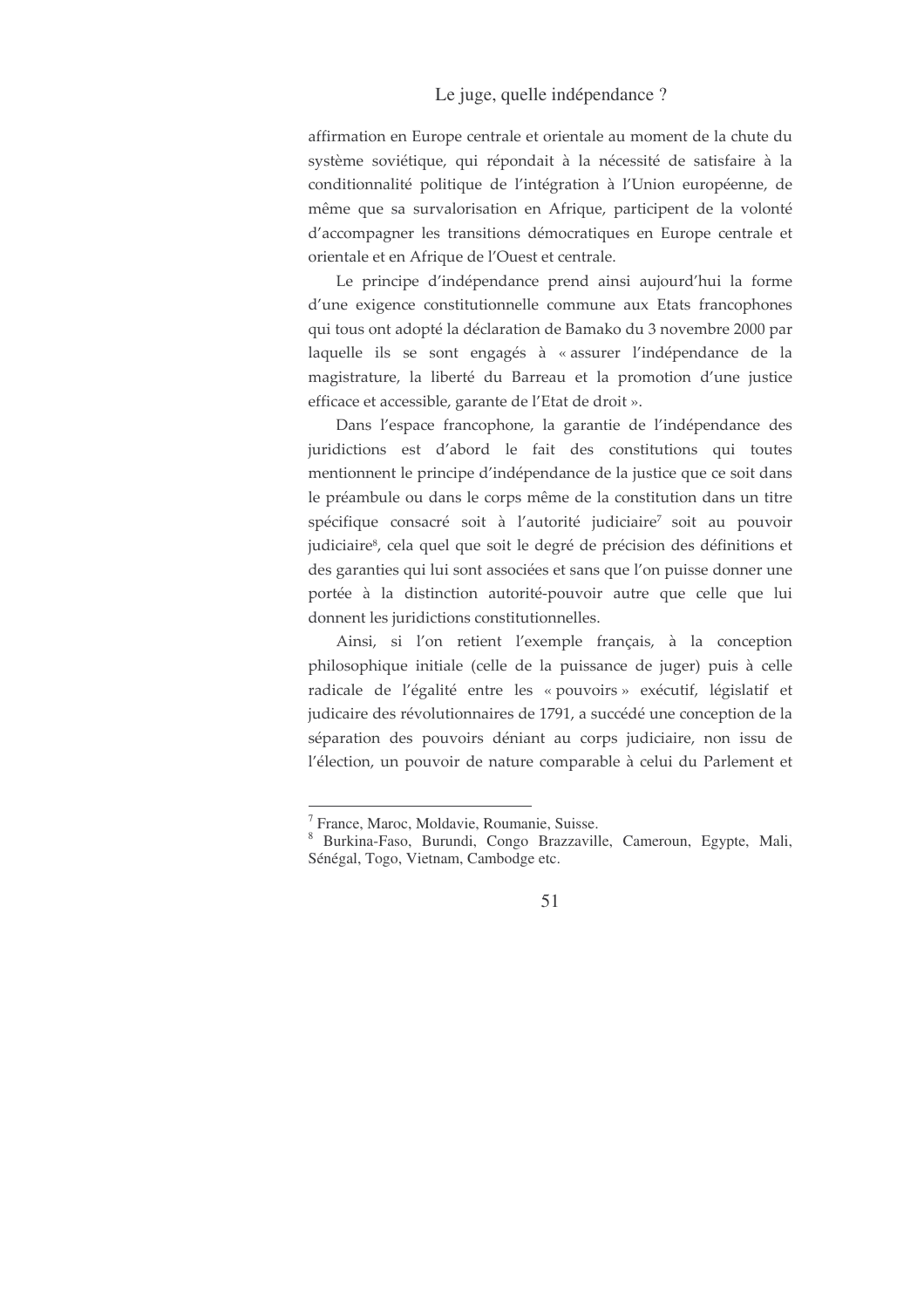affirmation en Europe centrale et orientale au moment de la chute du système soviétique, qui répondait à la nécessité de satisfaire à la conditionnalité politique de l'intégration à l'Union européenne, de même que sa survalorisation en Afrique, participent de la volonté d'accompagner les transitions démocratiques en Europe centrale et orientale et en Afrique de l'Ouest et centrale.

Le principe d'indépendance prend ainsi aujourd'hui la forme d'une exigence constitutionnelle commune aux Etats francophones qui tous ont adopté la déclaration de Bamako du 3 novembre 2000 par laquelle ils se sont engagés à « assurer l'indépendance de la magistrature, la liberté du Barreau et la promotion d'une justice efficace et accessible, garante de l'Etat de droit ».

Dans l'espace francophone, la garantie de l'indépendance des juridictions est d'abord le fait des constitutions qui toutes mentionnent le principe d'indépendance de la justice que ce soit dans le préambule ou dans le corps même de la constitution dans un titre spécifique consacré soit à l'autorité judiciaire[7] soit au pouvoir judiciaire[8], cela quel que soit le degré de précision des définitions et des garanties qui lui sont associées et sans que l'on puisse donner une portée à la distinction autorité-pouvoir autre que celle que lui donnent les juridictions constitutionnelles.

Ainsi, si l'on retient l'exemple français, à la conception philosophique initiale (celle de la puissance de juger) puis à celle radicale de l'égalité entre les « pouvoirs » exécutif, législatif et judicaire des révolutionnaires de 1791, a succédé une conception de la séparation des pouvoirs déniant au corps judiciaire, non issu de l'élection, un pouvoir de nature comparable à celui du Parlement et

---

[7] France, Maroc, Moldavie, Roumanie, Suisse.

[8] Burkina-Faso, Burundi, Congo Brazzaville, Cameroun, Egypte, Mali, Sénégal, Togo, Vietnam, Cambodge etc.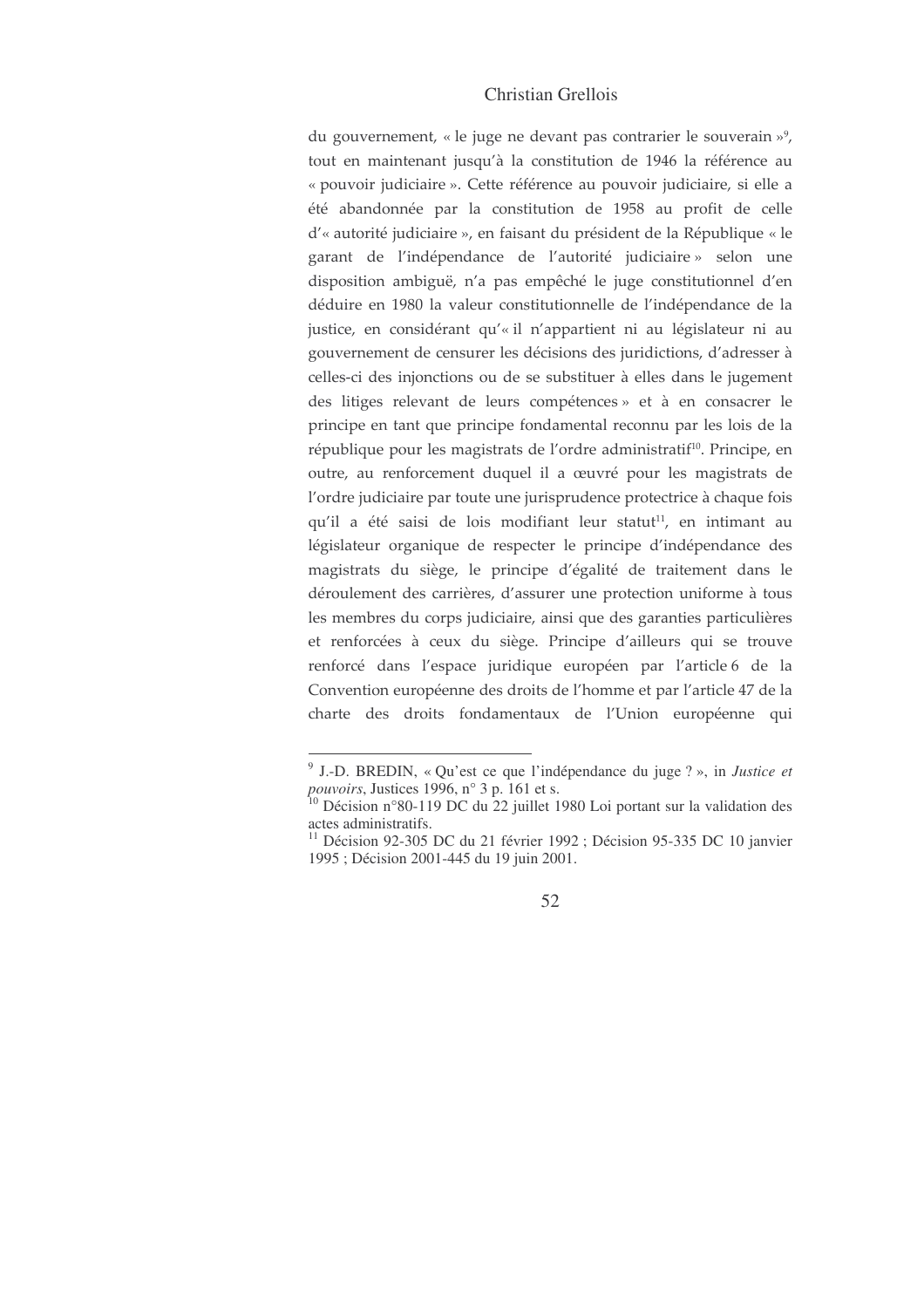du gouvernement, « le juge ne devant pas contrarier le souverain »[9], tout en maintenant jusqu'à la constitution de 1946 la référence au « pouvoir judiciaire ». Cette référence au pouvoir judiciaire, si elle a été abandonnée par la constitution de 1958 au profit de celle d'« autorité judiciaire », en faisant du président de la République « le garant de l'indépendance de l'autorité judiciaire » selon une disposition ambiguë, n'a pas empêché le juge constitutionnel d'en déduire en 1980 la valeur constitutionnelle de l'indépendance de la justice, en considérant qu'« il n'appartient ni au législateur ni au gouvernement de censurer les décisions des juridictions, d'adresser à celles-ci des injonctions ou de se substituer à elles dans le jugement des litiges relevant de leurs compétences » et à en consacrer le principe en tant que principe fondamental reconnu par les lois de la république pour les magistrats de l'ordre administratif[10]. Principe, en outre, au renforcement duquel il a œuvré pour les magistrats de l'ordre judiciaire par toute une jurisprudence protectrice à chaque fois qu'il a été saisi de lois modifiant leur statut[11], en intimant au législateur organique de respecter le principe d'indépendance des magistrats du siège, le principe d'égalité de traitement dans le déroulement des carrières, d'assurer une protection uniforme à tous les membres du corps judiciaire, ainsi que des garanties particulières et renforcées à ceux du siège. Principe d'ailleurs qui se trouve renforcé dans l'espace juridique européen par l'article 6 de la Convention européenne des droits de l'homme et par l'article 47 de la charte des droits fondamentaux de l'Union européenne qui

---

[9] J.-D. BREDIN, « Qu'est ce que l'indépendance du juge ? », in *Justice et pouvoirs*, Justices 1996, n° 3 p. 161 et s.

[10] Décision n°80-119 DC du 22 juillet 1980 Loi portant sur la validation des actes administratifs.

[11] Décision 92-305 DC du 21 février 1992 ; Décision 95-335 DC 10 janvier 1995 ; Décision 2001-445 du 19 juin 2001.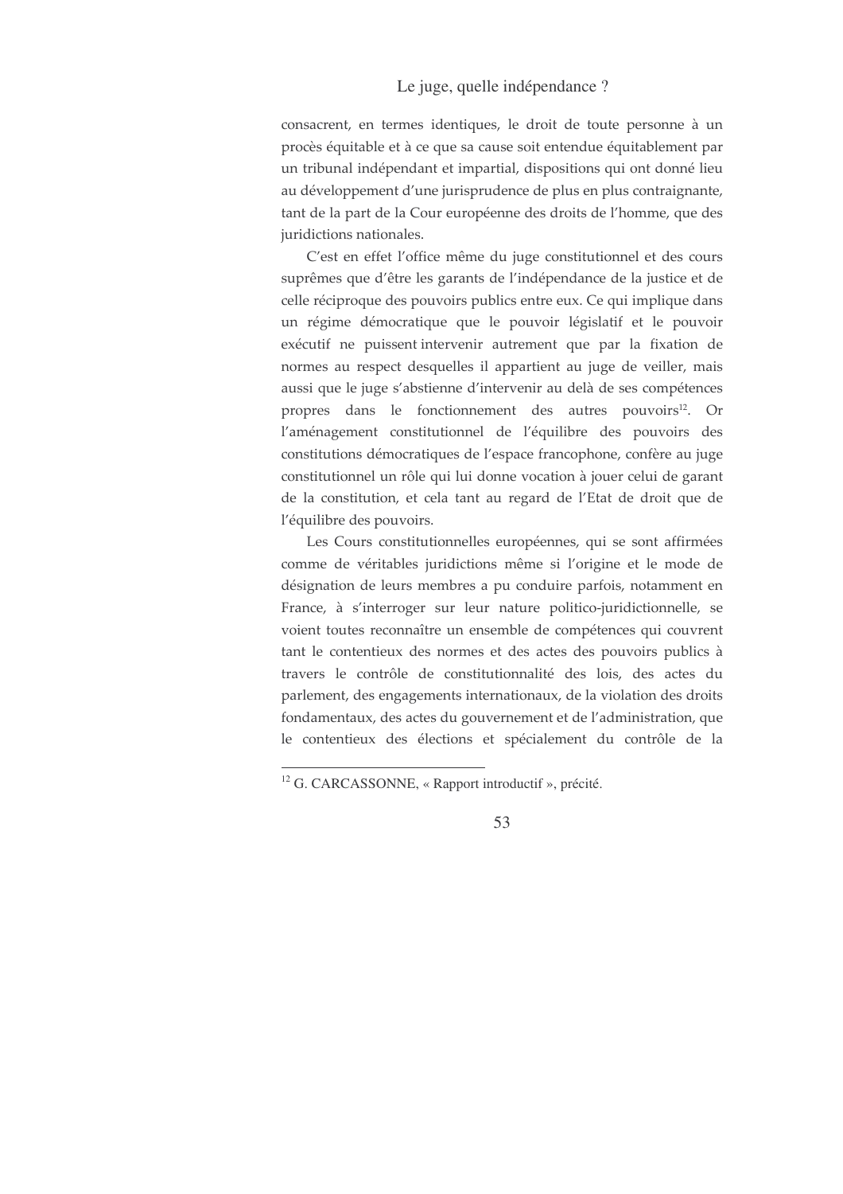consacrent, en termes identiques, le droit de toute personne à un procès équitable et à ce que sa cause soit entendue équitablement par un tribunal indépendant et impartial, dispositions qui ont donné lieu au développement d'une jurisprudence de plus en plus contraignante, tant de la part de la Cour européenne des droits de l'homme, que des juridictions nationales.

C'est en effet l'office même du juge constitutionnel et des cours suprêmes que d'être les garants de l'indépendance de la justice et de celle réciproque des pouvoirs publics entre eux. Ce qui implique dans un régime démocratique que le pouvoir législatif et le pouvoir exécutif ne puissent intervenir autrement que par la fixation de normes au respect desquelles il appartient au juge de veiller, mais aussi que le juge s'abstienne d'intervenir au delà de ses compétences propres dans le fonctionnement des autres pouvoirs[12]. Or l'aménagement constitutionnel de l'équilibre des pouvoirs des constitutions démocratiques de l'espace francophone, confère au juge constitutionnel un rôle qui lui donne vocation à jouer celui de garant de la constitution, et cela tant au regard de l'Etat de droit que de l'équilibre des pouvoirs.

Les Cours constitutionnelles européennes, qui se sont affirmées comme de véritables juridictions même si l'origine et le mode de désignation de leurs membres a pu conduire parfois, notamment en France, à s'interroger sur leur nature politico-juridictionnelle, se voient toutes reconnaître un ensemble de compétences qui couvrent tant le contentieux des normes et des actes des pouvoirs publics à travers le contrôle de constitutionnalité des lois, des actes du parlement, des engagements internationaux, de la violation des droits fondamentaux, des actes du gouvernement et de l'administration, que le contentieux des élections et spécialement du contrôle de la

---

[12] G. CARCASSONNE, « Rapport introductif », précité.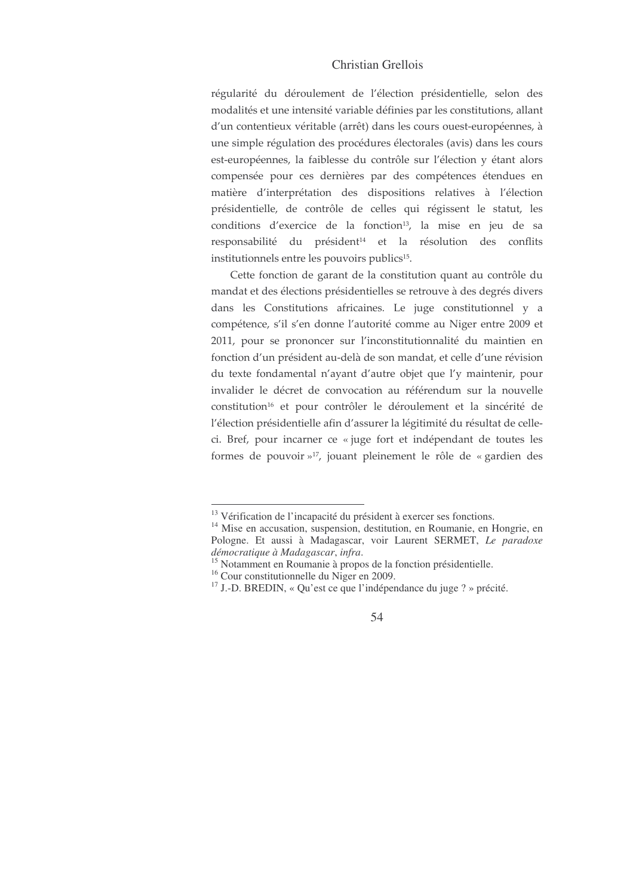régularité du déroulement de l'élection présidentielle, selon des modalités et une intensité variable définies par les constitutions, allant d'un contentieux véritable (arrêt) dans les cours ouest-européennes, à une simple régulation des procédures électorales (avis) dans les cours est-européennes, la faiblesse du contrôle sur l'élection y étant alors compensée pour ces dernières par des compétences étendues en matière d'interprétation des dispositions relatives à l'élection présidentielle, de contrôle de celles qui régissent le statut, les conditions d'exercice de la fonction[13], la mise en jeu de sa responsabilité du président[14] et la résolution des conflits institutionnels entre les pouvoirs publics[15].

Cette fonction de garant de la constitution quant au contrôle du mandat et des élections présidentielles se retrouve à des degrés divers dans les Constitutions africaines. Le juge constitutionnel y a compétence, s'il s'en donne l'autorité comme au Niger entre 2009 et 2011, pour se prononcer sur l'inconstitutionnalité du maintien en fonction d'un président au-delà de son mandat, et celle d'une révision du texte fondamental n'ayant d'autre objet que l'y maintenir, pour invalider le décret de convocation au référendum sur la nouvelle constitution[16] et pour contrôler le déroulement et la sincérité de l'élection présidentielle afin d'assurer la légitimité du résultat de celle-ci. Bref, pour incarner ce « juge fort et indépendant de toutes les formes de pouvoir »[17], jouant pleinement le rôle de « gardien des

---

[13] Vérification de l'incapacité du président à exercer ses fonctions.

[14] Mise en accusation, suspension, destitution, en Roumanie, en Hongrie, en Pologne. Et aussi à Madagascar, voir Laurent SERMET, *Le paradoxe démocratique à Madagascar*, *infra*.

[15] Notamment en Roumanie à propos de la fonction présidentielle.

[16] Cour constitutionnelle du Niger en 2009.

[17] J.-D. BREDIN, « Qu'est ce que l'indépendance du juge ? » précité.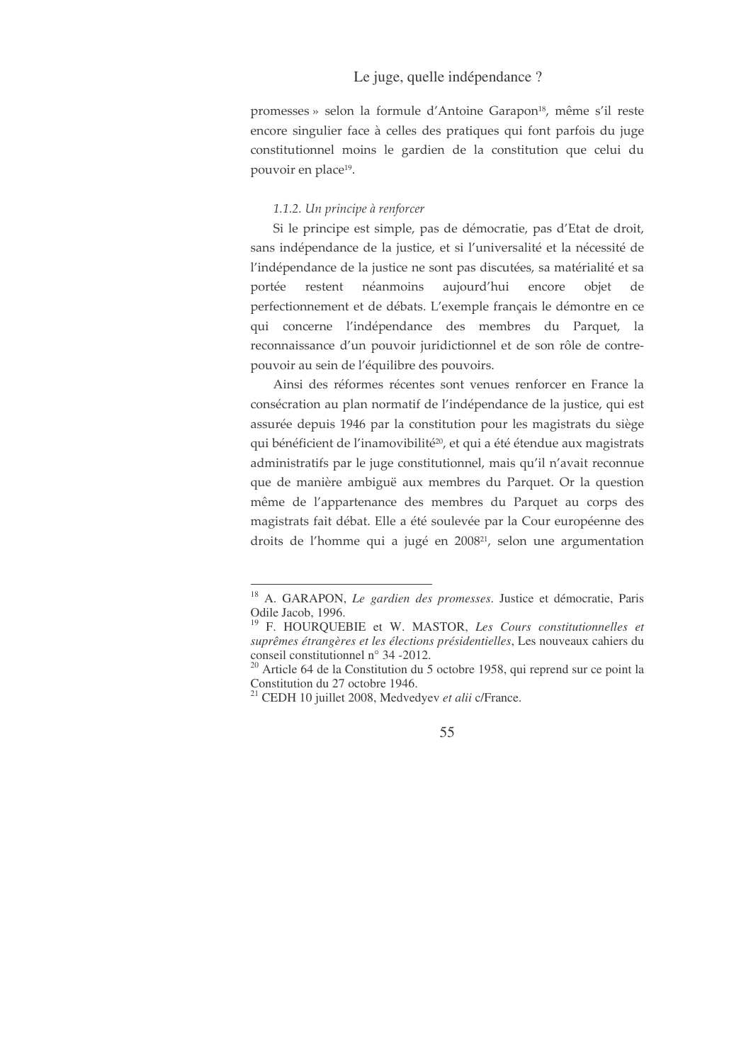promesses » selon la formule d'Antoine Garapon[18], même s'il reste encore singulier face à celles des pratiques qui font parfois du juge constitutionnel moins le gardien de la constitution que celui du pouvoir en place[19].

#### *1.1.2. Un principe à renforcer*

Si le principe est simple, pas de démocratie, pas d'Etat de droit, sans indépendance de la justice, et si l'universalité et la nécessité de l'indépendance de la justice ne sont pas discutées, sa matérialité et sa portée restent néanmoins aujourd'hui encore objet de perfectionnement et de débats. L'exemple français le démontre en ce qui concerne l'indépendance des membres du Parquet, la reconnaissance d'un pouvoir juridictionnel et de son rôle de contre-pouvoir au sein de l'équilibre des pouvoirs.

Ainsi des réformes récentes sont venues renforcer en France la consécration au plan normatif de l'indépendance de la justice, qui est assurée depuis 1946 par la constitution pour les magistrats du siège qui bénéficient de l'inamovibilité[20], et qui a été étendue aux magistrats administratifs par le juge constitutionnel, mais qu'il n'avait reconnue que de manière ambiguë aux membres du Parquet. Or la question même de l'appartenance des membres du Parquet au corps des magistrats fait débat. Elle a été soulevée par la Cour européenne des droits de l'homme qui a jugé en 2008[21], selon une argumentation

---

[18] A. GARAPON, *Le gardien des promesses.* Justice et démocratie, Paris Odile Jacob, 1996.

[19] F. HOURQUEBIE et W. MASTOR, *Les Cours constitutionnelles et suprêmes étrangères et les élections présidentielles*, Les nouveaux cahiers du conseil constitutionnel n° 34 -2012.

[20] Article 64 de la Constitution du 5 octobre 1958, qui reprend sur ce point la Constitution du 27 octobre 1946.

[21] CEDH 10 juillet 2008, Medvedyev *et alii* c/France.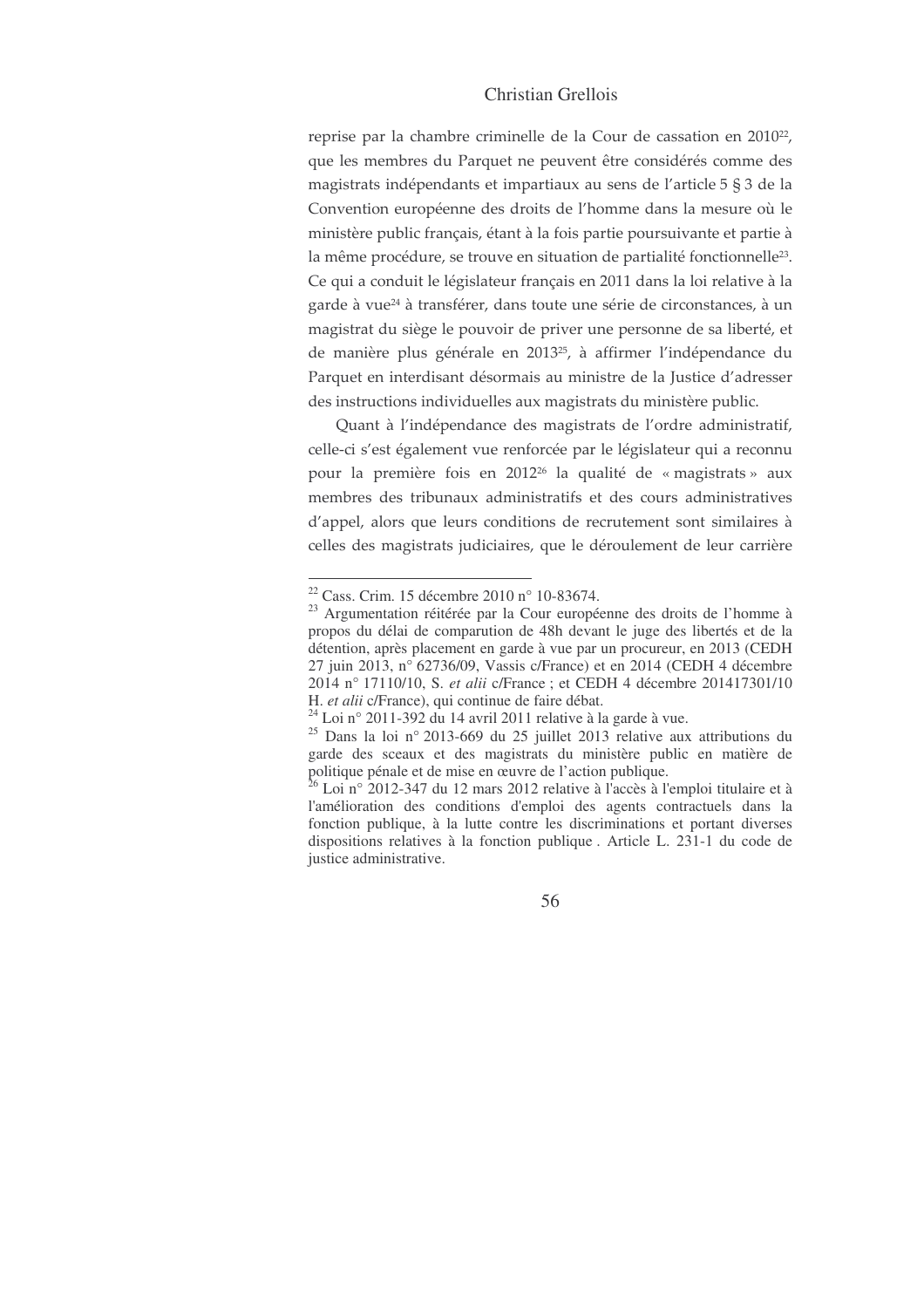reprise par la chambre criminelle de la Cour de cassation en 2010[22], que les membres du Parquet ne peuvent être considérés comme des magistrats indépendants et impartiaux au sens de l'article 5 § 3 de la Convention européenne des droits de l'homme dans la mesure où le ministère public français, étant à la fois partie poursuivante et partie à la même procédure, se trouve en situation de partialité fonctionnelle[23]. Ce qui a conduit le législateur français en 2011 dans la loi relative à la garde à vue[24] à transférer, dans toute une série de circonstances, à un magistrat du siège le pouvoir de priver une personne de sa liberté, et de manière plus générale en 2013[25], à affirmer l'indépendance du Parquet en interdisant désormais au ministre de la Justice d'adresser des instructions individuelles aux magistrats du ministère public.

Quant à l'indépendance des magistrats de l'ordre administratif, celle-ci s'est également vue renforcée par le législateur qui a reconnu pour la première fois en 2012[26] la qualité de « magistrats » aux membres des tribunaux administratifs et des cours administratives d'appel, alors que leurs conditions de recrutement sont similaires à celles des magistrats judiciaires, que le déroulement de leur carrière

---

[22] Cass. Crim. 15 décembre 2010 n° 10-83674.

[23] Argumentation réitérée par la Cour européenne des droits de l'homme à propos du délai de comparution de 48h devant le juge des libertés et de la détention, après placement en garde à vue par un procureur, en 2013 (CEDH 27 juin 2013, n° 62736/09, Vassis c/France) et en 2014 (CEDH 4 décembre 2014 n° 17110/10, S. *et alii* c/France ; et CEDH 4 décembre 201417301/10 H. *et alii* c/France), qui continue de faire débat.

[24] Loi n° 2011-392 du 14 avril 2011 relative à la garde à vue.

[25] Dans la loi n° 2013-669 du 25 juillet 2013 relative aux attributions du garde des sceaux et des magistrats du ministère public en matière de politique pénale et de mise en œuvre de l'action publique.

[26] Loi n° 2012-347 du 12 mars 2012 relative à l'accès à l'emploi titulaire et à l'amélioration des conditions d'emploi des agents contractuels dans la fonction publique, à la lutte contre les discriminations et portant diverses dispositions relatives à la fonction publique . Article L. 231-1 du code de justice administrative.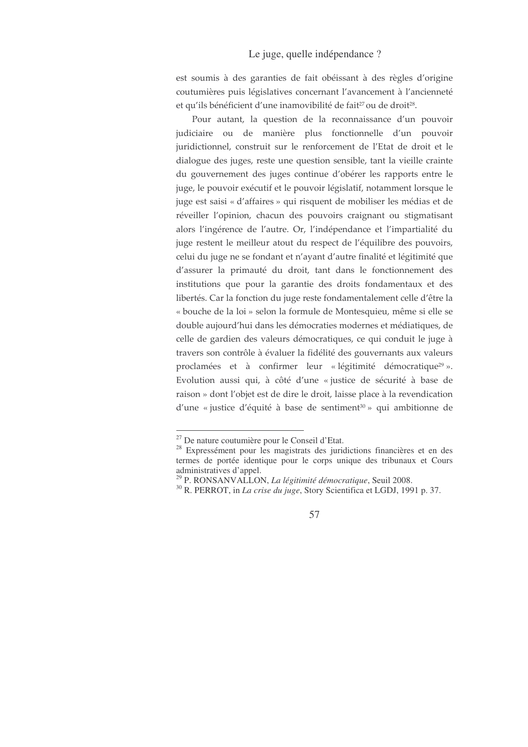est soumis à des garanties de fait obéissant à des règles d'origine coutumières puis législatives concernant l'avancement à l'ancienneté et qu'ils bénéficient d'une inamovibilité de fait[27] ou de droit[28].

Pour autant, la question de la reconnaissance d'un pouvoir judiciaire ou de manière plus fonctionnelle d'un pouvoir juridictionnel, construit sur le renforcement de l'Etat de droit et le dialogue des juges, reste une question sensible, tant la vieille crainte du gouvernement des juges continue d'obérer les rapports entre le juge, le pouvoir exécutif et le pouvoir législatif, notamment lorsque le juge est saisi « d'affaires » qui risquent de mobiliser les médias et de réveiller l'opinion, chacun des pouvoirs craignant ou stigmatisant alors l'ingérence de l'autre. Or, l'indépendance et l'impartialité du juge restent le meilleur atout du respect de l'équilibre des pouvoirs, celui du juge ne se fondant et n'ayant autre finalité et légitimité que d'assurer la primauté du droit, tant dans le fonctionnement des institutions que pour la garantie des droits fondamentaux et des libertés. Car la fonction du juge reste fondamentalement celle d'être la « bouche de la loi » selon la formule de Montesquieu, même si elle se double aujourd'hui dans les démocraties modernes et médiatiques, de celle de gardien des valeurs démocratiques, ce qui conduit le juge à travers son contrôle à évaluer la fidélité des gouvernants aux valeurs proclamées et à confirmer leur « légitimité démocratique[29] ». Evolution aussi qui, à côté d'une « justice de sécurité à base de raison » dont l'objet est de dire le droit, laisse place à la revendication d'une « justice d'équité à base de sentiment[30] » qui ambitionne de

---

[27] De nature coutumière pour le Conseil d'Etat.

[28] Expressément pour les magistrats des juridictions financières et en des termes de portée identique pour le corps unique des tribunaux et Cours administratives d'appel.

[29] P. RONSANVALLON, *La légitimité démocratique*, Seuil 2008.

[30] R. PERROT, in *La crise du juge*, Story Scientifica et LGDJ, 1991 p. 37.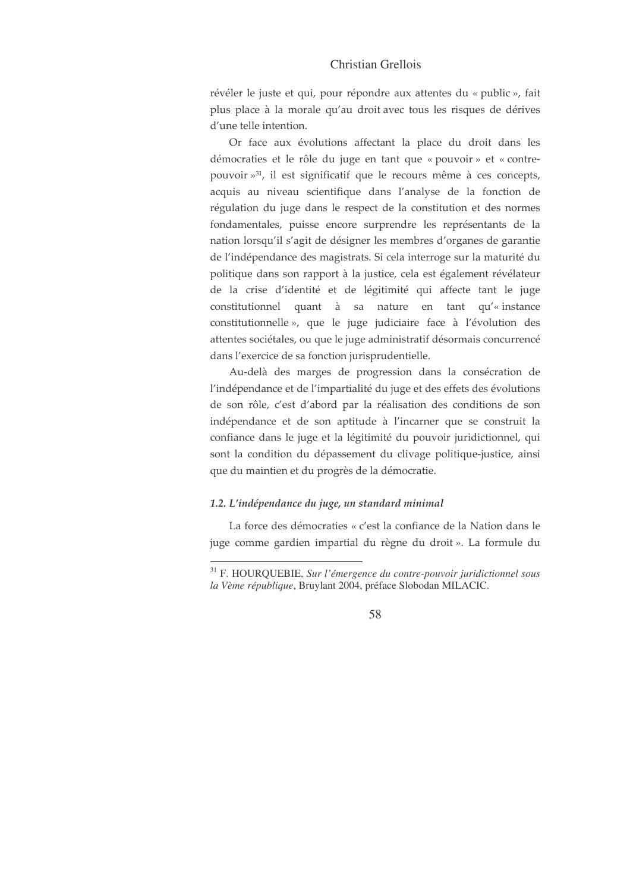révéler le juste et qui, pour répondre aux attentes du « public », fait plus place à la morale qu'au droit avec tous les risques de dérives d'une telle intention.

Or face aux évolutions affectant la place du droit dans les démocraties et le rôle du juge en tant que « pouvoir » et « contre-pouvoir »[31], il est significatif que le recours même à ces concepts, acquis au niveau scientifique dans l'analyse de la fonction de régulation du juge dans le respect de la constitution et des normes fondamentales, puisse encore surprendre les représentants de la nation lorsqu'il s'agit de désigner les membres d'organes de garantie de l'indépendance des magistrats. Si cela interroge sur la maturité du politique dans son rapport à la justice, cela est également révélateur de la crise d'identité et de légitimité qui affecte tant le juge constitutionnel quant à sa nature en tant qu'« instance constitutionnelle », que le juge judiciaire face à l'évolution des attentes sociétales, ou que le juge administratif désormais concurrencé dans l'exercice de sa fonction jurisprudentielle.

Au-delà des marges de progression dans la consécration de l'indépendance et de l'impartialité du juge et des effets des évolutions de son rôle, c'est d'abord par la réalisation des conditions de son indépendance et de son aptitude à l'incarner que se construit la confiance dans le juge et la légitimité du pouvoir juridictionnel, qui sont la condition du dépassement du clivage politique-justice, ainsi que du maintien et du progrès de la démocratie.

### *1.2. L'indépendance du juge, un standard minimal*

La force des démocraties « c'est la confiance de la Nation dans le juge comme gardien impartial du règne du droit ». La formule du

---

[31] F. HOURQUEBIE, *Sur l'émergence du contre-pouvoir juridictionnel sous la Vème république*, Bruylant 2004, préface Slobodan MILACIC.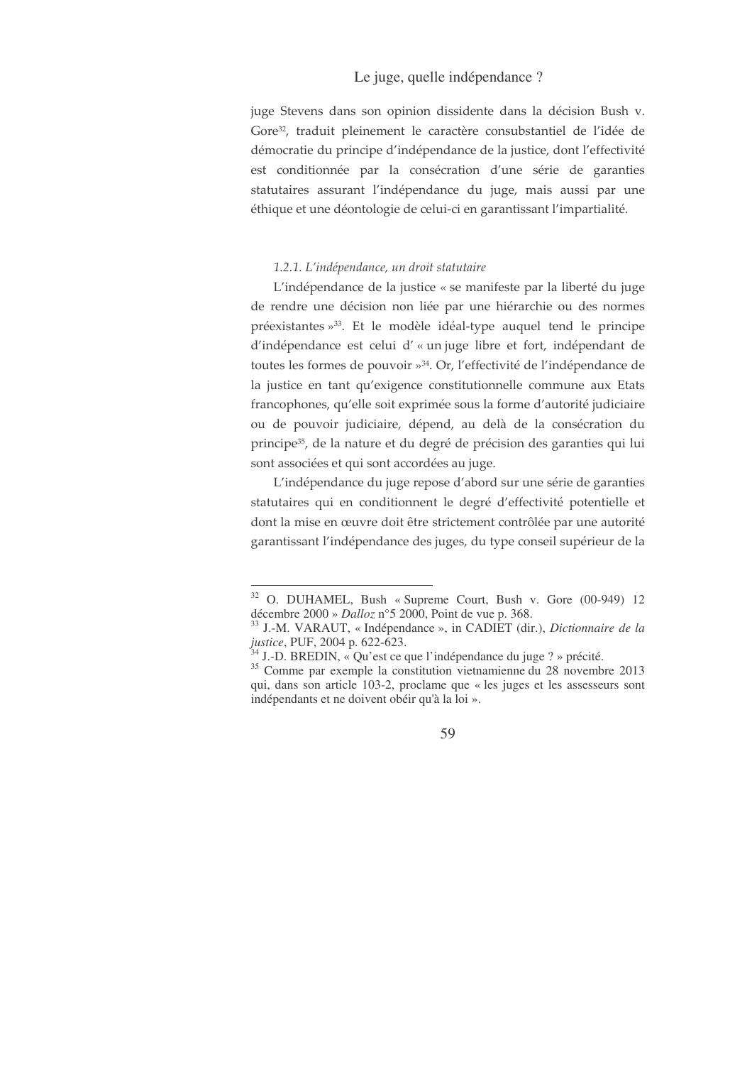juge Stevens dans son opinion dissidente dans la décision Bush v. Gore[32], traduit pleinement le caractère consubstantiel de l'idée de démocratie du principe d'indépendance de la justice, dont l'effectivité est conditionnée par la consécration d'une série de garanties statutaires assurant l'indépendance du juge, mais aussi par une éthique et une déontologie de celui-ci en garantissant l'impartialité.

#### *1.2.1. L'indépendance, un droit statutaire*

L'indépendance de la justice « se manifeste par la liberté du juge de rendre une décision non liée par une hiérarchie ou des normes préexistantes »[33]. Et le modèle idéal-type auquel tend le principe d'indépendance est celui d' « un juge libre et fort, indépendant de toutes les formes de pouvoir »[34]. Or, l'effectivité de l'indépendance de la justice en tant qu'exigence constitutionnelle commune aux Etats francophones, qu'elle soit exprimée sous la forme d'autorité judiciaire ou de pouvoir judiciaire, dépend, au delà de la consécration du principe[35], de la nature et du degré de précision des garanties qui lui sont associées et qui sont accordées au juge.

L'indépendance du juge repose d'abord sur une série de garanties statutaires qui en conditionnent le degré d'effectivité potentielle et dont la mise en œuvre doit être strictement contrôlée par une autorité garantissant l'indépendance des juges, du type conseil supérieur de la

---

[32] O. DUHAMEL, Bush « Supreme Court, Bush v. Gore (00-949) 12 décembre 2000 » *Dalloz* n°5 2000, Point de vue p. 368.

[33] J.-M. VARAUT, « Indépendance », in CADIET (dir.), *Dictionnaire de la justice*, PUF, 2004 p. 622-623.

[34] J.-D. BREDIN, « Qu'est ce que l'indépendance du juge ? » précité.

[35] Comme par exemple la constitution vietnamienne du 28 novembre 2013 qui, dans son article 103-2, proclame que « les juges et les assesseurs sont indépendants et ne doivent obéir qu'à la loi ».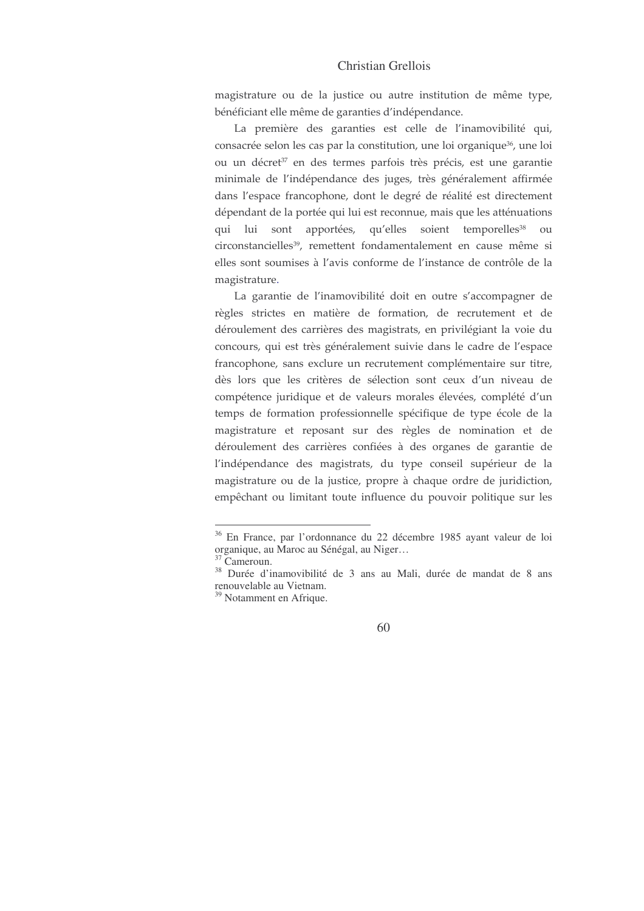magistrature ou de la justice ou autre institution de même type, bénéficiant elle même de garanties d'indépendance.

La première des garanties est celle de l'inamovibilité qui, consacrée selon les cas par la constitution, une loi organique[36], une loi ou un décret[37] en des termes parfois très précis, est une garantie minimale de l'indépendance des juges, très généralement affirmée dans l'espace francophone, dont le degré de réalité est directement dépendant de la portée qui lui est reconnue, mais que les atténuations qui lui sont apportées, qu'elles soient temporelles[38] ou circonstancielles[39], remettent fondamentalement en cause même si elles sont soumises à l'avis conforme de l'instance de contrôle de la magistrature.

La garantie de l'inamovibilité doit en outre s'accompagner de règles strictes en matière de formation, de recrutement et de déroulement des carrières des magistrats, en privilégiant la voie du concours, qui est très généralement suivie dans le cadre de l'espace francophone, sans exclure un recrutement complémentaire sur titre, dès lors que les critères de sélection sont ceux d'un niveau de compétence juridique et de valeurs morales élevées, complété d'un temps de formation professionnelle spécifique de type école de la magistrature et reposant sur des règles de nomination et de déroulement des carrières confiées à des organes de garantie de l'indépendance des magistrats, du type conseil supérieur de la magistrature ou de la justice, propre à chaque ordre de juridiction, empêchant ou limitant toute influence du pouvoir politique sur les

---

[36] En France, par l'ordonnance du 22 décembre 1985 ayant valeur de loi organique, au Maroc au Sénégal, au Niger…

[37] Cameroun.

[38] Durée d'inamovibilité de 3 ans au Mali, durée de mandat de 8 ans renouvelable au Vietnam.

[39] Notamment en Afrique.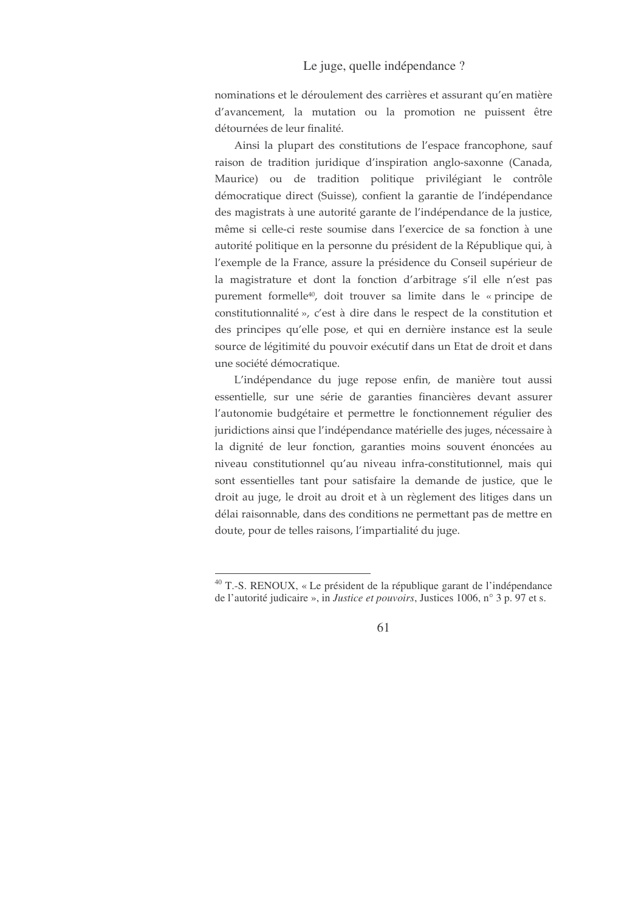nominations et le déroulement des carrières et assurant qu'en matière d'avancement, la mutation ou la promotion ne puissent être détournées de leur finalité.

Ainsi la plupart des constitutions de l'espace francophone, sauf raison de tradition juridique d'inspiration anglo-saxonne (Canada, Maurice) ou de tradition politique privilégiant le contrôle démocratique direct (Suisse), confient la garantie de l'indépendance des magistrats à une autorité garante de l'indépendance de la justice, même si celle-ci reste soumise dans l'exercice de sa fonction à une autorité politique en la personne du président de la République qui, à l'exemple de la France, assure la présidence du Conseil supérieur de la magistrature et dont la fonction d'arbitrage s'il elle n'est pas purement formelle[40], doit trouver sa limite dans le « principe de constitutionnalité », c'est à dire dans le respect de la constitution et des principes qu'elle pose, et qui en dernière instance est la seule source de légitimité du pouvoir exécutif dans un Etat de droit et dans une société démocratique.

L'indépendance du juge repose enfin, de manière tout aussi essentielle, sur une série de garanties financières devant assurer l'autonomie budgétaire et permettre le fonctionnement régulier des juridictions ainsi que l'indépendance matérielle des juges, nécessaire à la dignité de leur fonction, garanties moins souvent énoncées au niveau constitutionnel qu'au niveau infra-constitutionnel, mais qui sont essentielles tant pour satisfaire la demande de justice, que le droit au juge, le droit au droit et à un règlement des litiges dans un délai raisonnable, dans des conditions ne permettant pas de mettre en doute, pour de telles raisons, l'impartialité du juge.

---

[40] T.-S. RENOUX, « Le président de la république garant de l'indépendance de l'autorité judicaire », in *Justice et pouvoirs*, Justices 1006, n° 3 p. 97 et s.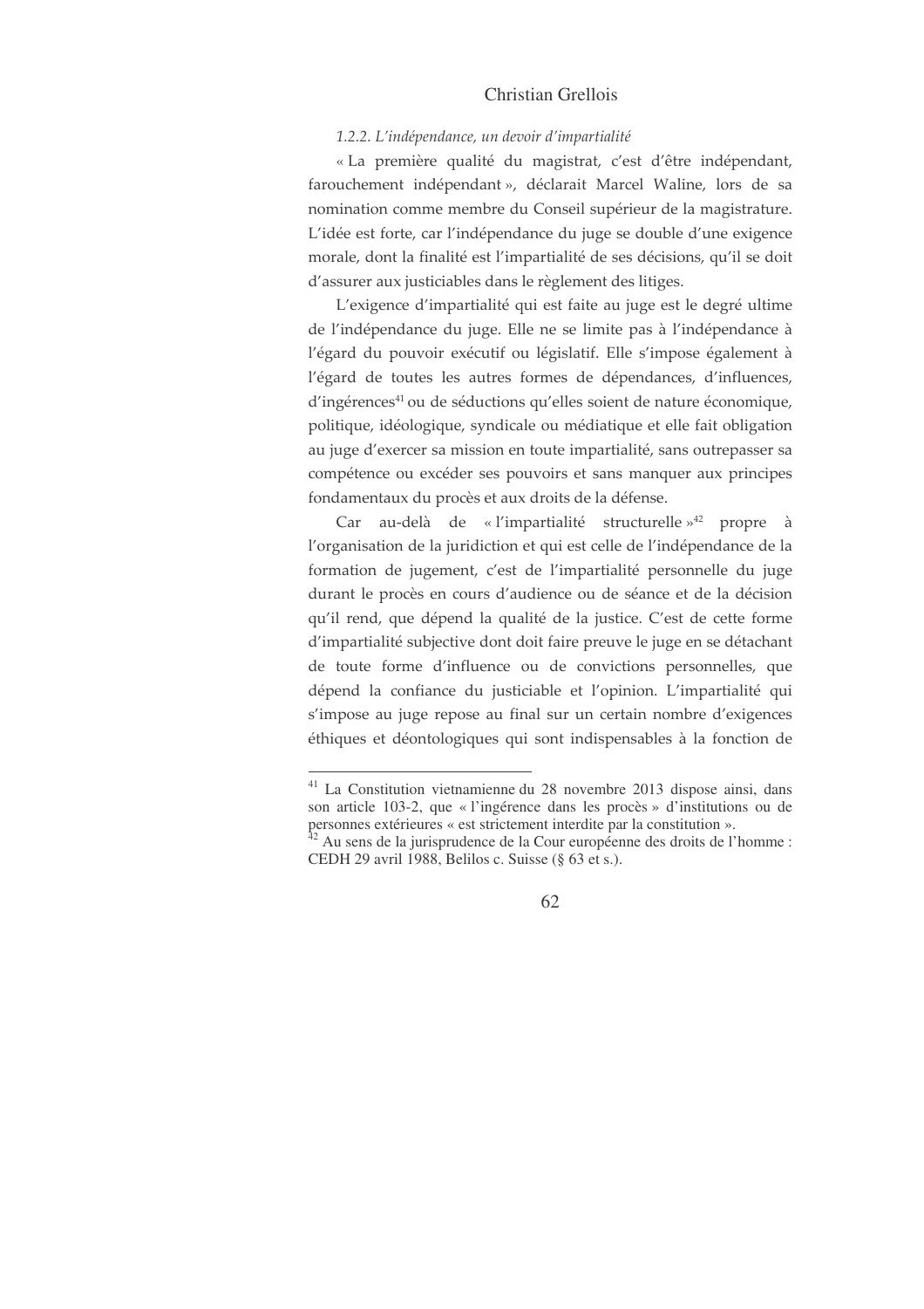### *1.2.2. L'indépendance, un devoir d'impartialité*

« La première qualité du magistrat, c'est d'être indépendant, farouchement indépendant », déclarait Marcel Waline, lors de sa nomination comme membre du Conseil supérieur de la magistrature. L'idée est forte, car l'indépendance du juge se double d'une exigence morale, dont la finalité est l'impartialité de ses décisions, qu'il se doit d'assurer aux justiciables dans le règlement des litiges.

L'exigence d'impartialité qui est faite au juge est le degré ultime de l'indépendance du juge. Elle ne se limite pas à l'indépendance à l'égard du pouvoir exécutif ou législatif. Elle s'impose également à l'égard de toutes les autres formes de dépendances, d'influences, d'ingérences[41] ou de séductions qu'elles soient de nature économique, politique, idéologique, syndicale ou médiatique et elle fait obligation au juge d'exercer sa mission en toute impartialité, sans outrepasser sa compétence ou excéder ses pouvoirs et sans manquer aux principes fondamentaux du procès et aux droits de la défense.

Car au-delà de « l'impartialité structurelle »[42] propre à l'organisation de la juridiction et qui est celle de l'indépendance de la formation de jugement, c'est de l'impartialité personnelle du juge durant le procès en cours d'audience ou de séance et de la décision qu'il rend, que dépend la qualité de la justice. C'est de cette forme d'impartialité subjective dont doit faire preuve le juge en se détachant de toute forme d'influence ou de convictions personnelles, que dépend la confiance du justiciable et l'opinion. L'impartialité qui s'impose au juge repose au final sur un certain nombre d'exigences éthiques et déontologiques qui sont indispensables à la fonction de

---

[41] La Constitution vietnamienne du 28 novembre 2013 dispose ainsi, dans son article 103-2, que « l'ingérence dans les procès » d'institutions ou de personnes extérieures « est strictement interdite par la constitution ».

[42] Au sens de la jurisprudence de la Cour européenne des droits de l'homme : CEDH 29 avril 1988, Belilos c. Suisse (§ 63 et s.).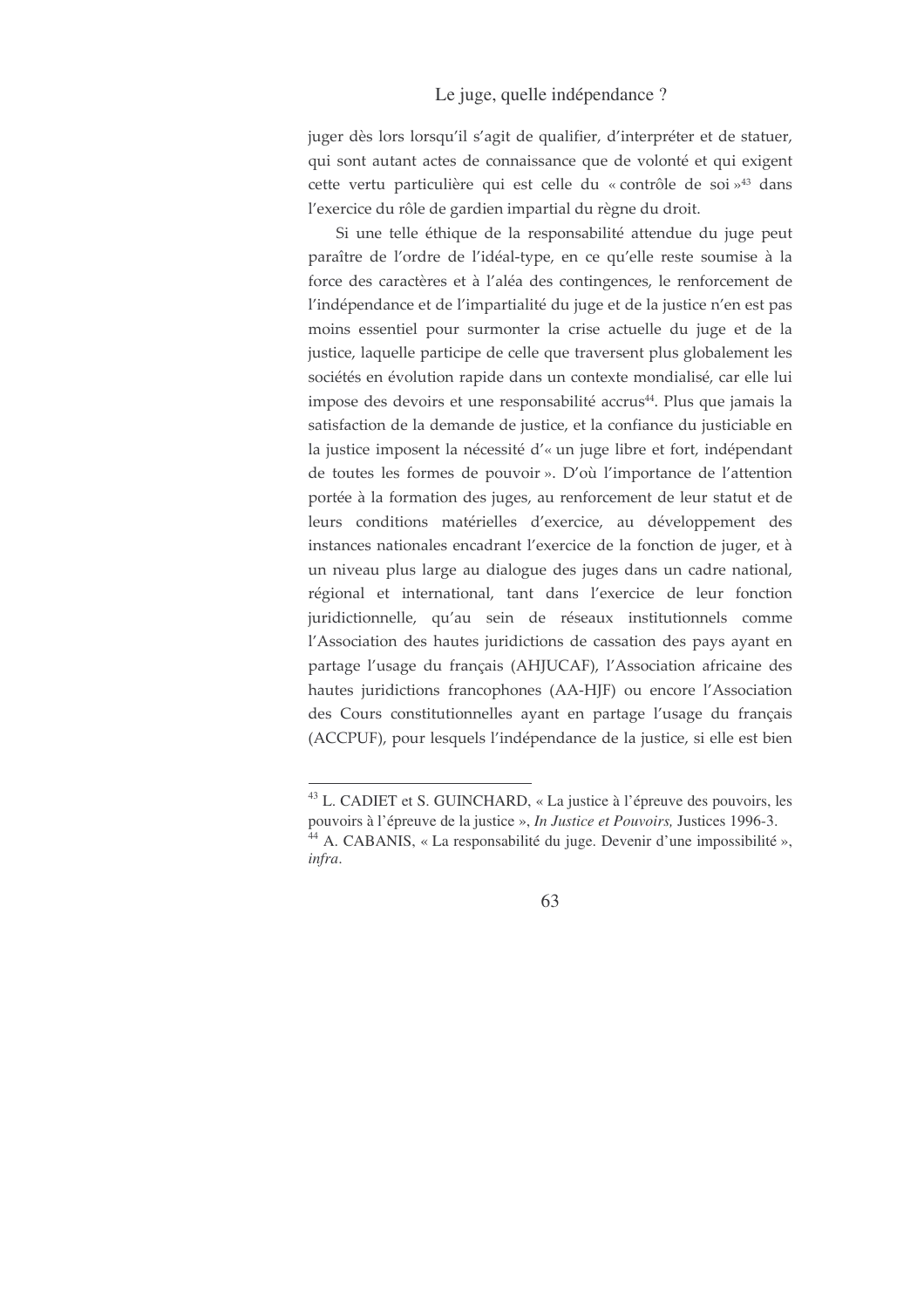juger dès lors lorsqu'il s'agit de qualifier, d'interpréter et de statuer, qui sont autant actes de connaissance que de volonté et qui exigent cette vertu particulière qui est celle du « contrôle de soi »[43] dans l'exercice du rôle de gardien impartial du règne du droit.

Si une telle éthique de la responsabilité attendue du juge peut paraître de l'ordre de l'idéal-type, en ce qu'elle reste soumise à la force des caractères et à l'aléa des contingences, le renforcement de l'indépendance et de l'impartialité du juge et de la justice n'en est pas moins essentiel pour surmonter la crise actuelle du juge et de la justice, laquelle participe de celle que traversent plus globalement les sociétés en évolution rapide dans un contexte mondialisé, car elle lui impose des devoirs et une responsabilité accrus[44]. Plus que jamais la satisfaction de la demande de justice, et la confiance du justiciable en la justice imposent la nécessité d'« un juge libre et fort, indépendant de toutes les formes de pouvoir ». D'où l'importance de l'attention portée à la formation des juges, au renforcement de leur statut et de leurs conditions matérielles d'exercice, au développement des instances nationales encadrant l'exercice de la fonction de juger, et à un niveau plus large au dialogue des juges dans un cadre national, régional et international, tant dans l'exercice de leur fonction juridictionnelle, qu'au sein de réseaux institutionnels comme l'Association des hautes juridictions de cassation des pays ayant en partage l'usage du français (AHJUCAF), l'Association africaine des hautes juridictions francophones (AA-HJF) ou encore l'Association des Cours constitutionnelles ayant en partage l'usage du français (ACCPUF), pour lesquels l'indépendance de la justice, si elle est bien

---

[43] L. CADIET et S. GUINCHARD, « La justice à l'épreuve des pouvoirs, les pouvoirs à l'épreuve de la justice », *In Justice et Pouvoirs,* Justices 1996-3.

[44] A. CABANIS, « La responsabilité du juge. Devenir d'une impossibilité », *infra*.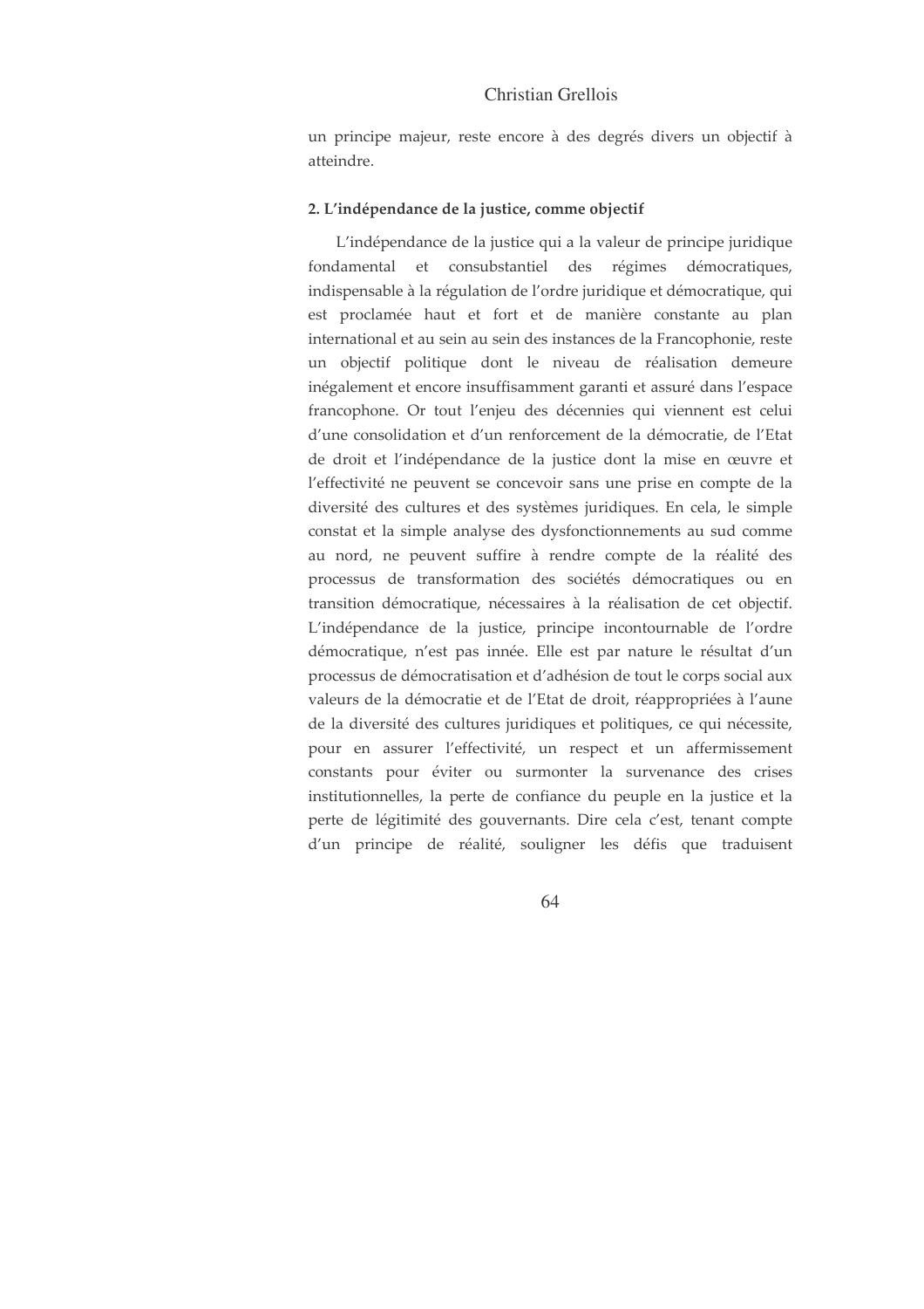un principe majeur, reste encore à des degrés divers un objectif à atteindre.

### 2. L'indépendance de la justice, comme objectif

L'indépendance de la justice qui a la valeur de principe juridique fondamental et consubstantiel des régimes démocratiques, indispensable à la régulation de l'ordre juridique et démocratique, qui est proclamée haut et fort et de manière constante au plan international et au sein au sein des instances de la Francophonie, reste un objectif politique dont le niveau de réalisation demeure inégalement et encore insuffisamment garanti et assuré dans l'espace francophone. Or tout l'enjeu des décennies qui viennent est celui d'une consolidation et d'un renforcement de la démocratie, de l'Etat de droit et l'indépendance de la justice dont la mise en œuvre et l'effectivité ne peuvent se concevoir sans une prise en compte de la diversité des cultures et des systèmes juridiques. En cela, le simple constat et la simple analyse des dysfonctionnements au sud comme au nord, ne peuvent suffire à rendre compte de la réalité des processus de transformation des sociétés démocratiques ou en transition démocratique, nécessaires à la réalisation de cet objectif. L'indépendance de la justice, principe incontournable de l'ordre démocratique, n'est pas innée. Elle est par nature le résultat d'un processus de démocratisation et d'adhésion de tout le corps social aux valeurs de la démocratie et de l'Etat de droit, réappropriées à l'aune de la diversité des cultures juridiques et politiques, ce qui nécessite, pour en assurer l'effectivité, un respect et un affermissement constants pour éviter ou surmonter la survenance des crises institutionnelles, la perte de confiance du peuple en la justice et la perte de légitimité des gouvernants. Dire cela c'est, tenant compte d'un principe de réalité, souligner les défis que traduisent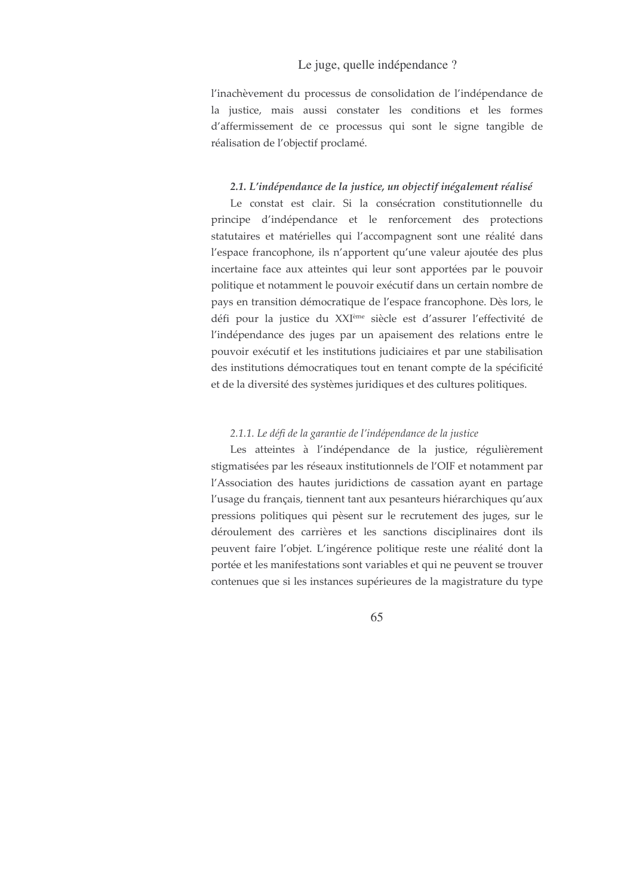l'inachèvement du processus de consolidation de l'indépendance de la justice, mais aussi constater les conditions et les formes d'affermissement de ce processus qui sont le signe tangible de réalisation de l'objectif proclamé.

### *2.1. L'indépendance de la justice, un objectif inégalement réalisé*

Le constat est clair. Si la consécration constitutionnelle du principe d'indépendance et le renforcement des protections statutaires et matérielles qui l'accompagnent sont une réalité dans l'espace francophone, ils n'apportent qu'une valeur ajoutée des plus incertaine face aux atteintes qui leur sont apportées par le pouvoir politique et notamment le pouvoir exécutif dans un certain nombre de pays en transition démocratique de l'espace francophone. Dès lors, le défi pour la justice du XXIème siècle est d'assurer l'effectivité de l'indépendance des juges par un apaisement des relations entre le pouvoir exécutif et les institutions judiciaires et par une stabilisation des institutions démocratiques tout en tenant compte de la spécificité et de la diversité des systèmes juridiques et des cultures politiques.

#### *2.1.1. Le défi de la garantie de l'indépendance de la justice*

Les atteintes à l'indépendance de la justice, régulièrement stigmatisées par les réseaux institutionnels de l'OIF et notamment par l'Association des hautes juridictions de cassation ayant en partage l'usage du français, tiennent tant aux pesanteurs hiérarchiques qu'aux pressions politiques qui pèsent sur le recrutement des juges, sur le déroulement des carrières et les sanctions disciplinaires dont ils peuvent faire l'objet. L'ingérence politique reste une réalité dont la portée et les manifestations sont variables et qui ne peuvent se trouver contenues que si les instances supérieures de la magistrature du type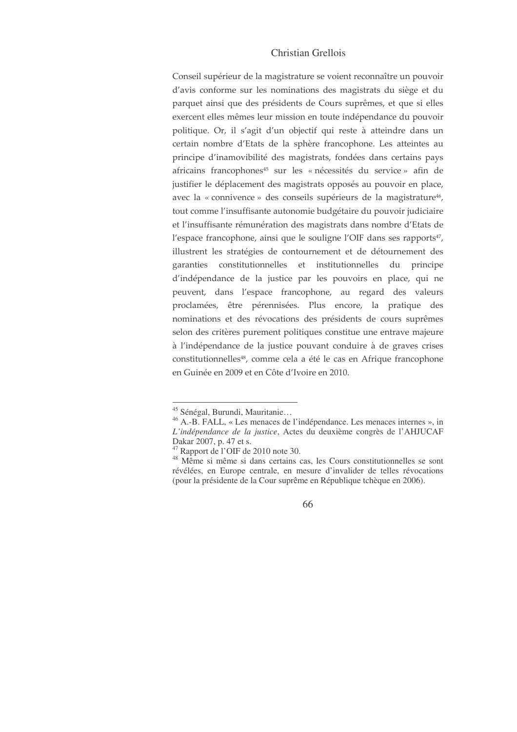Conseil supérieur de la magistrature se voient reconnaître un pouvoir d'avis conforme sur les nominations des magistrats du siège et du parquet ainsi que des présidents de Cours suprêmes, et que si elles exercent elles mêmes leur mission en toute indépendance du pouvoir politique. Or, il s'agit d'un objectif qui reste à atteindre dans un certain nombre d'Etats de la sphère francophone. Les atteintes au principe d'inamovibilité des magistrats, fondées dans certains pays africains francophones[45] sur les « nécessités du service » afin de justifier le déplacement des magistrats opposés au pouvoir en place, avec la « connivence » des conseils supérieurs de la magistrature[46], tout comme l'insuffisante autonomie budgétaire du pouvoir judiciaire et l'insuffisante rémunération des magistrats dans nombre d'Etats de l'espace francophone, ainsi que le souligne l'OIF dans ses rapports[47], illustrent les stratégies de contournement et de détournement des garanties constitutionnelles et institutionnelles du principe d'indépendance de la justice par les pouvoirs en place, qui ne peuvent, dans l'espace francophone, au regard des valeurs proclamées, être pérennisées. Plus encore, la pratique des nominations et des révocations des présidents de cours suprêmes selon des critères purement politiques constitue une entrave majeure à l'indépendance de la justice pouvant conduire à de graves crises constitutionnelles[48], comme cela a été le cas en Afrique francophone en Guinée en 2009 et en Côte d'Ivoire en 2010.

---

[45] Sénégal, Burundi, Mauritanie…

[46] A.-B. FALL, « Les menaces de l'indépendance. Les menaces internes », in *L'indépendance de la justice*, Actes du deuxième congrès de l'AHJUCAF Dakar 2007, p. 47 et s.

[47] Rapport de l'OIF de 2010 note 30.

[48] Même si même si dans certains cas, les Cours constitutionnelles se sont révélées, en Europe centrale, en mesure d'invalider de telles révocations (pour la présidente de la Cour suprême en République tchèque en 2006).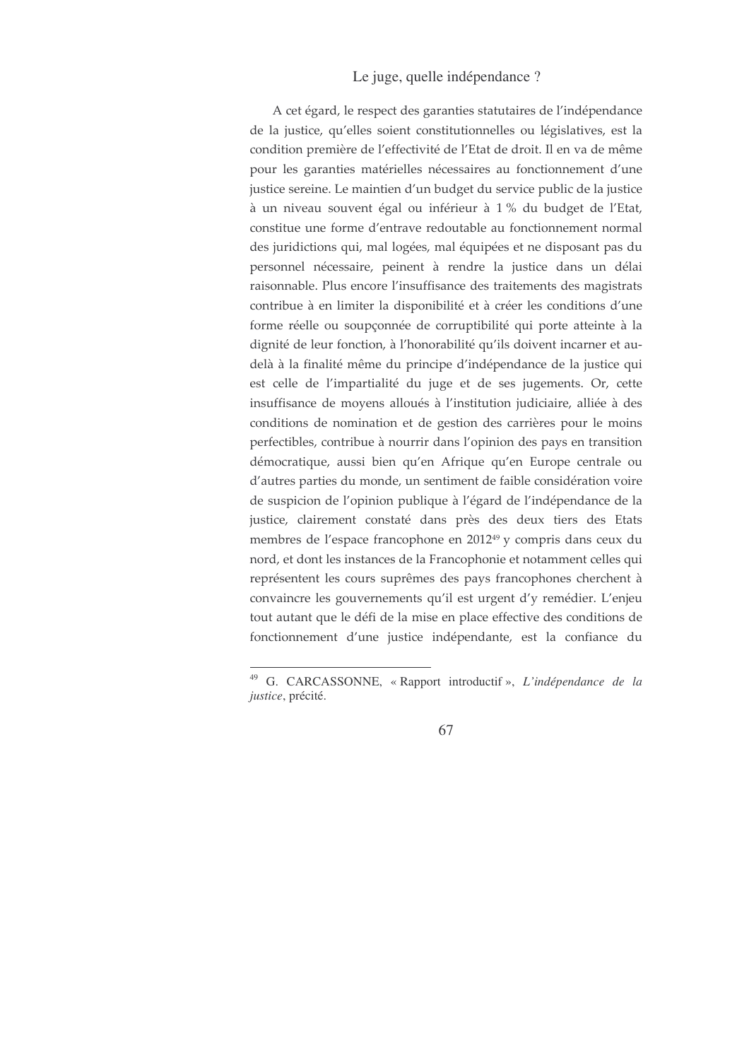A cet égard, le respect des garanties statutaires de l'indépendance de la justice, qu'elles soient constitutionnelles ou législatives, est la condition première de l'effectivité de l'Etat de droit. Il en va de même pour les garanties matérielles nécessaires au fonctionnement d'une justice sereine. Le maintien d'un budget du service public de la justice à un niveau souvent égal ou inférieur à 1 % du budget de l'Etat, constitue une forme d'entrave redoutable au fonctionnement normal des juridictions qui, mal logées, mal équipées et ne disposant pas du personnel nécessaire, peinent à rendre la justice dans un délai raisonnable. Plus encore l'insuffisance des traitements des magistrats contribue à en limiter la disponibilité et à créer les conditions d'une forme réelle ou soupçonnée de corruptibilité qui porte atteinte à la dignité de leur fonction, à l'honorabilité qu'ils doivent incarner et au-delà à la finalité même du principe d'indépendance de la justice qui est celle de l'impartialité du juge et de ses jugements. Or, cette insuffisance de moyens alloués à l'institution judiciaire, alliée à des conditions de nomination et de gestion des carrières pour le moins perfectibles, contribue à nourrir dans l'opinion des pays en transition démocratique, aussi bien qu'en Afrique qu'en Europe centrale ou d'autres parties du monde, un sentiment de faible considération voire de suspicion de l'opinion publique à l'égard de l'indépendance de la justice, clairement constaté dans près des deux tiers des Etats membres de l'espace francophone en 2012[49] y compris dans ceux du nord, et dont les instances de la Francophonie et notamment celles qui représentent les cours suprêmes des pays francophones cherchent à convaincre les gouvernements qu'il est urgent d'y remédier. L'enjeu tout autant que le défi de la mise en place effective des conditions de fonctionnement d'une justice indépendante, est la confiance du

---

[49] G. CARCASSONNE, « Rapport introductif », *L'indépendance de la justice*, précité.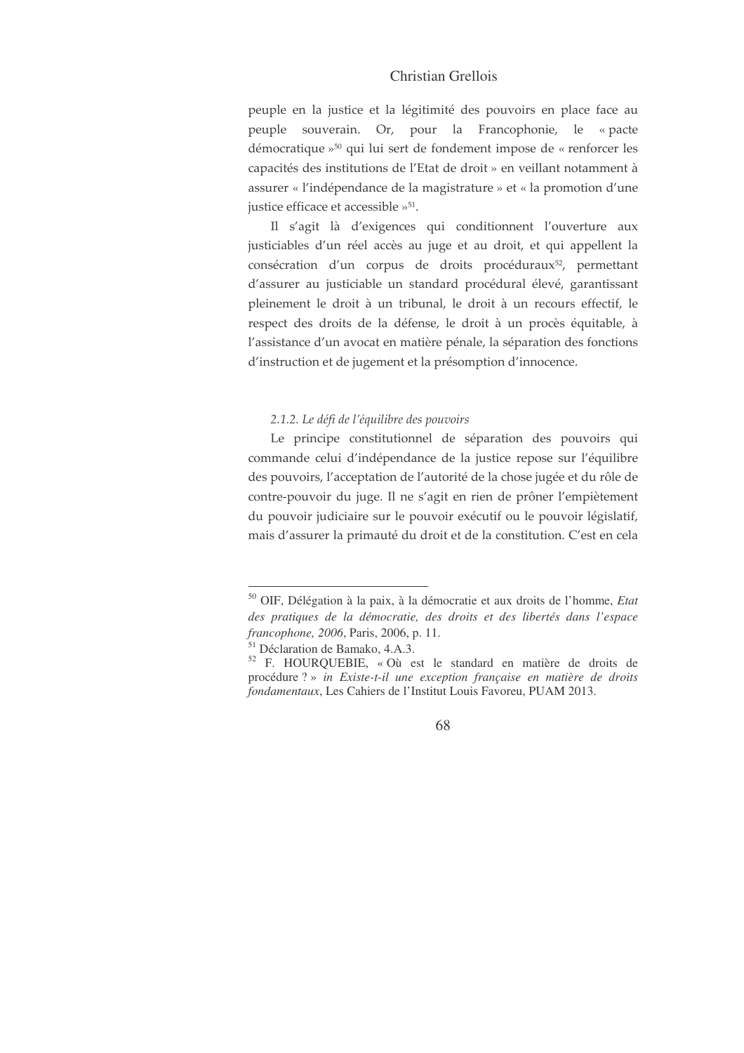peuple en la justice et la légitimité des pouvoirs en place face au peuple souverain. Or, pour la Francophonie, le « pacte démocratique »[50] qui lui sert de fondement impose de « renforcer les capacités des institutions de l'Etat de droit » en veillant notamment à assurer « l'indépendance de la magistrature » et « la promotion d'une justice efficace et accessible »[51].

Il s'agit là d'exigences qui conditionnent l'ouverture aux justiciables d'un réel accès au juge et au droit, et qui appellent la consécration d'un corpus de droits procéduraux[52], permettant d'assurer au justiciable un standard procédural élevé, garantissant pleinement le droit à un tribunal, le droit à un recours effectif, le respect des droits de la défense, le droit à un procès équitable, à l'assistance d'un avocat en matière pénale, la séparation des fonctions d'instruction et de jugement et la présomption d'innocence.

*2.1.2. Le défi de l'équilibre des pouvoirs*

Le principe constitutionnel de séparation des pouvoirs qui commande celui d'indépendance de la justice repose sur l'équilibre des pouvoirs, l'acceptation de l'autorité de la chose jugée et du rôle de contre-pouvoir du juge. Il ne s'agit en rien de prôner l'empiètement du pouvoir judiciaire sur le pouvoir exécutif ou le pouvoir législatif, mais d'assurer la primauté du droit et de la constitution. C'est en cela

---

[50] OIF, Délégation à la paix, à la démocratie et aux droits de l'homme, *Etat des pratiques de la démocratie, des droits et des libertés dans l'espace francophone, 2006*, Paris, 2006, p. 11.

[51] Déclaration de Bamako, 4.A.3.

[52] F. HOURQUEBIE, « Où est le standard en matière de droits de procédure ? » *in Existe-t-il une exception française en matière de droits fondamentaux*, Les Cahiers de l'Institut Louis Favoreu, PUAM 2013.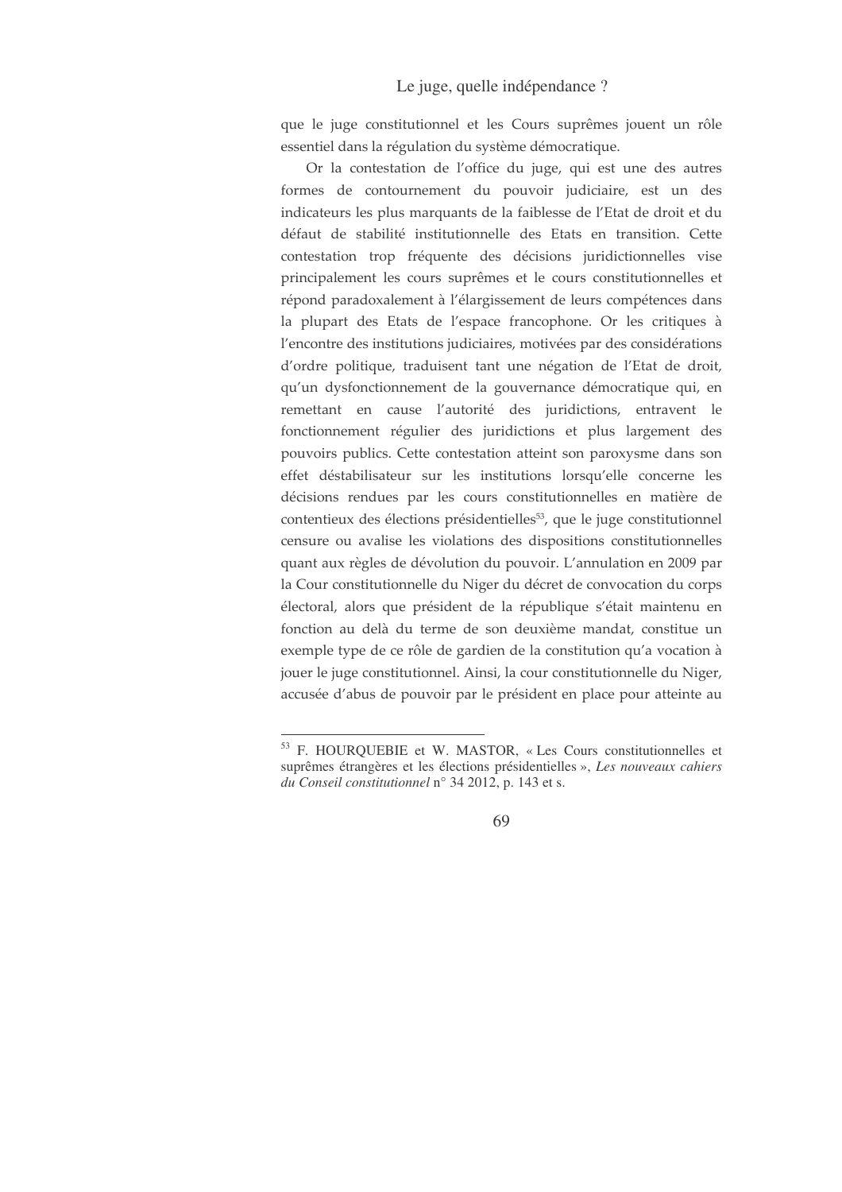que le juge constitutionnel et les Cours suprêmes jouent un rôle essentiel dans la régulation du système démocratique.

Or la contestation de l'office du juge, qui est une des autres formes de contournement du pouvoir judiciaire, est un des indicateurs les plus marquants de la faiblesse de l'Etat de droit et du défaut de stabilité institutionnelle des Etats en transition. Cette contestation trop fréquente des décisions juridictionnelles vise principalement les cours suprêmes et le cours constitutionnelles et répond paradoxalement à l'élargissement de leurs compétences dans la plupart des Etats de l'espace francophone. Or les critiques à l'encontre des institutions judiciaires, motivées par des considérations d'ordre politique, traduisent tant une négation de l'Etat de droit, qu'un dysfonctionnement de la gouvernance démocratique qui, en remettant en cause l'autorité des juridictions, entravent le fonctionnement régulier des juridictions et plus largement des pouvoirs publics. Cette contestation atteint son paroxysme dans son effet déstabilisateur sur les institutions lorsqu'elle concerne les décisions rendues par les cours constitutionnelles en matière de contentieux des élections présidentielles[53], que le juge constitutionnel censure ou avalise les violations des dispositions constitutionnelles quant aux règles de dévolution du pouvoir. L'annulation en 2009 par la Cour constitutionnelle du Niger du décret de convocation du corps électoral, alors que président de la république s'était maintenu en fonction au delà du terme de son deuxième mandat, constitue un exemple type de ce rôle de gardien de la constitution qu'a vocation à jouer le juge constitutionnel. Ainsi, la cour constitutionnelle du Niger, accusée d'abus de pouvoir par le président en place pour atteinte au

---

[53] F. HOURQUEBIE et W. MASTOR, « Les Cours constitutionnelles et suprêmes étrangères et les élections présidentielles », *Les nouveaux cahiers du Conseil constitutionnel* n° 34 2012, p. 143 et s.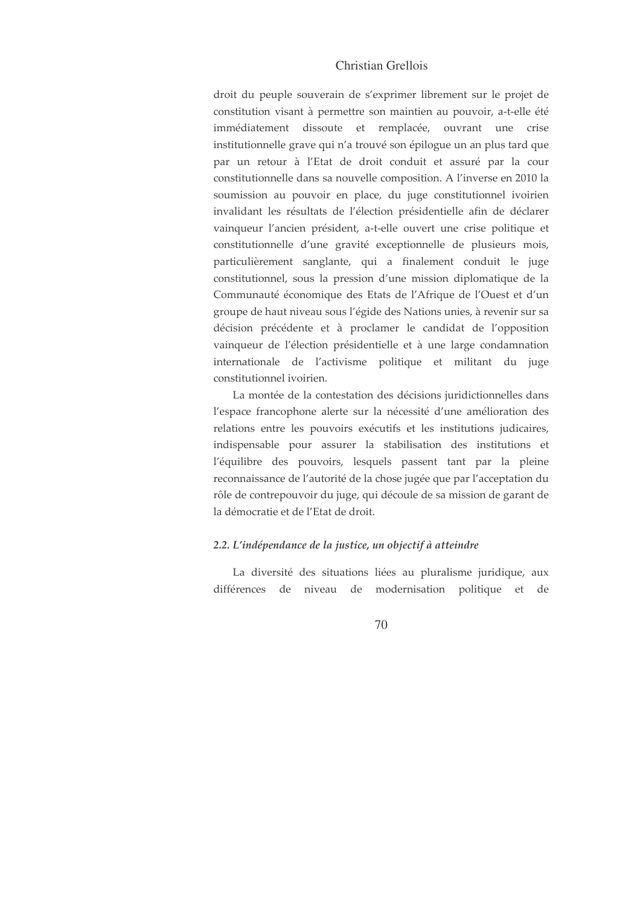droit du peuple souverain de s'exprimer librement sur le projet de constitution visant à permettre son maintien au pouvoir, a-t-elle été immédiatement dissoute et remplacée, ouvrant une crise institutionnelle grave qui n'a trouvé son épilogue un an plus tard que par un retour à l'Etat de droit conduit et assuré par la cour constitutionnelle dans sa nouvelle composition. A l'inverse en 2010 la soumission au pouvoir en place, du juge constitutionnel ivoirien invalidant les résultats de l'élection présidentielle afin de déclarer vainqueur l'ancien président, a-t-elle ouvert une crise politique et constitutionnelle d'une gravité exceptionnelle de plusieurs mois, particulièrement sanglante, qui a finalement conduit le juge constitutionnel, sous la pression d'une mission diplomatique de la Communauté économique des Etats de l'Afrique de l'Ouest et d'un groupe de haut niveau sous l'égide des Nations unies, à revenir sur sa décision précédente et à proclamer le candidat de l'opposition vainqueur de l'élection présidentielle et à une large condamnation internationale de l'activisme politique et militant du juge constitutionnel ivoirien.

La montée de la contestation des décisions juridictionnelles dans l'espace francophone alerte sur la nécessité d'une amélioration des relations entre les pouvoirs exécutifs et les institutions judicaires, indispensable pour assurer la stabilisation des institutions et l'équilibre des pouvoirs, lesquels passent tant par la pleine reconnaissance de l'autorité de la chose jugée que par l'acceptation du rôle de contrepouvoir du juge, qui découle de sa mission de garant de la démocratie et de l'Etat de droit.

### *2.2. L'indépendance de la justice, un objectif à atteindre*

La diversité des situations liées au pluralisme juridique, aux différences de niveau de modernisation politique et de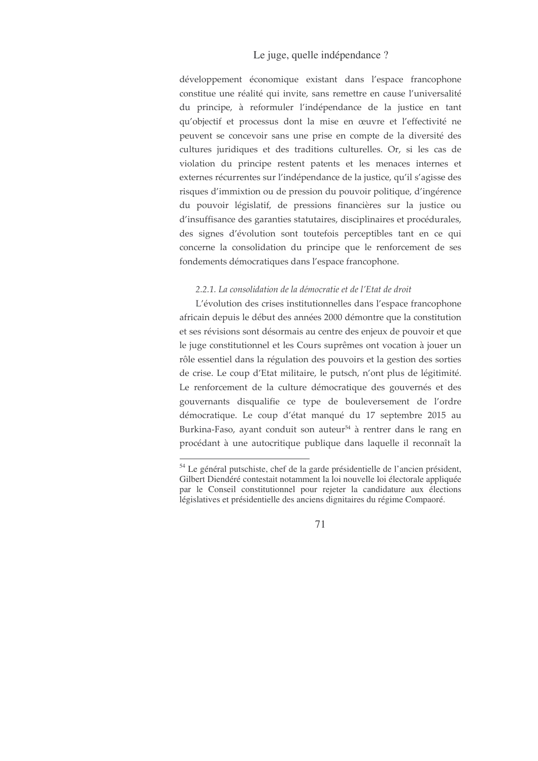développement économique existant dans l'espace francophone constitue une réalité qui invite, sans remettre en cause l'universalité du principe, à reformuler l'indépendance de la justice en tant qu'objectif et processus dont la mise en œuvre et l'effectivité ne peuvent se concevoir sans une prise en compte de la diversité des cultures juridiques et des traditions culturelles. Or, si les cas de violation du principe restent patents et les menaces internes et externes récurrentes sur l'indépendance de la justice, qu'il s'agisse des risques d'immixtion ou de pression du pouvoir politique, d'ingérence du pouvoir législatif, de pressions financières sur la justice ou d'insuffisance des garanties statutaires, disciplinaires et procédurales, des signes d'évolution sont toutefois perceptibles tant en ce qui concerne la consolidation du principe que le renforcement de ses fondements démocratiques dans l'espace francophone.

#### *2.2.1. La consolidation de la démocratie et de l'Etat de droit*

L'évolution des crises institutionnelles dans l'espace francophone africain depuis le début des années 2000 démontre que la constitution et ses révisions sont désormais au centre des enjeux de pouvoir et que le juge constitutionnel et les Cours suprêmes ont vocation à jouer un rôle essentiel dans la régulation des pouvoirs et la gestion des sorties de crise. Le coup d'Etat militaire, le putsch, n'ont plus de légitimité. Le renforcement de la culture démocratique des gouvernés et des gouvernants disqualifie ce type de bouleversement de l'ordre démocratique. Le coup d'état manqué du 17 septembre 2015 au Burkina-Faso, ayant conduit son auteur[54] à rentrer dans le rang en procédant à une autocritique publique dans laquelle il reconnaît la

---

[54] Le général putschiste, chef de la garde présidentielle de l'ancien président, Gilbert Diendéré contestait notamment la loi nouvelle loi électorale appliquée par le Conseil constitutionnel pour rejeter la candidature aux élections législatives et présidentielle des anciens dignitaires du régime Compaoré.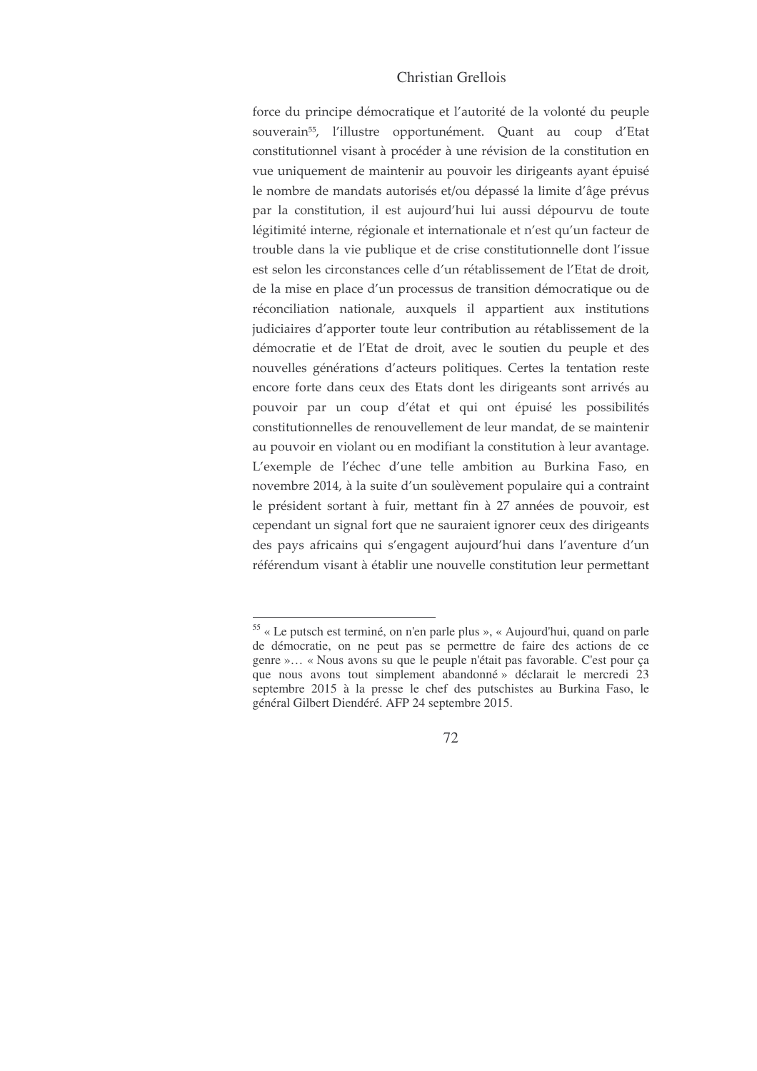force du principe démocratique et l'autorité de la volonté du peuple souverain[55], l'illustre opportunément. Quant au coup d'Etat constitutionnel visant à procéder à une révision de la constitution en vue uniquement de maintenir au pouvoir les dirigeants ayant épuisé le nombre de mandats autorisés et/ou dépassé la limite d'âge prévus par la constitution, il est aujourd'hui lui aussi dépourvu de toute légitimité interne, régionale et internationale et n'est qu'un facteur de trouble dans la vie publique et de crise constitutionnelle dont l'issue est selon les circonstances celle d'un rétablissement de l'Etat de droit, de la mise en place d'un processus de transition démocratique ou de réconciliation nationale, auxquels il appartient aux institutions judiciaires d'apporter toute leur contribution au rétablissement de la démocratie et de l'Etat de droit, avec le soutien du peuple et des nouvelles générations d'acteurs politiques. Certes la tentation reste encore forte dans ceux des Etats dont les dirigeants sont arrivés au pouvoir par un coup d'état et qui ont épuisé les possibilités constitutionnelles de renouvellement de leur mandat, de se maintenir au pouvoir en violant ou en modifiant la constitution à leur avantage. L'exemple de l'échec d'une telle ambition au Burkina Faso, en novembre 2014, à la suite d'un soulèvement populaire qui a contraint le président sortant à fuir, mettant fin à 27 années de pouvoir, est cependant un signal fort que ne sauraient ignorer ceux des dirigeants des pays africains qui s'engagent aujourd'hui dans l'aventure d'un référendum visant à établir une nouvelle constitution leur permettant

---

[55] « Le putsch est terminé, on n'en parle plus », « Aujourd'hui, quand on parle de démocratie, on ne peut pas se permettre de faire des actions de ce genre »… « Nous avons su que le peuple n'était pas favorable. C'est pour ça que nous avons tout simplement abandonné » déclarait le mercredi 23 septembre 2015 à la presse le chef des putschistes au Burkina Faso, le général Gilbert Diendéré. AFP 24 septembre 2015.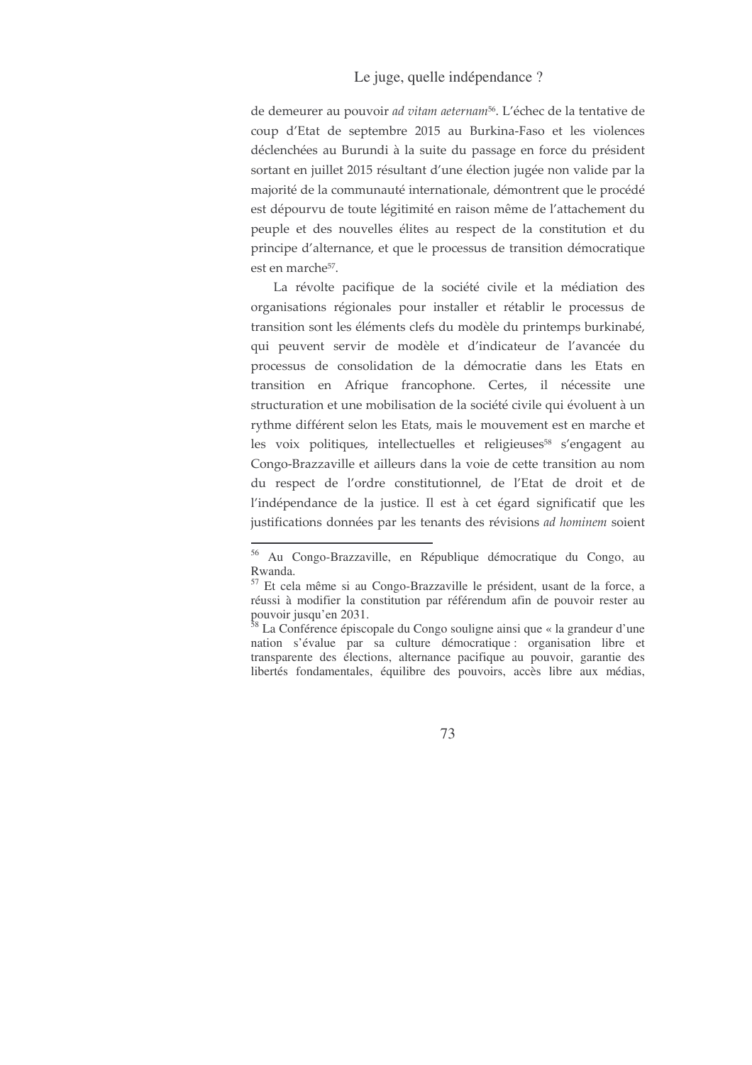de demeurer au pouvoir *ad vitam aeternam*[56]. L'échec de la tentative de coup d'Etat de septembre 2015 au Burkina-Faso et les violences déclenchées au Burundi à la suite du passage en force du président sortant en juillet 2015 résultant d'une élection jugée non valide par la majorité de la communauté internationale, démontrent que le procédé est dépourvu de toute légitimité en raison même de l'attachement du peuple et des nouvelles élites au respect de la constitution et du principe d'alternance, et que le processus de transition démocratique est en marche[57].

La révolte pacifique de la société civile et la médiation des organisations régionales pour installer et rétablir le processus de transition sont les éléments clefs du modèle du printemps burkinabé, qui peuvent servir de modèle et d'indicateur de l'avancée du processus de consolidation de la démocratie dans les Etats en transition en Afrique francophone. Certes, il nécessite une structuration et une mobilisation de la société civile qui évoluent à un rythme différent selon les Etats, mais le mouvement est en marche et les voix politiques, intellectuelles et religieuses[58] s'engagent au Congo-Brazzaville et ailleurs dans la voie de cette transition au nom du respect de l'ordre constitutionnel, de l'Etat de droit et de l'indépendance de la justice. Il est à cet égard significatif que les justifications données par les tenants des révisions *ad hominem* soient

---

[56] Au Congo-Brazzaville, en République démocratique du Congo, au Rwanda.

[57] Et cela même si au Congo-Brazzaville le président, usant de la force, a réussi à modifier la constitution par référendum afin de pouvoir rester au pouvoir jusqu'en 2031.

[58] La Conférence épiscopale du Congo souligne ainsi que « la grandeur d'une nation s'évalue par sa culture démocratique : organisation libre et transparente des élections, alternance pacifique au pouvoir, garantie des libertés fondamentales, équilibre des pouvoirs, accès libre aux médias,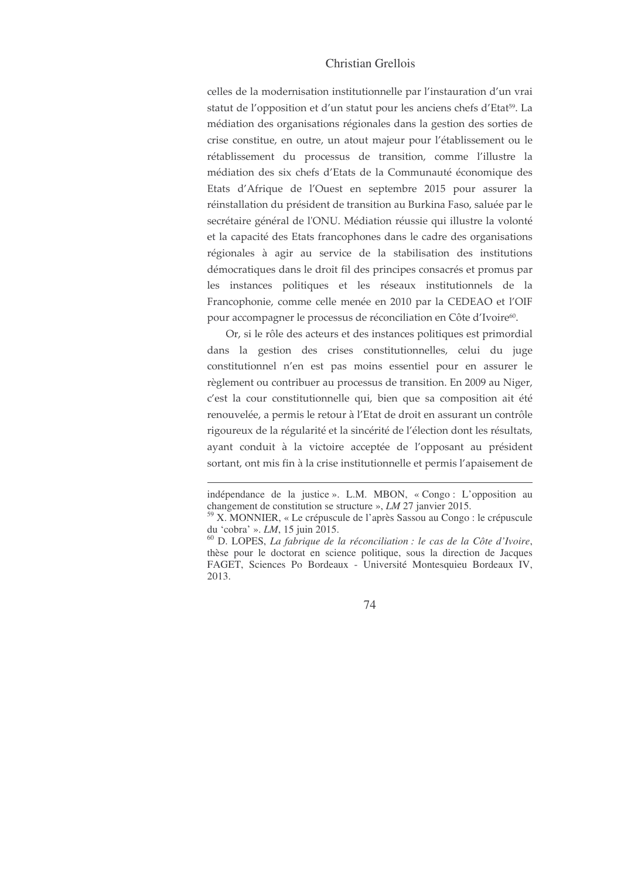celles de la modernisation institutionnelle par l'instauration d'un vrai statut de l'opposition et d'un statut pour les anciens chefs d'Etat[59]. La médiation des organisations régionales dans la gestion des sorties de crise constitue, en outre, un atout majeur pour l'établissement ou le rétablissement du processus de transition, comme l'illustre la médiation des six chefs d'Etats de la Communauté économique des Etats d'Afrique de l'Ouest en septembre 2015 pour assurer la réinstallation du président de transition au Burkina Faso, saluée par le secrétaire général de l'ONU. Médiation réussie qui illustre la volonté et la capacité des Etats francophones dans le cadre des organisations régionales à agir au service de la stabilisation des institutions démocratiques dans le droit fil des principes consacrés et promus par les instances politiques et les réseaux institutionnels de la Francophonie, comme celle menée en 2010 par la CEDEAO et l'OIF pour accompagner le processus de réconciliation en Côte d'Ivoire[60].

Or, si le rôle des acteurs et des instances politiques est primordial dans la gestion des crises constitutionnelles, celui du juge constitutionnel n'en est pas moins essentiel pour en assurer le règlement ou contribuer au processus de transition. En 2009 au Niger, c'est la cour constitutionnelle qui, bien que sa composition ait été renouvelée, a permis le retour à l'Etat de droit en assurant un contrôle rigoureux de la régularité et la sincérité de l'élection dont les résultats, ayant conduit à la victoire acceptée de l'opposant au président sortant, ont mis fin à la crise institutionnelle et permis l'apaisement de

---

indépendance de la justice ». L.M. MBON, « Congo : L'opposition au changement de constitution se structure », *LM* 27 janvier 2015.

[59] X. MONNIER, « Le crépuscule de l'après Sassou au Congo : le crépuscule du 'cobra' ». *LM*, 15 juin 2015.

[60] D. LOPES, *La fabrique de la réconciliation : le cas de la Côte d'Ivoire*, thèse pour le doctorat en science politique, sous la direction de Jacques FAGET, Sciences Po Bordeaux - Université Montesquieu Bordeaux IV, 2013.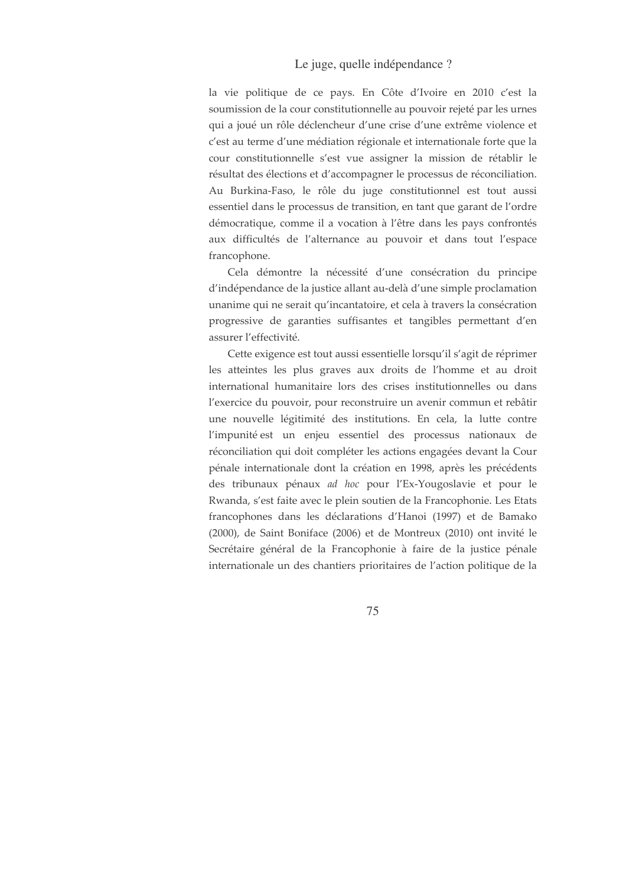la vie politique de ce pays. En Côte d'Ivoire en 2010 c'est la soumission de la cour constitutionnelle au pouvoir rejeté par les urnes qui a joué un rôle déclencheur d'une crise d'une extrême violence et c'est au terme d'une médiation régionale et internationale forte que la cour constitutionnelle s'est vue assigner la mission de rétablir le résultat des élections et d'accompagner le processus de réconciliation. Au Burkina-Faso, le rôle du juge constitutionnel est tout aussi essentiel dans le processus de transition, en tant que garant de l'ordre démocratique, comme il a vocation à l'être dans les pays confrontés aux difficultés de l'alternance au pouvoir et dans tout l'espace francophone.

Cela démontre la nécessité d'une consécration du principe d'indépendance de la justice allant au-delà d'une simple proclamation unanime qui ne serait qu'incantatoire, et cela à travers la consécration progressive de garanties suffisantes et tangibles permettant d'en assurer l'effectivité.

Cette exigence est tout aussi essentielle lorsqu'il s'agit de réprimer les atteintes les plus graves aux droits de l'homme et au droit international humanitaire lors des crises institutionnelles ou dans l'exercice du pouvoir, pour reconstruire un avenir commun et rebâtir une nouvelle légitimité des institutions. En cela, la lutte contre l'impunité est un enjeu essentiel des processus nationaux de réconciliation qui doit compléter les actions engagées devant la Cour pénale internationale dont la création en 1998, après les précédents des tribunaux pénaux *ad hoc* pour l'Ex-Yougoslavie et pour le Rwanda, s'est faite avec le plein soutien de la Francophonie. Les Etats francophones dans les déclarations d'Hanoi (1997) et de Bamako (2000), de Saint Boniface (2006) et de Montreux (2010) ont invité le Secrétaire général de la Francophonie à faire de la justice pénale internationale un des chantiers prioritaires de l'action politique de la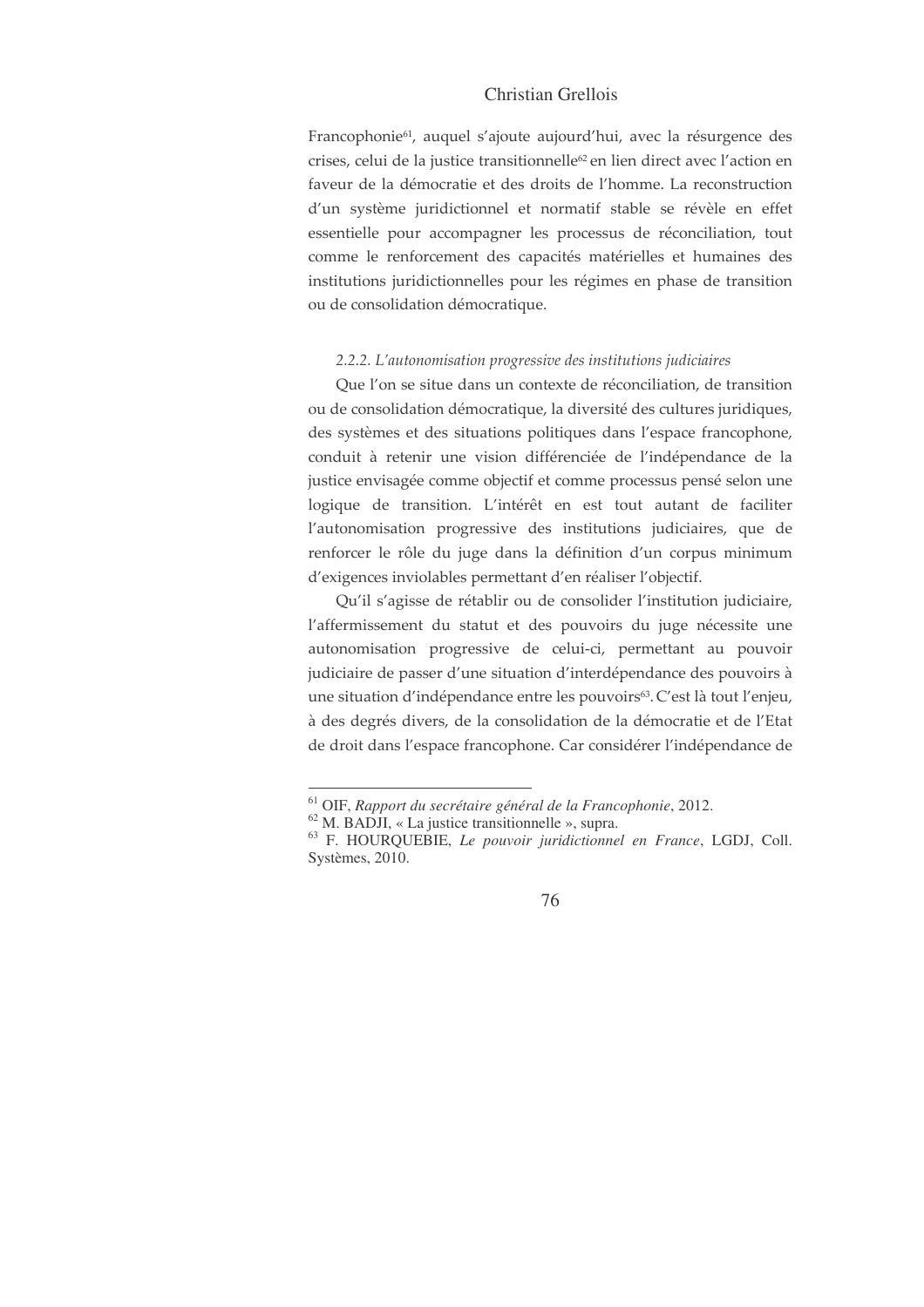Francophonie[61], auquel s'ajoute aujourd'hui, avec la résurgence des crises, celui de la justice transitionnelle[62] en lien direct avec l'action en faveur de la démocratie et des droits de l'homme. La reconstruction d'un système juridictionnel et normatif stable se révèle en effet essentielle pour accompagner les processus de réconciliation, tout comme le renforcement des capacités matérielles et humaines des institutions juridictionnelles pour les régimes en phase de transition ou de consolidation démocratique.

#### *2.2.2. L'autonomisation progressive des institutions judiciaires*

Que l'on se situe dans un contexte de réconciliation, de transition ou de consolidation démocratique, la diversité des cultures juridiques, des systèmes et des situations politiques dans l'espace francophone, conduit à retenir une vision différenciée de l'indépendance de la justice envisagée comme objectif et comme processus pensé selon une logique de transition. L'intérêt en est tout autant de faciliter l'autonomisation progressive des institutions judiciaires, que de renforcer le rôle du juge dans la définition d'un corpus minimum d'exigences inviolables permettant d'en réaliser l'objectif.

Qu'il s'agisse de rétablir ou de consolider l'institution judiciaire, l'affermissement du statut et des pouvoirs du juge nécessite une autonomisation progressive de celui-ci, permettant au pouvoir judiciaire de passer d'une situation d'interdépendance des pouvoirs à une situation d'indépendance entre les pouvoirs[63]. C'est là tout l'enjeu, à des degrés divers, de la consolidation de la démocratie et de l'Etat de droit dans l'espace francophone. Car considérer l'indépendance de

---

[61] OIF, *Rapport du secrétaire général de la Francophonie*, 2012.

[62] M. BADJI, « La justice transitionnelle », supra.

[63] F. HOURQUEBIE, *Le pouvoir juridictionnel en France*, LGDJ, Coll. Systèmes, 2010.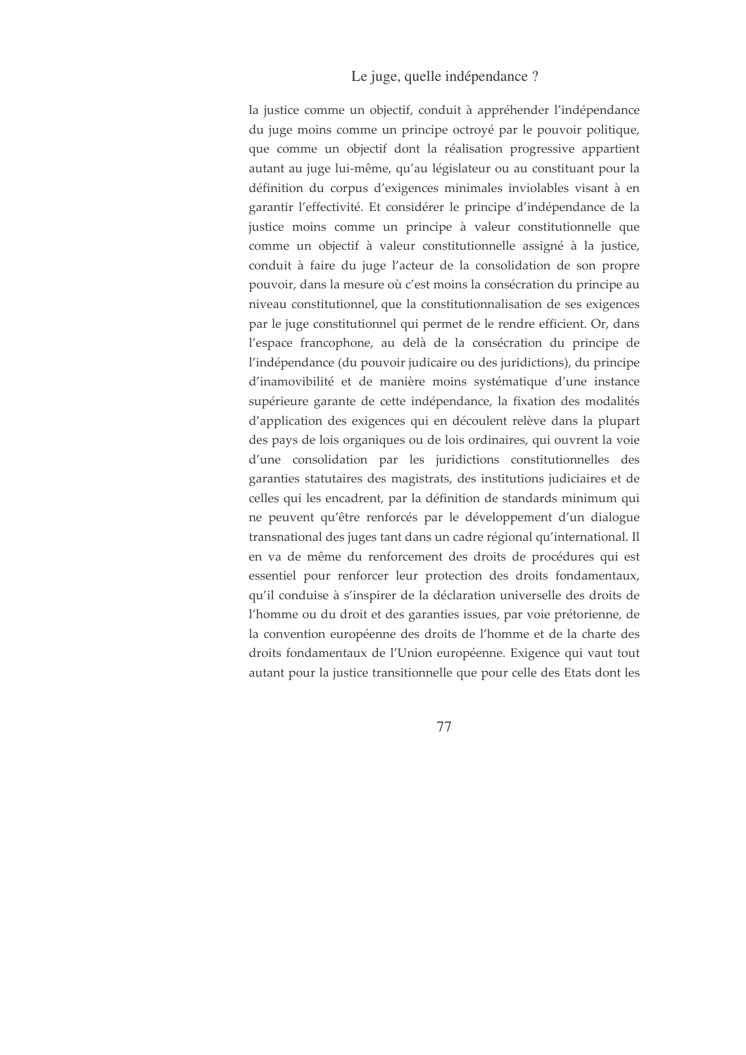la justice comme un objectif, conduit à appréhender l'indépendance du juge moins comme un principe octroyé par le pouvoir politique, que comme un objectif dont la réalisation progressive appartient autant au juge lui-même, qu'au législateur ou au constituant pour la définition du corpus d'exigences minimales inviolables visant à en garantir l'effectivité. Et considérer le principe d'indépendance de la justice moins comme un principe à valeur constitutionnelle que comme un objectif à valeur constitutionnelle assigné à la justice, conduit à faire du juge l'acteur de la consolidation de son propre pouvoir, dans la mesure où c'est moins la consécration du principe au niveau constitutionnel, que la constitutionnalisation de ses exigences par le juge constitutionnel qui permet de le rendre efficient. Or, dans l'espace francophone, au delà de la consécration du principe de l'indépendance (du pouvoir judicaire ou des juridictions), du principe d'inamovibilité et de manière moins systématique d'une instance supérieure garante de cette indépendance, la fixation des modalités d'application des exigences qui en découlent relève dans la plupart des pays de lois organiques ou de lois ordinaires, qui ouvrent la voie d'une consolidation par les juridictions constitutionnelles des garanties statutaires des magistrats, des institutions judiciaires et de celles qui les encadrent, par la définition de standards minimum qui ne peuvent qu'être renforcés par le développement d'un dialogue transnational des juges tant dans un cadre régional qu'international. Il en va de même du renforcement des droits de procédures qui est essentiel pour renforcer leur protection des droits fondamentaux, qu'il conduise à s'inspirer de la déclaration universelle des droits de l'homme ou du droit et des garanties issues, par voie prétorienne, de la convention européenne des droits de l'homme et de la charte des droits fondamentaux de l'Union européenne. Exigence qui vaut tout autant pour la justice transitionnelle que pour celle des Etats dont les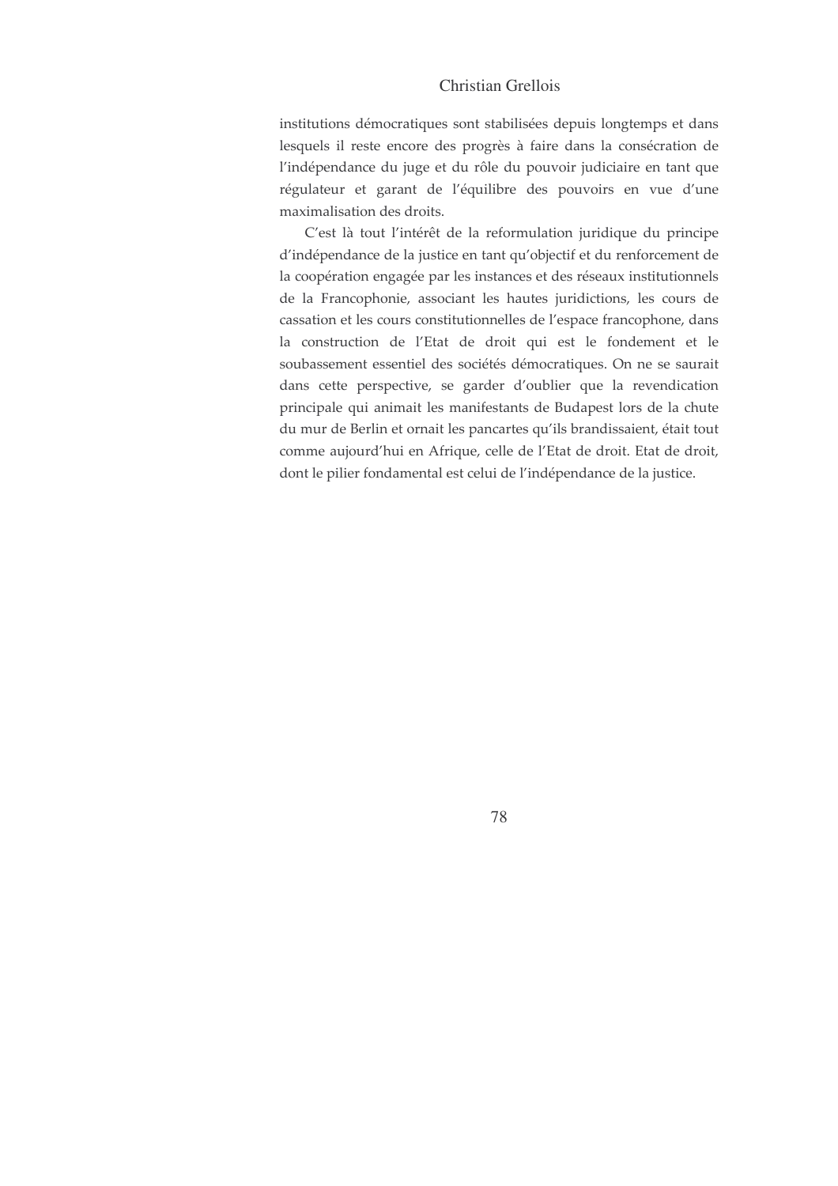institutions démocratiques sont stabilisées depuis longtemps et dans lesquels il reste encore des progrès à faire dans la consécration de l'indépendance du juge et du rôle du pouvoir judiciaire en tant que régulateur et garant de l'équilibre des pouvoirs en vue d'une maximalisation des droits.

C'est là tout l'intérêt de la reformulation juridique du principe d'indépendance de la justice en tant qu'objectif et du renforcement de la coopération engagée par les instances et des réseaux institutionnels de la Francophonie, associant les hautes juridictions, les cours de cassation et les cours constitutionnelles de l'espace francophone, dans la construction de l'Etat de droit qui est le fondement et le soubassement essentiel des sociétés démocratiques. On ne se saurait dans cette perspective, se garder d'oublier que la revendication principale qui animait les manifestants de Budapest lors de la chute du mur de Berlin et ornait les pancartes qu'ils brandissaient, était tout comme aujourd'hui en Afrique, celle de l'Etat de droit. Etat de droit, dont le pilier fondamental est celui de l'indépendance de la justice.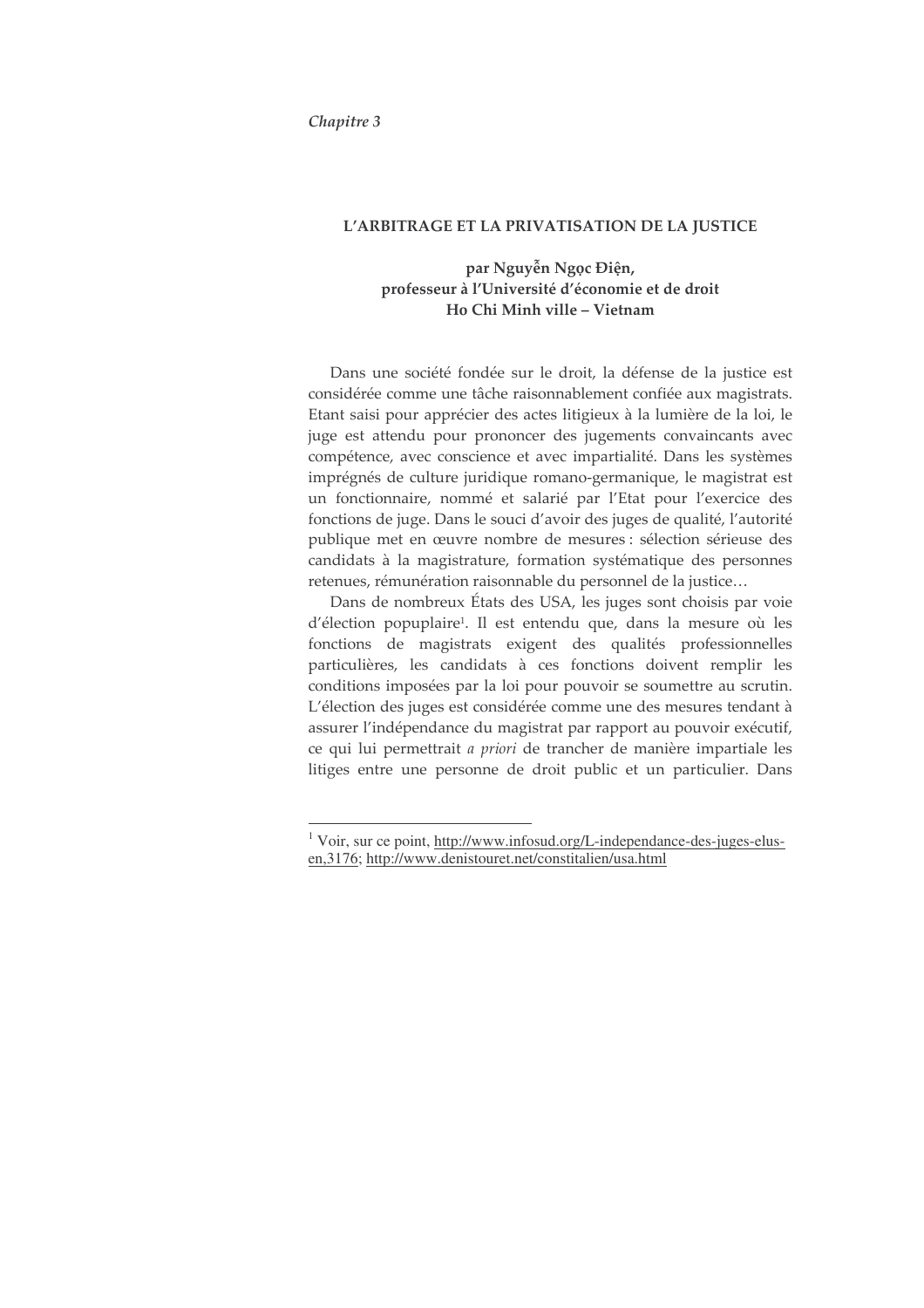*Chapitre 3*

## L'ARBITRAGE ET LA PRIVATISATION DE LA JUSTICE

**par Nguyễn Ngọc Điện,**
**professeur à l'Université d'économie et de droit**
**Ho Chi Minh ville – Vietnam**

Dans une société fondée sur le droit, la défense de la justice est considérée comme une tâche raisonnablement confiée aux magistrats. Etant saisi pour apprécier des actes litigieux à la lumière de la loi, le juge est attendu pour prononcer des jugements convaincants avec compétence, avec conscience et avec impartialité. Dans les systèmes imprégnés de culture juridique romano-germanique, le magistrat est un fonctionnaire, nommé et salarié par l'Etat pour l'exercice des fonctions de juge. Dans le souci d'avoir des juges de qualité, l'autorité publique met en œuvre nombre de mesures : sélection sérieuse des candidats à la magistrature, formation systématique des personnes retenues, rémunération raisonnable du personnel de la justice…

Dans de nombreux États des USA, les juges sont choisis par voie d'élection popuplaire[1]. Il est entendu que, dans la mesure où les fonctions de magistrats exigent des qualités professionnelles particulières, les candidats à ces fonctions doivent remplir les conditions imposées par la loi pour pouvoir se soumettre au scrutin. L'élection des juges est considérée comme une des mesures tendant à assurer l'indépendance du magistrat par rapport au pouvoir exécutif, ce qui lui permettrait *a priori* de trancher de manière impartiale les litiges entre une personne de droit public et un particulier. Dans

---

[1] Voir, sur ce point, http://www.infosud.org/L-independance-des-juges-elus-en,3176; http://www.denistouret.net/constitalien/usa.html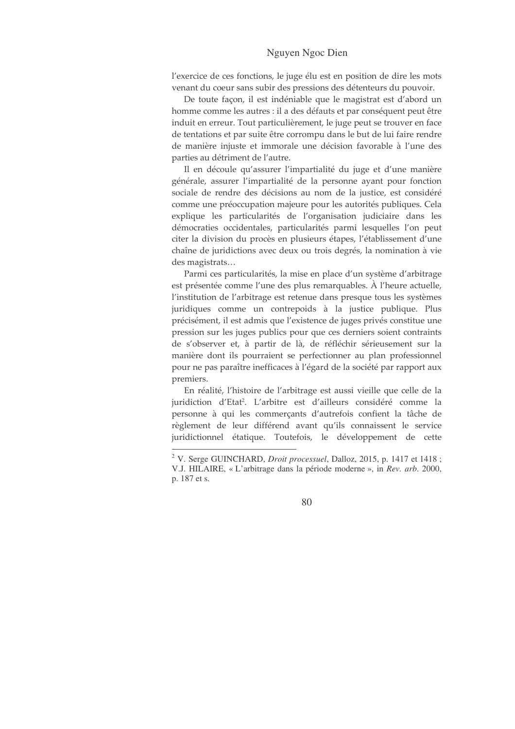l'exercice de ces fonctions, le juge élu est en position de dire les mots venant du coeur sans subir des pressions des détenteurs du pouvoir.

De toute façon, il est indéniable que le magistrat est d'abord un homme comme les autres : il a des défauts et par conséquent peut être induit en erreur. Tout particulièrement, le juge peut se trouver en face de tentations et par suite être corrompu dans le but de lui faire rendre de manière injuste et immorale une décision favorable à l'une des parties au détriment de l'autre.

Il en découle qu'assurer l'impartialité du juge et d'une manière générale, assurer l'impartialité de la personne ayant pour fonction sociale de rendre des décisions au nom de la justice, est considéré comme une préoccupation majeure pour les autorités publiques. Cela explique les particularités de l'organisation judiciaire dans les démocraties occidentales, particularités parmi lesquelles l'on peut citer la division du procès en plusieurs étapes, l'établissement d'une chaîne de juridictions avec deux ou trois degrés, la nomination à vie des magistrats…

Parmi ces particularités, la mise en place d'un système d'arbitrage est présentée comme l'une des plus remarquables. À l'heure actuelle, l'institution de l'arbitrage est retenue dans presque tous les systèmes juridiques comme un contrepoids à la justice publique. Plus précisément, il est admis que l'existence de juges privés constitue une pression sur les juges publics pour que ces derniers soient contraints de s'observer et, à partir de là, de réfléchir sérieusement sur la manière dont ils pourraient se perfectionner au plan professionnel pour ne pas paraître inefficaces à l'égard de la société par rapport aux premiers.

En réalité, l'histoire de l'arbitrage est aussi vieille que celle de la juridiction d'Etat[2]. L'arbitre est d'ailleurs considéré comme la personne à qui les commerçants d'autrefois confient la tâche de règlement de leur différend avant qu'ils connaissent le service juridictionnel étatique. Toutefois, le développement de cette

---

[2] V. Serge GUINCHARD, *Droit processuel*, Dalloz, 2015, p. 1417 et 1418 ; V.J. HILAIRE, « L'arbitrage dans la période moderne », in *Rev. arb.* 2000, p. 187 et s.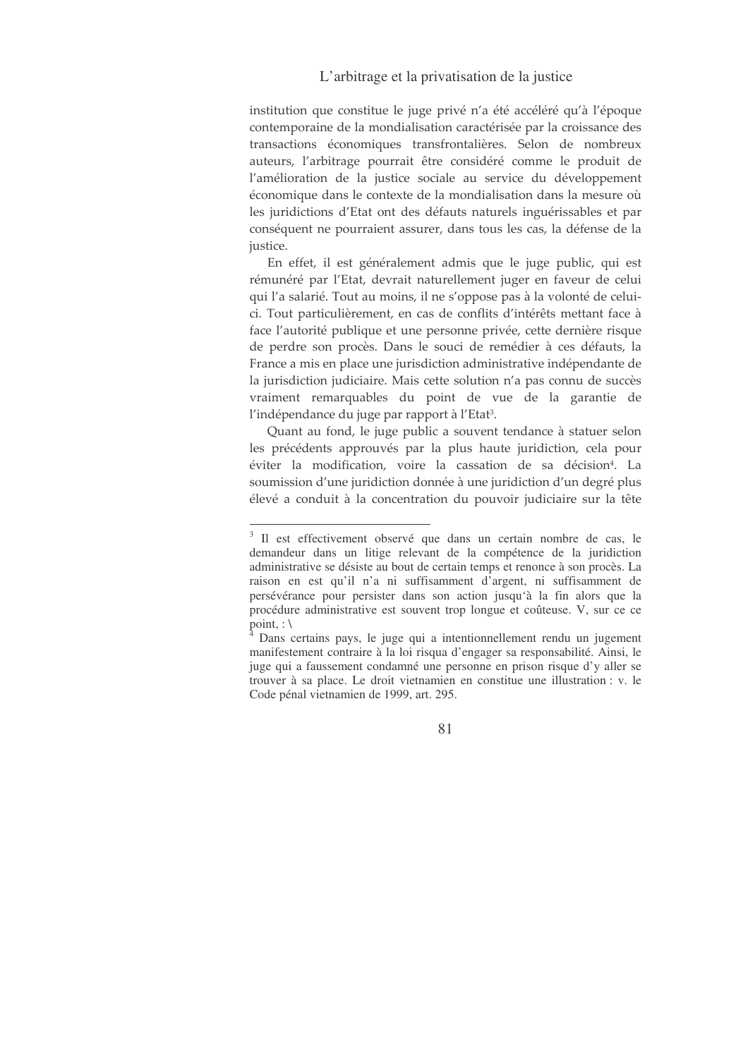institution que constitue le juge privé n'a été accéléré qu'à l'époque contemporaine de la mondialisation caractérisée par la croissance des transactions économiques transfrontalières. Selon de nombreux auteurs, l'arbitrage pourrait être considéré comme le produit de l'amélioration de la justice sociale au service du développement économique dans le contexte de la mondialisation dans la mesure où les juridictions d'Etat ont des défauts naturels inguérissables et par conséquent ne pourraient assurer, dans tous les cas, la défense de la justice.

En effet, il est généralement admis que le juge public, qui est rémunéré par l'Etat, devrait naturellement juger en faveur de celui qui l'a salarié. Tout au moins, il ne s'oppose pas à la volonté de celui-ci. Tout particulièrement, en cas de conflits d'intérêts mettant face à face l'autorité publique et une personne privée, cette dernière risque de perdre son procès. Dans le souci de remédier à ces défauts, la France a mis en place une jurisdiction administrative indépendante de la jurisdiction judiciaire. Mais cette solution n'a pas connu de succès vraiment remarquables du point de vue de la garantie de l'indépendance du juge par rapport à l'Etat[3].

Quant au fond, le juge public a souvent tendance à statuer selon les précédents approuvés par la plus haute juridiction, cela pour éviter la modification, voire la cassation de sa décision[4]. La soumission d'une juridiction donnée à une juridiction d'un degré plus élevé a conduit à la concentration du pouvoir judiciaire sur la tête

---

[3] Il est effectivement observé que dans un certain nombre de cas, le demandeur dans un litige relevant de la compétence de la juridiction administrative se désiste au bout de certain temps et renonce à son procès. La raison en est qu'il n'a ni suffisamment d'argent, ni suffisamment de persévérance pour persister dans son action jusqu'à la fin alors que la procédure administrative est souvent trop longue et coûteuse. V, sur ce ce point, : \

[4] Dans certains pays, le juge qui a intentionnellement rendu un jugement manifestement contraire à la loi risqua d'engager sa responsabilité. Ainsi, le juge qui a faussement condamné une personne en prison risque d'y aller se trouver à sa place. Le droit vietnamien en constitue une illustration : v. le Code pénal vietnamien de 1999, art. 295.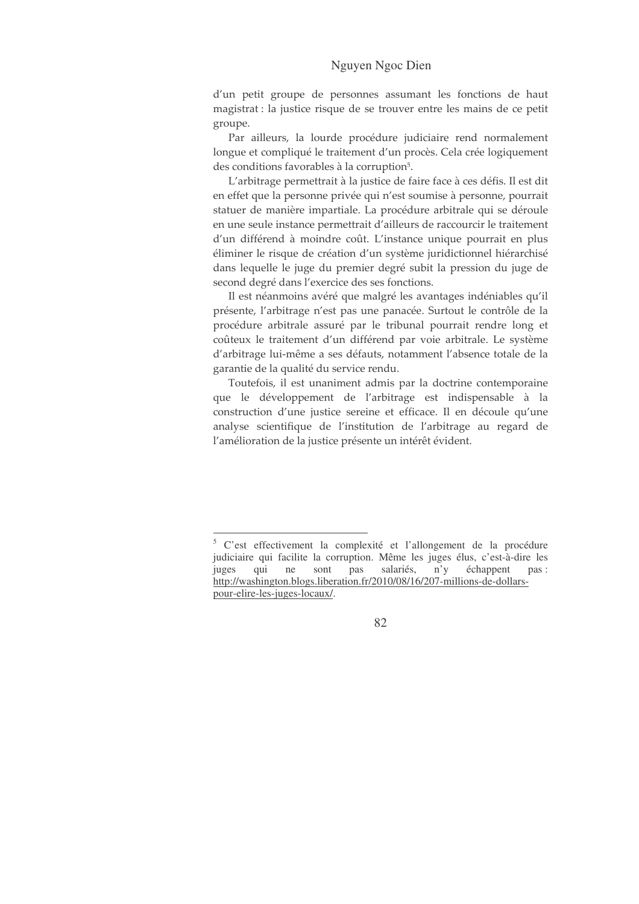d'un petit groupe de personnes assumant les fonctions de haut magistrat : la justice risque de se trouver entre les mains de ce petit groupe.

Par ailleurs, la lourde procédure judiciaire rend normalement longue et compliqué le traitement d'un procès. Cela crée logiquement des conditions favorables à la corruption[5].

L'arbitrage permettrait à la justice de faire face à ces défis. Il est dit en effet que la personne privée qui n'est soumise à personne, pourrait statuer de manière impartiale. La procédure arbitrale qui se déroule en une seule instance permettrait d'ailleurs de raccourcir le traitement d'un différend à moindre coût. L'instance unique pourrait en plus éliminer le risque de création d'un système juridictionnel hiérarchisé dans lequelle le juge du premier degré subit la pression du juge de second degré dans l'exercice des ses fonctions.

Il est néanmoins avéré que malgré les avantages indéniables qu'il présente, l'arbitrage n'est pas une panacée. Surtout le contrôle de la procédure arbitrale assuré par le tribunal pourrait rendre long et coûteux le traitement d'un différend par voie arbitrale. Le système d'arbitrage lui-même a ses défauts, notamment l'absence totale de la garantie de la qualité du service rendu.

Toutefois, il est unanimement admis par la doctrine contemporaine que le développement de l'arbitrage est indispensable à la construction d'une justice sereine et efficace. Il en découle qu'une analyse scientifique de l'institution de l'arbitrage au regard de l'amélioration de la justice présente un intérêt évident.

---

[5] C'est effectivement la complexité et l'allongement de la procédure judiciaire qui facilite la corruption. Même les juges élus, c'est-à-dire les juges qui ne sont pas salariés, n'y échappent pas : http://washington.blogs.liberation.fr/2010/08/16/207-millions-de-dollars-pour-elire-les-juges-locaux/.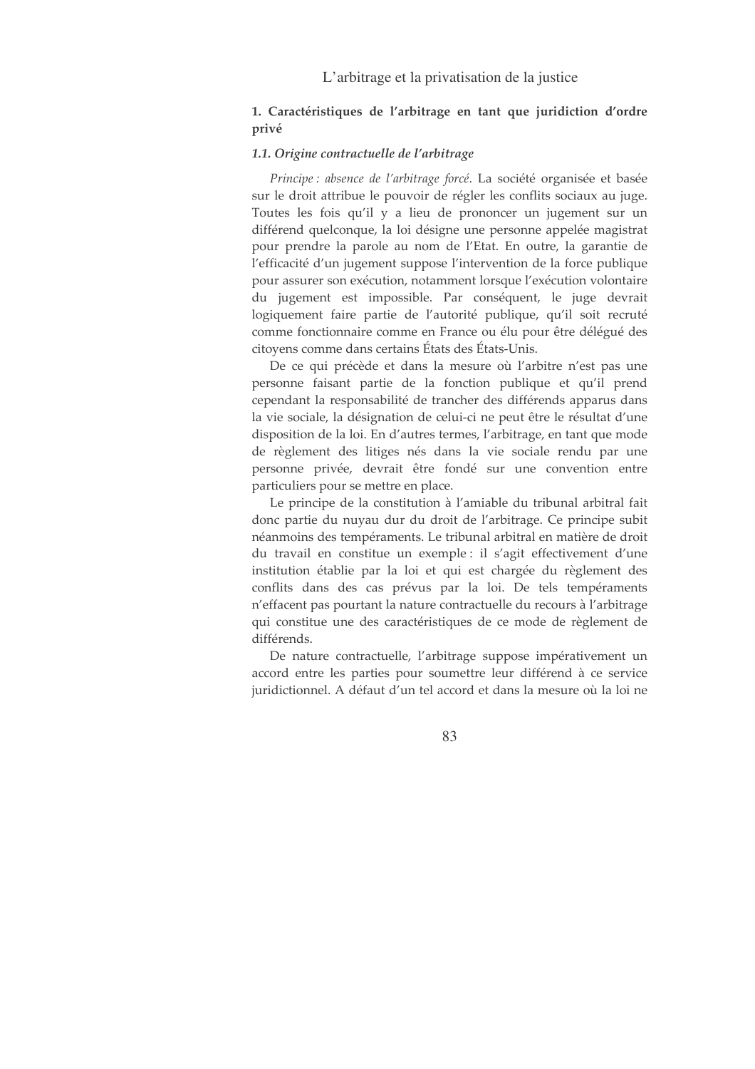### 1. Caractéristiques de l'arbitrage en tant que juridiction d'ordre privé

#### *1.1. Origine contractuelle de l'arbitrage*

*Principe : absence de l'arbitrage forcé*. La société organisée et basée sur le droit attribue le pouvoir de régler les conflits sociaux au juge. Toutes les fois qu'il y a lieu de prononcer un jugement sur un différend quelconque, la loi désigne une personne appelée magistrat pour prendre la parole au nom de l'Etat. En outre, la garantie de l'efficacité d'un jugement suppose l'intervention de la force publique pour assurer son exécution, notamment lorsque l'exécution volontaire du jugement est impossible. Par conséquent, le juge devrait logiquement faire partie de l'autorité publique, qu'il soit recruté comme fonctionnaire comme en France ou élu pour être délégué des citoyens comme dans certains États des États-Unis.

De ce qui précède et dans la mesure où l'arbitre n'est pas une personne faisant partie de la fonction publique et qu'il prend cependant la responsabilité de trancher des différends apparus dans la vie sociale, la désignation de celui-ci ne peut être le résultat d'une disposition de la loi. En d'autres termes, l'arbitrage, en tant que mode de règlement des litiges nés dans la vie sociale rendu par une personne privée, devrait être fondé sur une convention entre particuliers pour se mettre en place.

Le principe de la constitution à l'amiable du tribunal arbitral fait donc partie du nuyau dur du droit de l'arbitrage. Ce principe subit néanmoins des tempéraments. Le tribunal arbitral en matière de droit du travail en constitue un exemple : il s'agit effectivement d'une institution établie par la loi et qui est chargée du règlement des conflits dans des cas prévus par la loi. De tels tempéraments n'effacent pas pourtant la nature contractuelle du recours à l'arbitrage qui constitue une des caractéristiques de ce mode de règlement de différends.

De nature contractuelle, l'arbitrage suppose impérativement un accord entre les parties pour soumettre leur différend à ce service juridictionnel. A défaut d'un tel accord et dans la mesure où la loi ne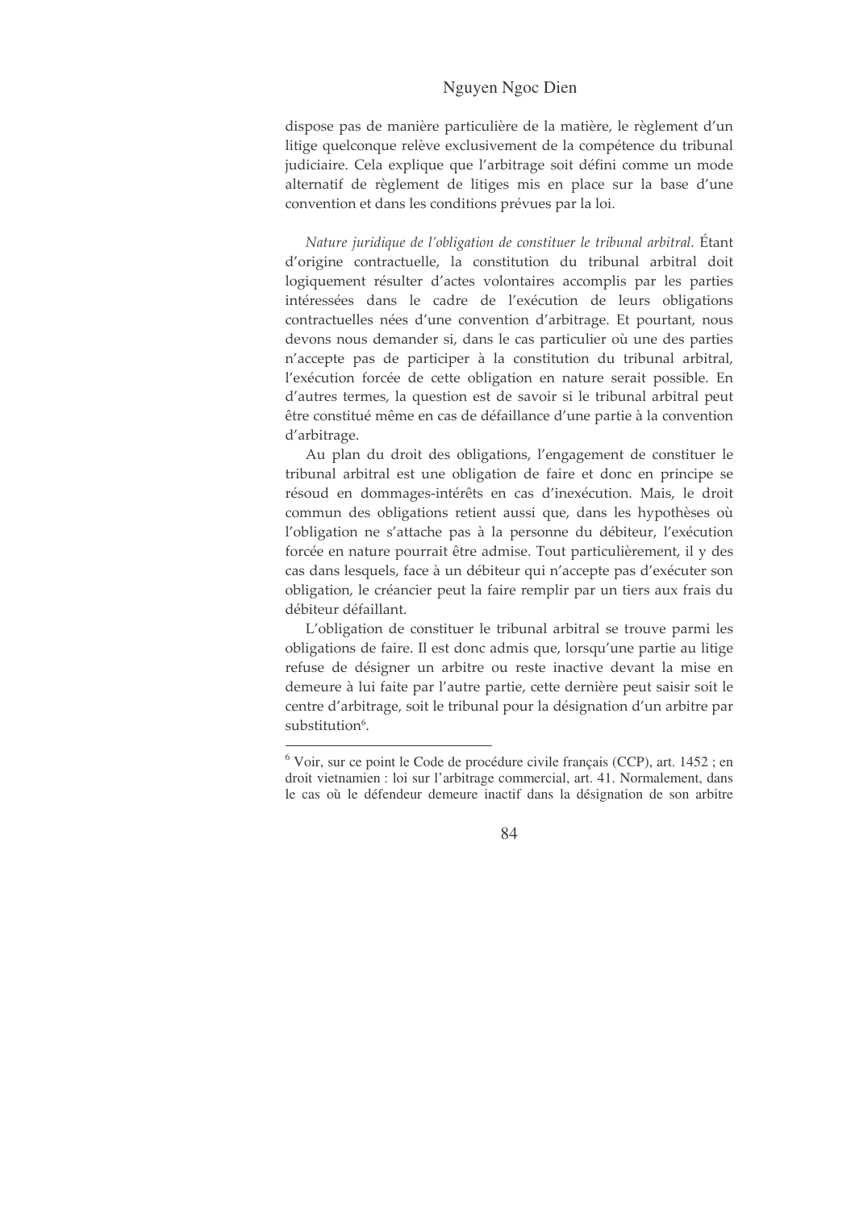dispose pas de manière particulière de la matière, le règlement d'un litige quelconque relève exclusivement de la compétence du tribunal judiciaire. Cela explique que l'arbitrage soit défini comme un mode alternatif de règlement de litiges mis en place sur la base d'une convention et dans les conditions prévues par la loi.

*Nature juridique de l'obligation de constituer le tribunal arbitral.* Étant d'origine contractuelle, la constitution du tribunal arbitral doit logiquement résulter d'actes volontaires accomplis par les parties intéressées dans le cadre de l'exécution de leurs obligations contractuelles nées d'une convention d'arbitrage. Et pourtant, nous devons nous demander si, dans le cas particulier où une des parties n'accepte pas de participer à la constitution du tribunal arbitral, l'exécution forcée de cette obligation en nature serait possible. En d'autres termes, la question est de savoir si le tribunal arbitral peut être constitué même en cas de défaillance d'une partie à la convention d'arbitrage.

Au plan du droit des obligations, l'engagement de constituer le tribunal arbitral est une obligation de faire et donc en principe se résoud en dommages-intérêts en cas d'inexécution. Mais, le droit commun des obligations retient aussi que, dans les hypothèses où l'obligation ne s'attache pas à la personne du débiteur, l'exécution forcée en nature pourrait être admise. Tout particulièrement, il y des cas dans lesquels, face à un débiteur qui n'accepte pas d'exécuter son obligation, le créancier peut la faire remplir par un tiers aux frais du débiteur défaillant.

L'obligation de constituer le tribunal arbitral se trouve parmi les obligations de faire. Il est donc admis que, lorsqu'une partie au litige refuse de désigner un arbitre ou reste inactive devant la mise en demeure à lui faite par l'autre partie, cette dernière peut saisir soit le centre d'arbitrage, soit le tribunal pour la désignation d'un arbitre par substitution[6].

---

[6] Voir, sur ce point le Code de procédure civile français (CCP), art. 1452 ; en droit vietnamien : loi sur l'arbitrage commercial, art. 41. Normalement, dans le cas où le défendeur demeure inactif dans la désignation de son arbitre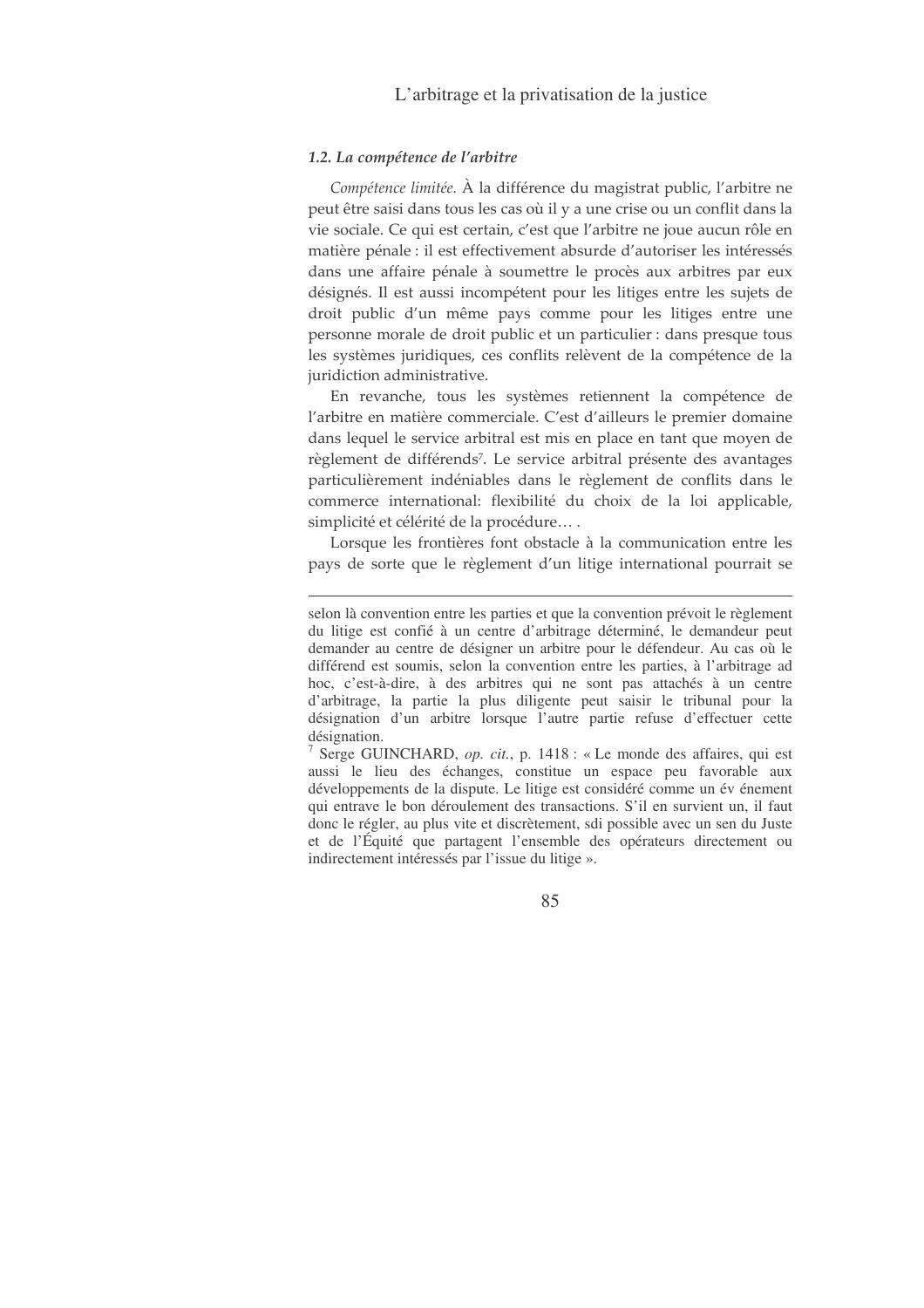### *1.2. La compétence de l'arbitre*

*Compétence limitée.* À la différence du magistrat public, l'arbitre ne peut être saisi dans tous les cas où il y a une crise ou un conflit dans la vie sociale. Ce qui est certain, c'est que l'arbitre ne joue aucun rôle en matière pénale : il est effectivement absurde d'autoriser les intéressés dans une affaire pénale à soumettre le procès aux arbitres par eux désignés. Il est aussi incompétent pour les litiges entre les sujets de droit public d'un même pays comme pour les litiges entre une personne morale de droit public et un particulier : dans presque tous les systèmes juridiques, ces conflits relèvent de la compétence de la juridiction administrative.

En revanche, tous les systèmes retiennent la compétence de l'arbitre en matière commerciale. C'est d'ailleurs le premier domaine dans lequel le service arbitral est mis en place en tant que moyen de règlement de différends[7]. Le service arbitral présente des avantages particulièrement indéniables dans le règlement de conflits dans le commerce international: flexibilité du choix de la loi applicable, simplicité et célérité de la procédure… .

Lorsque les frontières font obstacle à la communication entre les pays de sorte que le règlement d'un litige international pourrait se

---

selon là convention entre les parties et que la convention prévoit le règlement du litige est confié à un centre d'arbitrage déterminé, le demandeur peut demander au centre de désigner un arbitre pour le défendeur. Au cas où le différend est soumis, selon la convention entre les parties, à l'arbitrage ad hoc, c'est-à-dire, à des arbitres qui ne sont pas attachés à un centre d'arbitrage, la partie la plus diligente peut saisir le tribunal pour la désignation d'un arbitre lorsque l'autre partie refuse d'effectuer cette désignation.

[7] Serge GUINCHARD, *op. cit.*, p. 1418 : « Le monde des affaires, qui est aussi le lieu des échanges, constitue un espace peu favorable aux développements de la dispute. Le litige est considéré comme un év énement qui entrave le bon déroulement des transactions. S'il en survient un, il faut donc le régler, au plus vite et discrètement, sdi possible avec un sen du Juste et de l'Équité que partagent l'ensemble des opérateurs directement ou indirectement intéressés par l'issue du litige ».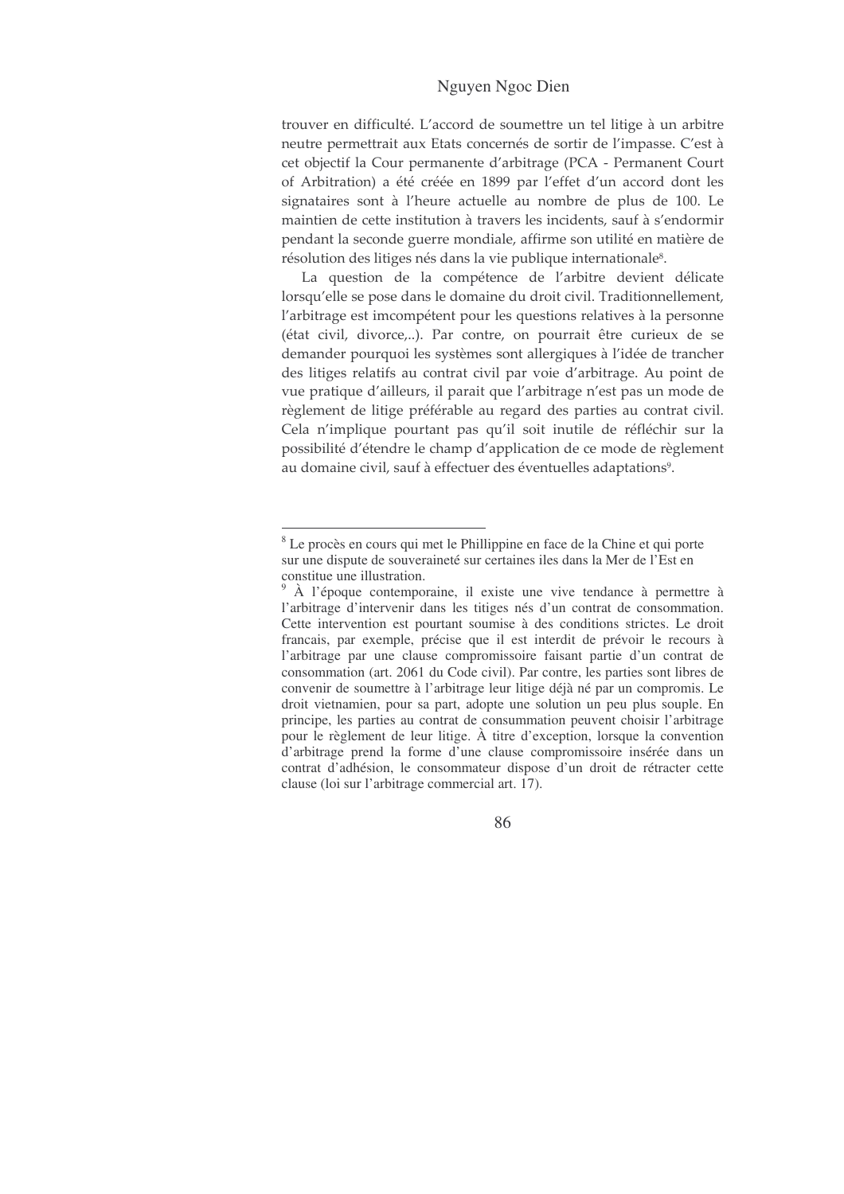trouver en difficulté. L'accord de soumettre un tel litige à un arbitre neutre permettrait aux Etats concernés de sortir de l'impasse. C'est à cet objectif la Cour permanente d'arbitrage (PCA - Permanent Court of Arbitration) a été créée en 1899 par l'effet d'un accord dont les signataires sont à l'heure actuelle au nombre de plus de 100. Le maintien de cette institution à travers les incidents, sauf à s'endormir pendant la seconde guerre mondiale, affirme son utilité en matière de résolution des litiges nés dans la vie publique internationale[8].

La question de la compétence de l'arbitre devient délicate lorsqu'elle se pose dans le domaine du droit civil. Traditionnellement, l'arbitrage est imcompétent pour les questions relatives à la personne (état civil, divorce,..). Par contre, on pourrait être curieux de se demander pourquoi les systèmes sont allergiques à l'idée de trancher des litiges relatifs au contrat civil par voie d'arbitrage. Au point de vue pratique d'ailleurs, il parait que l'arbitrage n'est pas un mode de règlement de litige préférable au regard des parties au contrat civil. Cela n'implique pourtant pas qu'il soit inutile de réfléchir sur la possibilité d'étendre le champ d'application de ce mode de règlement au domaine civil, sauf à effectuer des éventuelles adaptations[9].

---

[8] Le procès en cours qui met le Phillippine en face de la Chine et qui porte sur une dispute de souveraineté sur certaines iles dans la Mer de l'Est en constitue une illustration.

[9] À l'époque contemporaine, il existe une vive tendance à permettre à l'arbitrage d'intervenir dans les titiges nés d'un contrat de consommation. Cette intervention est pourtant soumise à des conditions strictes. Le droit francais, par exemple, précise que il est interdit de prévoir le recours à l'arbitrage par une clause compromissoire faisant partie d'un contrat de consommation (art. 2061 du Code civil). Par contre, les parties sont libres de convenir de soumettre à l'arbitrage leur litige déjà né par un compromis. Le droit vietnamien, pour sa part, adopte une solution un peu plus souple. En principe, les parties au contrat de consummation peuvent choisir l'arbitrage pour le règlement de leur litige. À titre d'exception, lorsque la convention d'arbitrage prend la forme d'une clause compromissoire insérée dans un contrat d'adhésion, le consommateur dispose d'un droit de rétracter cette clause (loi sur l'arbitrage commercial art. 17).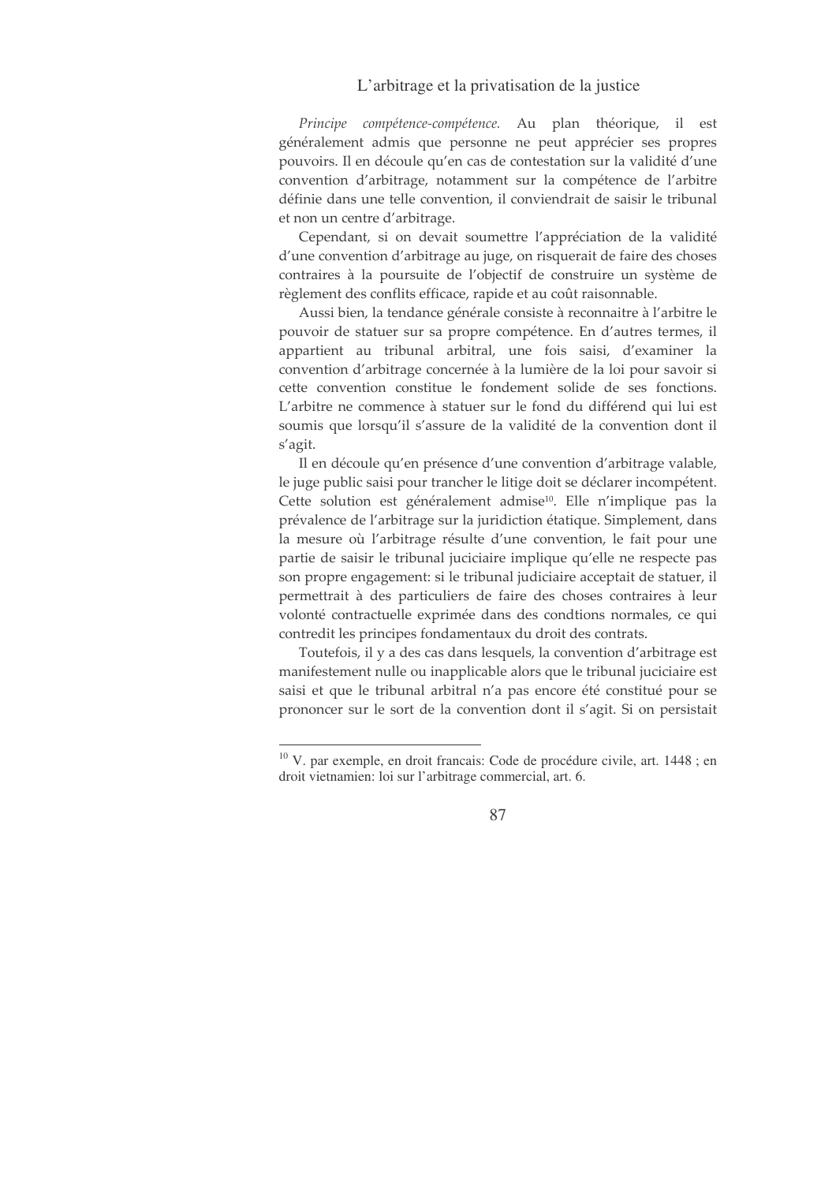*Principe compétence-compétence.* Au plan théorique, il est généralement admis que personne ne peut apprécier ses propres pouvoirs. Il en découle qu'en cas de contestation sur la validité d'une convention d'arbitrage, notamment sur la compétence de l'arbitre définie dans une telle convention, il conviendrait de saisir le tribunal et non un centre d'arbitrage.

Cependant, si on devait soumettre l'appréciation de la validité d'une convention d'arbitrage au juge, on risquerait de faire des choses contraires à la poursuite de l'objectif de construire un système de règlement des conflits efficace, rapide et au coût raisonnable.

Aussi bien, la tendance générale consiste à reconnaitre à l'arbitre le pouvoir de statuer sur sa propre compétence. En d'autres termes, il appartient au tribunal arbitral, une fois saisi, d'examiner la convention d'arbitrage concernée à la lumière de la loi pour savoir si cette convention constitue le fondement solide de ses fonctions. L'arbitre ne commence à statuer sur le fond du différend qui lui est soumis que lorsqu'il s'assure de la validité de la convention dont il s'agit.

Il en découle qu'en présence d'une convention d'arbitrage valable, le juge public saisi pour trancher le litige doit se déclarer incompétent. Cette solution est généralement admise[10]. Elle n'implique pas la prévalence de l'arbitrage sur la juridiction étatique. Simplement, dans la mesure où l'arbitrage résulte d'une convention, le fait pour une partie de saisir le tribunal juciciaire implique qu'elle ne respecte pas son propre engagement: si le tribunal judiciaire acceptait de statuer, il permettrait à des particuliers de faire des choses contraires à leur volonté contractuelle exprimée dans des condtions normales, ce qui contredit les principes fondamentaux du droit des contrats.

Toutefois, il y a des cas dans lesquels, la convention d'arbitrage est manifestement nulle ou inapplicable alors que le tribunal juciciaire est saisi et que le tribunal arbitral n'a pas encore été constitué pour se prononcer sur le sort de la convention dont il s'agit. Si on persistait

---

[10] V. par exemple, en droit francais: Code de procédure civile, art. 1448 ; en droit vietnamien: loi sur l'arbitrage commercial, art. 6.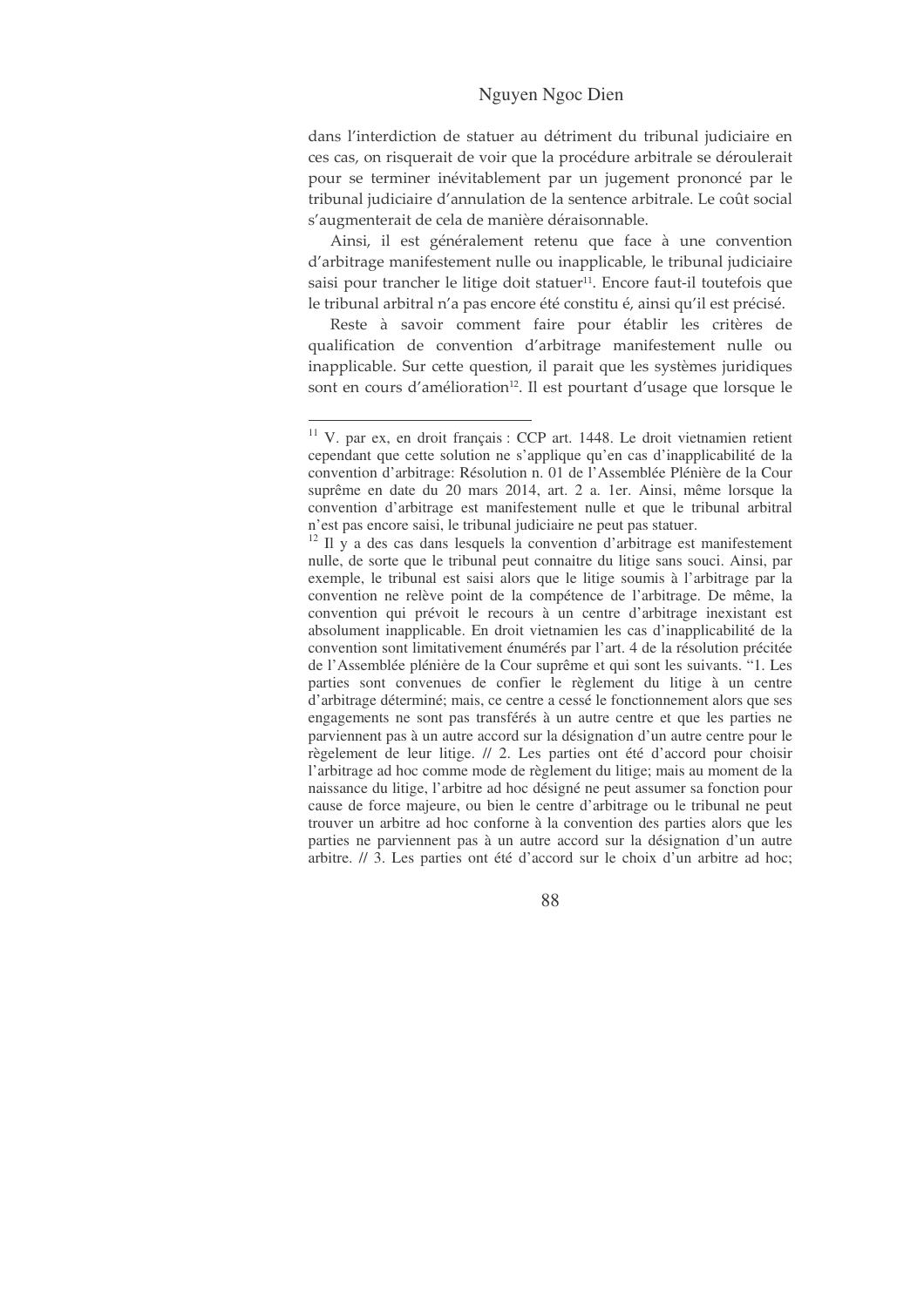dans l'interdiction de statuer au détriment du tribunal judiciaire en ces cas, on risquerait de voir que la procédure arbitrale se déroulerait pour se terminer inévitablement par un jugement prononcé par le tribunal judiciaire d'annulation de la sentence arbitrale. Le coût social s'augmenterait de cela de manière déraisonnable.

Ainsi, il est généralement retenu que face à une convention d'arbitrage manifestement nulle ou inapplicable, le tribunal judiciaire saisi pour trancher le litige doit statuer[11]. Encore faut-il toutefois que le tribunal arbitral n'a pas encore été constitu é, ainsi qu'il est précisé.

Reste à savoir comment faire pour établir les critères de qualification de convention d'arbitrage manifestement nulle ou inapplicable. Sur cette question, il parait que les systèmes juridiques sont en cours d'amélioration[12]. Il est pourtant d'usage que lorsque le

---

[11] V. par ex, en droit français : CCP art. 1448. Le droit vietnamien retient cependant que cette solution ne s'applique qu'en cas d'inapplicabilité de la convention d'arbitrage: Résolution n. 01 de l'Assemblée Plénière de la Cour suprême en date du 20 mars 2014, art. 2 a. 1er. Ainsi, même lorsque la convention d'arbitrage est manifestement nulle et que le tribunal arbitral n'est pas encore saisi, le tribunal judiciaire ne peut pas statuer.

[12] Il y a des cas dans lesquels la convention d'arbitrage est manifestement nulle, de sorte que le tribunal peut connaitre du litige sans souci. Ainsi, par exemple, le tribunal est saisi alors que le litige soumis à l'arbitrage par la convention ne relève point de la compétence de l'arbitrage. De même, la convention qui prévoit le recours à un centre d'arbitrage inexistant est absolument inapplicable. En droit vietnamien les cas d'inapplicabilité de la convention sont limitativement énumérés par l'art. 4 de la résolution précitée de l'Assemblée plénière de la Cour suprême et qui sont les suivants. "1. Les parties sont convenues de confier le règlement du litige à un centre d'arbitrage déterminé; mais, ce centre a cessé le fonctionnement alors que ses engagements ne sont pas transférés à un autre centre et que les parties ne parviennent pas à un autre accord sur la désignation d'un autre centre pour le règelement de leur litige. // 2. Les parties ont été d'accord pour choisir l'arbitrage ad hoc comme mode de règlement du litige; mais au moment de la naissance du litige, l'arbitre ad hoc désigné ne peut assumer sa fonction pour cause de force majeure, ou bien le centre d'arbitrage ou le tribunal ne peut trouver un arbitre ad hoc conforne à la convention des parties alors que les parties ne parviennent pas à un autre accord sur la désignation d'un autre arbitre. // 3. Les parties ont été d'accord sur le choix d'un arbitre ad hoc;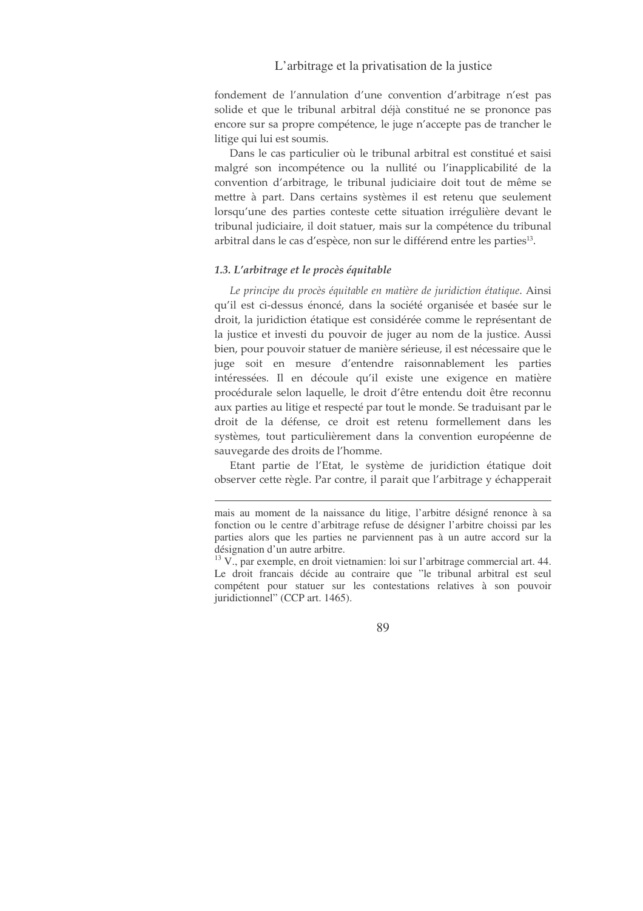fondement de l'annulation d'une convention d'arbitrage n'est pas solide et que le tribunal arbitral déjà constitué ne se prononce pas encore sur sa propre compétence, le juge n'accepte pas de trancher le litige qui lui est soumis.

Dans le cas particulier où le tribunal arbitral est constitué et saisi malgré son incompétence ou la nullité ou l'inapplicabilité de la convention d'arbitrage, le tribunal judiciaire doit tout de même se mettre à part. Dans certains systèmes il est retenu que seulement lorsqu'une des parties conteste cette situation irrégulière devant le tribunal judiciaire, il doit statuer, mais sur la compétence du tribunal arbitral dans le cas d'espèce, non sur le différend entre les parties[13].

### 1.3. L'arbitrage et le procès équitable

*Le principe du procès équitable en matière de juridiction étatique*. Ainsi qu'il est ci-dessus énoncé, dans la société organisée et basée sur le droit, la juridiction étatique est considérée comme le représentant de la justice et investi du pouvoir de juger au nom de la justice. Aussi bien, pour pouvoir statuer de manière sérieuse, il est nécessaire que le juge soit en mesure d'entendre raisonnablement les parties intéressées. Il en découle qu'il existe une exigence en matière procédurale selon laquelle, le droit d'être entendu doit être reconnu aux parties au litige et respecté par tout le monde. Se traduisant par le droit de la défense, ce droit est retenu formellement dans les systèmes, tout particulièrement dans la convention européenne de sauvegarde des droits de l'homme.

Etant partie de l'Etat, le système de juridiction étatique doit observer cette règle. Par contre, il parait que l'arbitrage y échapperait

---

mais au moment de la naissance du litige, l'arbitre désigné renonce à sa fonction ou le centre d'arbitrage refuse de désigner l'arbitre choisi par les parties alors que les parties ne parviennent pas à un autre accord sur la désignation d'un autre arbitre.

[13] V., par exemple, en droit vietnamien: loi sur l'arbitrage commercial art. 44. Le droit francais décide au contraire que "le tribunal arbitral est seul compétent pour statuer sur les contestations relatives à son pouvoir juridictionnel" (CCP art. 1465).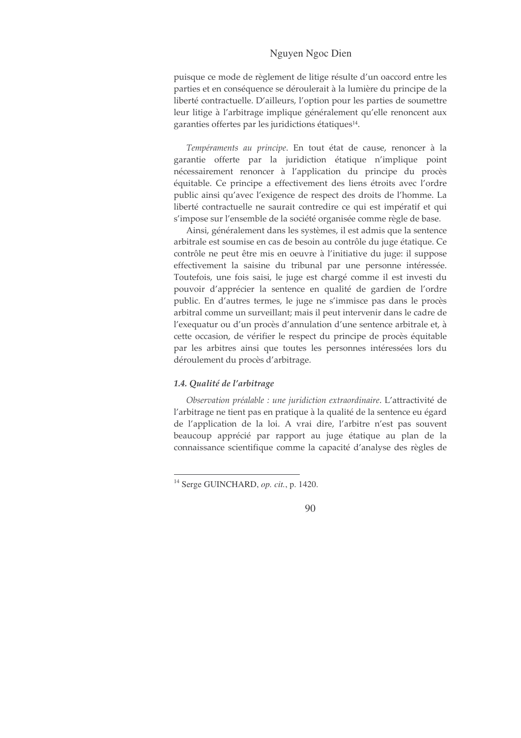puisque ce mode de règlement de litige résulte d'un oaccord entre les parties et en conséquence se déroulerait à la lumière du principe de la liberté contractuelle. D'ailleurs, l'option pour les parties de soumettre leur litige à l'arbitrage implique généralement qu'elle renoncent aux garanties offertes par les juridictions étatiques[14].

*Tempéraments au principe*. En tout état de cause, renoncer à la garantie offerte par la juridiction étatique n'implique point nécessairement renoncer à l'application du principe du procès équitable. Ce principe a effectivement des liens étroits avec l'ordre public ainsi qu'avec l'exigence de respect des droits de l'homme. La liberté contractuelle ne saurait contredire ce qui est impératif et qui s'impose sur l'ensemble de la société organisée comme règle de base.

Ainsi, généralement dans les systèmes, il est admis que la sentence arbitrale est soumise en cas de besoin au contrôle du juge étatique. Ce contrôle ne peut être mis en oeuvre à l'initiative du juge: il suppose effectivement la saisine du tribunal par une personne intéressée. Toutefois, une fois saisi, le juge est chargé comme il est investi du pouvoir d'apprécier la sentence en qualité de gardien de l'ordre public. En d'autres termes, le juge ne s'immisce pas dans le procès arbitral comme un surveillant; mais il peut intervenir dans le cadre de l'exequatur ou d'un procès d'annulation d'une sentence arbitrale et, à cette occasion, de vérifier le respect du principe de procès équitable par les arbitres ainsi que toutes les personnes intéressées lors du déroulement du procès d'arbitrage.

#### *1.4. Qualité de l'arbitrage*

*Observation préalable : une juridiction extraordinaire*. L'attractivité de l'arbitrage ne tient pas en pratique à la qualité de la sentence eu égard de l'application de la loi. A vrai dire, l'arbitre n'est pas souvent beaucoup apprécié par rapport au juge étatique au plan de la connaissance scientifique comme la capacité d'analyse des règles de

---

[14] Serge GUINCHARD, *op. cit.*, p. 1420.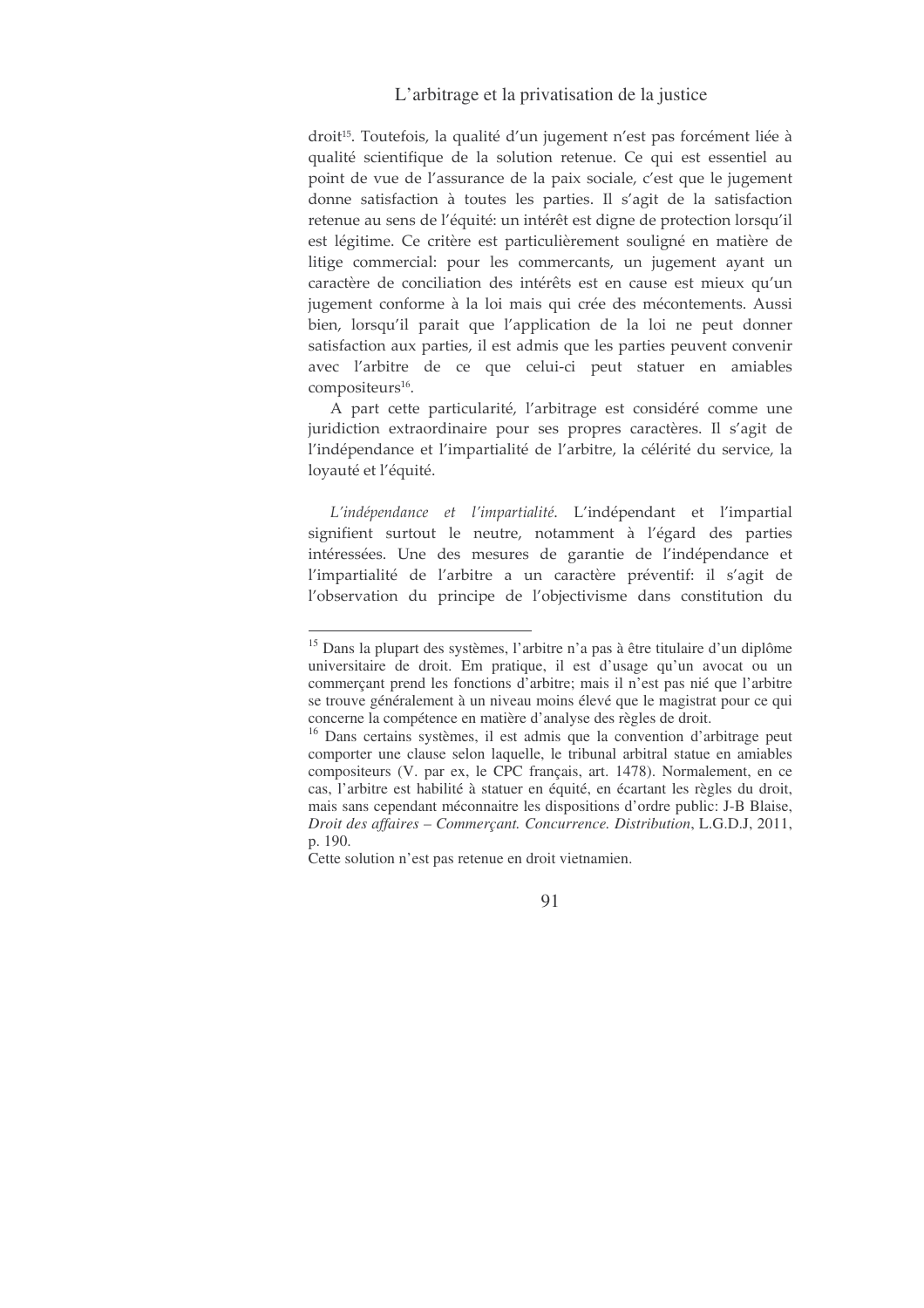droit[15]. Toutefois, la qualité d'un jugement n'est pas forcément liée à qualité scientifique de la solution retenue. Ce qui est essentiel au point de vue de l'assurance de la paix sociale, c'est que le jugement donne satisfaction à toutes les parties. Il s'agit de la satisfaction retenue au sens de l'équité: un intérêt est digne de protection lorsqu'il est légitime. Ce critère est particulièrement souligné en matière de litige commercial: pour les commercants, un jugement ayant un caractère de conciliation des intérêts est en cause est mieux qu'un jugement conforme à la loi mais qui crée des mécontements. Aussi bien, lorsqu'il parait que l'application de la loi ne peut donner satisfaction aux parties, il est admis que les parties peuvent convenir avec l'arbitre de ce que celui-ci peut statuer en amiables compositeurs[16].

A part cette particularité, l'arbitrage est considéré comme une juridiction extraordinaire pour ses propres caractères. Il s'agit de l'indépendance et l'impartialité de l'arbitre, la célérité du service, la loyauté et l'équité.

*L'indépendance et l'impartialité*. L'indépendant et l'impartial signifient surtout le neutre, notamment à l'égard des parties intéressées. Une des mesures de garantie de l'indépendance et l'impartialité de l'arbitre a un caractère préventif: il s'agit de l'observation du principe de l'objectivisme dans constitution du

---

[15] Dans la plupart des systèmes, l'arbitre n'a pas à être titulaire d'un diplôme universitaire de droit. Em pratique, il est d'usage qu'un avocat ou un commerçant prend les fonctions d'arbitre; mais il n'est pas nié que l'arbitre se trouve généralement à un niveau moins élevé que le magistrat pour ce qui concerne la compétence en matière d'analyse des règles de droit.

[16] Dans certains systèmes, il est admis que la convention d'arbitrage peut comporter une clause selon laquelle, le tribunal arbitral statue en amiables compositeurs (V. par ex, le CPC français, art. 1478). Normalement, en ce cas, l'arbitre est habilité à statuer en équité, en écartant les règles du droit, mais sans cependant méconnaitre les dispositions d'ordre public: J-B Blaise, *Droit des affaires – Commerçant. Concurrence. Distribution*, L.G.D.J, 2011, p. 190.

Cette solution n'est pas retenue en droit vietnamien.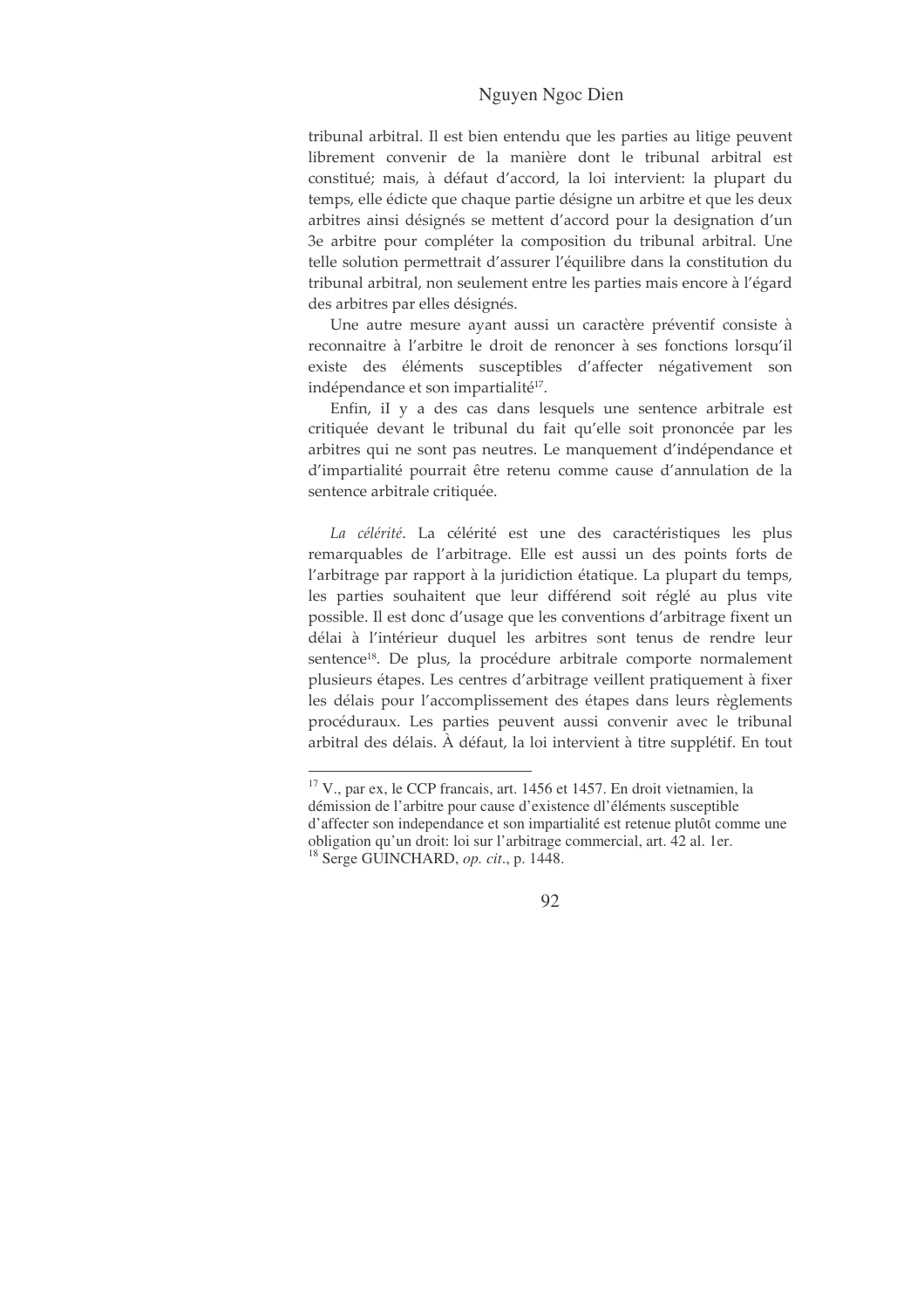tribunal arbitral. Il est bien entendu que les parties au litige peuvent librement convenir de la manière dont le tribunal arbitral est constitué; mais, à défaut d'accord, la loi intervient: la plupart du temps, elle édicte que chaque partie désigne un arbitre et que les deux arbitres ainsi désignés se mettent d'accord pour la designation d'un 3e arbitre pour compléter la composition du tribunal arbitral. Une telle solution permettrait d'assurer l'équilibre dans la constitution du tribunal arbitral, non seulement entre les parties mais encore à l'égard des arbitres par elles désignés.

Une autre mesure ayant aussi un caractère préventif consiste à reconnaitre à l'arbitre le droit de renoncer à ses fonctions lorsqu'il existe des éléments susceptibles d'affecter négativement son indépendance et son impartialité[17].

Enfin, iI y a des cas dans lesquels une sentence arbitrale est critiquée devant le tribunal du fait qu'elle soit prononcée par les arbitres qui ne sont pas neutres. Le manquement d'indépendance et d'impartialité pourrait être retenu comme cause d'annulation de la sentence arbitrale critiquée.

*La célérité*. La célérité est une des caractéristiques les plus remarquables de l'arbitrage. Elle est aussi un des points forts de l'arbitrage par rapport à la juridiction étatique. La plupart du temps, les parties souhaitent que leur différend soit réglé au plus vite possible. Il est donc d'usage que les conventions d'arbitrage fixent un délai à l'intérieur duquel les arbitres sont tenus de rendre leur sentence[18]. De plus, la procédure arbitrale comporte normalement plusieurs étapes. Les centres d'arbitrage veillent pratiquement à fixer les délais pour l'accomplissement des étapes dans leurs règlements procéduraux. Les parties peuvent aussi convenir avec le tribunal arbitral des délais. À défaut, la loi intervient à titre supplétif. En tout

---

[17] V., par ex, le CCP francais, art. 1456 et 1457. En droit vietnamien, la démission de l'arbitre pour cause d'existence dl'éléments susceptible d'affecter son independance et son impartialité est retenue plutôt comme une obligation qu'un droit: loi sur l'arbitrage commercial, art. 42 al. 1er.

[18] Serge GUINCHARD, *op. cit*., p. 1448.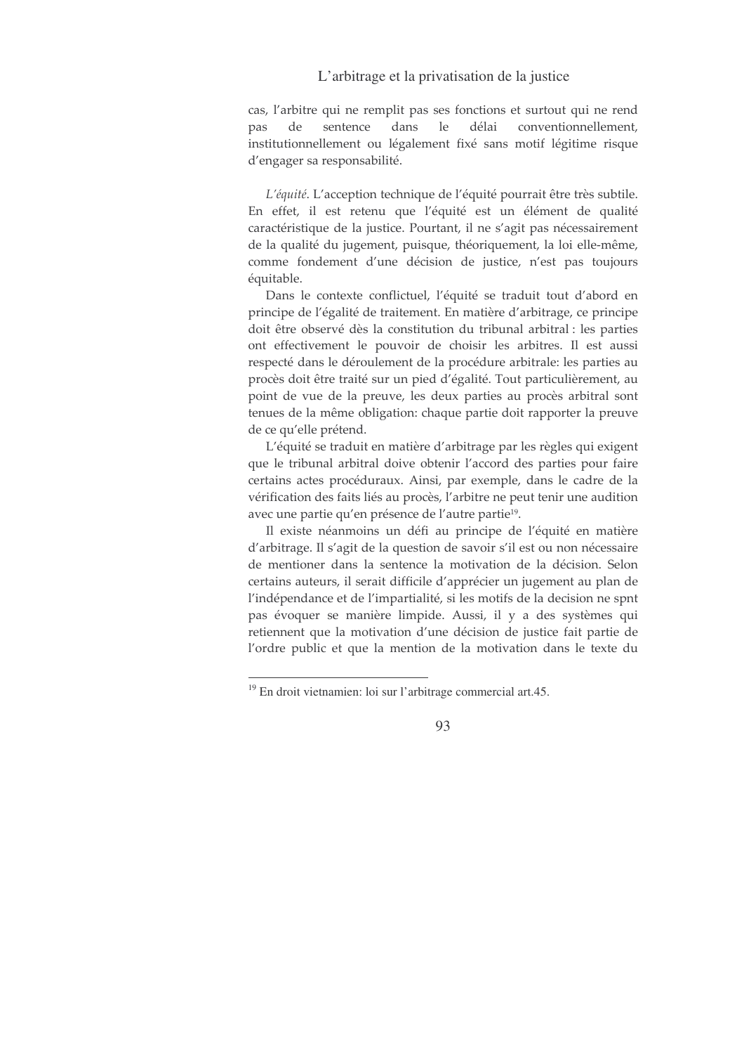cas, l'arbitre qui ne remplit pas ses fonctions et surtout qui ne rend pas de sentence dans le délai conventionnellement, institutionnellement ou légalement fixé sans motif légitime risque d'engager sa responsabilité.

*L'équité*. L'acception technique de l'équité pourrait être très subtile. En effet, il est retenu que l'équité est un élément de qualité caractéristique de la justice. Pourtant, il ne s'agit pas nécessairement de la qualité du jugement, puisque, théoriquement, la loi elle-même, comme fondement d'une décision de justice, n'est pas toujours équitable.

Dans le contexte conflictuel, l'équité se traduit tout d'abord en principe de l'égalité de traitement. En matière d'arbitrage, ce principe doit être observé dès la constitution du tribunal arbitral : les parties ont effectivement le pouvoir de choisir les arbitres. Il est aussi respecté dans le déroulement de la procédure arbitrale: les parties au procès doit être traité sur un pied d'égalité. Tout particulièrement, au point de vue de la preuve, les deux parties au procès arbitral sont tenues de la même obligation: chaque partie doit rapporter la preuve de ce qu'elle prétend.

L'équité se traduit en matière d'arbitrage par les règles qui exigent que le tribunal arbitral doive obtenir l'accord des parties pour faire certains actes procéduraux. Ainsi, par exemple, dans le cadre de la vérification des faits liés au procès, l'arbitre ne peut tenir une audition avec une partie qu'en présence de l'autre partie[19].

Il existe néanmoins un défi au principe de l'équité en matière d'arbitrage. Il s'agit de la question de savoir s'il est ou non nécessaire de mentioner dans la sentence la motivation de la décision. Selon certains auteurs, il serait difficile d'apprécier un jugement au plan de l'indépendance et de l'impartialité, si les motifs de la decision ne spnt pas évoquer se manière limpide. Aussi, il y a des systèmes qui retiennent que la motivation d'une décision de justice fait partie de l'ordre public et que la mention de la motivation dans le texte du

---

[19] En droit vietnamien: loi sur l'arbitrage commercial art.45.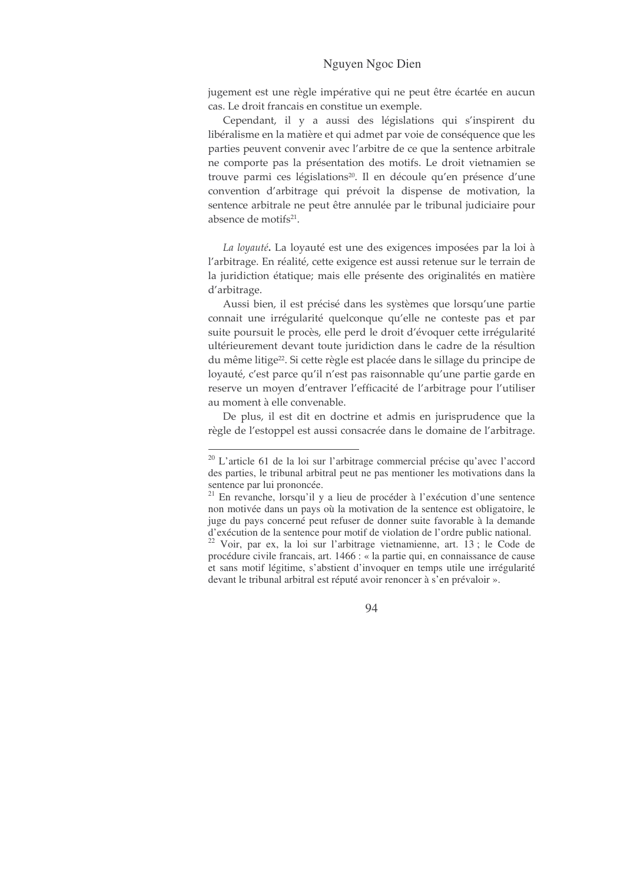jugement est une règle impérative qui ne peut être écartée en aucun cas. Le droit francais en constitue un exemple.

Cependant, il y a aussi des législations qui s'inspirent du libéralisme en la matière et qui admet par voie de conséquence que les parties peuvent convenir avec l'arbitre de ce que la sentence arbitrale ne comporte pas la présentation des motifs. Le droit vietnamien se trouve parmi ces législations[20]. Il en découle qu'en présence d'une convention d'arbitrage qui prévoit la dispense de motivation, la sentence arbitrale ne peut être annulée par le tribunal judiciaire pour absence de motifs[21].

*La loyauté*. La loyauté est une des exigences imposées par la loi à l'arbitrage. En réalité, cette exigence est aussi retenue sur le terrain de la juridiction étatique; mais elle présente des originalités en matière d'arbitrage.

Aussi bien, il est précisé dans les systèmes que lorsqu'une partie connait une irrégularité quelconque qu'elle ne conteste pas et par suite poursuit le procès, elle perd le droit d'évoquer cette irrégularité ultérieurement devant toute juridiction dans le cadre de la résultion du même litige[22]. Si cette règle est placée dans le sillage du principe de loyauté, c'est parce qu'il n'est pas raisonnable qu'une partie garde en reserve un moyen d'entraver l'efficacité de l'arbitrage pour l'utiliser au moment à elle convenable.

De plus, il est dit en doctrine et admis en jurisprudence que la règle de l'estoppel est aussi consacrée dans le domaine de l'arbitrage.

---

[20] L'article 61 de la loi sur l'arbitrage commercial précise qu'avec l'accord des parties, le tribunal arbitral peut ne pas mentioner les motivations dans la sentence par lui prononcée.

[21] En revanche, lorsqu'il y a lieu de procéder à l'exécution d'une sentence non motivée dans un pays où la motivation de la sentence est obligatoire, le juge du pays concerné peut refuser de donner suite favorable à la demande d'exécution de la sentence pour motif de violation de l'ordre public national.

[22] Voir, par ex, la loi sur l'arbitrage vietnamienne, art. 13 ; le Code de procédure civile francais, art. 1466 : « la partie qui, en connaissance de cause et sans motif légitime, s'abstient d'invoquer en temps utile une irrégularité devant le tribunal arbitral est réputé avoir renoncer à s'en prévaloir ».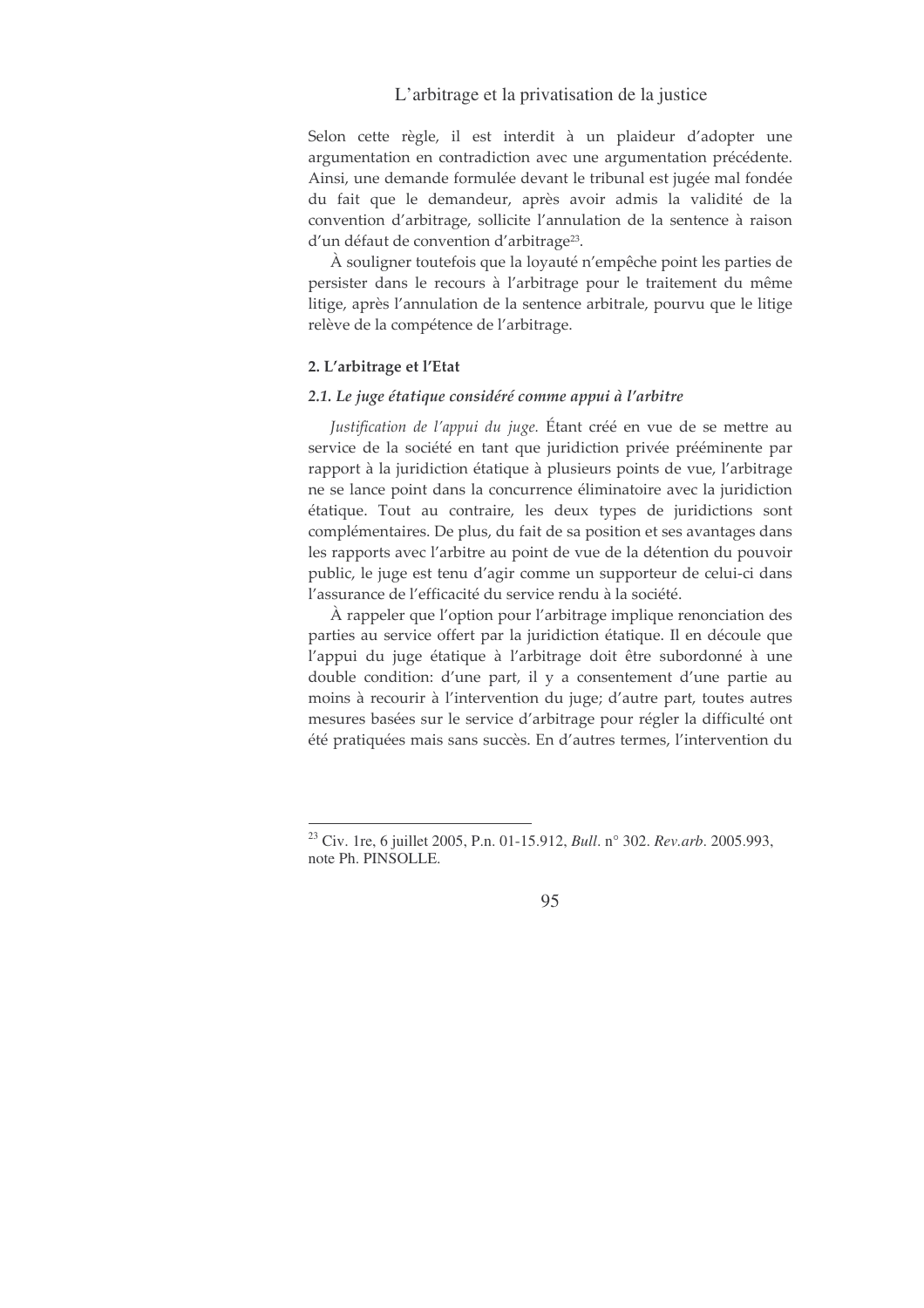Selon cette règle, il est interdit à un plaideur d'adopter une argumentation en contradiction avec une argumentation précédente. Ainsi, une demande formulée devant le tribunal est jugée mal fondée du fait que le demandeur, après avoir admis la validité de la convention d'arbitrage, sollicite l'annulation de la sentence à raison d'un défaut de convention d'arbitrage[23].

À souligner toutefois que la loyauté n'empêche point les parties de persister dans le recours à l'arbitrage pour le traitement du même litige, après l'annulation de la sentence arbitrale, pourvu que le litige relève de la compétence de l'arbitrage.

### 2. L'arbitrage et l'Etat

#### *2.1. Le juge étatique considéré comme appui à l'arbitre*

*Justification de l'appui du juge.* Étant créé en vue de se mettre au service de la société en tant que juridiction privée prééminente par rapport à la juridiction étatique à plusieurs points de vue, l'arbitrage ne se lance point dans la concurrence éliminatoire avec la juridiction étatique. Tout au contraire, les deux types de juridictions sont complémentaires. De plus, du fait de sa position et ses avantages dans les rapports avec l'arbitre au point de vue de la détention du pouvoir public, le juge est tenu d'agir comme un supporteur de celui-ci dans l'assurance de l'efficacité du service rendu à la société.

À rappeler que l'option pour l'arbitrage implique renonciation des parties au service offert par la juridiction étatique. Il en découle que l'appui du juge étatique à l'arbitrage doit être subordonné à une double condition: d'une part, il y a consentement d'une partie au moins à recourir à l'intervention du juge; d'autre part, toutes autres mesures basées sur le service d'arbitrage pour régler la difficulté ont été pratiquées mais sans succès. En d'autres termes, l'intervention du

---

[23] Civ. 1re, 6 juillet 2005, P.n. 01-15.912, *Bull.* n° 302. *Rev.arb.* 2005.993, note Ph. PINSOLLE.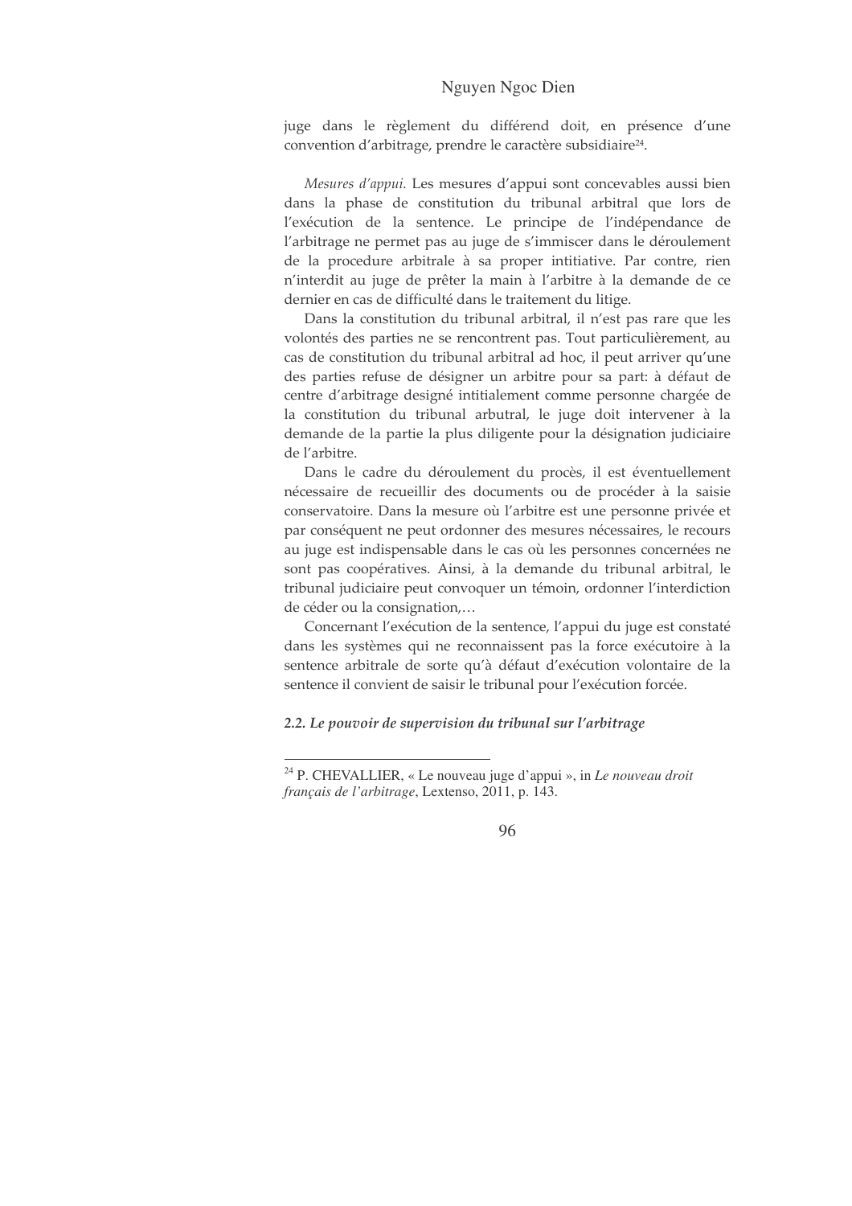juge dans le règlement du différend doit, en présence d'une convention d'arbitrage, prendre le caractère subsidiaire[24].

*Mesures d'appui.* Les mesures d'appui sont concevables aussi bien dans la phase de constitution du tribunal arbitral que lors de l'exécution de la sentence. Le principe de l'indépendance de l'arbitrage ne permet pas au juge de s'immiscer dans le déroulement de la procedure arbitrale à sa proper intitiative. Par contre, rien n'interdit au juge de prêter la main à l'arbitre à la demande de ce dernier en cas de difficulté dans le traitement du litige.

Dans la constitution du tribunal arbitral, il n'est pas rare que les volontés des parties ne se rencontrent pas. Tout particulièrement, au cas de constitution du tribunal arbitral ad hoc, il peut arriver qu'une des parties refuse de désigner un arbitre pour sa part: à défaut de centre d'arbitrage designé intitialement comme personne chargée de la constitution du tribunal arbutral, le juge doit intervener à la demande de la partie la plus diligente pour la désignation judiciaire de l'arbitre.

Dans le cadre du déroulement du procès, il est éventuellement nécessaire de recueillir des documents ou de procéder à la saisie conservatoire. Dans la mesure où l'arbitre est une personne privée et par conséquent ne peut ordonner des mesures nécessaires, le recours au juge est indispensable dans le cas où les personnes concernées ne sont pas coopératives. Ainsi, à la demande du tribunal arbitral, le tribunal judiciaire peut convoquer un témoin, ordonner l'interdiction de céder ou la consignation,…

Concernant l'exécution de la sentence, l'appui du juge est constaté dans les systèmes qui ne reconnaissent pas la force exécutoire à la sentence arbitrale de sorte qu'à défaut d'exécution volontaire de la sentence il convient de saisir le tribunal pour l'exécution forcée.

#### *2.2. Le pouvoir de supervision du tribunal sur l'arbitrage*

---

[24] P. CHEVALLIER, « Le nouveau juge d'appui », in *Le nouveau droit français de l'arbitrage*, Lextenso, 2011, p. 143.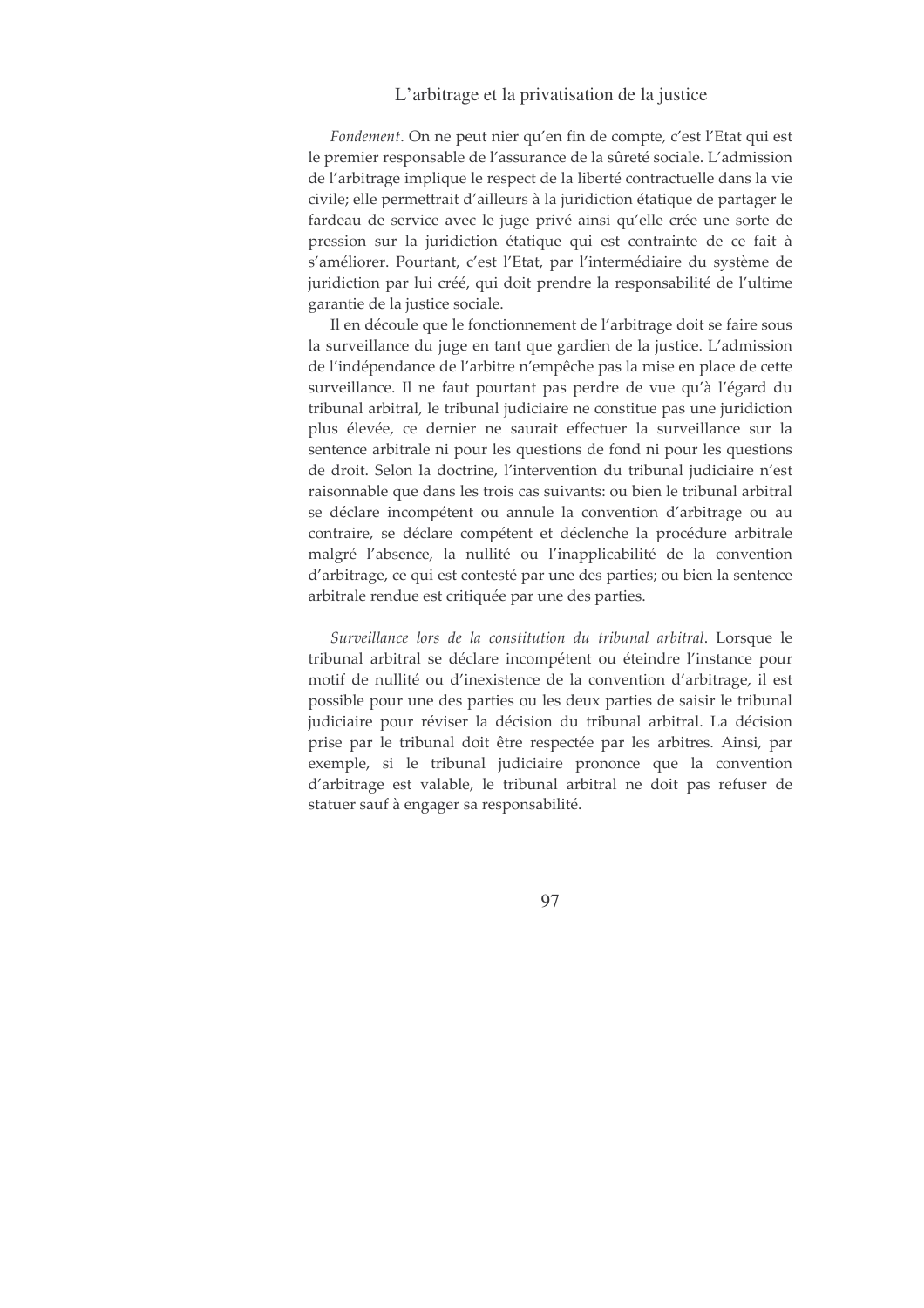*Fondement*. On ne peut nier qu'en fin de compte, c'est l'Etat qui est le premier responsable de l'assurance de la sûreté sociale. L'admission de l'arbitrage implique le respect de la liberté contractuelle dans la vie civile; elle permettrait d'ailleurs à la juridiction étatique de partager le fardeau de service avec le juge privé ainsi qu'elle crée une sorte de pression sur la juridiction étatique qui est contrainte de ce fait à s'améliorer. Pourtant, c'est l'Etat, par l'intermédiaire du système de juridiction par lui créé, qui doit prendre la responsabilité de l'ultime garantie de la justice sociale.

Il en découle que le fonctionnement de l'arbitrage doit se faire sous la surveillance du juge en tant que gardien de la justice. L'admission de l'indépendance de l'arbitre n'empêche pas la mise en place de cette surveillance. Il ne faut pourtant pas perdre de vue qu'à l'égard du tribunal arbitral, le tribunal judiciaire ne constitue pas une juridiction plus élevée, ce dernier ne saurait effectuer la surveillance sur la sentence arbitrale ni pour les questions de fond ni pour les questions de droit. Selon la doctrine, l'intervention du tribunal judiciaire n'est raisonnable que dans les trois cas suivants: ou bien le tribunal arbitral se déclare incompétent ou annule la convention d'arbitrage ou au contraire, se déclare compétent et déclenche la procédure arbitrale malgré l'absence, la nullité ou l'inapplicabilité de la convention d'arbitrage, ce qui est contesté par une des parties; ou bien la sentence arbitrale rendue est critiquée par une des parties.

*Surveillance lors de la constitution du tribunal arbitral*. Lorsque le tribunal arbitral se déclare incompétent ou éteindre l'instance pour motif de nullité ou d'inexistence de la convention d'arbitrage, il est possible pour une des parties ou les deux parties de saisir le tribunal judiciaire pour réviser la décision du tribunal arbitral. La décision prise par le tribunal doit être respectée par les arbitres. Ainsi, par exemple, si le tribunal judiciaire prononce que la convention d'arbitrage est valable, le tribunal arbitral ne doit pas refuser de statuer sauf à engager sa responsabilité.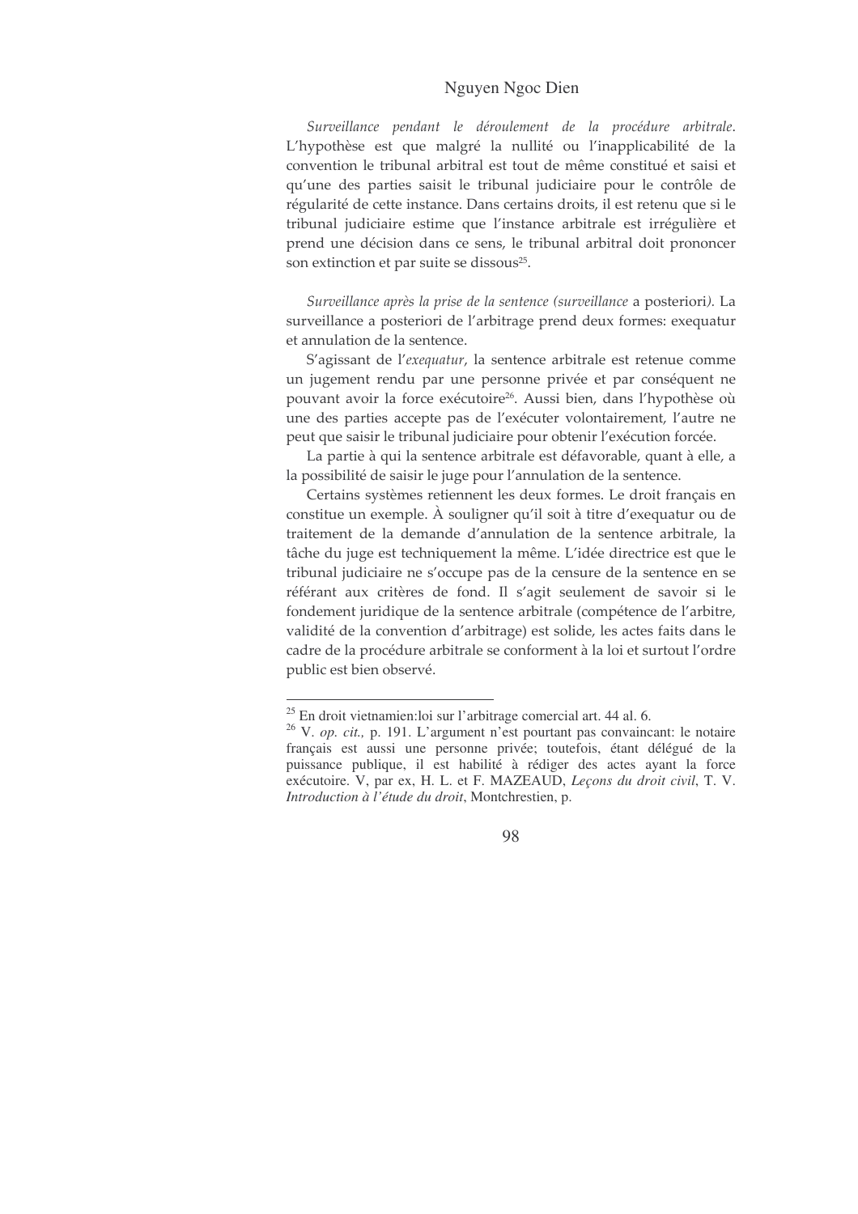*Surveillance pendant le déroulement de la procédure arbitrale*. L'hypothèse est que malgré la nullité ou l'inapplicabilité de la convention le tribunal arbitral est tout de même constitué et saisi et qu'une des parties saisit le tribunal judiciaire pour le contrôle de régularité de cette instance. Dans certains droits, il est retenu que si le tribunal judiciaire estime que l'instance arbitrale est irrégulière et prend une décision dans ce sens, le tribunal arbitral doit prononcer son extinction et par suite se dissous[25].

*Surveillance après la prise de la sentence (surveillance* a posteriori*)*. La surveillance a posteriori de l'arbitrage prend deux formes: exequatur et annulation de la sentence.

S'agissant de l'*exequatur*, la sentence arbitrale est retenue comme un jugement rendu par une personne privée et par conséquent ne pouvant avoir la force exécutoire[26]. Aussi bien, dans l'hypothèse où une des parties accepte pas de l'exécuter volontairement, l'autre ne peut que saisir le tribunal judiciaire pour obtenir l'exécution forcée.

La partie à qui la sentence arbitrale est défavorable, quant à elle, a la possibilité de saisir le juge pour l'annulation de la sentence.

Certains systèmes retiennent les deux formes. Le droit français en constitue un exemple. À souligner qu'il soit à titre d'exequatur ou de traitement de la demande d'annulation de la sentence arbitrale, la tâche du juge est techniquement la même. L'idée directrice est que le tribunal judiciaire ne s'occupe pas de la censure de la sentence en se référant aux critères de fond. Il s'agit seulement de savoir si le fondement juridique de la sentence arbitrale (compétence de l'arbitre, validité de la convention d'arbitrage) est solide, les actes faits dans le cadre de la procédure arbitrale se conforment à la loi et surtout l'ordre public est bien observé.

---

[25] En droit vietnamien:loi sur l'arbitrage comercial art. 44 al. 6.

[26] V. *op. cit.*, p. 191. L'argument n'est pourtant pas convaincant: le notaire français est aussi une personne privée; toutefois, étant délégué de la puissance publique, il est habilité à rédiger des actes ayant la force exécutoire. V, par ex, H. L. et F. MAZEAUD, *Leçons du droit civil*, T. V. *Introduction à l'étude du droit*, Montchrestien, p.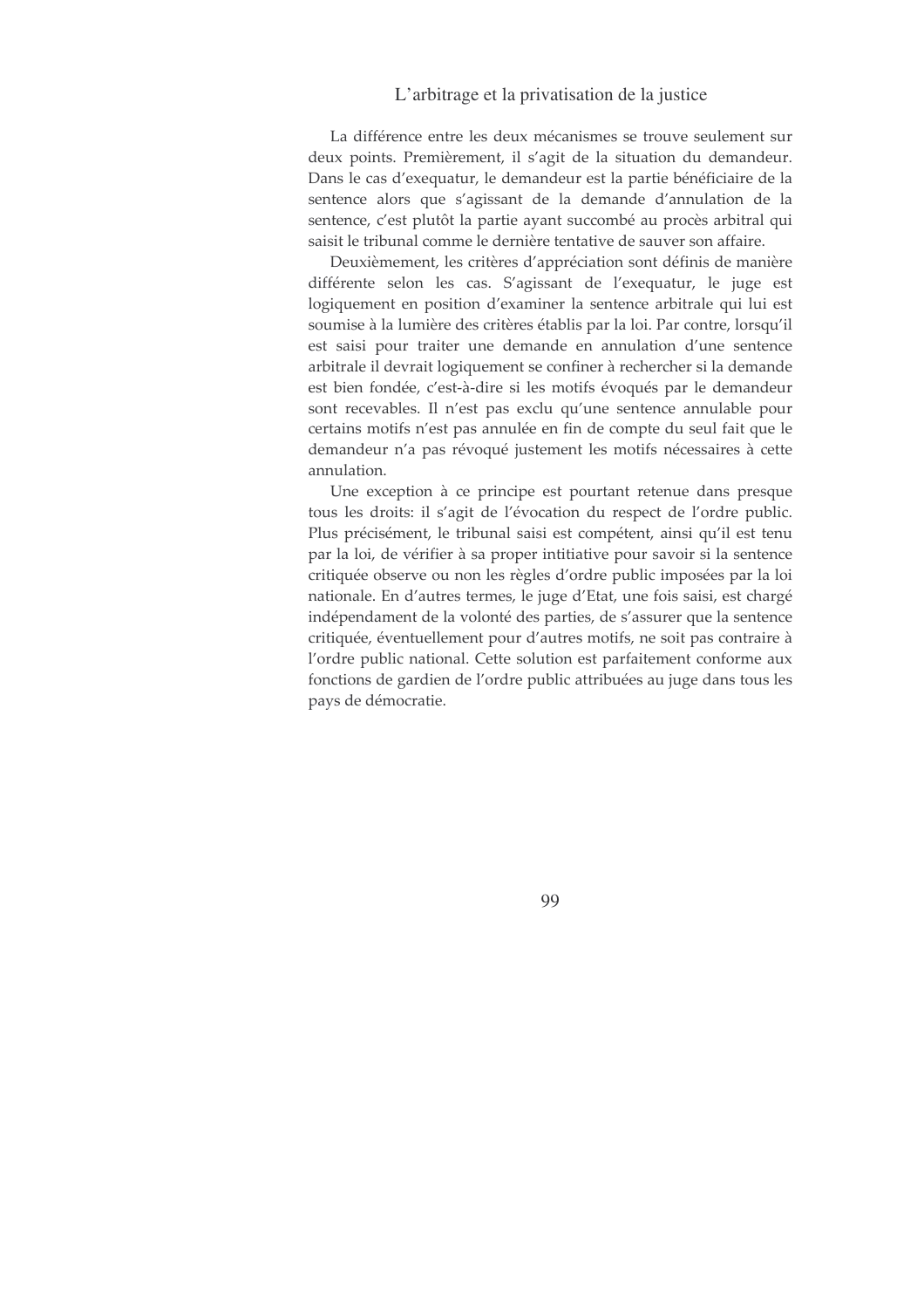La différence entre les deux mécanismes se trouve seulement sur deux points. Premièrement, il s'agit de la situation du demandeur. Dans le cas d'exequatur, le demandeur est la partie bénéficiaire de la sentence alors que s'agissant de la demande d'annulation de la sentence, c'est plutôt la partie ayant succombé au procès arbitral qui saisit le tribunal comme le dernière tentative de sauver son affaire.

Deuxièmement, les critères d'appréciation sont définis de manière différente selon les cas. S'agissant de l'exequatur, le juge est logiquement en position d'examiner la sentence arbitrale qui lui est soumise à la lumière des critères établis par la loi. Par contre, lorsqu'il est saisi pour traiter une demande en annulation d'une sentence arbitrale il devrait logiquement se confiner à rechercher si la demande est bien fondée, c'est-à-dire si les motifs évoqués par le demandeur sont recevables. Il n'est pas exclu qu'une sentence annulable pour certains motifs n'est pas annulée en fin de compte du seul fait que le demandeur n'a pas révoqué justement les motifs nécessaires à cette annulation.

Une exception à ce principe est pourtant retenue dans presque tous les droits: il s'agit de l'évocation du respect de l'ordre public. Plus précisément, le tribunal saisi est compétent, ainsi qu'il est tenu par la loi, de vérifier à sa proper intitiative pour savoir si la sentence critiquée observe ou non les règles d'ordre public imposées par la loi nationale. En d'autres termes, le juge d'Etat, une fois saisi, est chargé indépendament de la volonté des parties, de s'assurer que la sentence critiquée, éventuellement pour d'autres motifs, ne soit pas contraire à l'ordre public national. Cette solution est parfaitement conforme aux fonctions de gardien de l'ordre public attribuées au juge dans tous les pays de démocratie.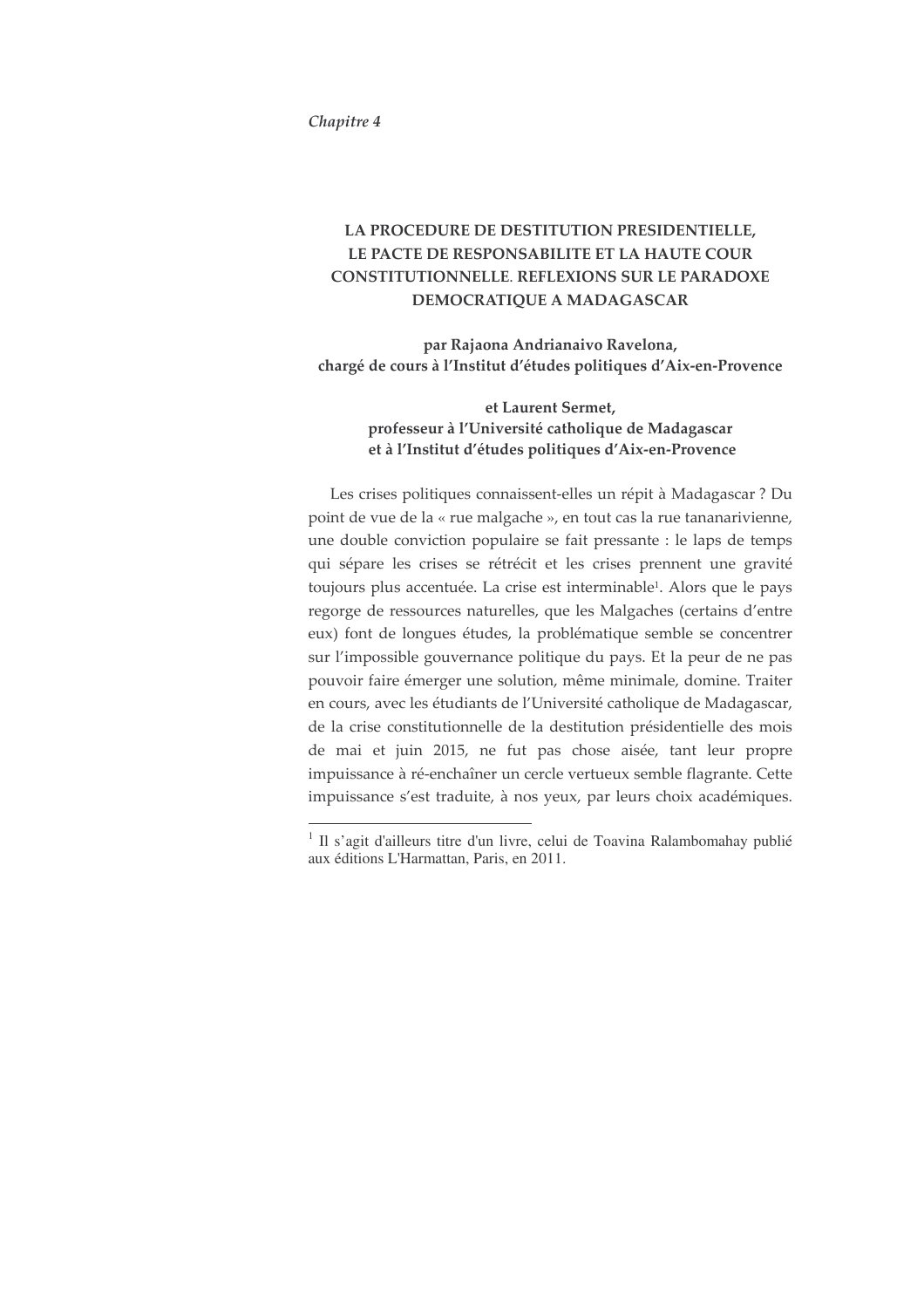*Chapitre 4*

# LA PROCEDURE DE DESTITUTION PRESIDENTIELLE, LE PACTE DE RESPONSABILITE ET LA HAUTE COUR CONSTITUTIONNELLE. REFLEXIONS SUR LE PARADOXE DEMOCRATIQUE A MADAGASCAR

**par Rajaona Andrianaivo Ravelona,**
**chargé de cours à l'Institut d'études politiques d'Aix-en-Provence**

**et Laurent Sermet,**
**professeur à l'Université catholique de Madagascar**
**et à l'Institut d'études politiques d'Aix-en-Provence**

Les crises politiques connaissent-elles un répit à Madagascar ? Du point de vue de la « rue malgache », en tout cas la rue tananarivienne, une double conviction populaire se fait pressante : le laps de temps qui sépare les crises se rétrécit et les crises prennent une gravité toujours plus accentuée. La crise est interminable[1]. Alors que le pays regorge de ressources naturelles, que les Malgaches (certains d'entre eux) font de longues études, la problématique semble se concentrer sur l'impossible gouvernance politique du pays. Et la peur de ne pas pouvoir faire émerger une solution, même minimale, domine. Traiter en cours, avec les étudiants de l'Université catholique de Madagascar, de la crise constitutionnelle de la destitution présidentielle des mois de mai et juin 2015, ne fut pas chose aisée, tant leur propre impuissance à ré-enchaîner un cercle vertueux semble flagrante. Cette impuissance s'est traduite, à nos yeux, par leurs choix académiques.

---

[1] Il s'agit d'ailleurs titre d'un livre, celui de Toavina Ralambomahay publié aux éditions L'Harmattan, Paris, en 2011.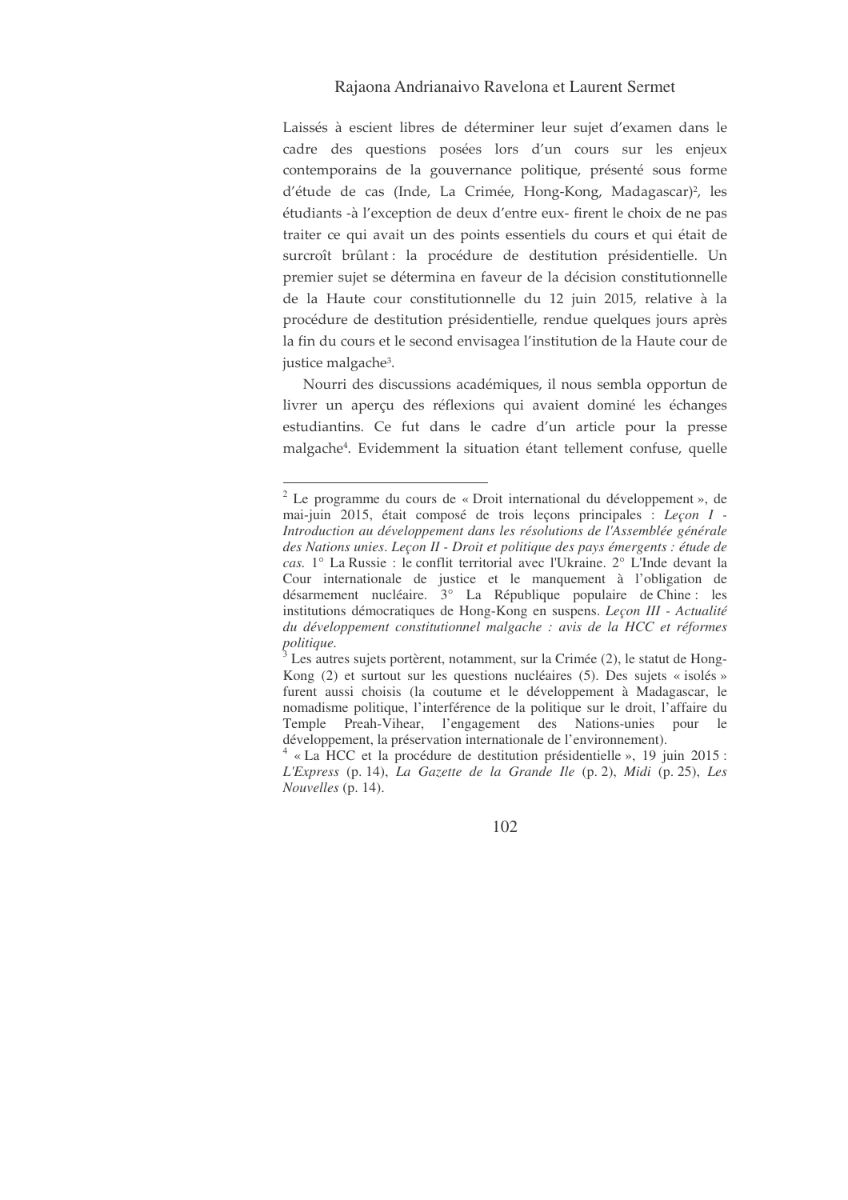Laissés à escient libres de déterminer leur sujet d'examen dans le cadre des questions posées lors d'un cours sur les enjeux contemporains de la gouvernance politique, présenté sous forme d'étude de cas (Inde, La Crimée, Hong-Kong, Madagascar)[2], les étudiants -à l'exception de deux d'entre eux- firent le choix de ne pas traiter ce qui avait un des points essentiels du cours et qui était de surcroît brûlant : la procédure de destitution présidentielle. Un premier sujet se détermina en faveur de la décision constitutionnelle de la Haute cour constitutionnelle du 12 juin 2015, relative à la procédure de destitution présidentielle, rendue quelques jours après la fin du cours et le second envisagea l'institution de la Haute cour de justice malgache[3].

Nourri des discussions académiques, il nous sembla opportun de livrer un aperçu des réflexions qui avaient dominé les échanges estudiantins. Ce fut dans le cadre d'un article pour la presse malgache[4]. Evidemment la situation étant tellement confuse, quelle

---

[2] Le programme du cours de « Droit international du développement », de mai-juin 2015, était composé de trois leçons principales : *Leçon I - Introduction au développement dans les résolutions de l'Assemblée générale des Nations unies*. *Leçon II - Droit et politique des pays émergents : étude de cas.* 1° La Russie : le conflit territorial avec l'Ukraine. 2° L'Inde devant la Cour internationale de justice et le manquement à l'obligation de désarmement nucléaire. 3° La République populaire de Chine : les institutions démocratiques de Hong-Kong en suspens. *Leçon III - Actualité du développement constitutionnel malgache : avis de la HCC et réformes politique.*

[3] Les autres sujets portèrent, notamment, sur la Crimée (2), le statut de Hong-Kong (2) et surtout sur les questions nucléaires (5). Des sujets « isolés » furent aussi choisis (la coutume et le développement à Madagascar, le nomadisme politique, l'interférence de la politique sur le droit, l'affaire du Temple Preah-Vihear, l'engagement des Nations-unies pour le développement, la préservation internationale de l'environnement).

[4] « La HCC et la procédure de destitution présidentielle », 19 juin 2015 : *L'Express* (p. 14), *La Gazette de la Grande Ile* (p. 2), *Midi* (p. 25), *Les Nouvelles* (p. 14).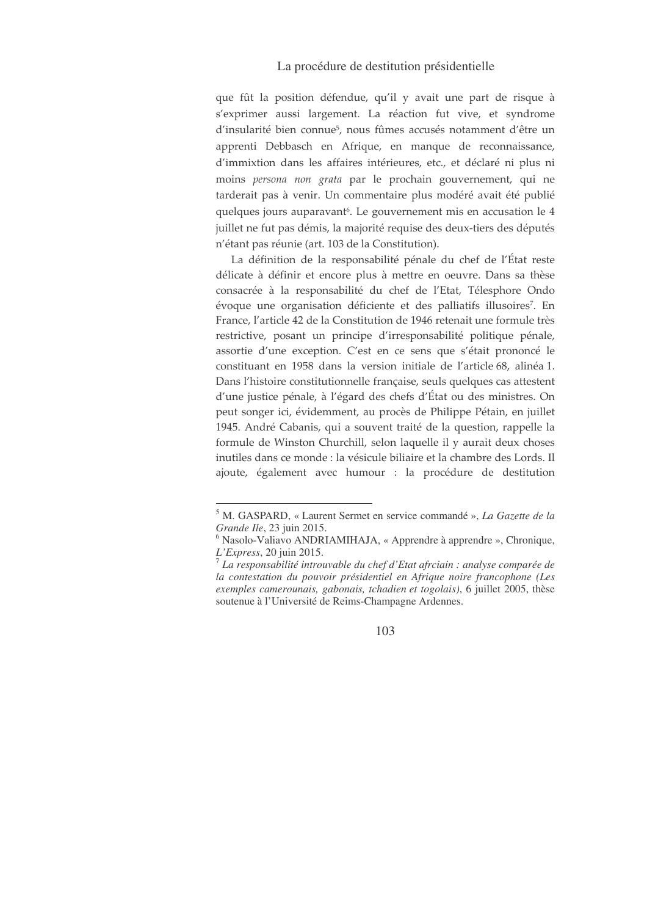que fût la position défendue, qu'il y avait une part de risque à s'exprimer aussi largement. La réaction fut vive, et syndrome d'insularité bien connue[5], nous fûmes accusés notamment d'être un apprenti Debbasch en Afrique, en manque de reconnaissance, d'immixtion dans les affaires intérieures, etc., et déclaré ni plus ni moins *persona non grata* par le prochain gouvernement, qui ne tarderait pas à venir. Un commentaire plus modéré avait été publié quelques jours auparavant[6]. Le gouvernement mis en accusation le 4 juillet ne fut pas démis, la majorité requise des deux-tiers des députés n'étant pas réunie (art. 103 de la Constitution).

La définition de la responsabilité pénale du chef de l'État reste délicate à définir et encore plus à mettre en oeuvre. Dans sa thèse consacrée à la responsabilité du chef de l'Etat, Télesphore Ondo évoque une organisation déficiente et des palliatifs illusoires[7]. En France, l'article 42 de la Constitution de 1946 retenait une formule très restrictive, posant un principe d'irresponsabilité politique pénale, assortie d'une exception. C'est en ce sens que s'était prononcé le constituant en 1958 dans la version initiale de l'article 68, alinéa 1. Dans l'histoire constitutionnelle française, seuls quelques cas attestent d'une justice pénale, à l'égard des chefs d'État ou des ministres. On peut songer ici, évidemment, au procès de Philippe Pétain, en juillet 1945. André Cabanis, qui a souvent traité de la question, rappelle la formule de Winston Churchill, selon laquelle il y aurait deux choses inutiles dans ce monde : la vésicule biliaire et la chambre des Lords. Il ajoute, également avec humour : la procédure de destitution

---

[5] M. GASPARD, « Laurent Sermet en service commandé », *La Gazette de la Grande Ile*, 23 juin 2015.

[6] Nasolo-Valiavo ANDRIAMIHAJA, « Apprendre à apprendre », Chronique, *L'Express*, 20 juin 2015.

[7] *La responsabilité introuvable du chef d'Etat afrciain : analyse comparée de la contestation du pouvoir présidentiel en Afrique noire francophone (Les exemples camerounais, gabonais, tchadien et togolais)*, 6 juillet 2005, thèse soutenue à l'Université de Reims-Champagne Ardennes.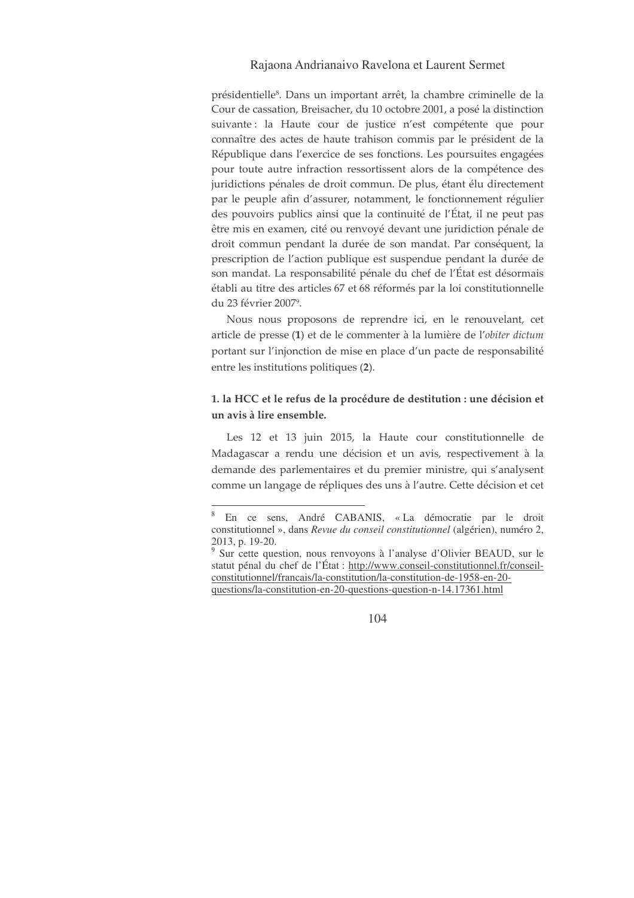présidentielle[8]. Dans un important arrêt, la chambre criminelle de la Cour de cassation, Breisacher, du 10 octobre 2001, a posé la distinction suivante : la Haute cour de justice n'est compétente que pour connaître des actes de haute trahison commis par le président de la République dans l'exercice de ses fonctions. Les poursuites engagées pour toute autre infraction ressortissent alors de la compétence des juridictions pénales de droit commun. De plus, étant élu directement par le peuple afin d'assurer, notamment, le fonctionnement régulier des pouvoirs publics ainsi que la continuité de l'État, il ne peut pas être mis en examen, cité ou renvoyé devant une juridiction pénale de droit commun pendant la durée de son mandat. Par conséquent, la prescription de l'action publique est suspendue pendant la durée de son mandat. La responsabilité pénale du chef de l'État est désormais établi au titre des articles 67 et 68 réformés par la loi constitutionnelle du 23 février 2007[9].

Nous nous proposons de reprendre ici, en le renouvelant, cet article de presse (**1**) et de le commenter à la lumière de l'*obiter dictum* portant sur l'injonction de mise en place d'un pacte de responsabilité entre les institutions politiques (**2**).

### 1. la HCC et le refus de la procédure de destitution : une décision et un avis à lire ensemble.

Les 12 et 13 juin 2015, la Haute cour constitutionnelle de Madagascar a rendu une décision et un avis, respectivement à la demande des parlementaires et du premier ministre, qui s'analysent comme un langage de répliques des uns à l'autre. Cette décision et cet

---

[8] En ce sens, André CABANIS, « La démocratie par le droit constitutionnel », dans *Revue du conseil constitutionnel* (algérien), numéro 2, 2013, p. 19-20.

[9] Sur cette question, nous renvoyons à l'analyse d'Olivier BEAUD, sur le statut pénal du chef de l'État : http://www.conseil-constitutionnel.fr/conseil-constitutionnel/francais/la-constitution/la-constitution-de-1958-en-20-questions/la-constitution-en-20-questions-question-n-14.17361.html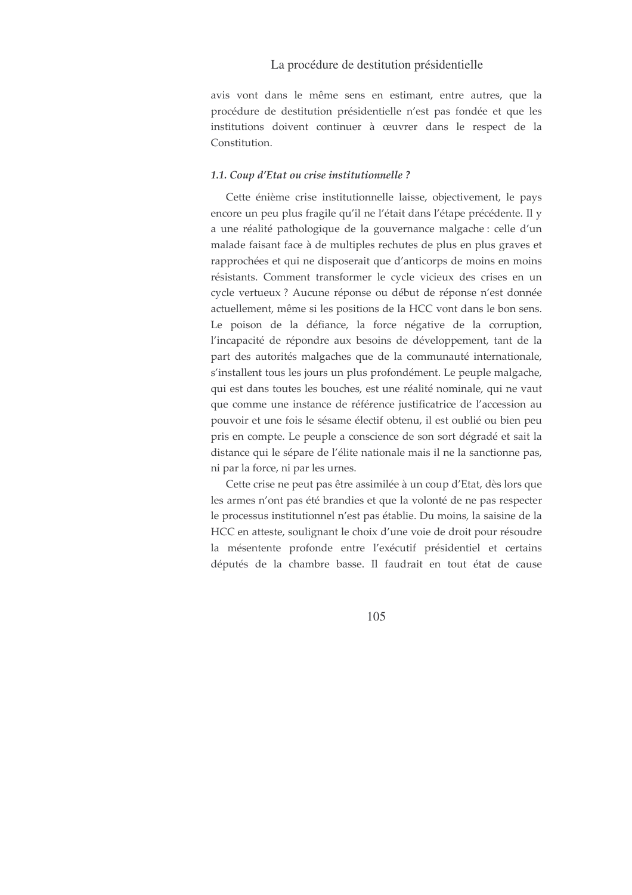avis vont dans le même sens en estimant, entre autres, que la procédure de destitution présidentielle n'est pas fondée et que les institutions doivent continuer à œuvrer dans le respect de la Constitution.

### *1.1. Coup d'Etat ou crise institutionnelle ?*

Cette énième crise institutionnelle laisse, objectivement, le pays encore un peu plus fragile qu'il ne l'était dans l'étape précédente. Il y a une réalité pathologique de la gouvernance malgache : celle d'un malade faisant face à de multiples rechutes de plus en plus graves et rapprochées et qui ne disposerait que d'anticorps de moins en moins résistants. Comment transformer le cycle vicieux des crises en un cycle vertueux ? Aucune réponse ou début de réponse n'est donnée actuellement, même si les positions de la HCC vont dans le bon sens. Le poison de la défiance, la force négative de la corruption, l'incapacité de répondre aux besoins de développement, tant de la part des autorités malgaches que de la communauté internationale, s'installent tous les jours un plus profondément. Le peuple malgache, qui est dans toutes les bouches, est une réalité nominale, qui ne vaut que comme une instance de référence justificatrice de l'accession au pouvoir et une fois le sésame électif obtenu, il est oublié ou bien peu pris en compte. Le peuple a conscience de son sort dégradé et sait la distance qui le sépare de l'élite nationale mais il ne la sanctionne pas, ni par la force, ni par les urnes.

Cette crise ne peut pas être assimilée à un coup d'Etat, dès lors que les armes n'ont pas été brandies et que la volonté de ne pas respecter le processus institutionnel n'est pas établie. Du moins, la saisine de la HCC en atteste, soulignant le choix d'une voie de droit pour résoudre la mésentente profonde entre l'exécutif présidentiel et certains députés de la chambre basse. Il faudrait en tout état de cause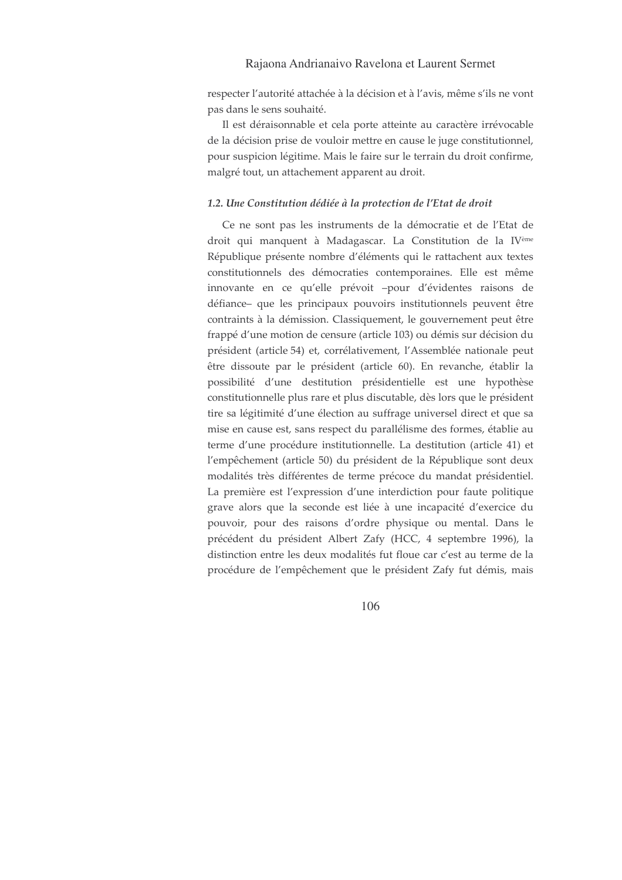respecter l'autorité attachée à la décision et à l'avis, même s'ils ne vont pas dans le sens souhaité.

Il est déraisonnable et cela porte atteinte au caractère irrévocable de la décision prise de vouloir mettre en cause le juge constitutionnel, pour suspicion légitime. Mais le faire sur le terrain du droit confirme, malgré tout, un attachement apparent au droit.

### *1.2. Une Constitution dédiée à la protection de l'Etat de droit*

Ce ne sont pas les instruments de la démocratie et de l'Etat de droit qui manquent à Madagascar. La Constitution de la IVème République présente nombre d'éléments qui le rattachent aux textes constitutionnels des démocraties contemporaines. Elle est même innovante en ce qu'elle prévoit –pour d'évidentes raisons de défiance– que les principaux pouvoirs institutionnels peuvent être contraints à la démission. Classiquement, le gouvernement peut être frappé d'une motion de censure (article 103) ou démis sur décision du président (article 54) et, corrélativement, l'Assemblée nationale peut être dissoute par le président (article 60). En revanche, établir la possibilité d'une destitution présidentielle est une hypothèse constitutionnelle plus rare et plus discutable, dès lors que le président tire sa légitimité d'une élection au suffrage universel direct et que sa mise en cause est, sans respect du parallélisme des formes, établie au terme d'une procédure institutionnelle. La destitution (article 41) et l'empêchement (article 50) du président de la République sont deux modalités très différentes de terme précoce du mandat présidentiel. La première est l'expression d'une interdiction pour faute politique grave alors que la seconde est liée à une incapacité d'exercice du pouvoir, pour des raisons d'ordre physique ou mental. Dans le précédent du président Albert Zafy (HCC, 4 septembre 1996), la distinction entre les deux modalités fut floue car c'est au terme de la procédure de l'empêchement que le président Zafy fut démis, mais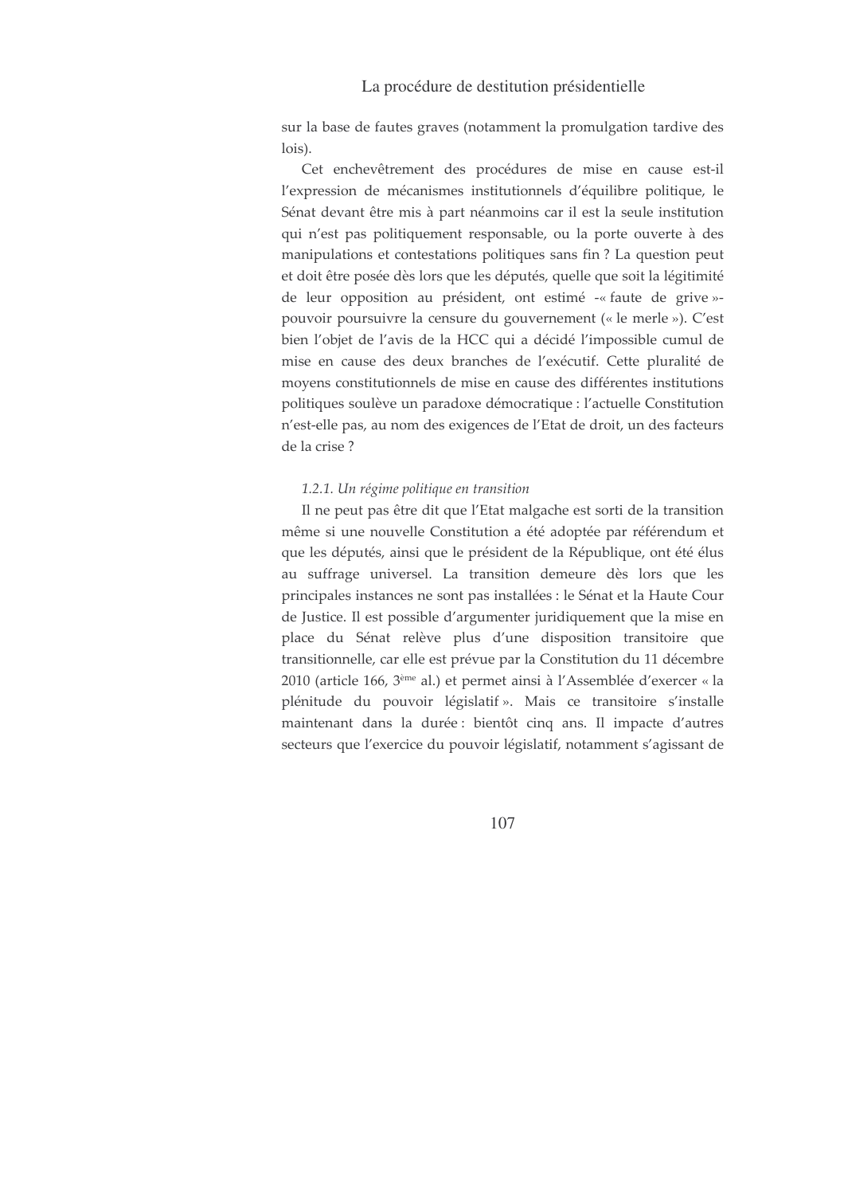sur la base de fautes graves (notamment la promulgation tardive des lois).

Cet enchevêtrement des procédures de mise en cause est-il l'expression de mécanismes institutionnels d'équilibre politique, le Sénat devant être mis à part néanmoins car il est la seule institution qui n'est pas politiquement responsable, ou la porte ouverte à des manipulations et contestations politiques sans fin ? La question peut et doit être posée dès lors que les députés, quelle que soit la légitimité de leur opposition au président, ont estimé -« faute de grive »- pouvoir poursuivre la censure du gouvernement (« le merle »). C'est bien l'objet de l'avis de la HCC qui a décidé l'impossible cumul de mise en cause des deux branches de l'exécutif. Cette pluralité de moyens constitutionnels de mise en cause des différentes institutions politiques soulève un paradoxe démocratique : l'actuelle Constitution n'est-elle pas, au nom des exigences de l'Etat de droit, un des facteurs de la crise ?

*1.2.1. Un régime politique en transition*

Il ne peut pas être dit que l'Etat malgache est sorti de la transition même si une nouvelle Constitution a été adoptée par référendum et que les députés, ainsi que le président de la République, ont été élus au suffrage universel. La transition demeure dès lors que les principales instances ne sont pas installées : le Sénat et la Haute Cour de Justice. Il est possible d'argumenter juridiquement que la mise en place du Sénat relève plus d'une disposition transitoire que transitionnelle, car elle est prévue par la Constitution du 11 décembre 2010 (article 166, 3ème al.) et permet ainsi à l'Assemblée d'exercer « la plénitude du pouvoir législatif ». Mais ce transitoire s'installe maintenant dans la durée : bientôt cinq ans. Il impacte d'autres secteurs que l'exercice du pouvoir législatif, notamment s'agissant de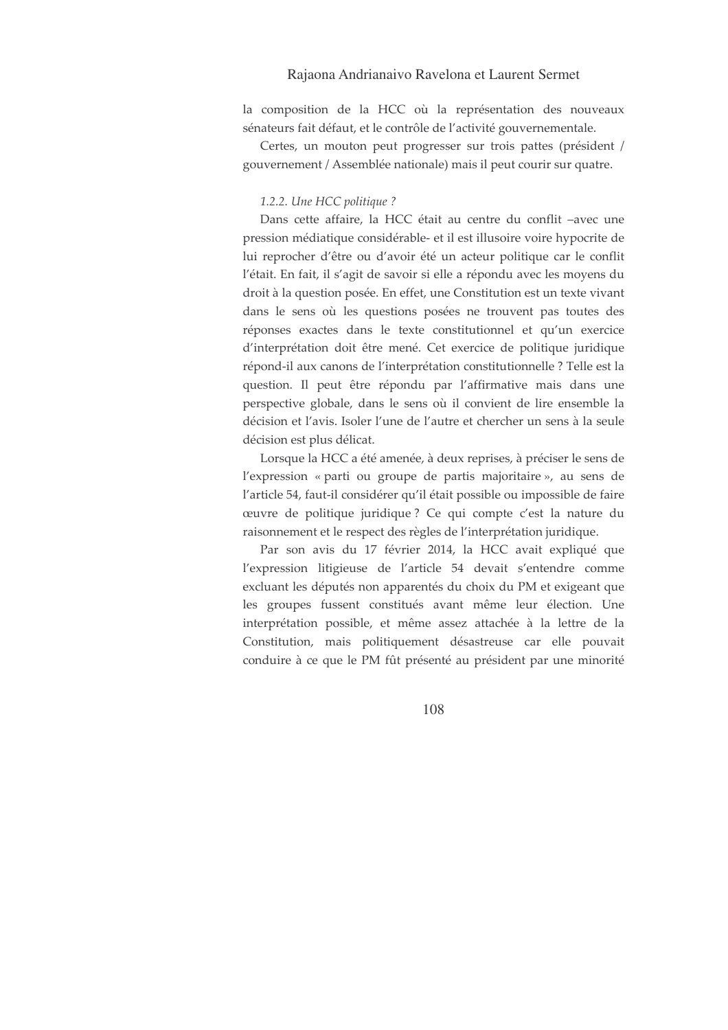la composition de la HCC où la représentation des nouveaux sénateurs fait défaut, et le contrôle de l'activité gouvernementale.

Certes, un mouton peut progresser sur trois pattes (président / gouvernement / Assemblée nationale) mais il peut courir sur quatre.

*1.2.2. Une HCC politique ?*

Dans cette affaire, la HCC était au centre du conflit –avec une pression médiatique considérable- et il est illusoire voire hypocrite de lui reprocher d'être ou d'avoir été un acteur politique car le conflit l'était. En fait, il s'agit de savoir si elle a répondu avec les moyens du droit à la question posée. En effet, une Constitution est un texte vivant dans le sens où les questions posées ne trouvent pas toutes des réponses exactes dans le texte constitutionnel et qu'un exercice d'interprétation doit être mené. Cet exercice de politique juridique répond-il aux canons de l'interprétation constitutionnelle ? Telle est la question. Il peut être répondu par l'affirmative mais dans une perspective globale, dans le sens où il convient de lire ensemble la décision et l'avis. Isoler l'une de l'autre et chercher un sens à la seule décision est plus délicat.

Lorsque la HCC a été amenée, à deux reprises, à préciser le sens de l'expression « parti ou groupe de partis majoritaire », au sens de l'article 54, faut-il considérer qu'il était possible ou impossible de faire œuvre de politique juridique ? Ce qui compte c'est la nature du raisonnement et le respect des règles de l'interprétation juridique.

Par son avis du 17 février 2014, la HCC avait expliqué que l'expression litigieuse de l'article 54 devait s'entendre comme excluant les députés non apparentés du choix du PM et exigeant que les groupes fussent constitués avant même leur élection. Une interprétation possible, et même assez attachée à la lettre de la Constitution, mais politiquement désastreuse car elle pouvait conduire à ce que le PM fût présenté au président par une minorité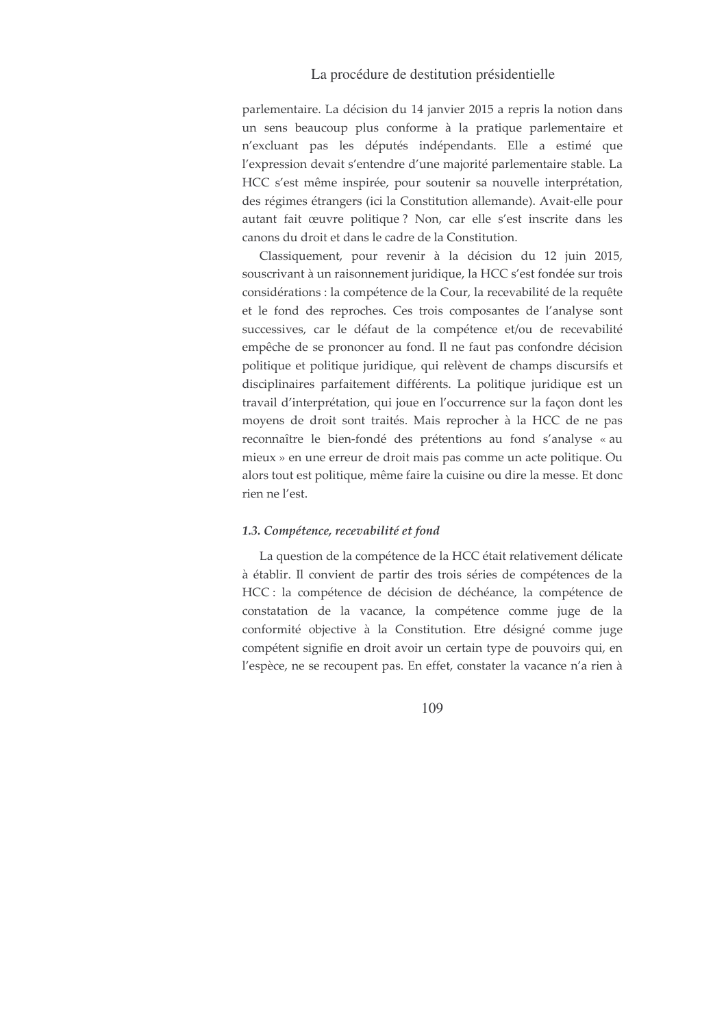parlementaire. La décision du 14 janvier 2015 a repris la notion dans un sens beaucoup plus conforme à la pratique parlementaire et n'excluant pas les députés indépendants. Elle a estimé que l'expression devait s'entendre d'une majorité parlementaire stable. La HCC s'est même inspirée, pour soutenir sa nouvelle interprétation, des régimes étrangers (ici la Constitution allemande). Avait-elle pour autant fait œuvre politique ? Non, car elle s'est inscrite dans les canons du droit et dans le cadre de la Constitution.

Classiquement, pour revenir à la décision du 12 juin 2015, souscrivant à un raisonnement juridique, la HCC s'est fondée sur trois considérations : la compétence de la Cour, la recevabilité de la requête et le fond des reproches. Ces trois composantes de l'analyse sont successives, car le défaut de la compétence et/ou de recevabilité empêche de se prononcer au fond. Il ne faut pas confondre décision politique et politique juridique, qui relèvent de champs discursifs et disciplinaires parfaitement différents. La politique juridique est un travail d'interprétation, qui joue en l'occurrence sur la façon dont les moyens de droit sont traités. Mais reprocher à la HCC de ne pas reconnaître le bien-fondé des prétentions au fond s'analyse « au mieux » en une erreur de droit mais pas comme un acte politique. Ou alors tout est politique, même faire la cuisine ou dire la messe. Et donc rien ne l'est.

### *1.3. Compétence, recevabilité et fond*

La question de la compétence de la HCC était relativement délicate à établir. Il convient de partir des trois séries de compétences de la HCC : la compétence de décision de déchéance, la compétence de constatation de la vacance, la compétence comme juge de la conformité objective à la Constitution. Etre désigné comme juge compétent signifie en droit avoir un certain type de pouvoirs qui, en l'espèce, ne se recoupent pas. En effet, constater la vacance n'a rien à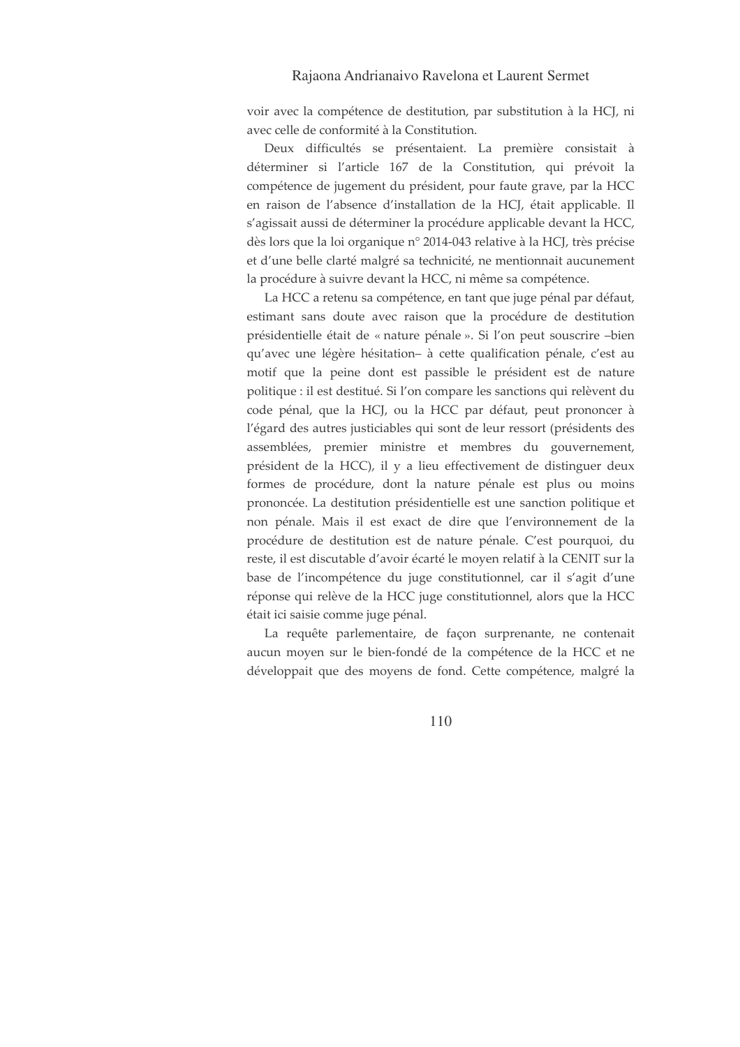voir avec la compétence de destitution, par substitution à la HCJ, ni avec celle de conformité à la Constitution.

Deux difficultés se présentaient. La première consistait à déterminer si l'article 167 de la Constitution, qui prévoit la compétence de jugement du président, pour faute grave, par la HCC en raison de l'absence d'installation de la HCJ, était applicable. Il s'agissait aussi de déterminer la procédure applicable devant la HCC, dès lors que la loi organique n° 2014-043 relative à la HCJ, très précise et d'une belle clarté malgré sa technicité, ne mentionnait aucunement la procédure à suivre devant la HCC, ni même sa compétence.

La HCC a retenu sa compétence, en tant que juge pénal par défaut, estimant sans doute avec raison que la procédure de destitution présidentielle était de « nature pénale ». Si l'on peut souscrire –bien qu'avec une légère hésitation– à cette qualification pénale, c'est au motif que la peine dont est passible le président est de nature politique : il est destitué. Si l'on compare les sanctions qui relèvent du code pénal, que la HCJ, ou la HCC par défaut, peut prononcer à l'égard des autres justiciables qui sont de leur ressort (présidents des assemblées, premier ministre et membres du gouvernement, président de la HCC), il y a lieu effectivement de distinguer deux formes de procédure, dont la nature pénale est plus ou moins prononcée. La destitution présidentielle est une sanction politique et non pénale. Mais il est exact de dire que l'environnement de la procédure de destitution est de nature pénale. C'est pourquoi, du reste, il est discutable d'avoir écarté le moyen relatif à la CENIT sur la base de l'incompétence du juge constitutionnel, car il s'agit d'une réponse qui relève de la HCC juge constitutionnel, alors que la HCC était ici saisie comme juge pénal.

La requête parlementaire, de façon surprenante, ne contenait aucun moyen sur le bien-fondé de la compétence de la HCC et ne développait que des moyens de fond. Cette compétence, malgré la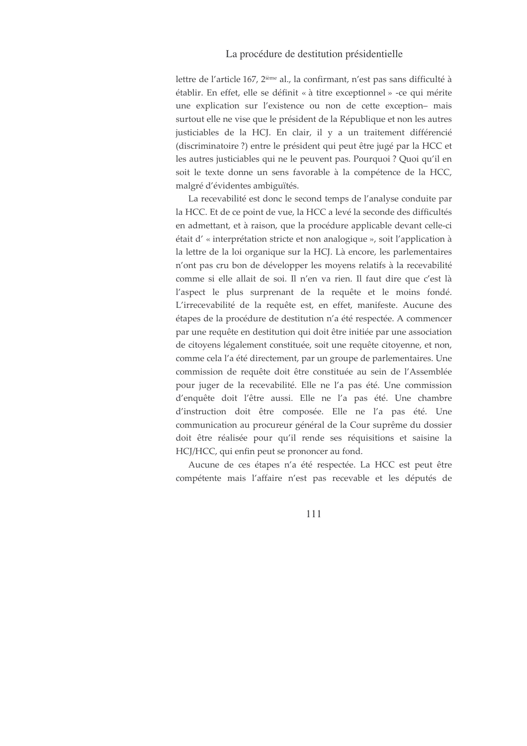lettre de l'article 167, 2ième al., la confirmant, n'est pas sans difficulté à établir. En effet, elle se définit « à titre exceptionnel » -ce qui mérite une explication sur l'existence ou non de cette exception– mais surtout elle ne vise que le président de la République et non les autres justiciables de la HCJ. En clair, il y a un traitement différencié (discriminatoire ?) entre le président qui peut être jugé par la HCC et les autres justiciables qui ne le peuvent pas. Pourquoi ? Quoi qu'il en soit le texte donne un sens favorable à la compétence de la HCC, malgré d'évidentes ambiguïtés.

La recevabilité est donc le second temps de l'analyse conduite par la HCC. Et de ce point de vue, la HCC a levé la seconde des difficultés en admettant, et à raison, que la procédure applicable devant celle-ci était d' « interprétation stricte et non analogique », soit l'application à la lettre de la loi organique sur la HCJ. Là encore, les parlementaires n'ont pas cru bon de développer les moyens relatifs à la recevabilité comme si elle allait de soi. Il n'en va rien. Il faut dire que c'est là l'aspect le plus surprenant de la requête et le moins fondé. L'irrecevabilité de la requête est, en effet, manifeste. Aucune des étapes de la procédure de destitution n'a été respectée. A commencer par une requête en destitution qui doit être initiée par une association de citoyens légalement constituée, soit une requête citoyenne, et non, comme cela l'a été directement, par un groupe de parlementaires. Une commission de requête doit être constituée au sein de l'Assemblée pour juger de la recevabilité. Elle ne l'a pas été. Une commission d'enquête doit l'être aussi. Elle ne l'a pas été. Une chambre d'instruction doit être composée. Elle ne l'a pas été. Une communication au procureur général de la Cour suprême du dossier doit être réalisée pour qu'il rende ses réquisitions et saisine la HCJ/HCC, qui enfin peut se prononcer au fond.

Aucune de ces étapes n'a été respectée. La HCC est peut être compétente mais l'affaire n'est pas recevable et les députés de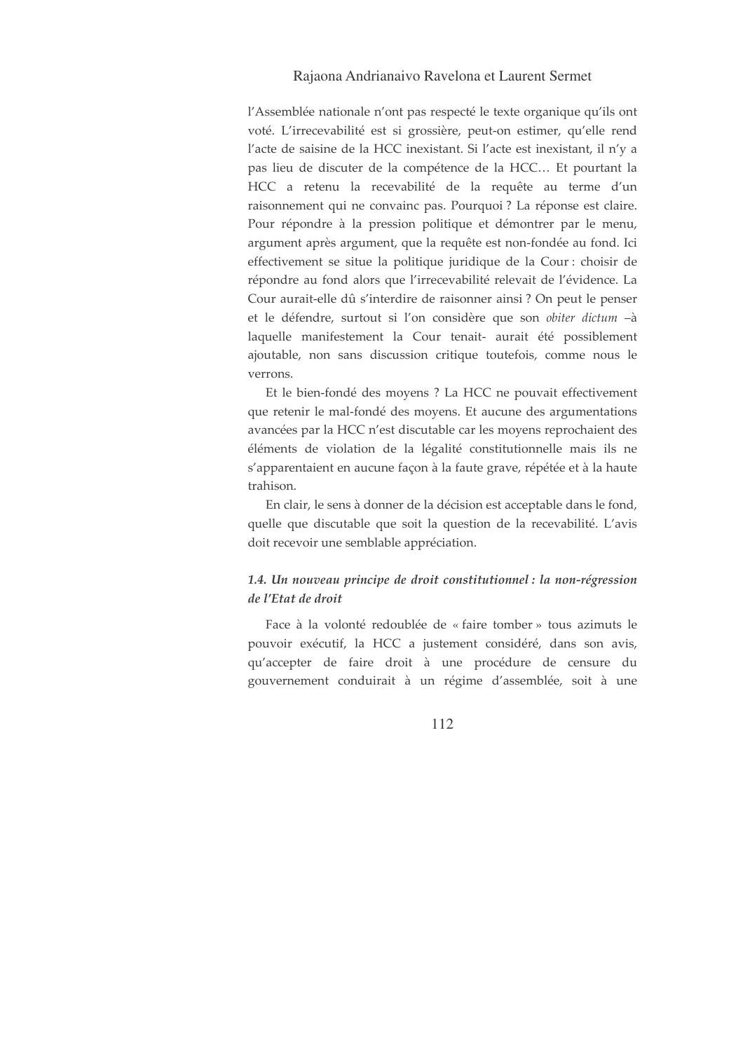l'Assemblée nationale n'ont pas respecté le texte organique qu'ils ont voté. L'irrecevabilité est si grossière, peut-on estimer, qu'elle rend l'acte de saisine de la HCC inexistant. Si l'acte est inexistant, il n'y a pas lieu de discuter de la compétence de la HCC… Et pourtant la HCC a retenu la recevabilité de la requête au terme d'un raisonnement qui ne convainc pas. Pourquoi ? La réponse est claire. Pour répondre à la pression politique et démontrer par le menu, argument après argument, que la requête est non-fondée au fond. Ici effectivement se situe la politique juridique de la Cour : choisir de répondre au fond alors que l'irrecevabilité relevait de l'évidence. La Cour aurait-elle dû s'interdire de raisonner ainsi ? On peut le penser et le défendre, surtout si l'on considère que son *obiter dictum* –à laquelle manifestement la Cour tenait- aurait été possiblement ajoutable, non sans discussion critique toutefois, comme nous le verrons.

Et le bien-fondé des moyens ? La HCC ne pouvait effectivement que retenir le mal-fondé des moyens. Et aucune des argumentations avancées par la HCC n'est discutable car les moyens reprochaient des éléments de violation de la légalité constitutionnelle mais ils ne s'apparentaient en aucune façon à la faute grave, répétée et à la haute trahison.

En clair, le sens à donner de la décision est acceptable dans le fond, quelle que discutable que soit la question de la recevabilité. L'avis doit recevoir une semblable appréciation.

### *1.4. Un nouveau principe de droit constitutionnel : la non-régression de l'Etat de droit*

Face à la volonté redoublée de « faire tomber » tous azimuts le pouvoir exécutif, la HCC a justement considéré, dans son avis, qu'accepter de faire droit à une procédure de censure du gouvernement conduirait à un régime d'assemblée, soit à une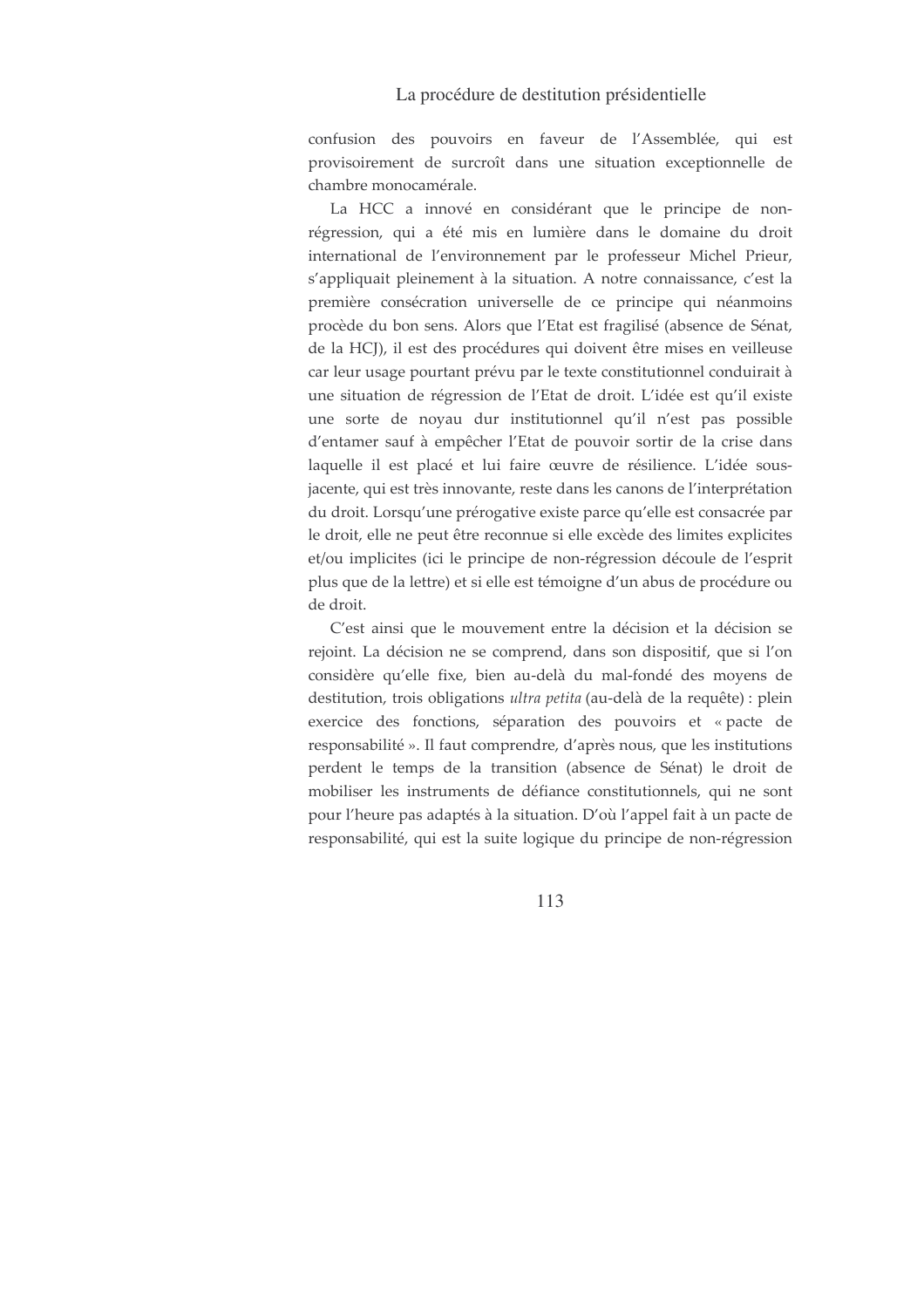confusion des pouvoirs en faveur de l'Assemblée, qui est provisoirement de surcroît dans une situation exceptionnelle de chambre monocamérale.

La HCC a innové en considérant que le principe de non-régression, qui a été mis en lumière dans le domaine du droit international de l'environnement par le professeur Michel Prieur, s'appliquait pleinement à la situation. A notre connaissance, c'est la première consécration universelle de ce principe qui néanmoins procède du bon sens. Alors que l'Etat est fragilisé (absence de Sénat, de la HCJ), il est des procédures qui doivent être mises en veilleuse car leur usage pourtant prévu par le texte constitutionnel conduirait à une situation de régression de l'Etat de droit. L'idée est qu'il existe une sorte de noyau dur institutionnel qu'il n'est pas possible d'entamer sauf à empêcher l'Etat de pouvoir sortir de la crise dans laquelle il est placé et lui faire œuvre de résilience. L'idée sous-jacente, qui est très innovante, reste dans les canons de l'interprétation du droit. Lorsqu'une prérogative existe parce qu'elle est consacrée par le droit, elle ne peut être reconnue si elle excède des limites explicites et/ou implicites (ici le principe de non-régression découle de l'esprit plus que de la lettre) et si elle est témoigne d'un abus de procédure ou de droit.

C'est ainsi que le mouvement entre la décision et la décision se rejoint. La décision ne se comprend, dans son dispositif, que si l'on considère qu'elle fixe, bien au-delà du mal-fondé des moyens de destitution, trois obligations *ultra petita* (au-delà de la requête) : plein exercice des fonctions, séparation des pouvoirs et « pacte de responsabilité ». Il faut comprendre, d'après nous, que les institutions perdent le temps de la transition (absence de Sénat) le droit de mobiliser les instruments de défiance constitutionnels, qui ne sont pour l'heure pas adaptés à la situation. D'où l'appel fait à un pacte de responsabilité, qui est la suite logique du principe de non-régression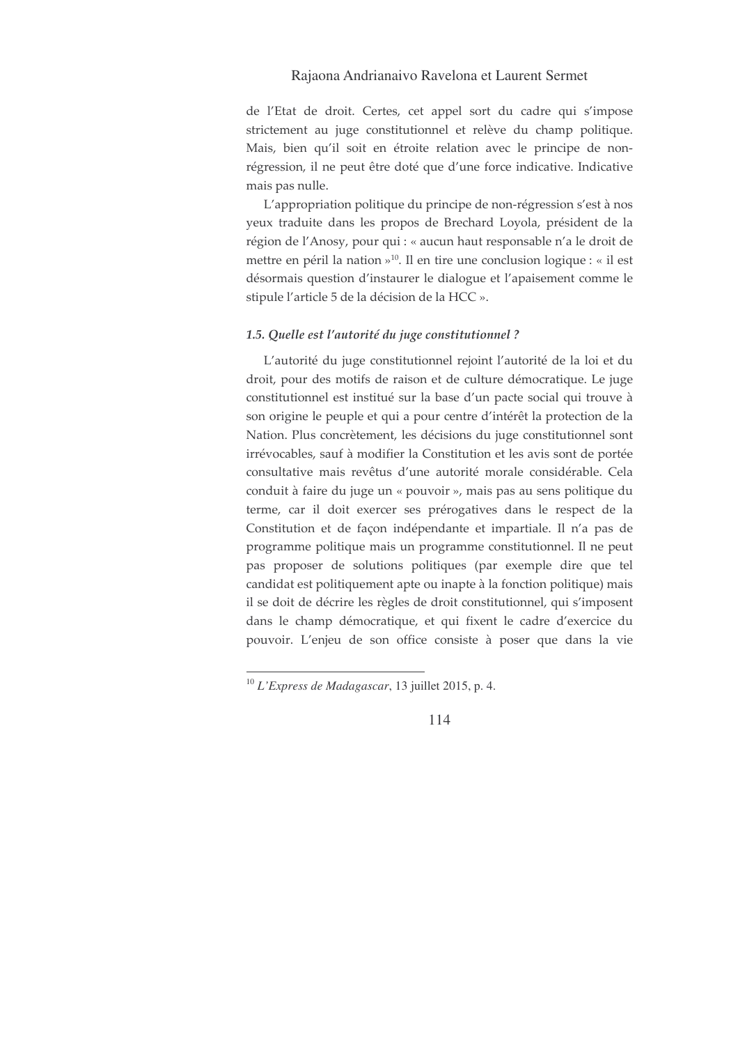de l'Etat de droit. Certes, cet appel sort du cadre qui s'impose strictement au juge constitutionnel et relève du champ politique. Mais, bien qu'il soit en étroite relation avec le principe de non-régression, il ne peut être doté que d'une force indicative. Indicative mais pas nulle.

L'appropriation politique du principe de non-régression s'est à nos yeux traduite dans les propos de Brechard Loyola, président de la région de l'Anosy, pour qui : « aucun haut responsable n'a le droit de mettre en péril la nation »[10]. Il en tire une conclusion logique : « il est désormais question d'instaurer le dialogue et l'apaisement comme le stipule l'article 5 de la décision de la HCC ».

### *1.5. Quelle est l'autorité du juge constitutionnel ?*

L'autorité du juge constitutionnel rejoint l'autorité de la loi et du droit, pour des motifs de raison et de culture démocratique. Le juge constitutionnel est institué sur la base d'un pacte social qui trouve à son origine le peuple et qui a pour centre d'intérêt la protection de la Nation. Plus concrètement, les décisions du juge constitutionnel sont irrévocables, sauf à modifier la Constitution et les avis sont de portée consultative mais revêtus d'une autorité morale considérable. Cela conduit à faire du juge un « pouvoir », mais pas au sens politique du terme, car il doit exercer ses prérogatives dans le respect de la Constitution et de façon indépendante et impartiale. Il n'a pas de programme politique mais un programme constitutionnel. Il ne peut pas proposer de solutions politiques (par exemple dire que tel candidat est politiquement apte ou inapte à la fonction politique) mais il se doit de décrire les règles de droit constitutionnel, qui s'imposent dans le champ démocratique, et qui fixent le cadre d'exercice du pouvoir. L'enjeu de son office consiste à poser que dans la vie

---

[10] *L'Express de Madagascar*, 13 juillet 2015, p. 4.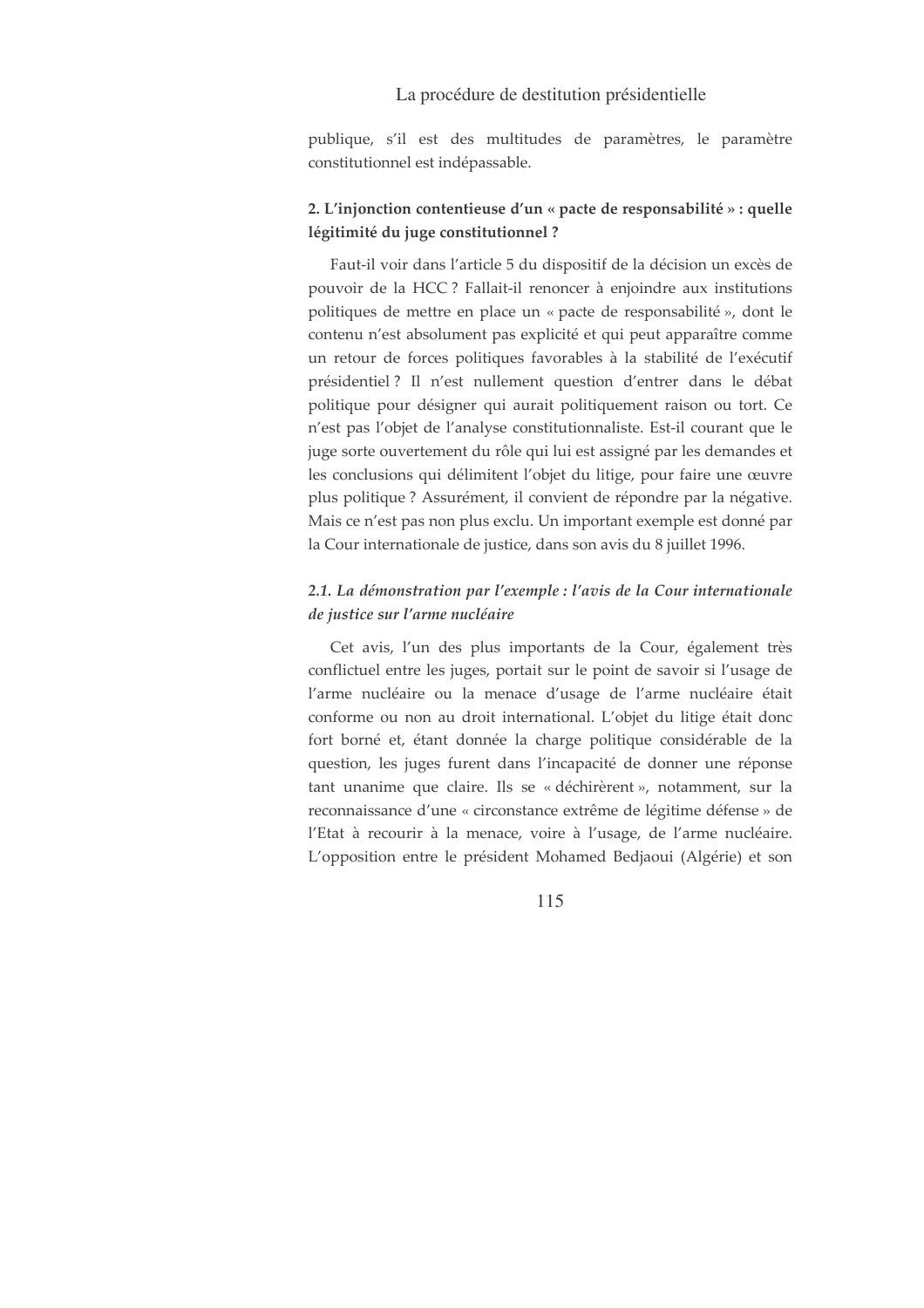publique, s'il est des multitudes de paramètres, le paramètre constitutionnel est indépassable.

### 2. L'injonction contentieuse d'un « pacte de responsabilité » : quelle légitimité du juge constitutionnel ?

Faut-il voir dans l'article 5 du dispositif de la décision un excès de pouvoir de la HCC ? Fallait-il renoncer à enjoindre aux institutions politiques de mettre en place un « pacte de responsabilité », dont le contenu n'est absolument pas explicité et qui peut apparaître comme un retour de forces politiques favorables à la stabilité de l'exécutif présidentiel ? Il n'est nullement question d'entrer dans le débat politique pour désigner qui aurait politiquement raison ou tort. Ce n'est pas l'objet de l'analyse constitutionnaliste. Est-il courant que le juge sorte ouvertement du rôle qui lui est assigné par les demandes et les conclusions qui délimitent l'objet du litige, pour faire une œuvre plus politique ? Assurément, il convient de répondre par la négative. Mais ce n'est pas non plus exclu. Un important exemple est donné par la Cour internationale de justice, dans son avis du 8 juillet 1996.

#### *2.1. La démonstration par l'exemple : l'avis de la Cour internationale de justice sur l'arme nucléaire*

Cet avis, l'un des plus importants de la Cour, également très conflictuel entre les juges, portait sur le point de savoir si l'usage de l'arme nucléaire ou la menace d'usage de l'arme nucléaire était conforme ou non au droit international. L'objet du litige était donc fort borné et, étant donnée la charge politique considérable de la question, les juges furent dans l'incapacité de donner une réponse tant unanime que claire. Ils se « déchirèrent », notamment, sur la reconnaissance d'une « circonstance extrême de légitime défense » de l'Etat à recourir à la menace, voire à l'usage, de l'arme nucléaire. L'opposition entre le président Mohamed Bedjaoui (Algérie) et son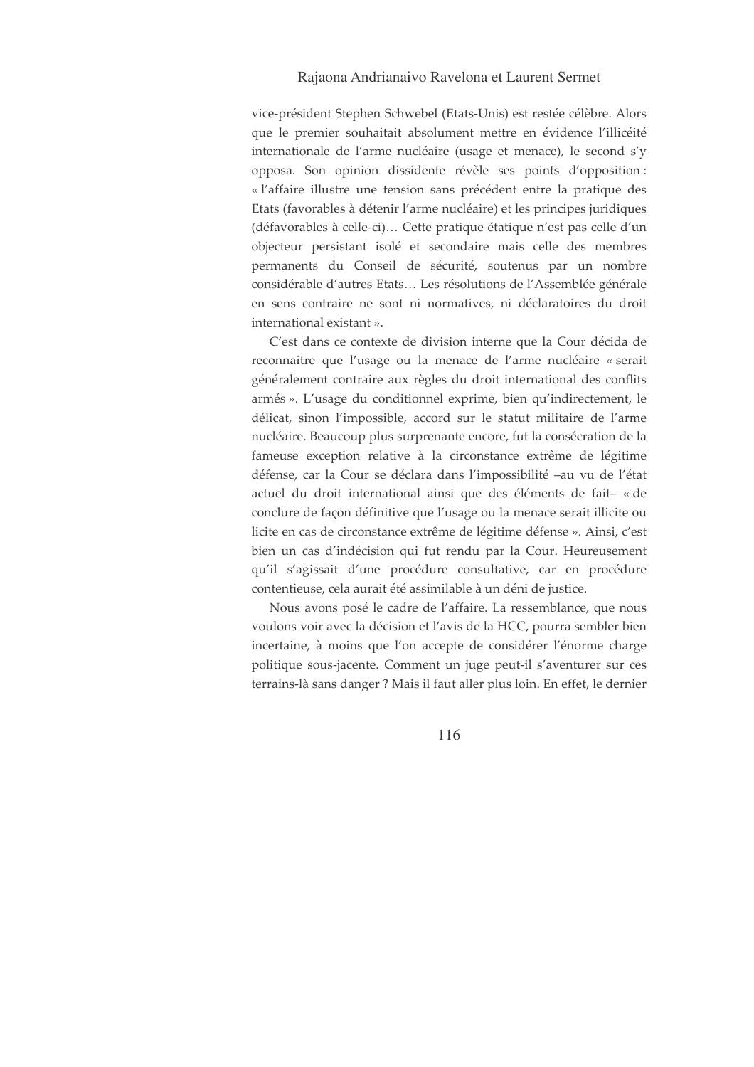vice-président Stephen Schwebel (Etats-Unis) est restée célèbre. Alors que le premier souhaitait absolument mettre en évidence l'illicéité internationale de l'arme nucléaire (usage et menace), le second s'y opposa. Son opinion dissidente révèle ses points d'opposition : « l'affaire illustre une tension sans précédent entre la pratique des Etats (favorables à détenir l'arme nucléaire) et les principes juridiques (défavorables à celle-ci)… Cette pratique étatique n'est pas celle d'un objecteur persistant isolé et secondaire mais celle des membres permanents du Conseil de sécurité, soutenus par un nombre considérable d'autres Etats… Les résolutions de l'Assemblée générale en sens contraire ne sont ni normatives, ni déclaratoires du droit international existant ».

C'est dans ce contexte de division interne que la Cour décida de reconnaitre que l'usage ou la menace de l'arme nucléaire « serait généralement contraire aux règles du droit international des conflits armés ». L'usage du conditionnel exprime, bien qu'indirectement, le délicat, sinon l'impossible, accord sur le statut militaire de l'arme nucléaire. Beaucoup plus surprenante encore, fut la consécration de la fameuse exception relative à la circonstance extrême de légitime défense, car la Cour se déclara dans l'impossibilité –au vu de l'état actuel du droit international ainsi que des éléments de fait– « de conclure de façon définitive que l'usage ou la menace serait illicite ou licite en cas de circonstance extrême de légitime défense ». Ainsi, c'est bien un cas d'indécision qui fut rendu par la Cour. Heureusement qu'il s'agissait d'une procédure consultative, car en procédure contentieuse, cela aurait été assimilable à un déni de justice.

Nous avons posé le cadre de l'affaire. La ressemblance, que nous voulons voir avec la décision et l'avis de la HCC, pourra sembler bien incertaine, à moins que l'on accepte de considérer l'énorme charge politique sous-jacente. Comment un juge peut-il s'aventurer sur ces terrains-là sans danger ? Mais il faut aller plus loin. En effet, le dernier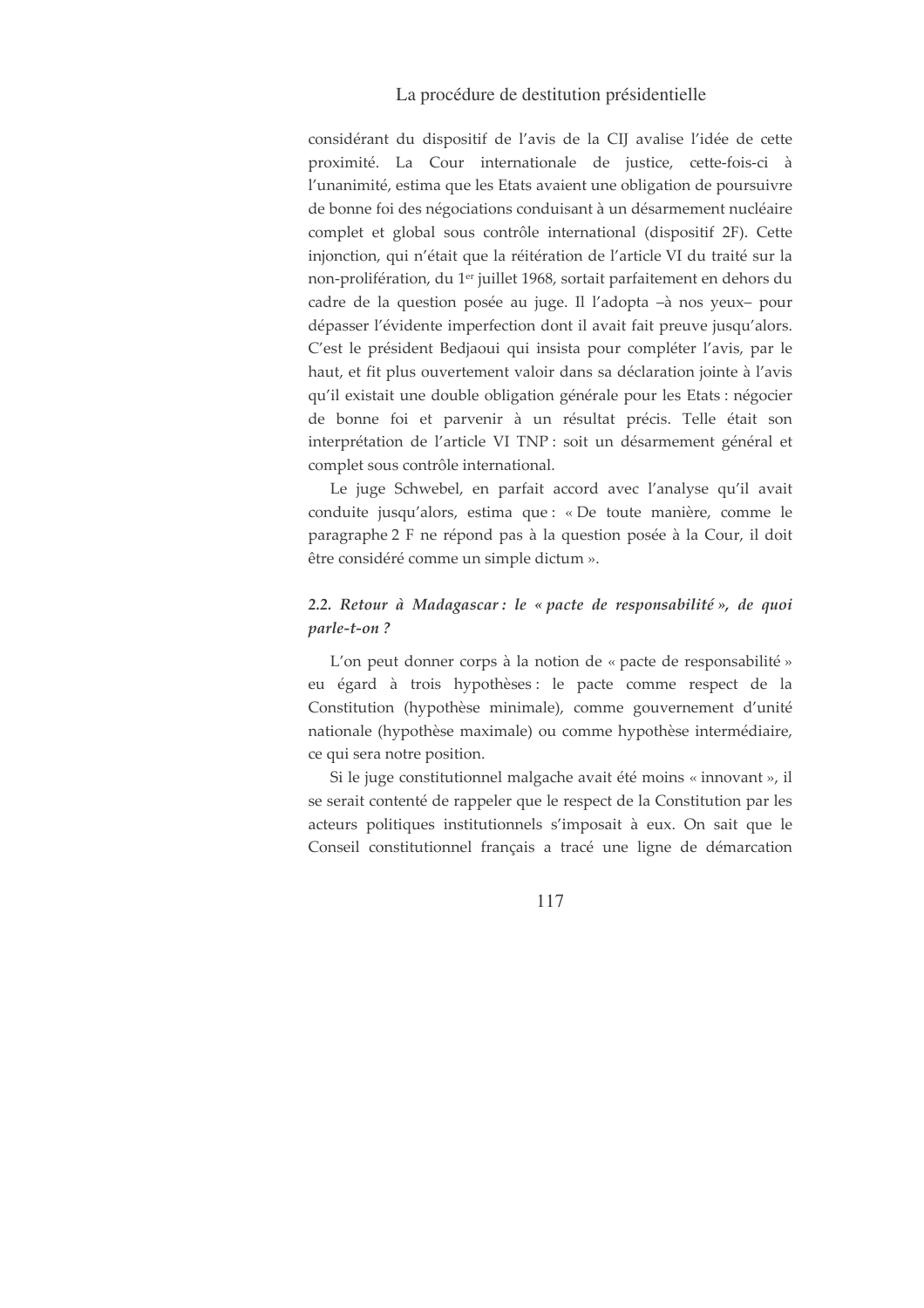considérant du dispositif de l'avis de la CIJ avalise l'idée de cette proximité. La Cour internationale de justice, cette-fois-ci à l'unanimité, estima que les Etats avaient une obligation de poursuivre de bonne foi des négociations conduisant à un désarmement nucléaire complet et global sous contrôle international (dispositif 2F). Cette injonction, qui n'était que la réitération de l'article VI du traité sur la non-prolifération, du 1er juillet 1968, sortait parfaitement en dehors du cadre de la question posée au juge. Il l'adopta –à nos yeux– pour dépasser l'évidente imperfection dont il avait fait preuve jusqu'alors. C'est le président Bedjaoui qui insista pour compléter l'avis, par le haut, et fit plus ouvertement valoir dans sa déclaration jointe à l'avis qu'il existait une double obligation générale pour les Etats : négocier de bonne foi et parvenir à un résultat précis. Telle était son interprétation de l'article VI TNP : soit un désarmement général et complet sous contrôle international.

Le juge Schwebel, en parfait accord avec l'analyse qu'il avait conduite jusqu'alors, estima que : « De toute manière, comme le paragraphe 2 F ne répond pas à la question posée à la Cour, il doit être considéré comme un simple dictum ».

### *2.2. Retour à Madagascar : le « pacte de responsabilité », de quoi parle-t-on ?*

L'on peut donner corps à la notion de « pacte de responsabilité » eu égard à trois hypothèses : le pacte comme respect de la Constitution (hypothèse minimale), comme gouvernement d'unité nationale (hypothèse maximale) ou comme hypothèse intermédiaire, ce qui sera notre position.

Si le juge constitutionnel malgache avait été moins « innovant », il se serait contenté de rappeler que le respect de la Constitution par les acteurs politiques institutionnels s'imposait à eux. On sait que le Conseil constitutionnel français a tracé une ligne de démarcation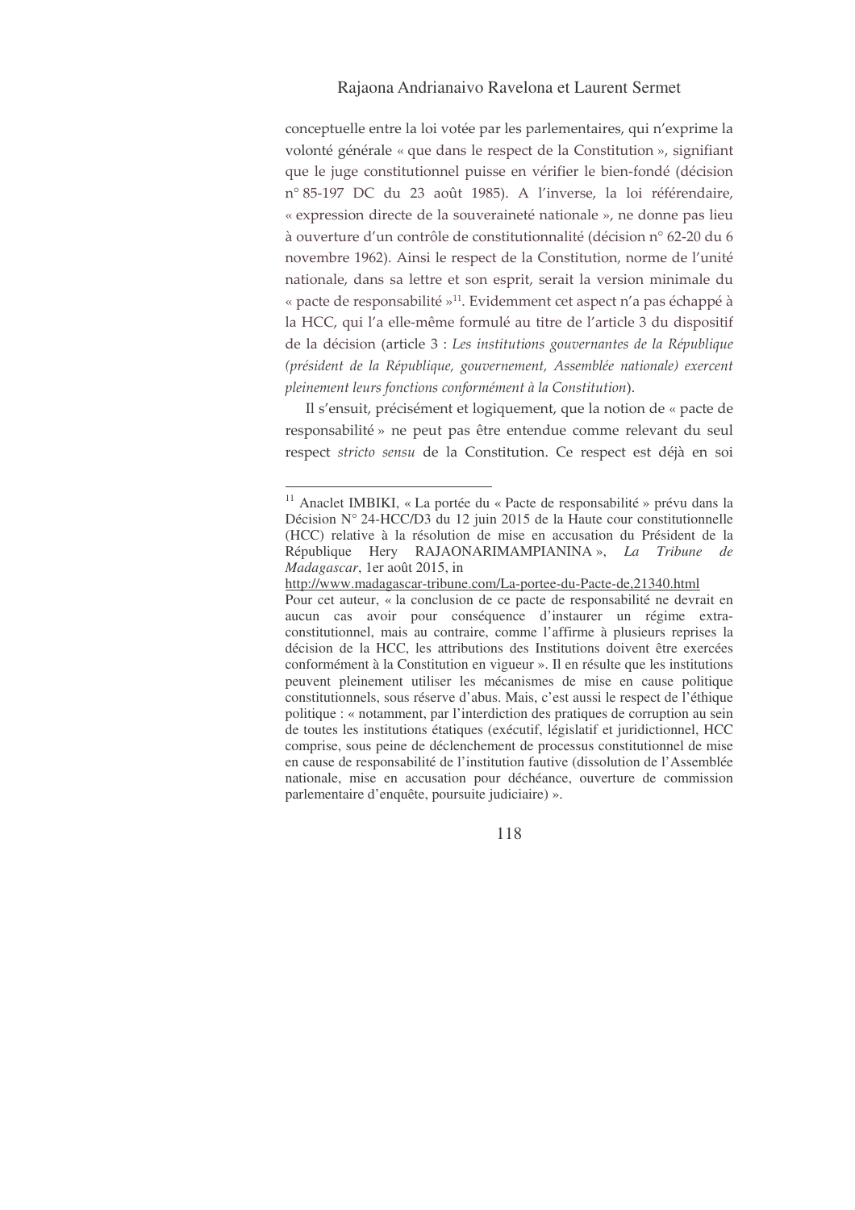conceptuelle entre la loi votée par les parlementaires, qui n'exprime la volonté générale « que dans le respect de la Constitution », signifiant que le juge constitutionnel puisse en vérifier le bien-fondé (décision n° 85-197 DC du 23 août 1985). A l'inverse, la loi référendaire, « expression directe de la souveraineté nationale », ne donne pas lieu à ouverture d'un contrôle de constitutionnalité (décision n° 62-20 du 6 novembre 1962). Ainsi le respect de la Constitution, norme de l'unité nationale, dans sa lettre et son esprit, serait la version minimale du « pacte de responsabilité »[11]. Evidemment cet aspect n'a pas échappé à la HCC, qui l'a elle-même formulé au titre de l'article 3 du dispositif de la décision (article 3 : *Les institutions gouvernantes de la République (président de la République, gouvernement, Assemblée nationale) exercent pleinement leurs fonctions conformément à la Constitution*).

Il s'ensuit, précisément et logiquement, que la notion de « pacte de responsabilité » ne peut pas être entendue comme relevant du seul respect *stricto sensu* de la Constitution. Ce respect est déjà en soi

---

[11] Anaclet IMBIKI, « La portée du « Pacte de responsabilité » prévu dans la Décision N° 24-HCC/D3 du 12 juin 2015 de la Haute cour constitutionnelle (HCC) relative à la résolution de mise en accusation du Président de la République Hery RAJAONARIMAMPIANINA », *La Tribune de Madagascar*, 1er août 2015, in http://www.madagascar-tribune.com/La-portee-du-Pacte-de,21340.html

Pour cet auteur, « la conclusion de ce pacte de responsabilité ne devrait en aucun cas avoir pour conséquence d'instaurer un régime extra-constitutionnel, mais au contraire, comme l'affirme à plusieurs reprises la décision de la HCC, les attributions des Institutions doivent être exercées conformément à la Constitution en vigueur ». Il en résulte que les institutions peuvent pleinement utiliser les mécanismes de mise en cause politique constitutionnels, sous réserve d'abus. Mais, c'est aussi le respect de l'éthique politique : « notamment, par l'interdiction des pratiques de corruption au sein de toutes les institutions étatiques (exécutif, législatif et juridictionnel, HCC comprise, sous peine de déclenchement de processus constitutionnel de mise en cause de responsabilité de l'institution fautive (dissolution de l'Assemblée nationale, mise en accusation pour déchéance, ouverture de commission parlementaire d'enquête, poursuite judiciaire) ».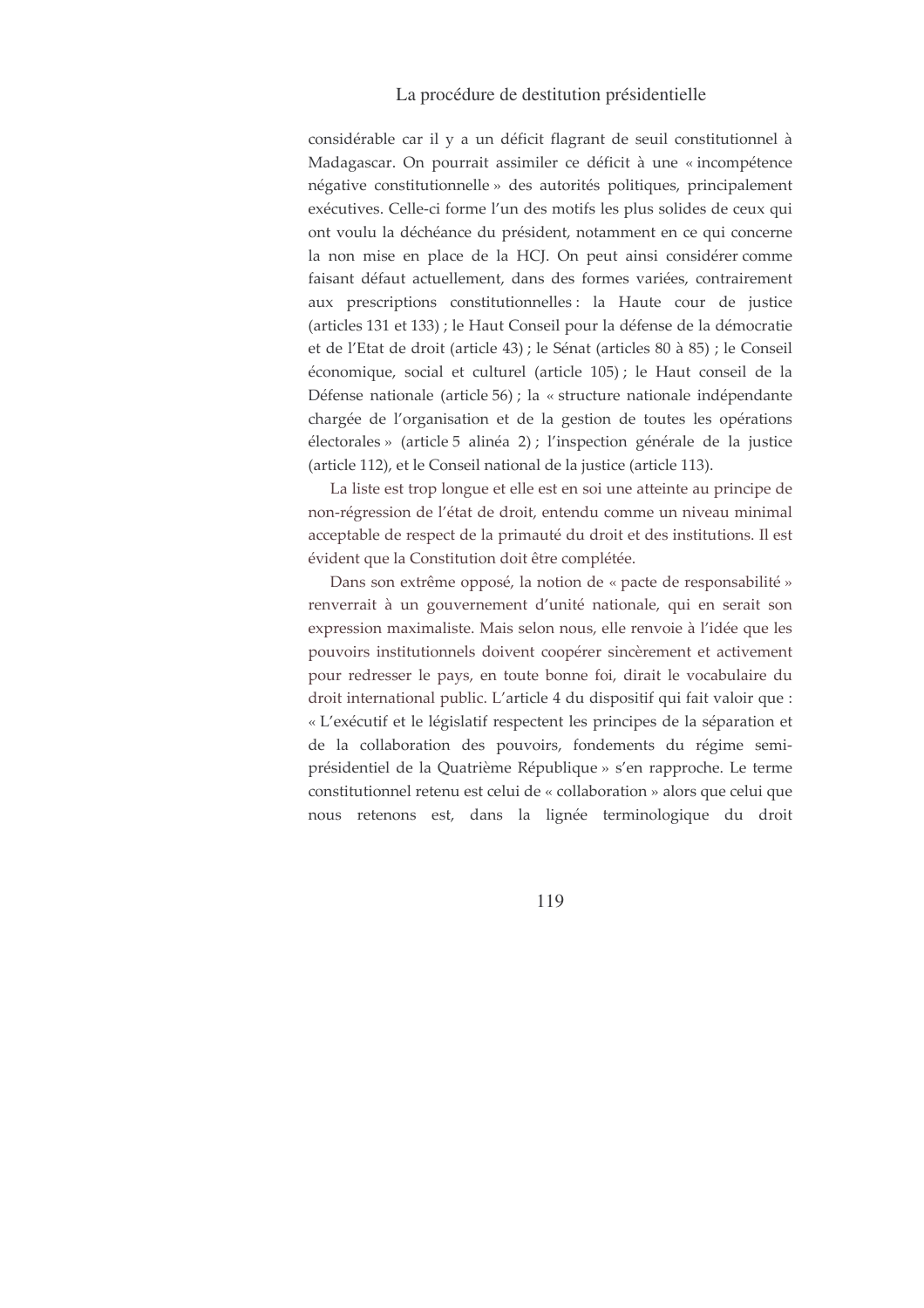considérable car il y a un déficit flagrant de seuil constitutionnel à Madagascar. On pourrait assimiler ce déficit à une « incompétence négative constitutionnelle » des autorités politiques, principalement exécutives. Celle-ci forme l'un des motifs les plus solides de ceux qui ont voulu la déchéance du président, notamment en ce qui concerne la non mise en place de la HCJ. On peut ainsi considérer comme faisant défaut actuellement, dans des formes variées, contrairement aux prescriptions constitutionnelles : la Haute cour de justice (articles 131 et 133) ; le Haut Conseil pour la défense de la démocratie et de l'Etat de droit (article 43) ; le Sénat (articles 80 à 85) ; le Conseil économique, social et culturel (article 105) ; le Haut conseil de la Défense nationale (article 56) ; la « structure nationale indépendante chargée de l'organisation et de la gestion de toutes les opérations électorales » (article 5 alinéa 2) ; l'inspection générale de la justice (article 112), et le Conseil national de la justice (article 113).

La liste est trop longue et elle est en soi une atteinte au principe de non-régression de l'état de droit, entendu comme un niveau minimal acceptable de respect de la primauté du droit et des institutions. Il est évident que la Constitution doit être complétée.

Dans son extrême opposé, la notion de « pacte de responsabilité » renverrait à un gouvernement d'unité nationale, qui en serait son expression maximaliste. Mais selon nous, elle renvoie à l'idée que les pouvoirs institutionnels doivent coopérer sincèrement et activement pour redresser le pays, en toute bonne foi, dirait le vocabulaire du droit international public. L'article 4 du dispositif qui fait valoir que : « L'exécutif et le législatif respectent les principes de la séparation et de la collaboration des pouvoirs, fondements du régime semi-présidentiel de la Quatrième République » s'en rapproche. Le terme constitutionnel retenu est celui de « collaboration » alors que celui que nous retenons est, dans la lignée terminologique du droit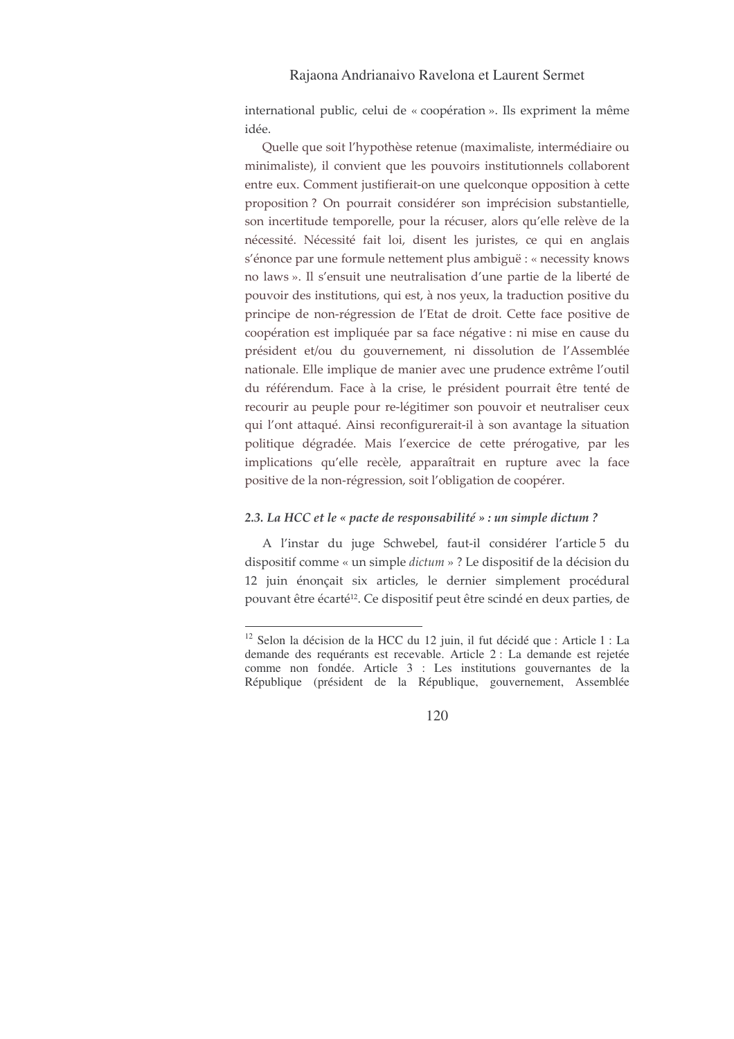international public, celui de « coopération ». Ils expriment la même idée.

Quelle que soit l'hypothèse retenue (maximaliste, intermédiaire ou minimaliste), il convient que les pouvoirs institutionnels collaborent entre eux. Comment justifierait-on une quelconque opposition à cette proposition ? On pourrait considérer son imprécision substantielle, son incertitude temporelle, pour la récuser, alors qu'elle relève de la nécessité. Nécessité fait loi, disent les juristes, ce qui en anglais s'énonce par une formule nettement plus ambiguë : « necessity knows no laws ». Il s'ensuit une neutralisation d'une partie de la liberté de pouvoir des institutions, qui est, à nos yeux, la traduction positive du principe de non-régression de l'Etat de droit. Cette face positive de coopération est impliquée par sa face négative : ni mise en cause du président et/ou du gouvernement, ni dissolution de l'Assemblée nationale. Elle implique de manier avec une prudence extrême l'outil du référendum. Face à la crise, le président pourrait être tenté de recourir au peuple pour re-légitimer son pouvoir et neutraliser ceux qui l'ont attaqué. Ainsi reconfigurerait-il à son avantage la situation politique dégradée. Mais l'exercice de cette prérogative, par les implications qu'elle recèle, apparaîtrait en rupture avec la face positive de la non-régression, soit l'obligation de coopérer.

### *2.3. La HCC et le « pacte de responsabilité » : un simple dictum ?*

A l'instar du juge Schwebel, faut-il considérer l'article 5 du dispositif comme « un simple *dictum* » ? Le dispositif de la décision du 12 juin énonçait six articles, le dernier simplement procédural pouvant être écarté[12]. Ce dispositif peut être scindé en deux parties, de

---

[12] Selon la décision de la HCC du 12 juin, il fut décidé que : Article 1 : La demande des requérants est recevable. Article 2 : La demande est rejetée comme non fondée. Article 3 : Les institutions gouvernantes de la République (président de la République, gouvernement, Assemblée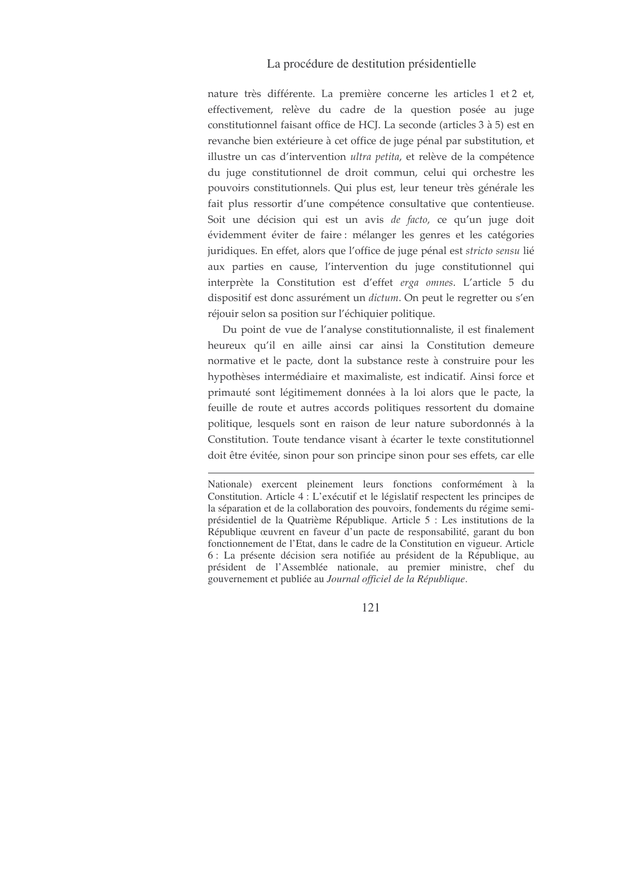nature très différente. La première concerne les articles 1 et 2 et, effectivement, relève du cadre de la question posée au juge constitutionnel faisant office de HCJ. La seconde (articles 3 à 5) est en revanche bien extérieure à cet office de juge pénal par substitution, et illustre un cas d'intervention *ultra petita*, et relève de la compétence du juge constitutionnel de droit commun, celui qui orchestre les pouvoirs constitutionnels. Qui plus est, leur teneur très générale les fait plus ressortir d'une compétence consultative que contentieuse. Soit une décision qui est un avis *de facto*, ce qu'un juge doit évidemment éviter de faire : mélanger les genres et les catégories juridiques. En effet, alors que l'office de juge pénal est *stricto sensu* lié aux parties en cause, l'intervention du juge constitutionnel qui interprète la Constitution est d'effet *erga omnes*. L'article 5 du dispositif est donc assurément un *dictum*. On peut le regretter ou s'en réjouir selon sa position sur l'échiquier politique.

Du point de vue de l'analyse constitutionnaliste, il est finalement heureux qu'il en aille ainsi car ainsi la Constitution demeure normative et le pacte, dont la substance reste à construire pour les hypothèses intermédiaire et maximaliste, est indicatif. Ainsi force et primauté sont légitimement données à la loi alors que le pacte, la feuille de route et autres accords politiques ressortent du domaine politique, lesquels sont en raison de leur nature subordonnés à la Constitution. Toute tendance visant à écarter le texte constitutionnel doit être évitée, sinon pour son principe sinon pour ses effets, car elle

---

Nationale) exercent pleinement leurs fonctions conformément à la Constitution. Article 4 : L'exécutif et le législatif respectent les principes de la séparation et de la collaboration des pouvoirs, fondements du régime semi-présidentiel de la Quatrième République. Article 5 : Les institutions de la République œuvrent en faveur d'un pacte de responsabilité, garant du bon fonctionnement de l'Etat, dans le cadre de la Constitution en vigueur. Article 6 : La présente décision sera notifiée au président de la République, au président de l'Assemblée nationale, au premier ministre, chef du gouvernement et publiée au *Journal officiel de la République*.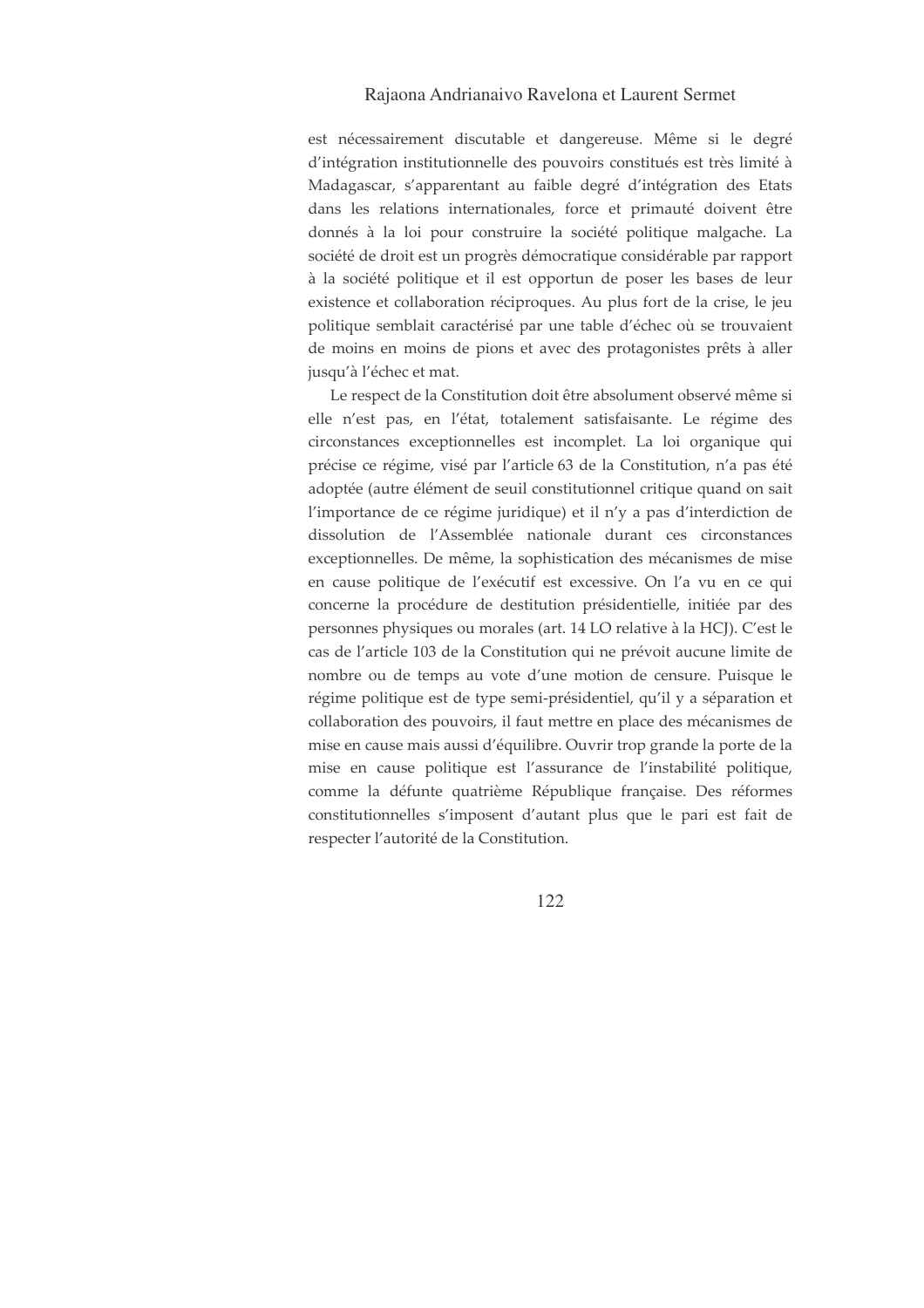est nécessairement discutable et dangereuse. Même si le degré d'intégration institutionnelle des pouvoirs constitués est très limité à Madagascar, s'apparentant au faible degré d'intégration des Etats dans les relations internationales, force et primauté doivent être donnés à la loi pour construire la société politique malgache. La société de droit est un progrès démocratique considérable par rapport à la société politique et il est opportun de poser les bases de leur existence et collaboration réciproques. Au plus fort de la crise, le jeu politique semblait caractérisé par une table d'échec où se trouvaient de moins en moins de pions et avec des protagonistes prêts à aller jusqu'à l'échec et mat.

Le respect de la Constitution doit être absolument observé même si elle n'est pas, en l'état, totalement satisfaisante. Le régime des circonstances exceptionnelles est incomplet. La loi organique qui précise ce régime, visé par l'article 63 de la Constitution, n'a pas été adoptée (autre élément de seuil constitutionnel critique quand on sait l'importance de ce régime juridique) et il n'y a pas d'interdiction de dissolution de l'Assemblée nationale durant ces circonstances exceptionnelles. De même, la sophistication des mécanismes de mise en cause politique de l'exécutif est excessive. On l'a vu en ce qui concerne la procédure de destitution présidentielle, initiée par des personnes physiques ou morales (art. 14 LO relative à la HCJ). C'est le cas de l'article 103 de la Constitution qui ne prévoit aucune limite de nombre ou de temps au vote d'une motion de censure. Puisque le régime politique est de type semi-présidentiel, qu'il y a séparation et collaboration des pouvoirs, il faut mettre en place des mécanismes de mise en cause mais aussi d'équilibre. Ouvrir trop grande la porte de la mise en cause politique est l'assurance de l'instabilité politique, comme la défunte quatrième République française. Des réformes constitutionnelles s'imposent d'autant plus que le pari est fait de respecter l'autorité de la Constitution.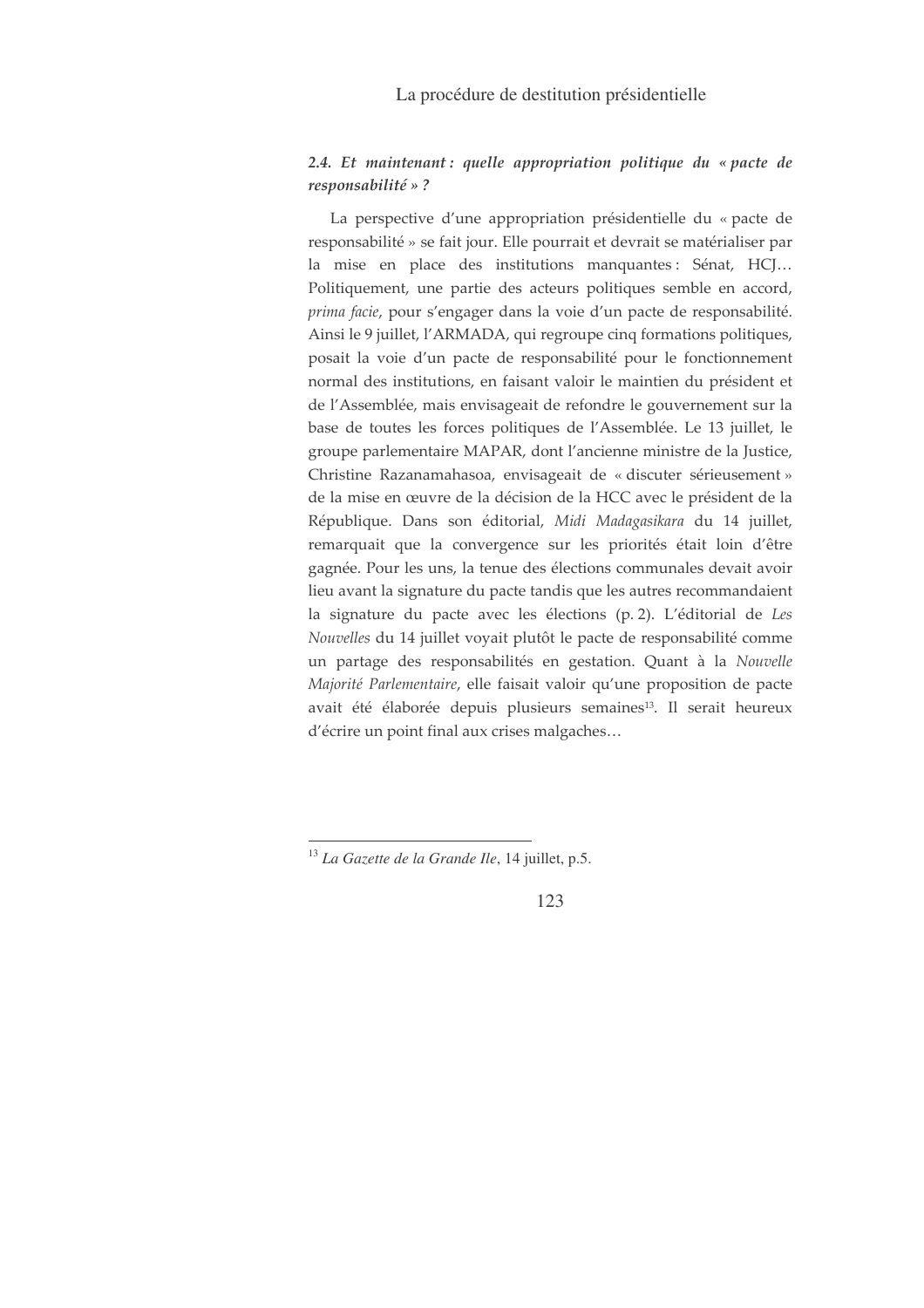### *2.4. Et maintenant : quelle appropriation politique du « pacte de responsabilité » ?*

La perspective d'une appropriation présidentielle du « pacte de responsabilité » se fait jour. Elle pourrait et devrait se matérialiser par la mise en place des institutions manquantes : Sénat, HCJ… Politiquement, une partie des acteurs politiques semble en accord, *prima facie*, pour s'engager dans la voie d'un pacte de responsabilité. Ainsi le 9 juillet, l'ARMADA, qui regroupe cinq formations politiques, posait la voie d'un pacte de responsabilité pour le fonctionnement normal des institutions, en faisant valoir le maintien du président et de l'Assemblée, mais envisageait de refondre le gouvernement sur la base de toutes les forces politiques de l'Assemblée. Le 13 juillet, le groupe parlementaire MAPAR, dont l'ancienne ministre de la Justice, Christine Razanamahasoa, envisageait de « discuter sérieusement » de la mise en œuvre de la décision de la HCC avec le président de la République. Dans son éditorial, *Midi Madagasikara* du 14 juillet, remarquait que la convergence sur les priorités était loin d'être gagnée. Pour les uns, la tenue des élections communales devait avoir lieu avant la signature du pacte tandis que les autres recommandaient la signature du pacte avec les élections (p. 2). L'éditorial de *Les Nouvelles* du 14 juillet voyait plutôt le pacte de responsabilité comme un partage des responsabilités en gestation. Quant à la *Nouvelle Majorité Parlementaire*, elle faisait valoir qu'une proposition de pacte avait été élaborée depuis plusieurs semaines[13]. Il serait heureux d'écrire un point final aux crises malgaches…

---

[13] *La Gazette de la Grande Ile*, 14 juillet, p.5.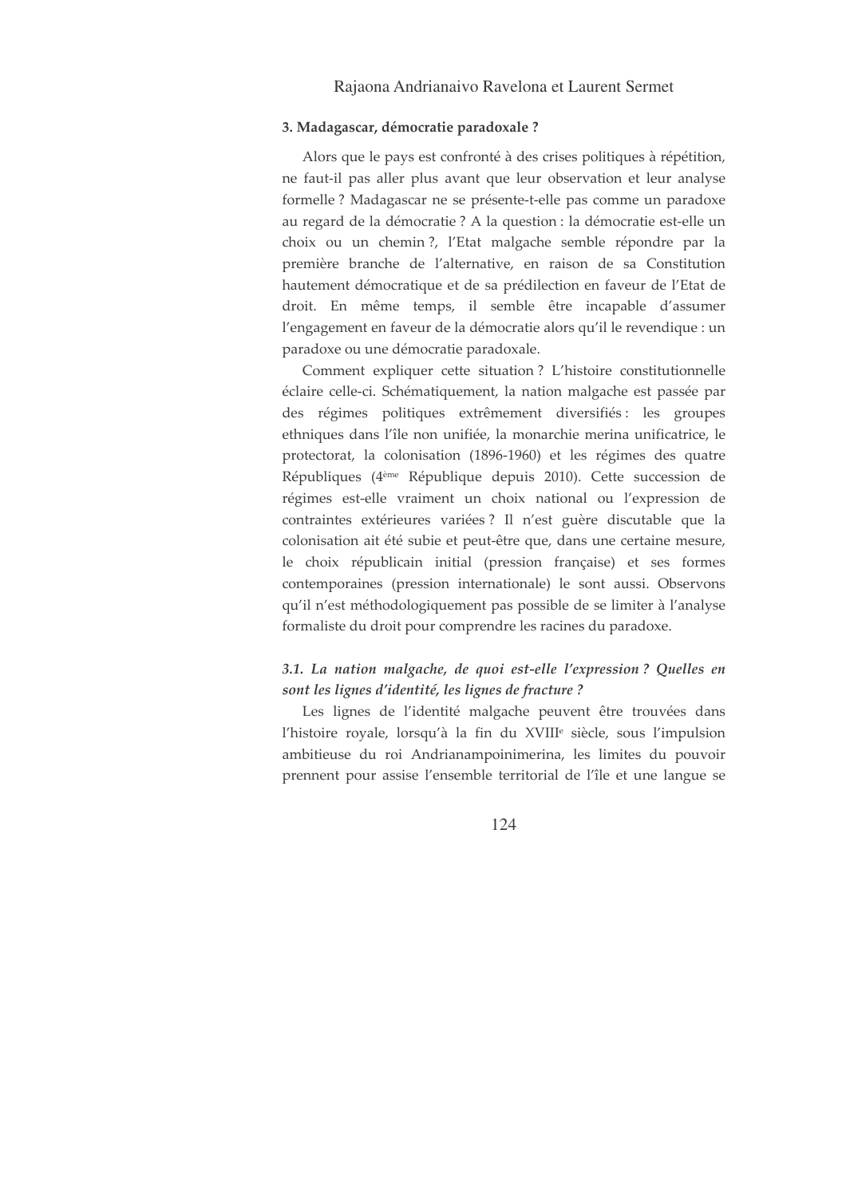### 3. Madagascar, démocratie paradoxale ?

Alors que le pays est confronté à des crises politiques à répétition, ne faut-il pas aller plus avant que leur observation et leur analyse formelle ? Madagascar ne se présente-t-elle pas comme un paradoxe au regard de la démocratie ? A la question : la démocratie est-elle un choix ou un chemin ?, l'Etat malgache semble répondre par la première branche de l'alternative, en raison de sa Constitution hautement démocratique et de sa prédilection en faveur de l'Etat de droit. En même temps, il semble être incapable d'assumer l'engagement en faveur de la démocratie alors qu'il le revendique : un paradoxe ou une démocratie paradoxale.

Comment expliquer cette situation ? L'histoire constitutionnelle éclaire celle-ci. Schématiquement, la nation malgache est passée par des régimes politiques extrêmement diversifiés : les groupes ethniques dans l'île non unifiée, la monarchie merina unificatrice, le protectorat, la colonisation (1896-1960) et les régimes des quatre Républiques (4ème République depuis 2010). Cette succession de régimes est-elle vraiment un choix national ou l'expression de contraintes extérieures variées ? Il n'est guère discutable que la colonisation ait été subie et peut-être que, dans une certaine mesure, le choix républicain initial (pression française) et ses formes contemporaines (pression internationale) le sont aussi. Observons qu'il n'est méthodologiquement pas possible de se limiter à l'analyse formaliste du droit pour comprendre les racines du paradoxe.

#### *3.1. La nation malgache, de quoi est-elle l'expression ? Quelles en sont les lignes d'identité, les lignes de fracture ?*

Les lignes de l'identité malgache peuvent être trouvées dans l'histoire royale, lorsqu'à la fin du XVIIIe siècle, sous l'impulsion ambitieuse du roi Andrianampoinimerina, les limites du pouvoir prennent pour assise l'ensemble territorial de l'île et une langue se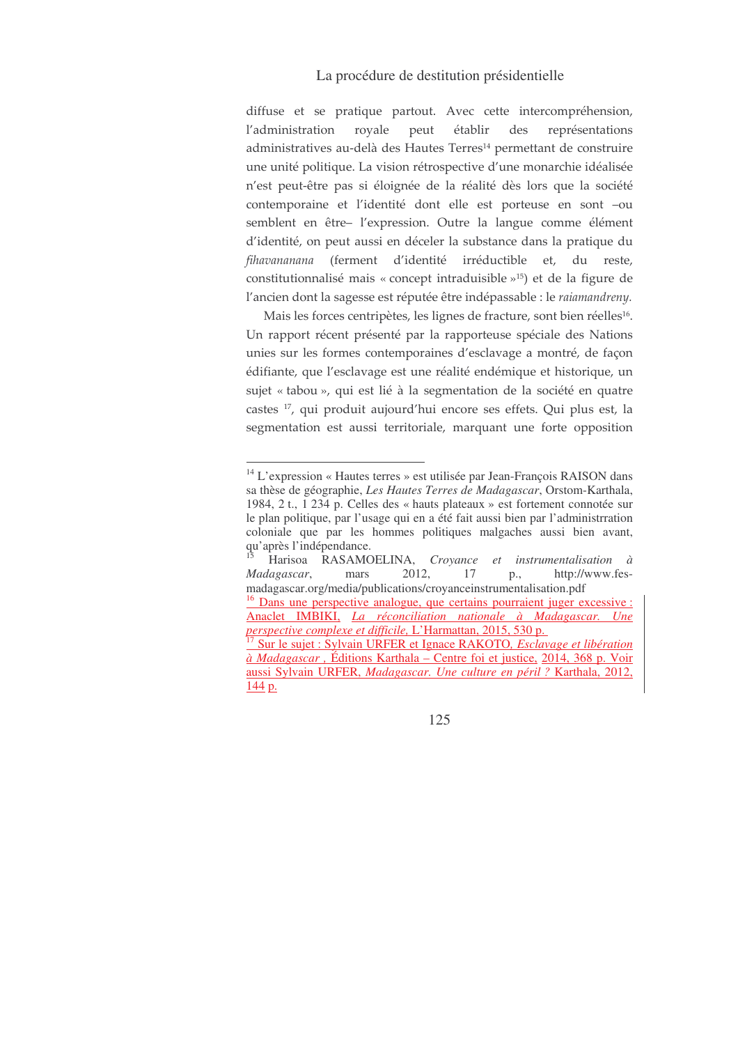diffuse et se pratique partout. Avec cette intercompréhension, l'administration royale peut établir des représentations administratives au-delà des Hautes Terres[14] permettant de construire une unité politique. La vision rétrospective d'une monarchie idéalisée n'est peut-être pas si éloignée de la réalité dès lors que la société contemporaine et l'identité dont elle est porteuse en sont –ou semblent en être– l'expression. Outre la langue comme élément d'identité, on peut aussi en déceler la substance dans la pratique du *fihavananana* (ferment d'identité irréductible et, du reste, constitutionnalisé mais « concept intraduisible »[15]) et de la figure de l'ancien dont la sagesse est réputée être indépassable : le *raiamandreny*.

Mais les forces centripètes, les lignes de fracture, sont bien réelles[16]. Un rapport récent présenté par la rapporteuse spéciale des Nations unies sur les formes contemporaines d'esclavage a montré, de façon édifiante, que l'esclavage est une réalité endémique et historique, un sujet « tabou », qui est lié à la segmentation de la société en quatre castes [17], qui produit aujourd'hui encore ses effets. Qui plus est, la segmentation est aussi territoriale, marquant une forte opposition

---

[14] L'expression « Hautes terres » est utilisée par Jean-François RAISON dans sa thèse de géographie, *Les Hautes Terres de Madagascar*, Orstom-Karthala, 1984, 2 t., 1 234 p. Celles des « hauts plateaux » est fortement connotée sur le plan politique, par l'usage qui en a été fait aussi bien par l'administrration coloniale que par les hommes politiques malgaches aussi bien avant, qu'après l'indépendance.

[15] Harisoa RASAMOELINA, *Croyance et instrumentalisation à Madagascar*, mars 2012, 17 p., http://www.fes-madagascar.org/media/publications/croyanceinstrumentalisation.pdf

[16] Dans une perspective analogue, que certains pourraient juger excessive : Anaclet IMBIKI, *La réconciliation nationale à Madagascar. Une perspective complexe et difficile*, L'Harmattan, 2015, 530 p.

[17] Sur le sujet : Sylvain URFER et Ignace RAKOTO, *Esclavage et libération à Madagascar* , Éditions Karthala – Centre foi et justice, 2014, 368 p. Voir aussi Sylvain URFER, *Madagascar. Une culture en péril ?* Karthala, 2012, 144 p.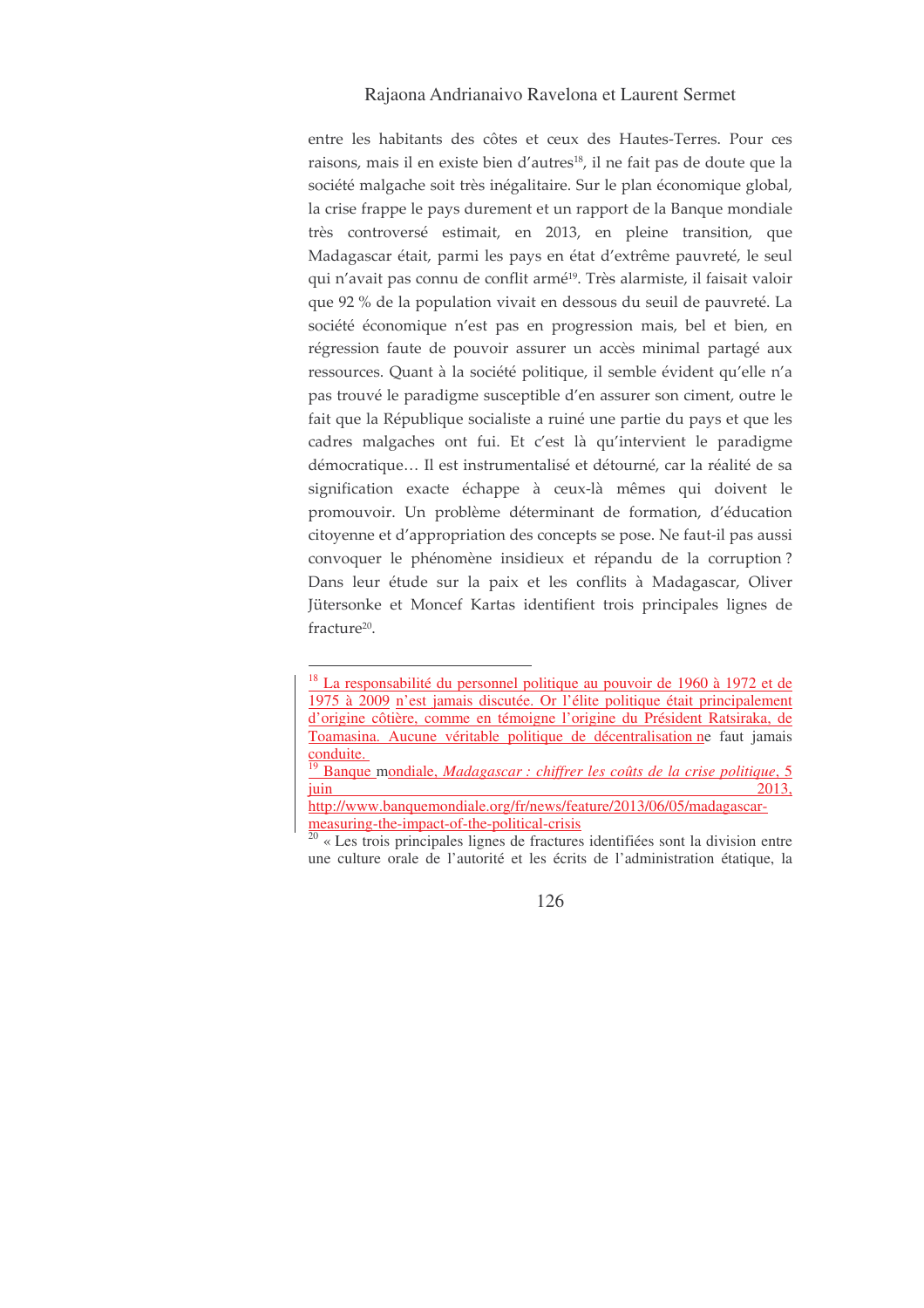entre les habitants des côtes et ceux des Hautes-Terres. Pour ces raisons, mais il en existe bien d'autres[18], il ne fait pas de doute que la société malgache soit très inégalitaire. Sur le plan économique global, la crise frappe le pays durement et un rapport de la Banque mondiale très controversé estimait, en 2013, en pleine transition, que Madagascar était, parmi les pays en état d'extrême pauvreté, le seul qui n'avait pas connu de conflit armé[19]. Très alarmiste, il faisait valoir que 92 % de la population vivait en dessous du seuil de pauvreté. La société économique n'est pas en progression mais, bel et bien, en régression faute de pouvoir assurer un accès minimal partagé aux ressources. Quant à la société politique, il semble évident qu'elle n'a pas trouvé le paradigme susceptible d'en assurer son ciment, outre le fait que la République socialiste a ruiné une partie du pays et que les cadres malgaches ont fui. Et c'est là qu'intervient le paradigme démocratique… Il est instrumentalisé et détourné, car la réalité de sa signification exacte échappe à ceux-là mêmes qui doivent le promouvoir. Un problème déterminant de formation, d'éducation citoyenne et d'appropriation des concepts se pose. Ne faut-il pas aussi convoquer le phénomène insidieux et répandu de la corruption ? Dans leur étude sur la paix et les conflits à Madagascar, Oliver Jütersonke et Moncef Kartas identifient trois principales lignes de fracture[20].

---

[18] La responsabilité du personnel politique au pouvoir de 1960 à 1972 et de 1975 à 2009 n'est jamais discutée. Or l'élite politique était principalement d'origine côtière, comme en témoigne l'origine du Président Ratsiraka, de Toamasina. Aucune véritable politique de décentralisation ne faut jamais conduite.

[19] Banque mondiale, *Madagascar : chiffrer les coûts de la crise politique*, 5 juin 2013, http://www.banquemondiale.org/fr/news/feature/2013/06/05/madagascar-measuring-the-impact-of-the-political-crisis

[20] « Les trois principales lignes de fractures identifiées sont la division entre une culture orale de l'autorité et les écrits de l'administration étatique, la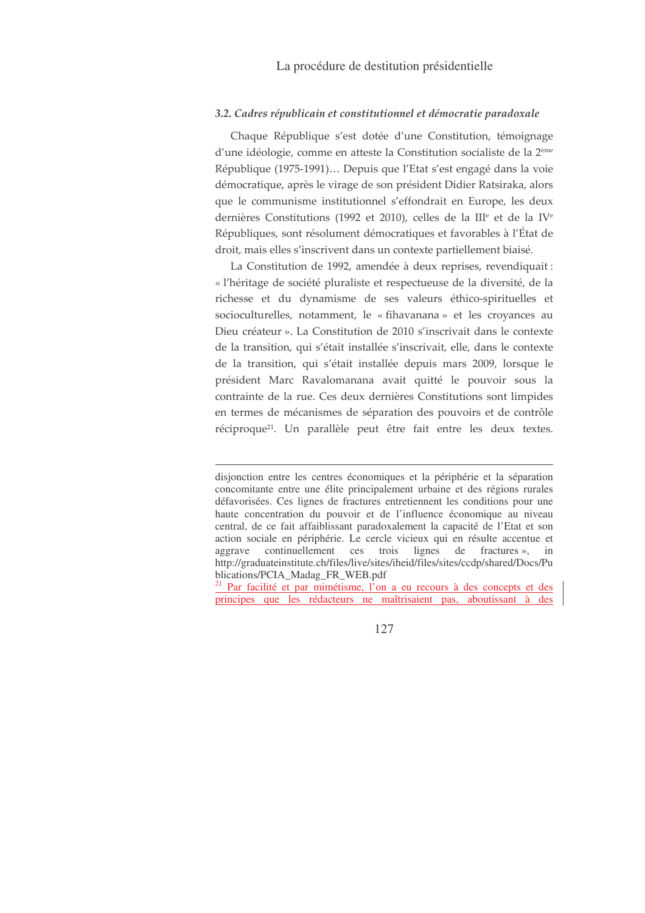### *3.2. Cadres républicain et constitutionnel et démocratie paradoxale*

Chaque République s'est dotée d'une Constitution, témoignage d'une idéologie, comme en atteste la Constitution socialiste de la 2ème République (1975-1991)… Depuis que l'Etat s'est engagé dans la voie démocratique, après le virage de son président Didier Ratsiraka, alors que le communisme institutionnel s'effondrait en Europe, les deux dernières Constitutions (1992 et 2010), celles de la IIIe et de la IVe Républiques, sont résolument démocratiques et favorables à l'État de droit, mais elles s'inscrivent dans un contexte partiellement biaisé.

La Constitution de 1992, amendée à deux reprises, revendiquait : « l'héritage de société pluraliste et respectueuse de la diversité, de la richesse et du dynamisme de ses valeurs éthico-spirituelles et socioculturelles, notamment, le « fihavanana » et les croyances au Dieu créateur ». La Constitution de 2010 s'inscrivait dans le contexte de la transition, qui s'était installée s'inscrivait, elle, dans le contexte de la transition, qui s'était installée depuis mars 2009, lorsque le président Marc Ravalomanana avait quitté le pouvoir sous la contrainte de la rue. Ces deux dernières Constitutions sont limpides en termes de mécanismes de séparation des pouvoirs et de contrôle réciproque[21]. Un parallèle peut être fait entre les deux textes.

---

disjonction entre les centres économiques et la périphérie et la séparation concomitante entre une élite principalement urbaine et des régions rurales défavorisées. Ces lignes de fractures entretiennent les conditions pour une haute concentration du pouvoir et de l'influence économique au niveau central, de ce fait affaiblissant paradoxalement la capacité de l'Etat et son action sociale en périphérie. Le cercle vicieux qui en résulte accentue et aggrave continuellement ces trois lignes de fractures », in http://graduateinstitute.ch/files/live/sites/iheid/files/sites/ccdp/shared/Docs/Publications/PCIA_Madag_FR_WEB.pdf

[21] Par facilité et par mimétisme, l'on a eu recours à des concepts et des principes que les rédacteurs ne maîtrisaient pas, aboutissant à des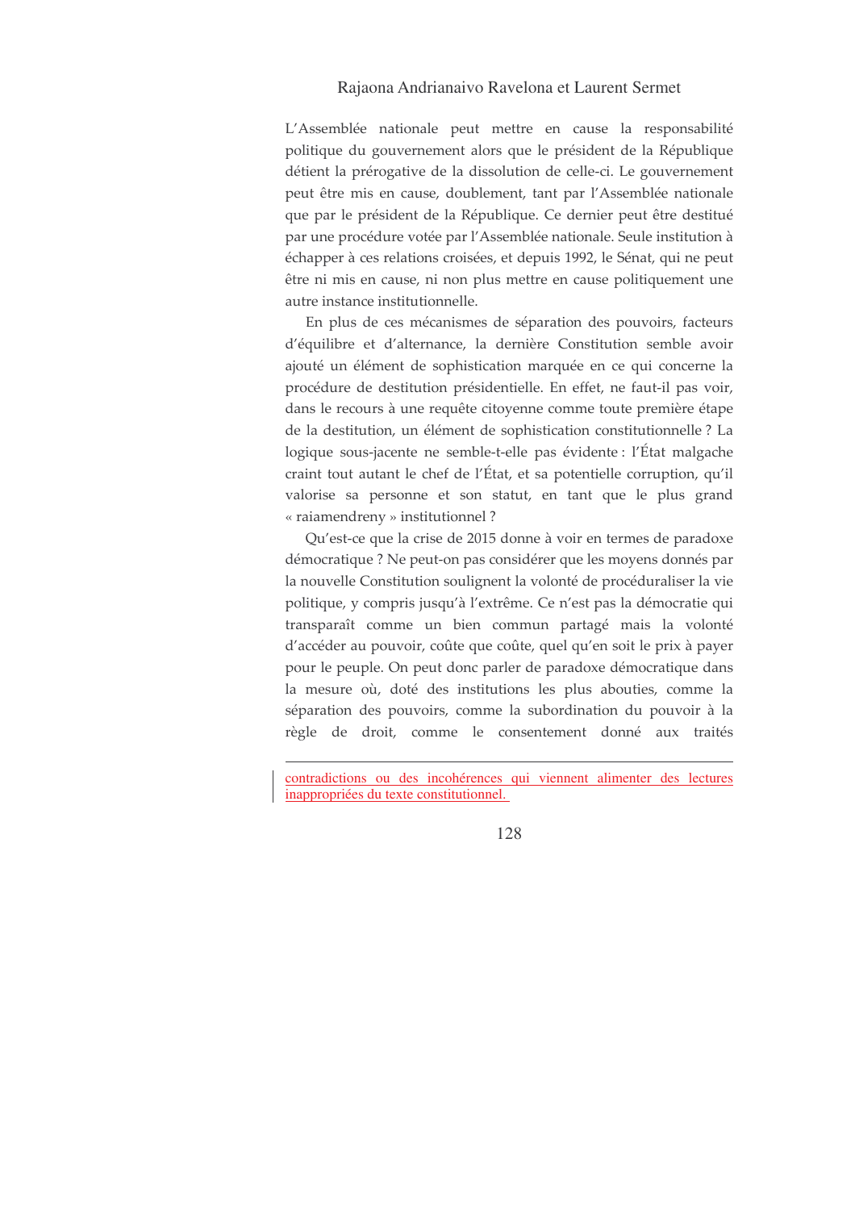L'Assemblée nationale peut mettre en cause la responsabilité politique du gouvernement alors que le président de la République détient la prérogative de la dissolution de celle-ci. Le gouvernement peut être mis en cause, doublement, tant par l'Assemblée nationale que par le président de la République. Ce dernier peut être destitué par une procédure votée par l'Assemblée nationale. Seule institution à échapper à ces relations croisées, et depuis 1992, le Sénat, qui ne peut être ni mis en cause, ni non plus mettre en cause politiquement une autre instance institutionnelle.

En plus de ces mécanismes de séparation des pouvoirs, facteurs d'équilibre et d'alternance, la dernière Constitution semble avoir ajouté un élément de sophistication marquée en ce qui concerne la procédure de destitution présidentielle. En effet, ne faut-il pas voir, dans le recours à une requête citoyenne comme toute première étape de la destitution, un élément de sophistication constitutionnelle ? La logique sous-jacente ne semble-t-elle pas évidente : l'État malgache craint tout autant le chef de l'État, et sa potentielle corruption, qu'il valorise sa personne et son statut, en tant que le plus grand « raiamendreny » institutionnel ?

Qu'est-ce que la crise de 2015 donne à voir en termes de paradoxe démocratique ? Ne peut-on pas considérer que les moyens donnés par la nouvelle Constitution soulignent la volonté de procéduraliser la vie politique, y compris jusqu'à l'extrême. Ce n'est pas la démocratie qui transparaît comme un bien commun partagé mais la volonté d'accéder au pouvoir, coûte que coûte, quel qu'en soit le prix à payer pour le peuple. On peut donc parler de paradoxe démocratique dans la mesure où, doté des institutions les plus abouties, comme la séparation des pouvoirs, comme la subordination du pouvoir à la règle de droit, comme le consentement donné aux traités

---

contradictions ou des incohérences qui viennent alimenter des lectures inappropriées du texte constitutionnel.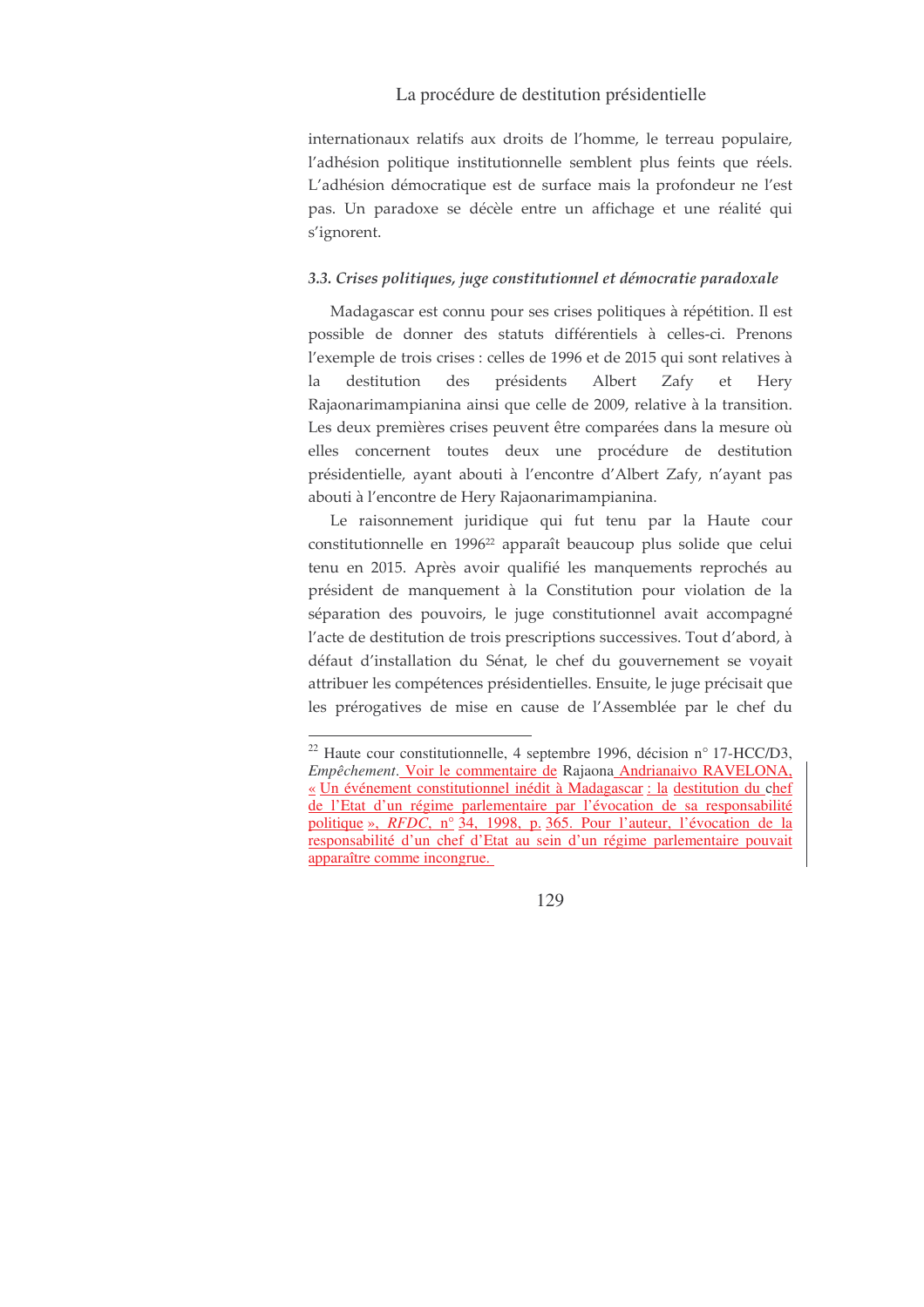internationaux relatifs aux droits de l'homme, le terreau populaire, l'adhésion politique institutionnelle semblent plus feints que réels. L'adhésion démocratique est de surface mais la profondeur ne l'est pas. Un paradoxe se décèle entre un affichage et une réalité qui s'ignorent.

### *3.3. Crises politiques, juge constitutionnel et démocratie paradoxale*

Madagascar est connu pour ses crises politiques à répétition. Il est possible de donner des statuts différentiels à celles-ci. Prenons l'exemple de trois crises : celles de 1996 et de 2015 qui sont relatives à la destitution des présidents Albert Zafy et Hery Rajaonarimampianina ainsi que celle de 2009, relative à la transition. Les deux premières crises peuvent être comparées dans la mesure où elles concernent toutes deux une procédure de destitution présidentielle, ayant abouti à l'encontre d'Albert Zafy, n'ayant pas abouti à l'encontre de Hery Rajaonarimampianina.

Le raisonnement juridique qui fut tenu par la Haute cour constitutionnelle en 1996[22] apparaît beaucoup plus solide que celui tenu en 2015. Après avoir qualifié les manquements reprochés au président de manquement à la Constitution pour violation de la séparation des pouvoirs, le juge constitutionnel avait accompagné l'acte de destitution de trois prescriptions successives. Tout d'abord, à défaut d'installation du Sénat, le chef du gouvernement se voyait attribuer les compétences présidentielles. Ensuite, le juge précisait que les prérogatives de mise en cause de l'Assemblée par le chef du

---

[22] Haute cour constitutionnelle, 4 septembre 1996, décision n° 17-HCC/D3, *Empêchement*. Voir le commentaire de Rajaona Andrianaivo RAVELONA, « Un événement constitutionnel inédit à Madagascar : la destitution du chef de l'Etat d'un régime parlementaire par l'évocation de sa responsabilité politique », *RFDC*, n° 34, 1998, p. 365. Pour l'auteur, l'évocation de la responsabilité d'un chef d'Etat au sein d'un régime parlementaire pouvait apparaître comme incongrue.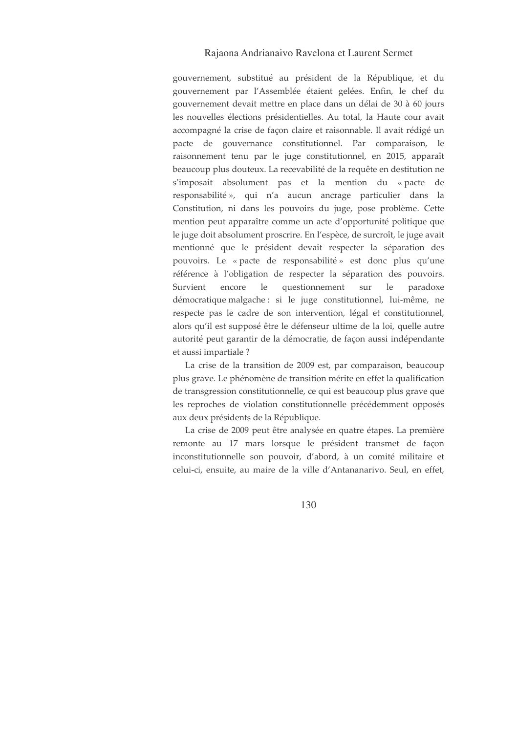gouvernement, substitué au président de la République, et du gouvernement par l'Assemblée étaient gelées. Enfin, le chef du gouvernement devait mettre en place dans un délai de 30 à 60 jours les nouvelles élections présidentielles. Au total, la Haute cour avait accompagné la crise de façon claire et raisonnable. Il avait rédigé un pacte de gouvernance constitutionnel. Par comparaison, le raisonnement tenu par le juge constitutionnel, en 2015, apparaît beaucoup plus douteux. La recevabilité de la requête en destitution ne s'imposait absolument pas et la mention du « pacte de responsabilité », qui n'a aucun ancrage particulier dans la Constitution, ni dans les pouvoirs du juge, pose problème. Cette mention peut apparaître comme un acte d'opportunité politique que le juge doit absolument proscrire. En l'espèce, de surcroît, le juge avait mentionné que le président devait respecter la séparation des pouvoirs. Le « pacte de responsabilité » est donc plus qu'une référence à l'obligation de respecter la séparation des pouvoirs. Survient encore le questionnement sur le paradoxe démocratique malgache : si le juge constitutionnel, lui-même, ne respecte pas le cadre de son intervention, légal et constitutionnel, alors qu'il est supposé être le défenseur ultime de la loi, quelle autre autorité peut garantir de la démocratie, de façon aussi indépendante et aussi impartiale ?

La crise de la transition de 2009 est, par comparaison, beaucoup plus grave. Le phénomène de transition mérite en effet la qualification de transgression constitutionnelle, ce qui est beaucoup plus grave que les reproches de violation constitutionnelle précédemment opposés aux deux présidents de la République.

La crise de 2009 peut être analysée en quatre étapes. La première remonte au 17 mars lorsque le président transmet de façon inconstitutionnelle son pouvoir, d'abord, à un comité militaire et celui-ci, ensuite, au maire de la ville d'Antananarivo. Seul, en effet,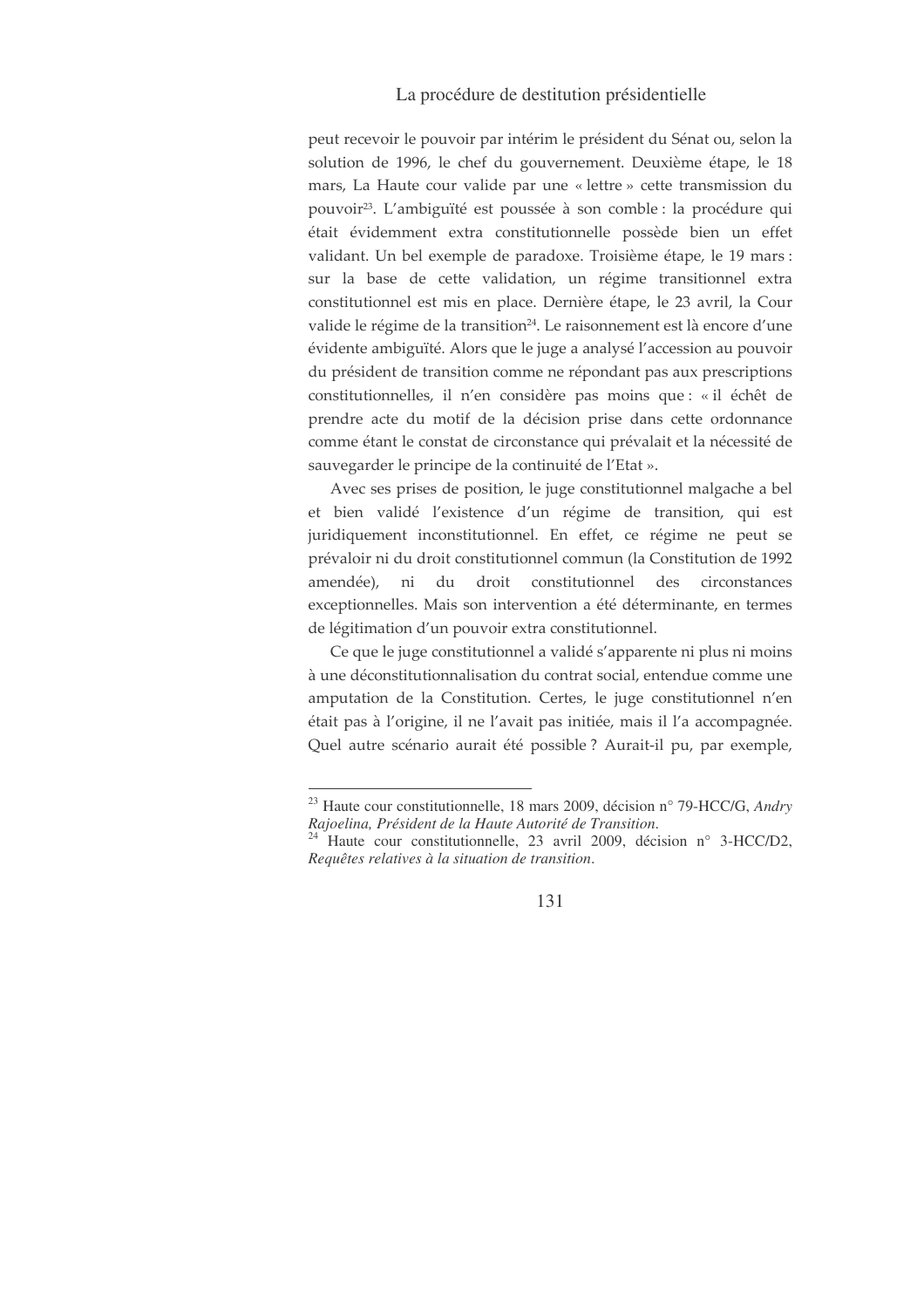peut recevoir le pouvoir par intérim le président du Sénat ou, selon la solution de 1996, le chef du gouvernement. Deuxième étape, le 18 mars, La Haute cour valide par une « lettre » cette transmission du pouvoir[23]. L'ambiguïté est poussée à son comble : la procédure qui était évidemment extra constitutionnelle possède bien un effet validant. Un bel exemple de paradoxe. Troisième étape, le 19 mars : sur la base de cette validation, un régime transitionnel extra constitutionnel est mis en place. Dernière étape, le 23 avril, la Cour valide le régime de la transition[24]. Le raisonnement est là encore d'une évidente ambiguïté. Alors que le juge a analysé l'accession au pouvoir du président de transition comme ne répondant pas aux prescriptions constitutionnelles, il n'en considère pas moins que : « il échêt de prendre acte du motif de la décision prise dans cette ordonnance comme étant le constat de circonstance qui prévalait et la nécessité de sauvegarder le principe de la continuité de l'Etat ».

Avec ses prises de position, le juge constitutionnel malgache a bel et bien validé l'existence d'un régime de transition, qui est juridiquement inconstitutionnel. En effet, ce régime ne peut se prévaloir ni du droit constitutionnel commun (la Constitution de 1992 amendée), ni du droit constitutionnel des circonstances exceptionnelles. Mais son intervention a été déterminante, en termes de légitimation d'un pouvoir extra constitutionnel.

Ce que le juge constitutionnel a validé s'apparente ni plus ni moins à une déconstitutionnalisation du contrat social, entendue comme une amputation de la Constitution. Certes, le juge constitutionnel n'en était pas à l'origine, il ne l'avait pas initiée, mais il l'a accompagnée. Quel autre scénario aurait été possible ? Aurait-il pu, par exemple,

---

[23] Haute cour constitutionnelle, 18 mars 2009, décision n° 79-HCC/G, *Andry Rajoelina, Président de la Haute Autorité de Transition.*

[24] Haute cour constitutionnelle, 23 avril 2009, décision n° 3-HCC/D2, *Requêtes relatives à la situation de transition.*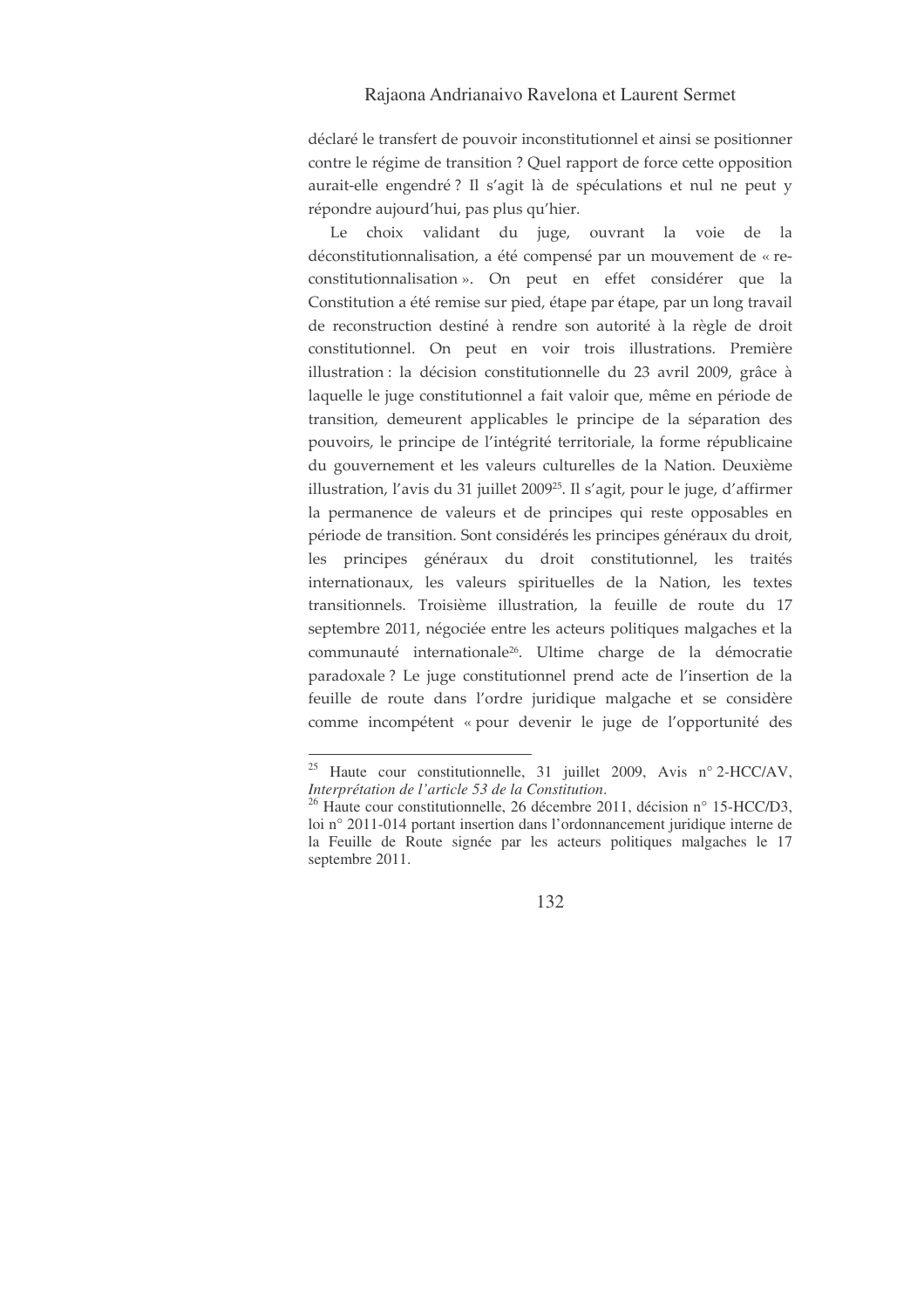déclaré le transfert de pouvoir inconstitutionnel et ainsi se positionner contre le régime de transition ? Quel rapport de force cette opposition aurait-elle engendré ? Il s'agit là de spéculations et nul ne peut y répondre aujourd'hui, pas plus qu'hier.

Le choix validant du juge, ouvrant la voie de la déconstitutionnalisation, a été compensé par un mouvement de « re-constitutionnalisation ». On peut en effet considérer que la Constitution a été remise sur pied, étape par étape, par un long travail de reconstruction destiné à rendre son autorité à la règle de droit constitutionnel. On peut en voir trois illustrations. Première illustration : la décision constitutionnelle du 23 avril 2009, grâce à laquelle le juge constitutionnel a fait valoir que, même en période de transition, demeurent applicables le principe de la séparation des pouvoirs, le principe de l'intégrité territoriale, la forme républicaine du gouvernement et les valeurs culturelles de la Nation. Deuxième illustration, l'avis du 31 juillet 2009[25]. Il s'agit, pour le juge, d'affirmer la permanence de valeurs et de principes qui reste opposables en période de transition. Sont considérés les principes généraux du droit, les principes généraux du droit constitutionnel, les traités internationaux, les valeurs spirituelles de la Nation, les textes transitionnels. Troisième illustration, la feuille de route du 17 septembre 2011, négociée entre les acteurs politiques malgaches et la communauté internationale[26]. Ultime charge de la démocratie paradoxale ? Le juge constitutionnel prend acte de l'insertion de la feuille de route dans l'ordre juridique malgache et se considère comme incompétent « pour devenir le juge de l'opportunité des

---

[25] Haute cour constitutionnelle, 31 juillet 2009, Avis n° 2-HCC/AV, *Interprétation de l'article 53 de la Constitution*.

[26] Haute cour constitutionnelle, 26 décembre 2011, décision n° 15-HCC/D3, loi n° 2011-014 portant insertion dans l'ordonnancement juridique interne de la Feuille de Route signée par les acteurs politiques malgaches le 17 septembre 2011.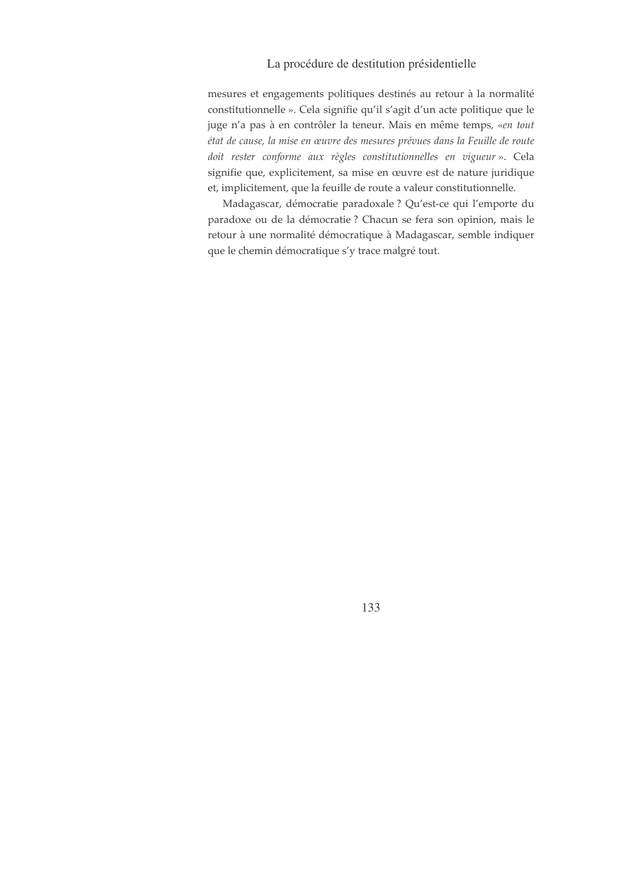mesures et engagements politiques destinés au retour à la normalité constitutionnelle ». Cela signifie qu'il s'agit d'un acte politique que le juge n'a pas à en contrôler la teneur. Mais en même temps, «*en tout état de cause, la mise en œuvre des mesures prévues dans la Feuille de route doit rester conforme aux règles constitutionnelles en vigueur* ». Cela signifie que, explicitement, sa mise en œuvre est de nature juridique et, implicitement, que la feuille de route a valeur constitutionnelle.

Madagascar, démocratie paradoxale ? Qu'est-ce qui l'emporte du paradoxe ou de la démocratie ? Chacun se fera son opinion, mais le retour à une normalité démocratique à Madagascar, semble indiquer que le chemin démocratique s'y trace malgré tout.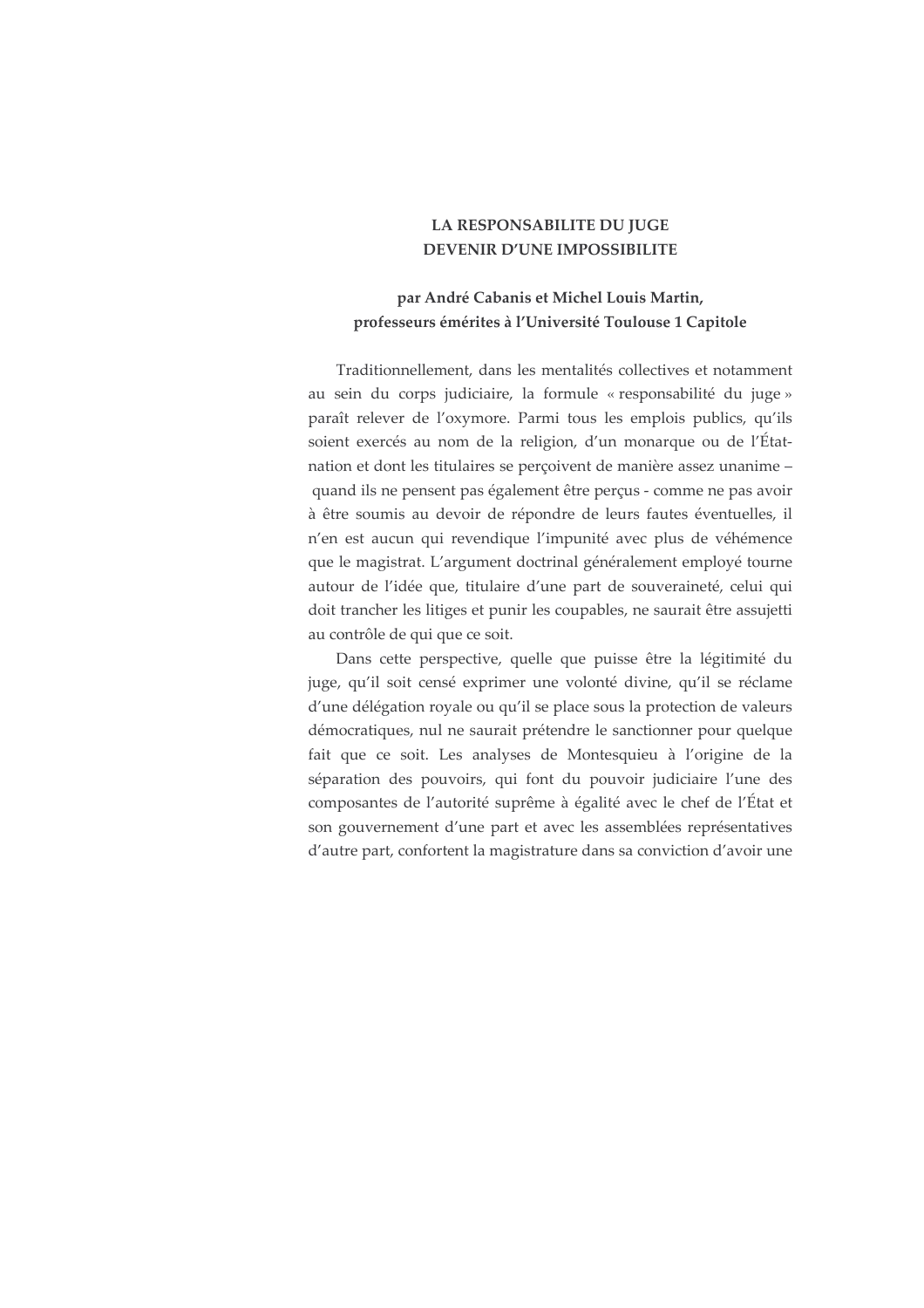# LA RESPONSABILITE DU JUGE
# DEVENIR D'UNE IMPOSSIBILITE

**par André Cabanis et Michel Louis Martin,**
**professeurs émérites à l'Université Toulouse 1 Capitole**

Traditionnellement, dans les mentalités collectives et notamment au sein du corps judiciaire, la formule « responsabilité du juge » paraît relever de l'oxymore. Parmi tous les emplois publics, qu'ils soient exercés au nom de la religion, d'un monarque ou de l'État-nation et dont les titulaires se perçoivent de manière assez unanime – quand ils ne pensent pas également être perçus - comme ne pas avoir à être soumis au devoir de répondre de leurs fautes éventuelles, il n'en est aucun qui revendique l'impunité avec plus de véhémence que le magistrat. L'argument doctrinal généralement employé tourne autour de l'idée que, titulaire d'une part de souveraineté, celui qui doit trancher les litiges et punir les coupables, ne saurait être assujetti au contrôle de qui que ce soit.

Dans cette perspective, quelle que puisse être la légitimité du juge, qu'il soit censé exprimer une volonté divine, qu'il se réclame d'une délégation royale ou qu'il se place sous la protection de valeurs démocratiques, nul ne saurait prétendre le sanctionner pour quelque fait que ce soit. Les analyses de Montesquieu à l'origine de la séparation des pouvoirs, qui font du pouvoir judiciaire l'une des composantes de l'autorité suprême à égalité avec le chef de l'État et son gouvernement d'une part et avec les assemblées représentatives d'autre part, confortent la magistrature dans sa conviction d'avoir une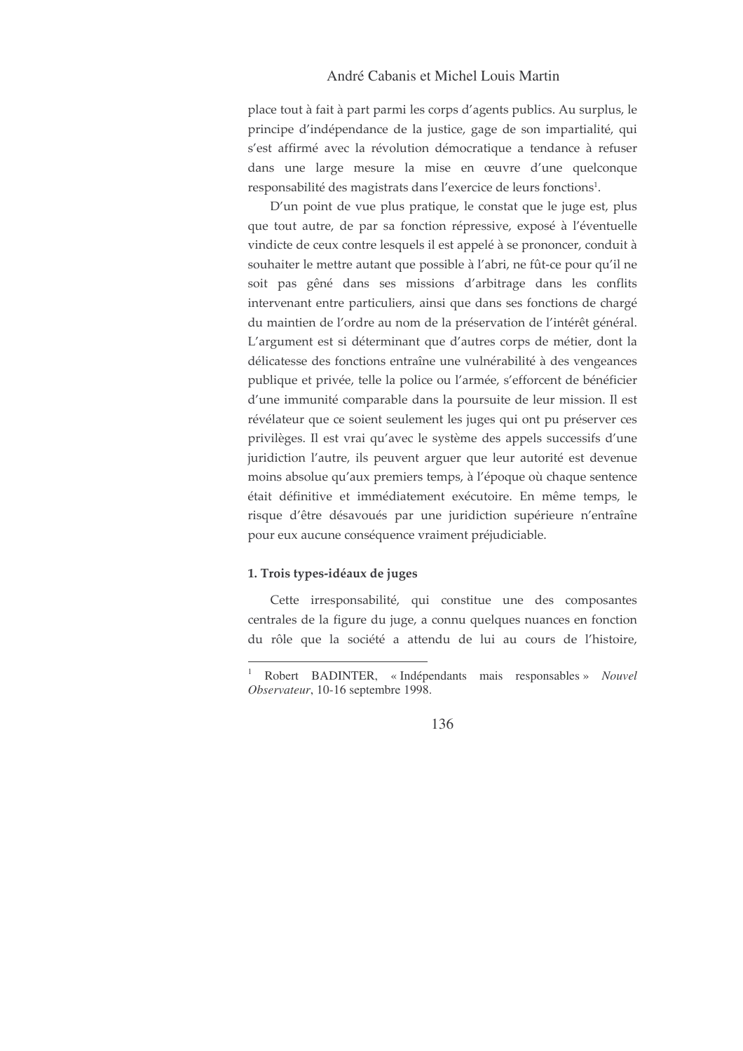place tout à fait à part parmi les corps d'agents publics. Au surplus, le principe d'indépendance de la justice, gage de son impartialité, qui s'est affirmé avec la révolution démocratique a tendance à refuser dans une large mesure la mise en œuvre d'une quelconque responsabilité des magistrats dans l'exercice de leurs fonctions[1].

D'un point de vue plus pratique, le constat que le juge est, plus que tout autre, de par sa fonction répressive, exposé à l'éventuelle vindicte de ceux contre lesquels il est appelé à se prononcer, conduit à souhaiter le mettre autant que possible à l'abri, ne fût-ce pour qu'il ne soit pas gêné dans ses missions d'arbitrage dans les conflits intervenant entre particuliers, ainsi que dans ses fonctions de chargé du maintien de l'ordre au nom de la préservation de l'intérêt général. L'argument est si déterminant que d'autres corps de métier, dont la délicatesse des fonctions entraîne une vulnérabilité à des vengeances publique et privée, telle la police ou l'armée, s'efforcent de bénéficier d'une immunité comparable dans la poursuite de leur mission. Il est révélateur que ce soient seulement les juges qui ont pu préserver ces privilèges. Il est vrai qu'avec le système des appels successifs d'une juridiction l'autre, ils peuvent arguer que leur autorité est devenue moins absolue qu'aux premiers temps, à l'époque où chaque sentence était définitive et immédiatement exécutoire. En même temps, le risque d'être désavoués par une juridiction supérieure n'entraîne pour eux aucune conséquence vraiment préjudiciable.

### 1. Trois types-idéaux de juges

Cette irresponsabilité, qui constitue une des composantes centrales de la figure du juge, a connu quelques nuances en fonction du rôle que la société a attendu de lui au cours de l'histoire,

---

[1] Robert BADINTER, « Indépendants mais responsables » *Nouvel Observateur*, 10-16 septembre 1998.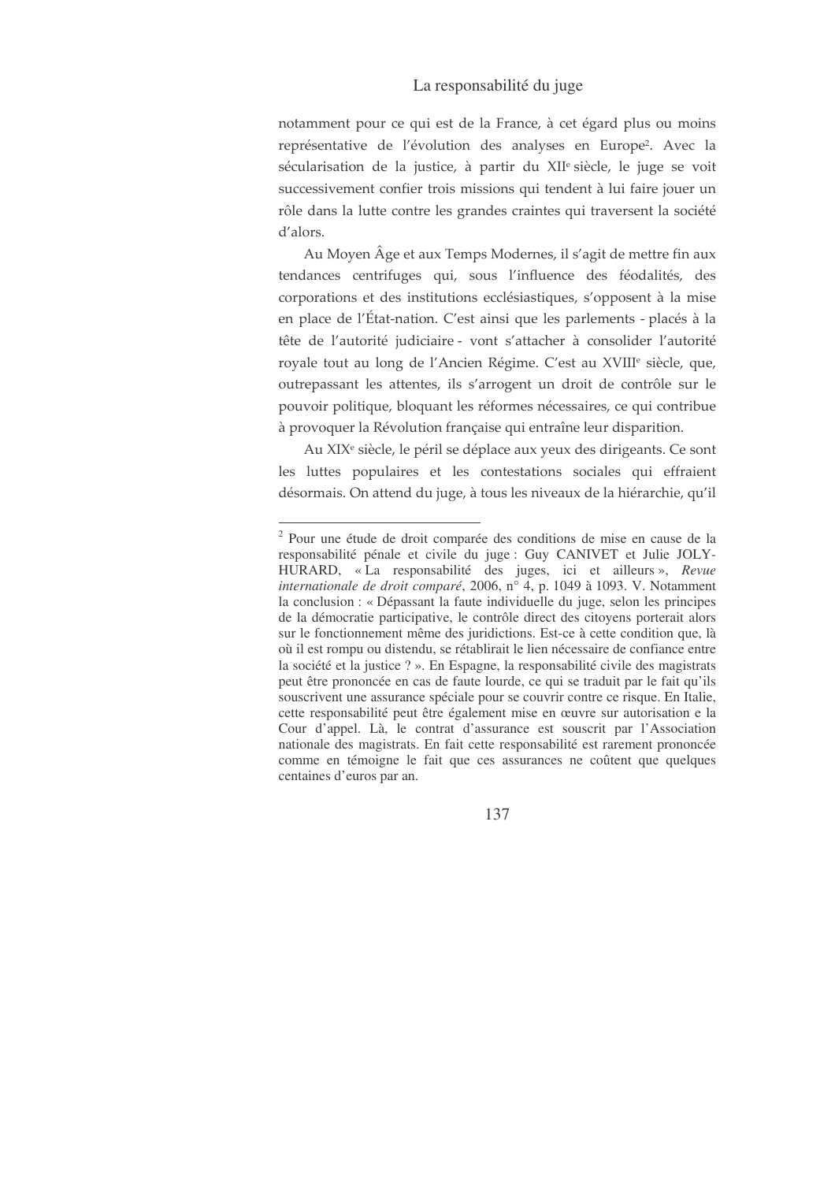notamment pour ce qui est de la France, à cet égard plus ou moins représentative de l'évolution des analyses en Europe[2]. Avec la sécularisation de la justice, à partir du XII[e] siècle, le juge se voit successivement confier trois missions qui tendent à lui faire jouer un rôle dans la lutte contre les grandes craintes qui traversent la société d'alors.

Au Moyen Âge et aux Temps Modernes, il s'agit de mettre fin aux tendances centrifuges qui, sous l'influence des féodalités, des corporations et des institutions ecclésiastiques, s'opposent à la mise en place de l'État-nation. C'est ainsi que les parlements - placés à la tête de l'autorité judiciaire - vont s'attacher à consolider l'autorité royale tout au long de l'Ancien Régime. C'est au XVIII[e] siècle, que, outrepassant les attentes, ils s'arrogent un droit de contrôle sur le pouvoir politique, bloquant les réformes nécessaires, ce qui contribue à provoquer la Révolution française qui entraîne leur disparition.

Au XIX[e] siècle, le péril se déplace aux yeux des dirigeants. Ce sont les luttes populaires et les contestations sociales qui effraient désormais. On attend du juge, à tous les niveaux de la hiérarchie, qu'il

---

[2] Pour une étude de droit comparée des conditions de mise en cause de la responsabilité pénale et civile du juge : Guy CANIVET et Julie JOLY-HURARD, « La responsabilité des juges, ici et ailleurs », *Revue internationale de droit comparé*, 2006, n° 4, p. 1049 à 1093. V. Notamment la conclusion : « Dépassant la faute individuelle du juge, selon les principes de la démocratie participative, le contrôle direct des citoyens porterait alors sur le fonctionnement même des juridictions. Est-ce à cette condition que, là où il est rompu ou distendu, se rétablirait le lien nécessaire de confiance entre la société et la justice ? ». En Espagne, la responsabilité civile des magistrats peut être prononcée en cas de faute lourde, ce qui se traduit par le fait qu'ils souscrivent une assurance spéciale pour se couvrir contre ce risque. En Italie, cette responsabilité peut être également mise en œuvre sur autorisation e la Cour d'appel. Là, le contrat d'assurance est souscrit par l'Association nationale des magistrats. En fait cette responsabilité est rarement prononcée comme en témoigne le fait que ces assurances ne coûtent que quelques centaines d'euros par an.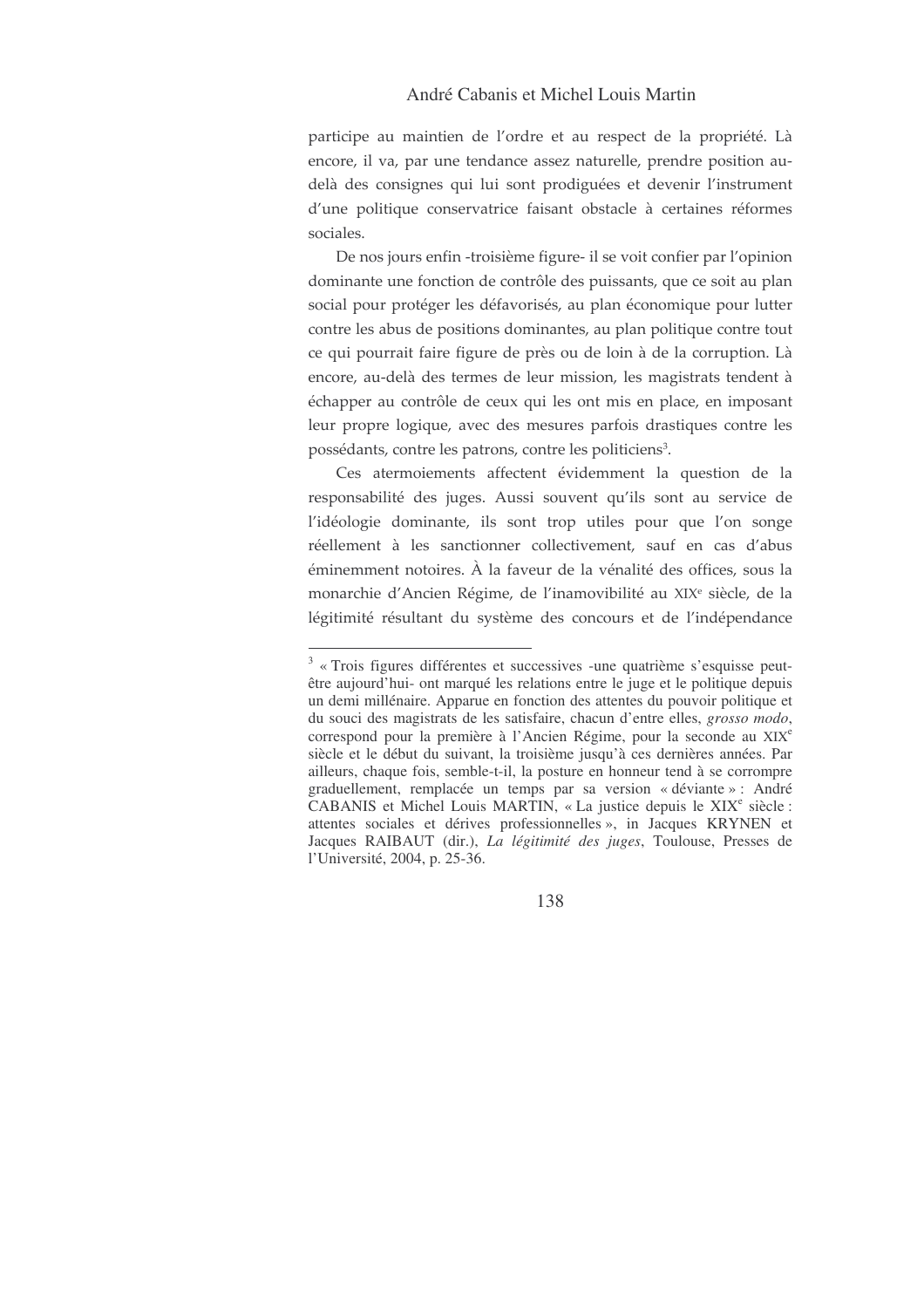participe au maintien de l'ordre et au respect de la propriété. Là encore, il va, par une tendance assez naturelle, prendre position au-delà des consignes qui lui sont prodiguées et devenir l'instrument d'une politique conservatrice faisant obstacle à certaines réformes sociales.

De nos jours enfin -troisième figure- il se voit confier par l'opinion dominante une fonction de contrôle des puissants, que ce soit au plan social pour protéger les défavorisés, au plan économique pour lutter contre les abus de positions dominantes, au plan politique contre tout ce qui pourrait faire figure de près ou de loin à de la corruption. Là encore, au-delà des termes de leur mission, les magistrats tendent à échapper au contrôle de ceux qui les ont mis en place, en imposant leur propre logique, avec des mesures parfois drastiques contre les possédants, contre les patrons, contre les politiciens[3].

Ces atermoiements affectent évidemment la question de la responsabilité des juges. Aussi souvent qu'ils sont au service de l'idéologie dominante, ils sont trop utiles pour que l'on songe réellement à les sanctionner collectivement, sauf en cas d'abus éminemment notoires. À la faveur de la vénalité des offices, sous la monarchie d'Ancien Régime, de l'inamovibilité au XIX[e] siècle, de la légitimité résultant du système des concours et de l'indépendance

---

[3] « Trois figures différentes et successives -une quatrième s'esquisse peut-être aujourd'hui- ont marqué les relations entre le juge et le politique depuis un demi millénaire. Apparue en fonction des attentes du pouvoir politique et du souci des magistrats de les satisfaire, chacun d'entre elles, *grosso modo*, correspond pour la première à l'Ancien Régime, pour la seconde au XIX[e] siècle et le début du suivant, la troisième jusqu'à ces dernières années. Par ailleurs, chaque fois, semble-t-il, la posture en honneur tend à se corrompre graduellement, remplacée un temps par sa version « déviante » : André CABANIS et Michel Louis MARTIN, « La justice depuis le XIX[e] siècle : attentes sociales et dérives professionnelles », in Jacques KRYNEN et Jacques RAIBAUT (dir.), *La légitimité des juges*, Toulouse, Presses de l'Université, 2004, p. 25-36.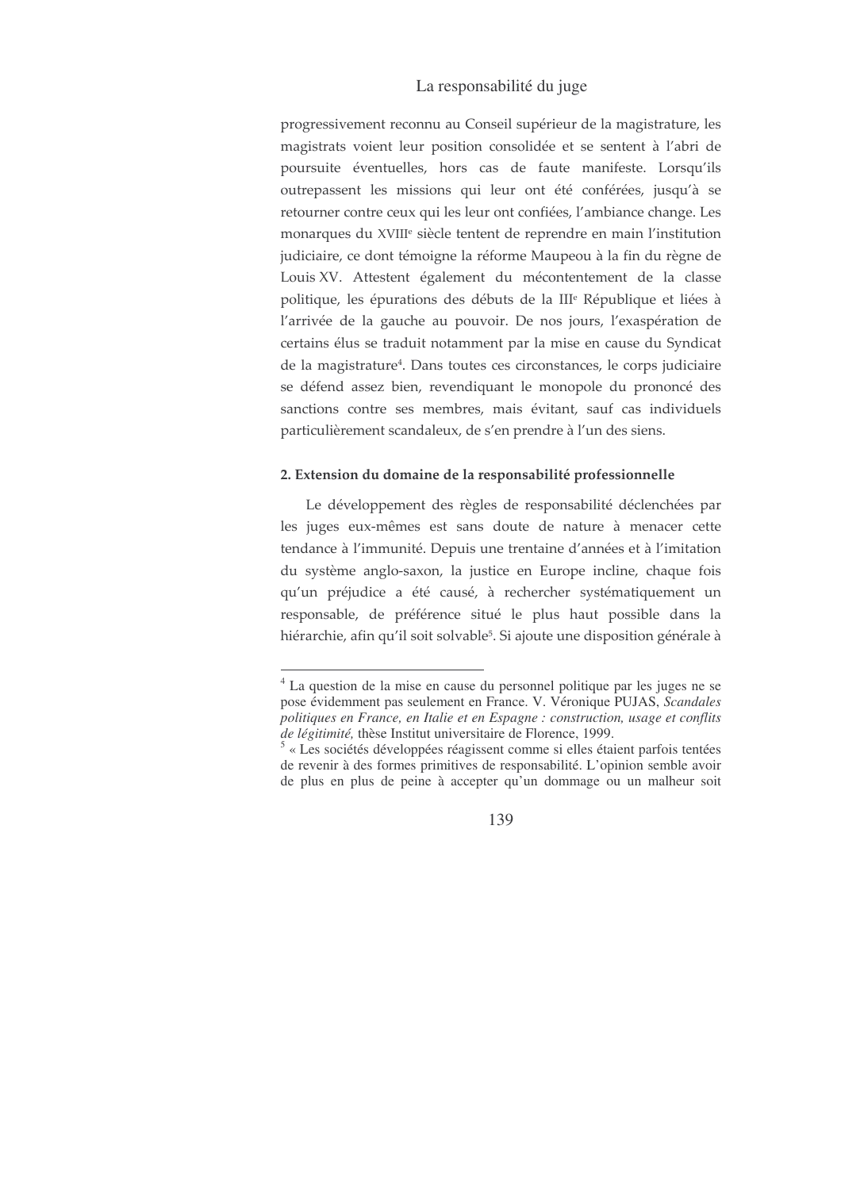progressivement reconnu au Conseil supérieur de la magistrature, les magistrats voient leur position consolidée et se sentent à l'abri de poursuite éventuelles, hors cas de faute manifeste. Lorsqu'ils outrepassent les missions qui leur ont été conférées, jusqu'à se retourner contre ceux qui les leur ont confiées, l'ambiance change. Les monarques du XVIIIe siècle tentent de reprendre en main l'institution judiciaire, ce dont témoigne la réforme Maupeou à la fin du règne de Louis XV. Attestent également du mécontentement de la classe politique, les épurations des débuts de la IIIe République et liées à l'arrivée de la gauche au pouvoir. De nos jours, l'exaspération de certains élus se traduit notamment par la mise en cause du Syndicat de la magistrature[4]. Dans toutes ces circonstances, le corps judiciaire se défend assez bien, revendiquant le monopole du prononcé des sanctions contre ses membres, mais évitant, sauf cas individuels particulièrement scandaleux, de s'en prendre à l'un des siens.

#### 2. Extension du domaine de la responsabilité professionnelle

Le développement des règles de responsabilité déclenchées par les juges eux-mêmes est sans doute de nature à menacer cette tendance à l'immunité. Depuis une trentaine d'années et à l'imitation du système anglo-saxon, la justice en Europe incline, chaque fois qu'un préjudice a été causé, à rechercher systématiquement un responsable, de préférence situé le plus haut possible dans la hiérarchie, afin qu'il soit solvable[5]. Si ajoute une disposition générale à

---

[4] La question de la mise en cause du personnel politique par les juges ne se pose évidemment pas seulement en France. V. Véronique PUJAS, *Scandales politiques en France, en Italie et en Espagne : construction, usage et conflits de légitimité*, thèse Institut universitaire de Florence, 1999.

[5] « Les sociétés développées réagissent comme si elles étaient parfois tentées de revenir à des formes primitives de responsabilité. L'opinion semble avoir de plus en plus de peine à accepter qu'un dommage ou un malheur soit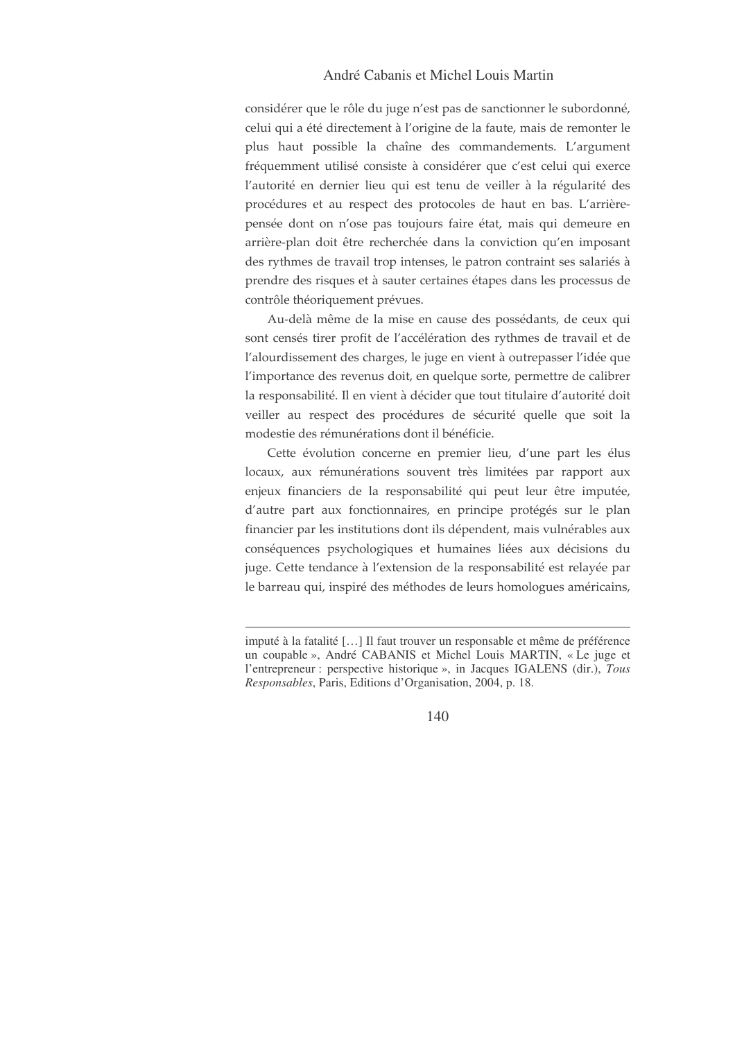considérer que le rôle du juge n'est pas de sanctionner le subordonné, celui qui a été directement à l'origine de la faute, mais de remonter le plus haut possible la chaîne des commandements. L'argument fréquemment utilisé consiste à considérer que c'est celui qui exerce l'autorité en dernier lieu qui est tenu de veiller à la régularité des procédures et au respect des protocoles de haut en bas. L'arrière-pensée dont on n'ose pas toujours faire état, mais qui demeure en arrière-plan doit être recherchée dans la conviction qu'en imposant des rythmes de travail trop intenses, le patron contraint ses salariés à prendre des risques et à sauter certaines étapes dans les processus de contrôle théoriquement prévues.

Au-delà même de la mise en cause des possédants, de ceux qui sont censés tirer profit de l'accélération des rythmes de travail et de l'alourdissement des charges, le juge en vient à outrepasser l'idée que l'importance des revenus doit, en quelque sorte, permettre de calibrer la responsabilité. Il en vient à décider que tout titulaire d'autorité doit veiller au respect des procédures de sécurité quelle que soit la modestie des rémunérations dont il bénéficie.

Cette évolution concerne en premier lieu, d'une part les élus locaux, aux rémunérations souvent très limitées par rapport aux enjeux financiers de la responsabilité qui peut leur être imputée, d'autre part aux fonctionnaires, en principe protégés sur le plan financier par les institutions dont ils dépendent, mais vulnérables aux conséquences psychologiques et humaines liées aux décisions du juge. Cette tendance à l'extension de la responsabilité est relayée par le barreau qui, inspiré des méthodes de leurs homologues américains,

---

imputé à la fatalité […] Il faut trouver un responsable et même de préférence un coupable », André CABANIS et Michel Louis MARTIN, « Le juge et l'entrepreneur : perspective historique », in Jacques IGALENS (dir.), *Tous Responsables*, Paris, Editions d'Organisation, 2004, p. 18.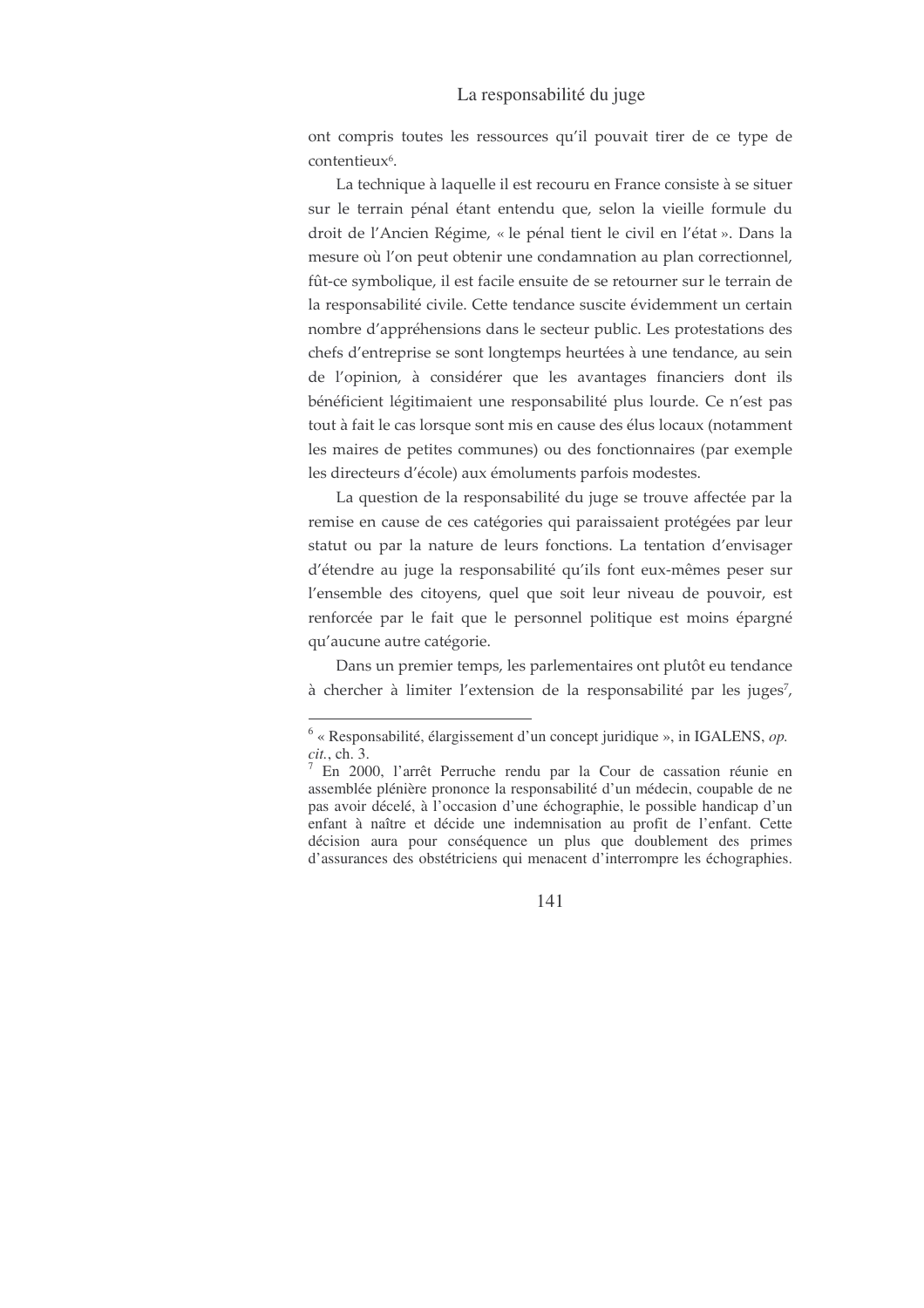ont compris toutes les ressources qu'il pouvait tirer de ce type de contentieux[6].

La technique à laquelle il est recouru en France consiste à se situer sur le terrain pénal étant entendu que, selon la vieille formule du droit de l'Ancien Régime, « le pénal tient le civil en l'état ». Dans la mesure où l'on peut obtenir une condamnation au plan correctionnel, fût-ce symbolique, il est facile ensuite de se retourner sur le terrain de la responsabilité civile. Cette tendance suscite évidemment un certain nombre d'appréhensions dans le secteur public. Les protestations des chefs d'entreprise se sont longtemps heurtées à une tendance, au sein de l'opinion, à considérer que les avantages financiers dont ils bénéficient légitimaient une responsabilité plus lourde. Ce n'est pas tout à fait le cas lorsque sont mis en cause des élus locaux (notamment les maires de petites communes) ou des fonctionnaires (par exemple les directeurs d'école) aux émoluments parfois modestes.

La question de la responsabilité du juge se trouve affectée par la remise en cause de ces catégories qui paraissaient protégées par leur statut ou par la nature de leurs fonctions. La tentation d'envisager d'étendre au juge la responsabilité qu'ils font eux-mêmes peser sur l'ensemble des citoyens, quel que soit leur niveau de pouvoir, est renforcée par le fait que le personnel politique est moins épargné qu'aucune autre catégorie.

Dans un premier temps, les parlementaires ont plutôt eu tendance à chercher à limiter l'extension de la responsabilité par les juges[7],

---

[6] « Responsabilité, élargissement d'un concept juridique », in IGALENS, *op. cit.*, ch. 3.

[7] En 2000, l'arrêt Perruche rendu par la Cour de cassation réunie en assemblée plénière prononce la responsabilité d'un médecin, coupable de ne pas avoir décelé, à l'occasion d'une échographie, le possible handicap d'un enfant à naître et décide une indemnisation au profit de l'enfant. Cette décision aura pour conséquence un plus que doublement des primes d'assurances des obstétriciens qui menacent d'interrompre les échographies.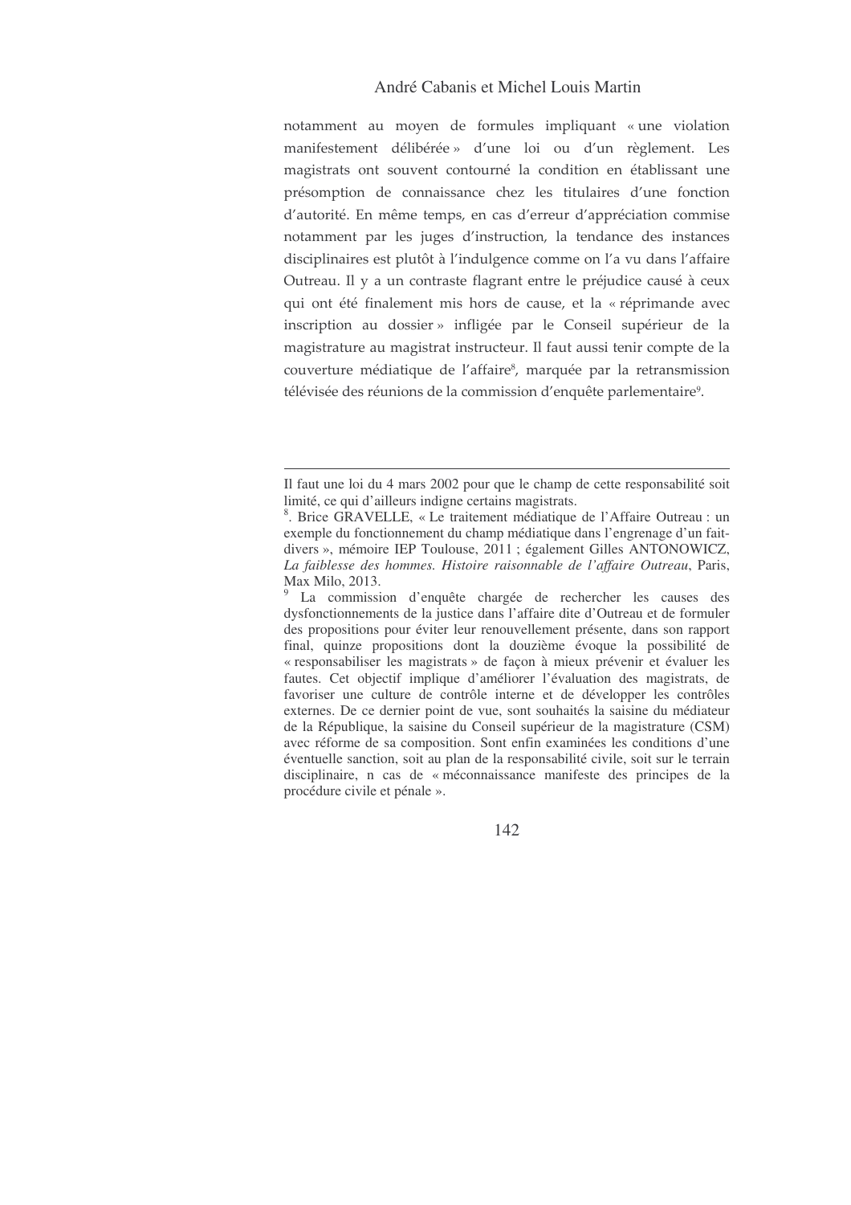notamment au moyen de formules impliquant « une violation manifestement délibérée » d'une loi ou d'un règlement. Les magistrats ont souvent contourné la condition en établissant une présomption de connaissance chez les titulaires d'une fonction d'autorité. En même temps, en cas d'erreur d'appréciation commise notamment par les juges d'instruction, la tendance des instances disciplinaires est plutôt à l'indulgence comme on l'a vu dans l'affaire Outreau. Il y a un contraste flagrant entre le préjudice causé à ceux qui ont été finalement mis hors de cause, et la « réprimande avec inscription au dossier » infligée par le Conseil supérieur de la magistrature au magistrat instructeur. Il faut aussi tenir compte de la couverture médiatique de l'affaire[8], marquée par la retransmission télévisée des réunions de la commission d'enquête parlementaire[9].

---

Il faut une loi du 4 mars 2002 pour que le champ de cette responsabilité soit limité, ce qui d'ailleurs indigne certains magistrats.

[8]. Brice GRAVELLE, « Le traitement médiatique de l'Affaire Outreau : un exemple du fonctionnement du champ médiatique dans l'engrenage d'un fait-divers », mémoire IEP Toulouse, 2011 ; également Gilles ANTONOWICZ, *La faiblesse des hommes. Histoire raisonnable de l'affaire Outreau*, Paris, Max Milo, 2013.

[9] La commission d'enquête chargée de rechercher les causes des dysfonctionnements de la justice dans l'affaire dite d'Outreau et de formuler des propositions pour éviter leur renouvellement présente, dans son rapport final, quinze propositions dont la douzième évoque la possibilité de « responsabiliser les magistrats » de façon à mieux prévenir et évaluer les fautes. Cet objectif implique d'améliorer l'évaluation des magistrats, de favoriser une culture de contrôle interne et de développer les contrôles externes. De ce dernier point de vue, sont souhaités la saisine du médiateur de la République, la saisine du Conseil supérieur de la magistrature (CSM) avec réforme de sa composition. Sont enfin examinées les conditions d'une éventuelle sanction, soit au plan de la responsabilité civile, soit sur le terrain disciplinaire, n cas de « méconnaissance manifeste des principes de la procédure civile et pénale ».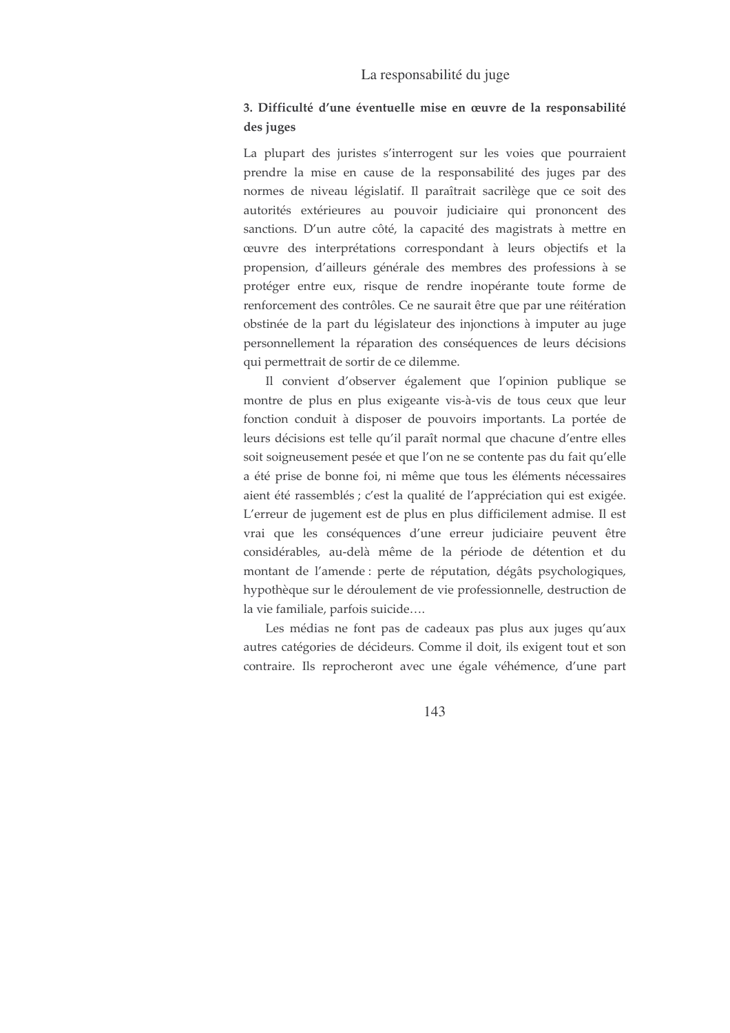### 3. Difficulté d'une éventuelle mise en œuvre de la responsabilité des juges

La plupart des juristes s'interrogent sur les voies que pourraient prendre la mise en cause de la responsabilité des juges par des normes de niveau législatif. Il paraîtrait sacrilège que ce soit des autorités extérieures au pouvoir judiciaire qui prononcent des sanctions. D'un autre côté, la capacité des magistrats à mettre en œuvre des interprétations correspondant à leurs objectifs et la propension, d'ailleurs générale des membres des professions à se protéger entre eux, risque de rendre inopérante toute forme de renforcement des contrôles. Ce ne saurait être que par une réitération obstinée de la part du législateur des injonctions à imputer au juge personnellement la réparation des conséquences de leurs décisions qui permettrait de sortir de ce dilemme.

Il convient d'observer également que l'opinion publique se montre de plus en plus exigeante vis-à-vis de tous ceux que leur fonction conduit à disposer de pouvoirs importants. La portée de leurs décisions est telle qu'il paraît normal que chacune d'entre elles soit soigneusement pesée et que l'on ne se contente pas du fait qu'elle a été prise de bonne foi, ni même que tous les éléments nécessaires aient été rassemblés ; c'est la qualité de l'appréciation qui est exigée. L'erreur de jugement est de plus en plus difficilement admise. Il est vrai que les conséquences d'une erreur judiciaire peuvent être considérables, au-delà même de la période de détention et du montant de l'amende : perte de réputation, dégâts psychologiques, hypothèque sur le déroulement de vie professionnelle, destruction de la vie familiale, parfois suicide….

Les médias ne font pas de cadeaux pas plus aux juges qu'aux autres catégories de décideurs. Comme il doit, ils exigent tout et son contraire. Ils reprocheront avec une égale véhémence, d'une part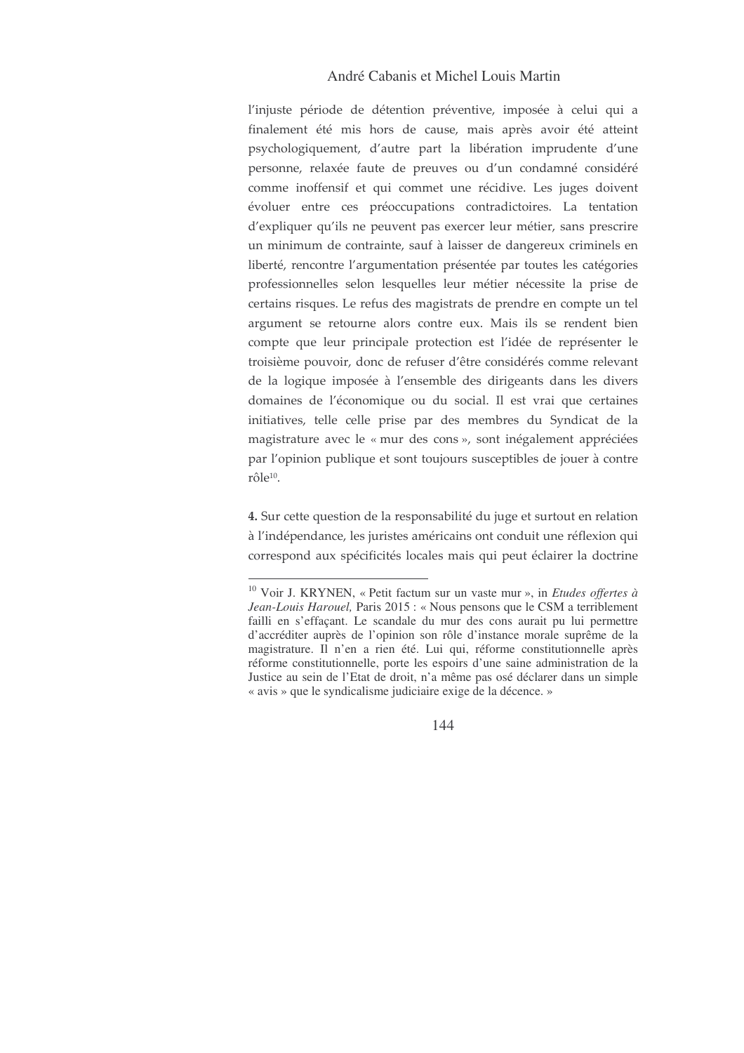l'injuste période de détention préventive, imposée à celui qui a finalement été mis hors de cause, mais après avoir été atteint psychologiquement, d'autre part la libération imprudente d'une personne, relaxée faute de preuves ou d'un condamné considéré comme inoffensif et qui commet une récidive. Les juges doivent évoluer entre ces préoccupations contradictoires. La tentation d'expliquer qu'ils ne peuvent pas exercer leur métier, sans prescrire un minimum de contrainte, sauf à laisser de dangereux criminels en liberté, rencontre l'argumentation présentée par toutes les catégories professionnelles selon lesquelles leur métier nécessite la prise de certains risques. Le refus des magistrats de prendre en compte un tel argument se retourne alors contre eux. Mais ils se rendent bien compte que leur principale protection est l'idée de représenter le troisième pouvoir, donc de refuser d'être considérés comme relevant de la logique imposée à l'ensemble des dirigeants dans les divers domaines de l'économique ou du social. Il est vrai que certaines initiatives, telle celle prise par des membres du Syndicat de la magistrature avec le « mur des cons », sont inégalement appréciées par l'opinion publique et sont toujours susceptibles de jouer à contre rôle[10].

**4.** Sur cette question de la responsabilité du juge et surtout en relation à l'indépendance, les juristes américains ont conduit une réflexion qui correspond aux spécificités locales mais qui peut éclairer la doctrine

---

[10] Voir J. KRYNEN, « Petit factum sur un vaste mur », in *Etudes offertes à Jean-Louis Harouel*, Paris 2015 : « Nous pensons que le CSM a terriblement failli en s'effaçant. Le scandale du mur des cons aurait pu lui permettre d'accréditer auprès de l'opinion son rôle d'instance morale suprême de la magistrature. Il n'en a rien été. Lui qui, réforme constitutionnelle après réforme constitutionnelle, porte les espoirs d'une saine administration de la Justice au sein de l'Etat de droit, n'a même pas osé déclarer dans un simple « avis » que le syndicalisme judiciaire exige de la décence. »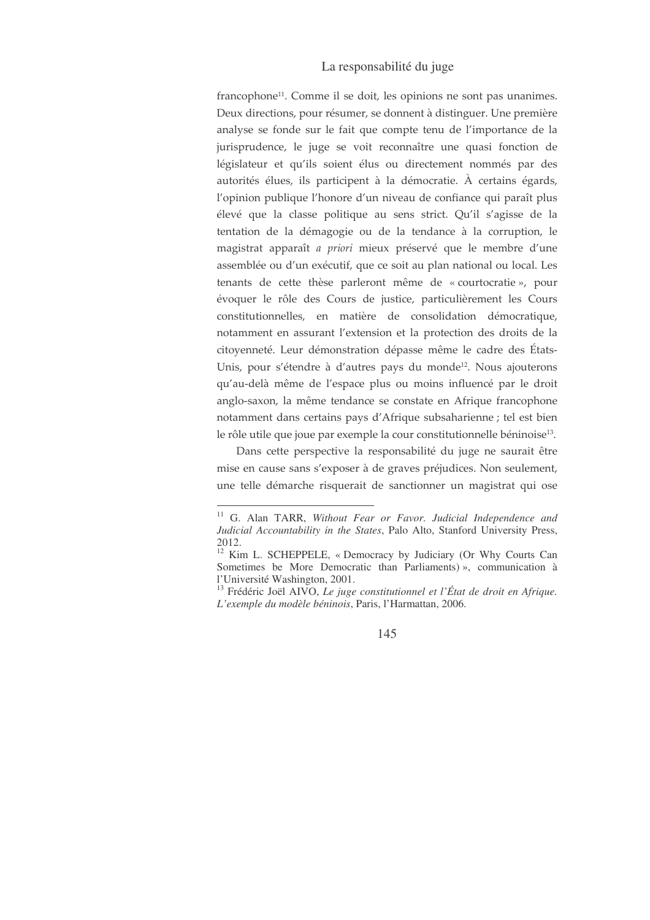francophone[11]. Comme il se doit, les opinions ne sont pas unanimes. Deux directions, pour résumer, se donnent à distinguer. Une première analyse se fonde sur le fait que compte tenu de l'importance de la jurisprudence, le juge se voit reconnaître une quasi fonction de législateur et qu'ils soient élus ou directement nommés par des autorités élues, ils participent à la démocratie. À certains égards, l'opinion publique l'honore d'un niveau de confiance qui paraît plus élevé que la classe politique au sens strict. Qu'il s'agisse de la tentation de la démagogie ou de la tendance à la corruption, le magistrat apparaît *a priori* mieux préservé que le membre d'une assemblée ou d'un exécutif, que ce soit au plan national ou local. Les tenants de cette thèse parleront même de « courtocratie », pour évoquer le rôle des Cours de justice, particulièrement les Cours constitutionnelles, en matière de consolidation démocratique, notamment en assurant l'extension et la protection des droits de la citoyenneté. Leur démonstration dépasse même le cadre des États-Unis, pour s'étendre à d'autres pays du monde[12]. Nous ajouterons qu'au-delà même de l'espace plus ou moins influencé par le droit anglo-saxon, la même tendance se constate en Afrique francophone notamment dans certains pays d'Afrique subsaharienne ; tel est bien le rôle utile que joue par exemple la cour constitutionnelle béninoise[13].

Dans cette perspective la responsabilité du juge ne saurait être mise en cause sans s'exposer à de graves préjudices. Non seulement, une telle démarche risquerait de sanctionner un magistrat qui ose

---

[11] G. Alan TARR, *Without Fear or Favor. Judicial Independence and Judicial Accountability in the States*, Palo Alto, Stanford University Press, 2012.

[12] Kim L. SCHEPPELE, « Democracy by Judiciary (Or Why Courts Can Sometimes be More Democratic than Parliaments) », communication à l'Université Washington, 2001.

[13] Frédéric Joël AIVO, *Le juge constitutionnel et l'État de droit en Afrique. L'exemple du modèle béninois*, Paris, l'Harmattan, 2006.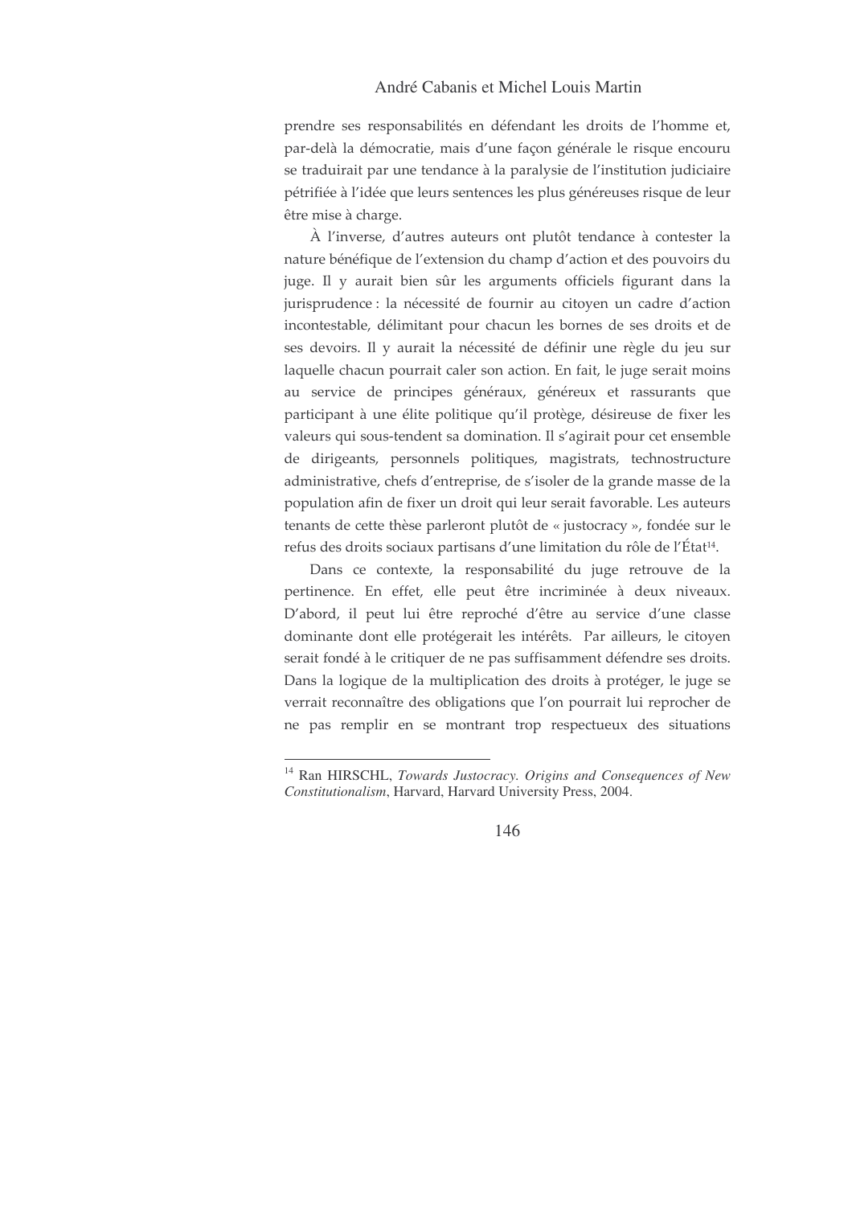prendre ses responsabilités en défendant les droits de l'homme et, par-delà la démocratie, mais d'une façon générale le risque encouru se traduirait par une tendance à la paralysie de l'institution judiciaire pétrifiée à l'idée que leurs sentences les plus généreuses risque de leur être mise à charge.

À l'inverse, d'autres auteurs ont plutôt tendance à contester la nature bénéfique de l'extension du champ d'action et des pouvoirs du juge. Il y aurait bien sûr les arguments officiels figurant dans la jurisprudence : la nécessité de fournir au citoyen un cadre d'action incontestable, délimitant pour chacun les bornes de ses droits et de ses devoirs. Il y aurait la nécessité de définir une règle du jeu sur laquelle chacun pourrait caler son action. En fait, le juge serait moins au service de principes généraux, généreux et rassurants que participant à une élite politique qu'il protège, désireuse de fixer les valeurs qui sous-tendent sa domination. Il s'agirait pour cet ensemble de dirigeants, personnels politiques, magistrats, technostructure administrative, chefs d'entreprise, de s'isoler de la grande masse de la population afin de fixer un droit qui leur serait favorable. Les auteurs tenants de cette thèse parleront plutôt de « justocracy », fondée sur le refus des droits sociaux partisans d'une limitation du rôle de l'État[14].

Dans ce contexte, la responsabilité du juge retrouve de la pertinence. En effet, elle peut être incriminée à deux niveaux. D'abord, il peut lui être reproché d'être au service d'une classe dominante dont elle protégerait les intérêts. Par ailleurs, le citoyen serait fondé à le critiquer de ne pas suffisamment défendre ses droits. Dans la logique de la multiplication des droits à protéger, le juge se verrait reconnaître des obligations que l'on pourrait lui reprocher de ne pas remplir en se montrant trop respectueux des situations

---

[14] Ran HIRSCHL, *Towards Justocracy. Origins and Consequences of New Constitutionalism*, Harvard, Harvard University Press, 2004.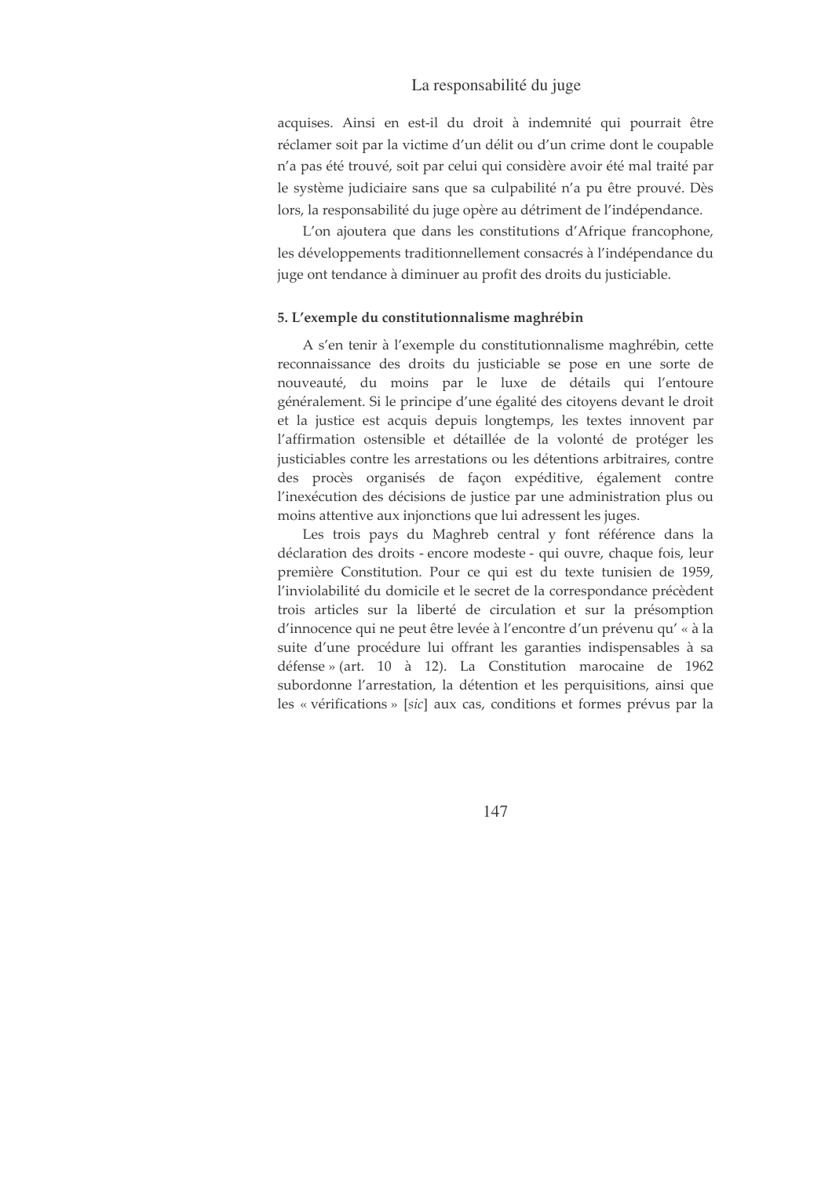acquises. Ainsi en est-il du droit à indemnité qui pourrait être réclamer soit par la victime d'un délit ou d'un crime dont le coupable n'a pas été trouvé, soit par celui qui considère avoir été mal traité par le système judiciaire sans que sa culpabilité n'a pu être prouvé. Dès lors, la responsabilité du juge opère au détriment de l'indépendance.

L'on ajoutera que dans les constitutions d'Afrique francophone, les développements traditionnellement consacrés à l'indépendance du juge ont tendance à diminuer au profit des droits du justiciable.

### 5. L'exemple du constitutionnalisme maghrébin

A s'en tenir à l'exemple du constitutionnalisme maghrébin, cette reconnaissance des droits du justiciable se pose en une sorte de nouveauté, du moins par le luxe de détails qui l'entoure généralement. Si le principe d'une égalité des citoyens devant le droit et la justice est acquis depuis longtemps, les textes innovent par l'affirmation ostensible et détaillée de la volonté de protéger les justiciables contre les arrestations ou les détentions arbitraires, contre des procès organisés de façon expéditive, également contre l'inexécution des décisions de justice par une administration plus ou moins attentive aux injonctions que lui adressent les juges.

Les trois pays du Maghreb central y font référence dans la déclaration des droits - encore modeste - qui ouvre, chaque fois, leur première Constitution. Pour ce qui est du texte tunisien de 1959, l'inviolabilité du domicile et le secret de la correspondance précèdent trois articles sur la liberté de circulation et sur la présomption d'innocence qui ne peut être levée à l'encontre d'un prévenu qu' « à la suite d'une procédure lui offrant les garanties indispensables à sa défense » (art. 10 à 12). La Constitution marocaine de 1962 subordonne l'arrestation, la détention et les perquisitions, ainsi que les « vérifications » [*sic*] aux cas, conditions et formes prévus par la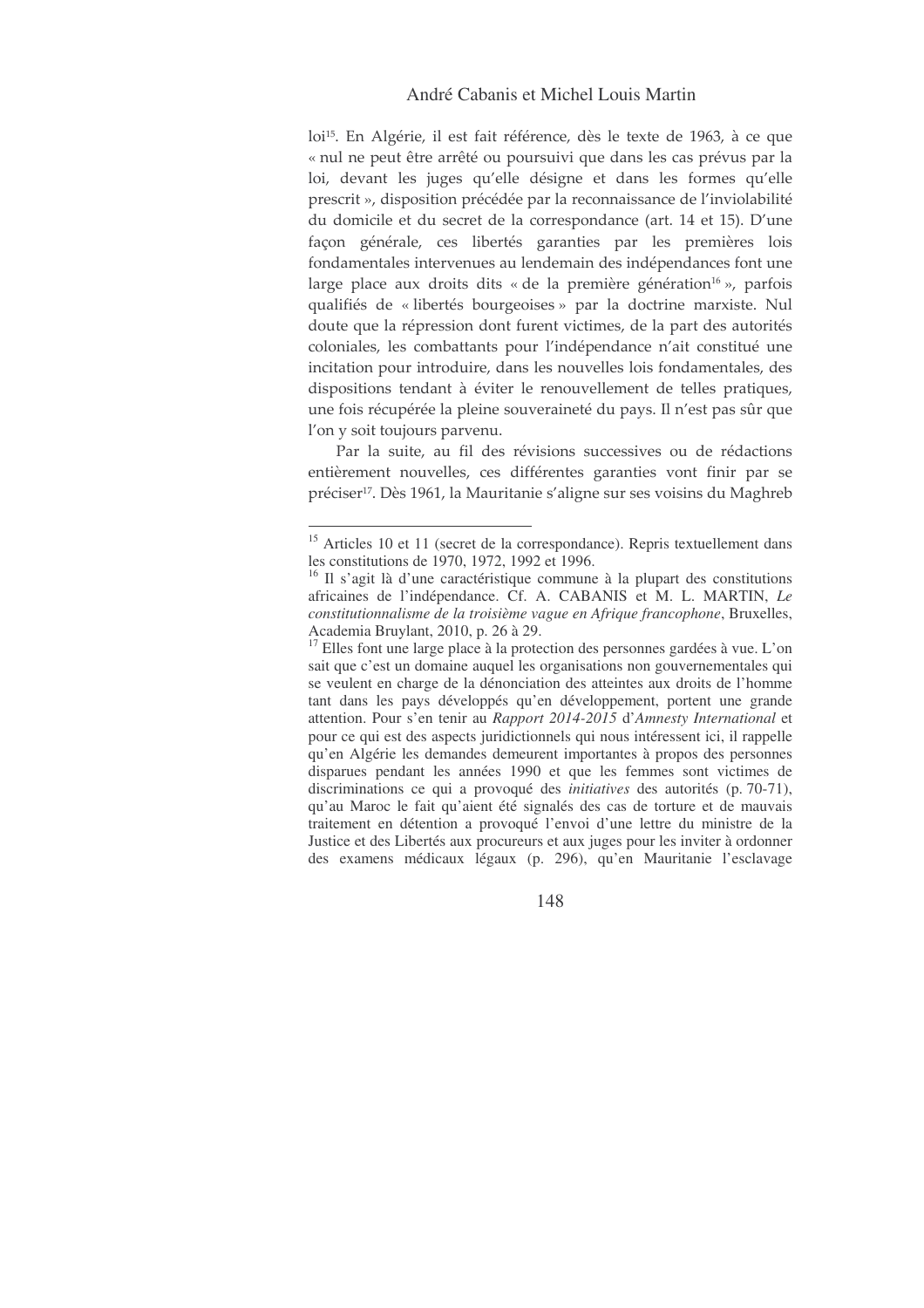loi[15]. En Algérie, il est fait référence, dès le texte de 1963, à ce que « nul ne peut être arrêté ou poursuivi que dans les cas prévus par la loi, devant les juges qu'elle désigne et dans les formes qu'elle prescrit », disposition précédée par la reconnaissance de l'inviolabilité du domicile et du secret de la correspondance (art. 14 et 15). D'une façon générale, ces libertés garanties par les premières lois fondamentales intervenues au lendemain des indépendances font une large place aux droits dits « de la première génération[16] », parfois qualifiés de « libertés bourgeoises » par la doctrine marxiste. Nul doute que la répression dont furent victimes, de la part des autorités coloniales, les combattants pour l'indépendance n'ait constitué une incitation pour introduire, dans les nouvelles lois fondamentales, des dispositions tendant à éviter le renouvellement de telles pratiques, une fois récupérée la pleine souveraineté du pays. Il n'est pas sûr que l'on y soit toujours parvenu.

Par la suite, au fil des révisions successives ou de rédactions entièrement nouvelles, ces différentes garanties vont finir par se préciser[17]. Dès 1961, la Mauritanie s'aligne sur ses voisins du Maghreb

---

[15] Articles 10 et 11 (secret de la correspondance). Repris textuellement dans les constitutions de 1970, 1972, 1992 et 1996.

[16] Il s'agit là d'une caractéristique commune à la plupart des constitutions africaines de l'indépendance. Cf. A. CABANIS et M. L. MARTIN, *Le constitutionnalisme de la troisième vague en Afrique francophone*, Bruxelles, Academia Bruylant, 2010, p. 26 à 29.

[17] Elles font une large place à la protection des personnes gardées à vue. L'on sait que c'est un domaine auquel les organisations non gouvernementales qui se veulent en charge de la dénonciation des atteintes aux droits de l'homme tant dans les pays développés qu'en développement, portent une grande attention. Pour s'en tenir au *Rapport 2014-2015* d'*Amnesty International* et pour ce qui est des aspects juridictionnels qui nous intéressent ici, il rappelle qu'en Algérie les demandes demeurent importantes à propos des personnes disparues pendant les années 1990 et que les femmes sont victimes de discriminations ce qui a provoqué des *initiatives* des autorités (p. 70-71), qu'au Maroc le fait qu'aient été signalés des cas de torture et de mauvais traitement en détention a provoqué l'envoi d'une lettre du ministre de la Justice et des Libertés aux procureurs et aux juges pour les inviter à ordonner des examens médicaux légaux (p. 296), qu'en Mauritanie l'esclavage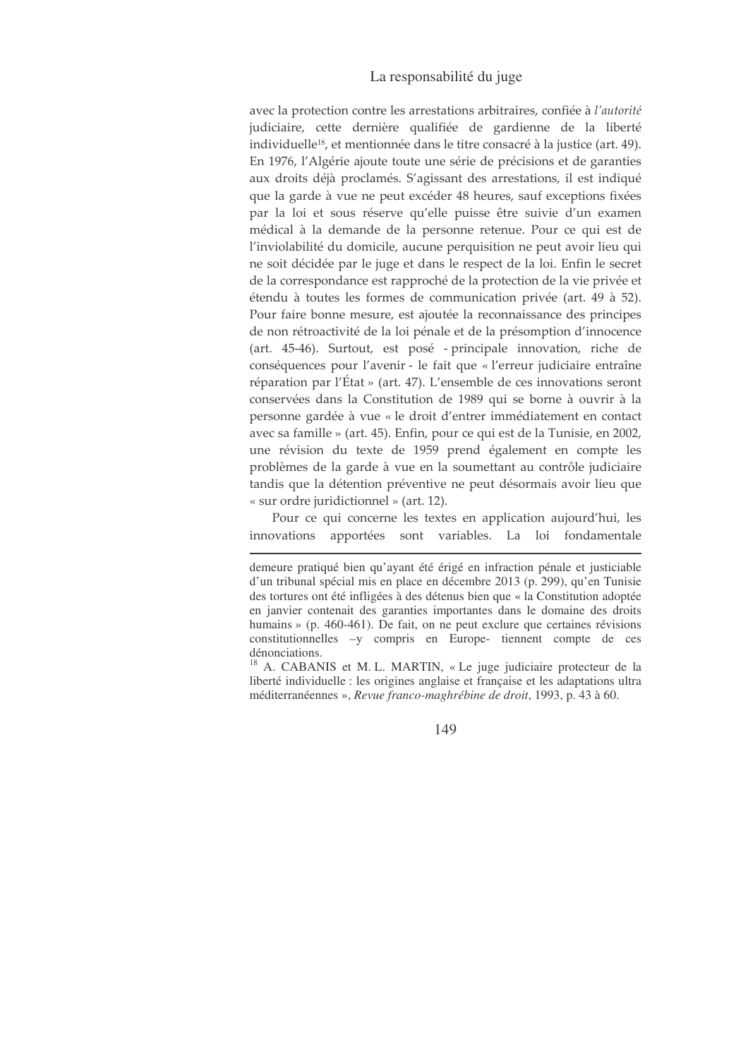avec la protection contre les arrestations arbitraires, confiée à *l'autorité* judiciaire, cette dernière qualifiée de gardienne de la liberté individuelle[18], et mentionnée dans le titre consacré à la justice (art. 49). En 1976, l'Algérie ajoute toute une série de précisions et de garanties aux droits déjà proclamés. S'agissant des arrestations, il est indiqué que la garde à vue ne peut excéder 48 heures, sauf exceptions fixées par la loi et sous réserve qu'elle puisse être suivie d'un examen médical à la demande de la personne retenue. Pour ce qui est de l'inviolabilité du domicile, aucune perquisition ne peut avoir lieu qui ne soit décidée par le juge et dans le respect de la loi. Enfin le secret de la correspondance est rapproché de la protection de la vie privée et étendu à toutes les formes de communication privée (art. 49 à 52). Pour faire bonne mesure, est ajoutée la reconnaissance des principes de non rétroactivité de la loi pénale et de la présomption d'innocence (art. 45-46). Surtout, est posé - principale innovation, riche de conséquences pour l'avenir - le fait que « l'erreur judiciaire entraîne réparation par l'État » (art. 47). L'ensemble de ces innovations seront conservées dans la Constitution de 1989 qui se borne à ouvrir à la personne gardée à vue « le droit d'entrer immédiatement en contact avec sa famille » (art. 45). Enfin, pour ce qui est de la Tunisie, en 2002, une révision du texte de 1959 prend également en compte les problèmes de la garde à vue en la soumettant au contrôle judiciaire tandis que la détention préventive ne peut désormais avoir lieu que « sur ordre juridictionnel » (art. 12).

Pour ce qui concerne les textes en application aujourd'hui, les innovations apportées sont variables. La loi fondamentale

---

demeure pratiqué bien qu'ayant été érigé en infraction pénale et justiciable d'un tribunal spécial mis en place en décembre 2013 (p. 299), qu'en Tunisie des tortures ont été infligées à des détenus bien que « la Constitution adoptée en janvier contenait des garanties importantes dans le domaine des droits humains » (p. 460-461). De fait, on ne peut exclure que certaines révisions constitutionnelles –y compris en Europe- tiennent compte de ces dénonciations.

[18] A. CABANIS et M. L. MARTIN, « Le juge judiciaire protecteur de la liberté individuelle : les origines anglaise et française et les adaptations ultra méditerranéennes », *Revue franco-maghrébine de droit*, 1993, p. 43 à 60.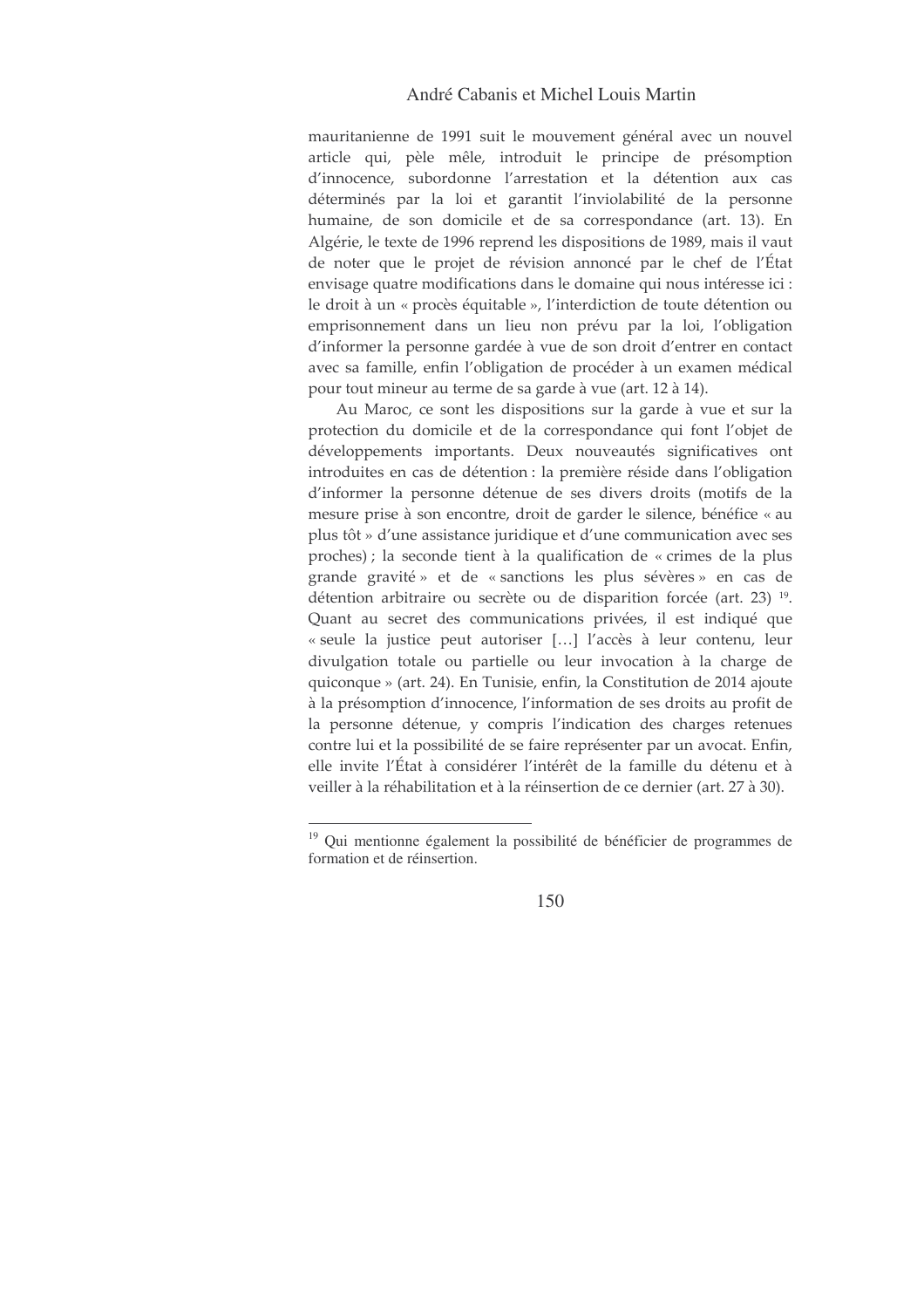mauritanienne de 1991 suit le mouvement général avec un nouvel article qui, pèle mêle, introduit le principe de présomption d'innocence, subordonne l'arrestation et la détention aux cas déterminés par la loi et garantit l'inviolabilité de la personne humaine, de son domicile et de sa correspondance (art. 13). En Algérie, le texte de 1996 reprend les dispositions de 1989, mais il vaut de noter que le projet de révision annoncé par le chef de l'État envisage quatre modifications dans le domaine qui nous intéresse ici : le droit à un « procès équitable », l'interdiction de toute détention ou emprisonnement dans un lieu non prévu par la loi, l'obligation d'informer la personne gardée à vue de son droit d'entrer en contact avec sa famille, enfin l'obligation de procéder à un examen médical pour tout mineur au terme de sa garde à vue (art. 12 à 14).

Au Maroc, ce sont les dispositions sur la garde à vue et sur la protection du domicile et de la correspondance qui font l'objet de développements importants. Deux nouveautés significatives ont introduites en cas de détention : la première réside dans l'obligation d'informer la personne détenue de ses divers droits (motifs de la mesure prise à son encontre, droit de garder le silence, bénéfice « au plus tôt » d'une assistance juridique et d'une communication avec ses proches) ; la seconde tient à la qualification de « crimes de la plus grande gravité » et de « sanctions les plus sévères » en cas de détention arbitraire ou secrète ou de disparition forcée (art. 23) [19]. Quant au secret des communications privées, il est indiqué que « seule la justice peut autoriser […] l'accès à leur contenu, leur divulgation totale ou partielle ou leur invocation à la charge de quiconque » (art. 24). En Tunisie, enfin, la Constitution de 2014 ajoute à la présomption d'innocence, l'information de ses droits au profit de la personne détenue, y compris l'indication des charges retenues contre lui et la possibilité de se faire représenter par un avocat. Enfin, elle invite l'État à considérer l'intérêt de la famille du détenu et à veiller à la réhabilitation et à la réinsertion de ce dernier (art. 27 à 30).

---

[19] Qui mentionne également la possibilité de bénéficier de programmes de formation et de réinsertion.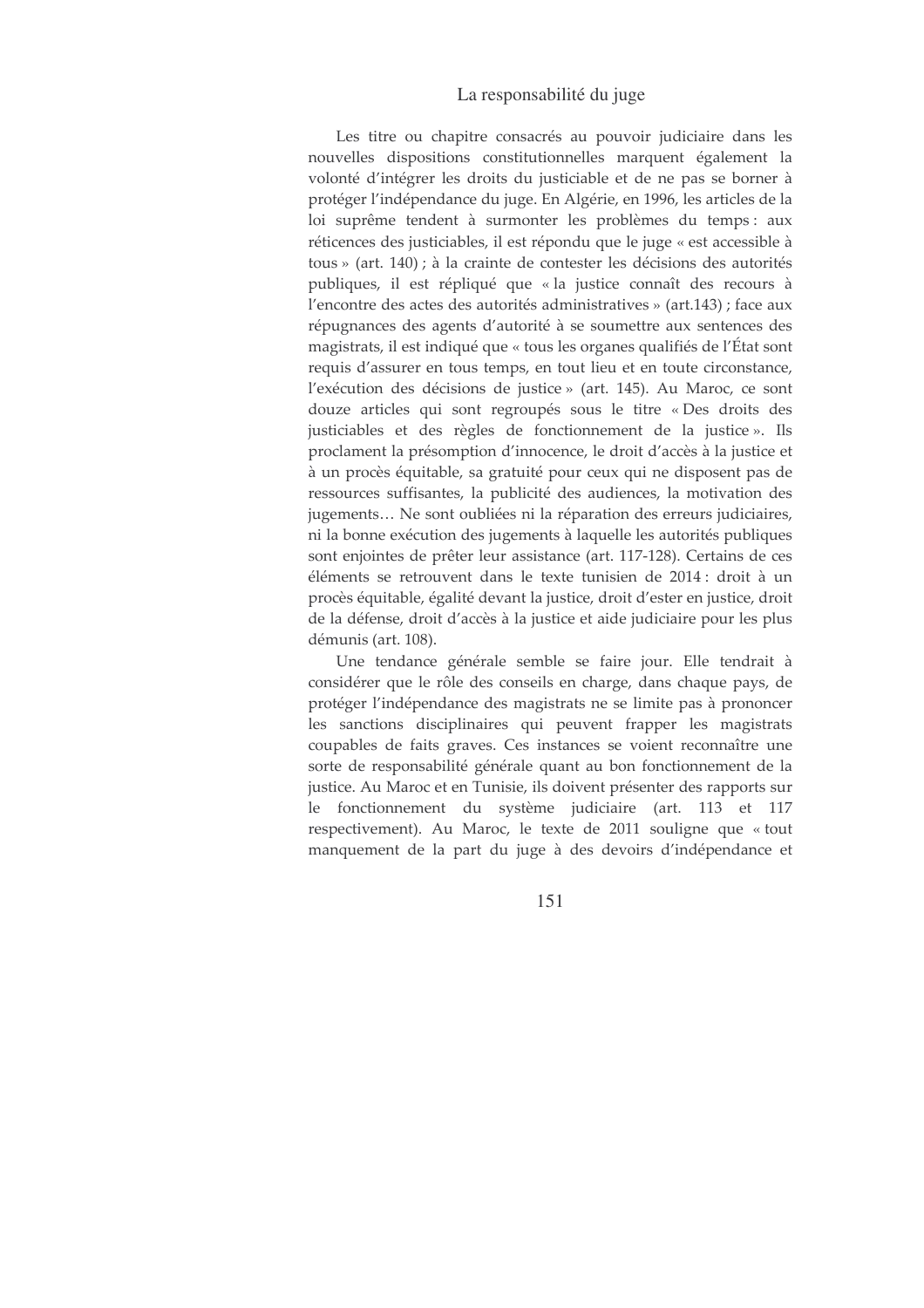Les titre ou chapitre consacrés au pouvoir judiciaire dans les nouvelles dispositions constitutionnelles marquent également la volonté d'intégrer les droits du justiciable et de ne pas se borner à protéger l'indépendance du juge. En Algérie, en 1996, les articles de la loi suprême tendent à surmonter les problèmes du temps : aux réticences des justiciables, il est répondu que le juge « est accessible à tous » (art. 140) ; à la crainte de contester les décisions des autorités publiques, il est répliqué que « la justice connaît des recours à l'encontre des actes des autorités administratives » (art.143) ; face aux répugnances des agents d'autorité à se soumettre aux sentences des magistrats, il est indiqué que « tous les organes qualifiés de l'État sont requis d'assurer en tous temps, en tout lieu et en toute circonstance, l'exécution des décisions de justice » (art. 145). Au Maroc, ce sont douze articles qui sont regroupés sous le titre « Des droits des justiciables et des règles de fonctionnement de la justice ». Ils proclament la présomption d'innocence, le droit d'accès à la justice et à un procès équitable, sa gratuité pour ceux qui ne disposent pas de ressources suffisantes, la publicité des audiences, la motivation des jugements… Ne sont oubliées ni la réparation des erreurs judiciaires, ni la bonne exécution des jugements à laquelle les autorités publiques sont enjointes de prêter leur assistance (art. 117-128). Certains de ces éléments se retrouvent dans le texte tunisien de 2014 : droit à un procès équitable, égalité devant la justice, droit d'ester en justice, droit de la défense, droit d'accès à la justice et aide judiciaire pour les plus démunis (art. 108).

Une tendance générale semble se faire jour. Elle tendrait à considérer que le rôle des conseils en charge, dans chaque pays, de protéger l'indépendance des magistrats ne se limite pas à prononcer les sanctions disciplinaires qui peuvent frapper les magistrats coupables de faits graves. Ces instances se voient reconnaître une sorte de responsabilité générale quant au bon fonctionnement de la justice. Au Maroc et en Tunisie, ils doivent présenter des rapports sur le fonctionnement du système judiciaire (art. 113 et 117 respectivement). Au Maroc, le texte de 2011 souligne que « tout manquement de la part du juge à des devoirs d'indépendance et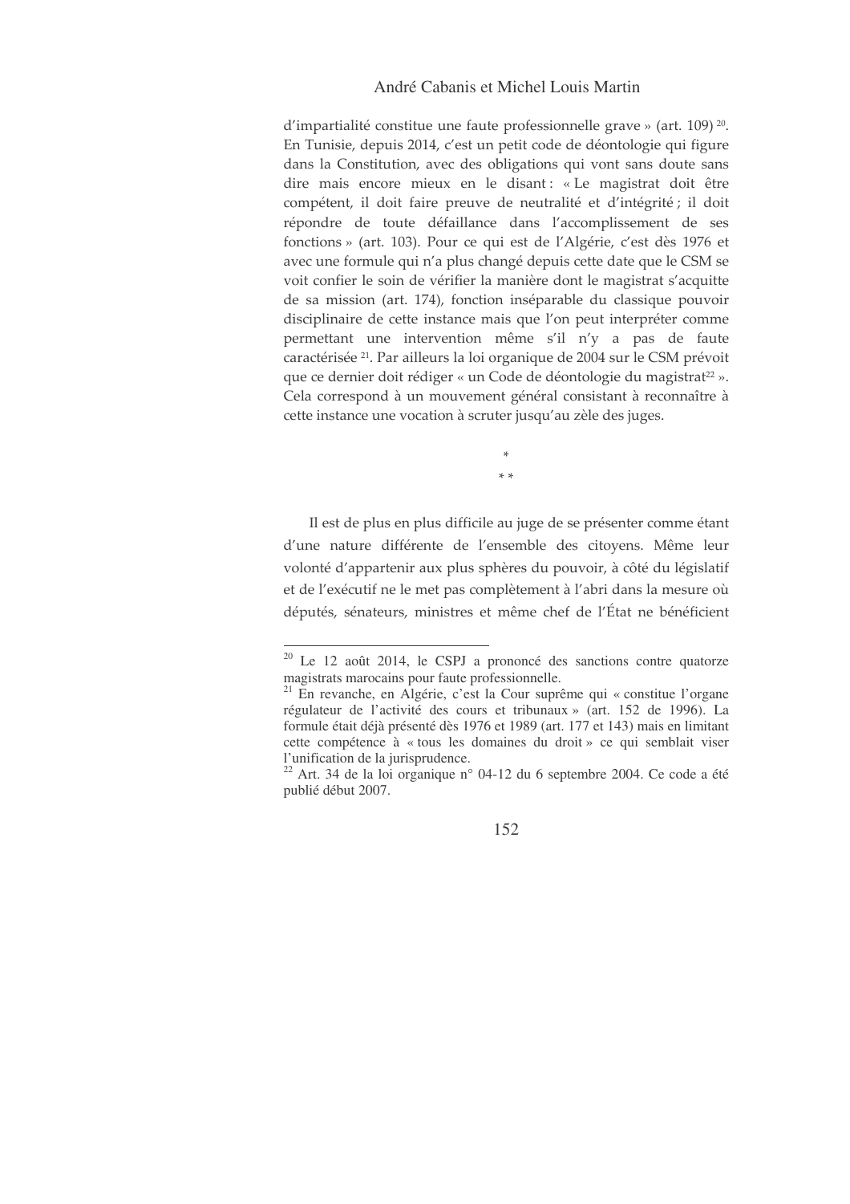d'impartialité constitue une faute professionnelle grave » (art. 109) [20]. En Tunisie, depuis 2014, c'est un petit code de déontologie qui figure dans la Constitution, avec des obligations qui vont sans doute sans dire mais encore mieux en le disant : « Le magistrat doit être compétent, il doit faire preuve de neutralité et d'intégrité ; il doit répondre de toute défaillance dans l'accomplissement de ses fonctions » (art. 103). Pour ce qui est de l'Algérie, c'est dès 1976 et avec une formule qui n'a plus changé depuis cette date que le CSM se voit confier le soin de vérifier la manière dont le magistrat s'acquitte de sa mission (art. 174), fonction inséparable du classique pouvoir disciplinaire de cette instance mais que l'on peut interpréter comme permettant une intervention même s'il n'y a pas de faute caractérisée [21]. Par ailleurs la loi organique de 2004 sur le CSM prévoit que ce dernier doit rédiger « un Code de déontologie du magistrat[22] ». Cela correspond à un mouvement général consistant à reconnaître à cette instance une vocation à scruter jusqu'au zèle des juges.

\*
\* \*

Il est de plus en plus difficile au juge de se présenter comme étant d'une nature différente de l'ensemble des citoyens. Même leur volonté d'appartenir aux plus sphères du pouvoir, à côté du législatif et de l'exécutif ne le met pas complètement à l'abri dans la mesure où députés, sénateurs, ministres et même chef de l'État ne bénéficient

---

[20] Le 12 août 2014, le CSPJ a prononcé des sanctions contre quatorze magistrats marocains pour faute professionnelle.

[21] En revanche, en Algérie, c'est la Cour suprême qui « constitue l'organe régulateur de l'activité des cours et tribunaux » (art. 152 de 1996). La formule était déjà présenté dès 1976 et 1989 (art. 177 et 143) mais en limitant cette compétence à « tous les domaines du droit » ce qui semblait viser l'unification de la jurisprudence.

[22] Art. 34 de la loi organique n° 04-12 du 6 septembre 2004. Ce code a été publié début 2007.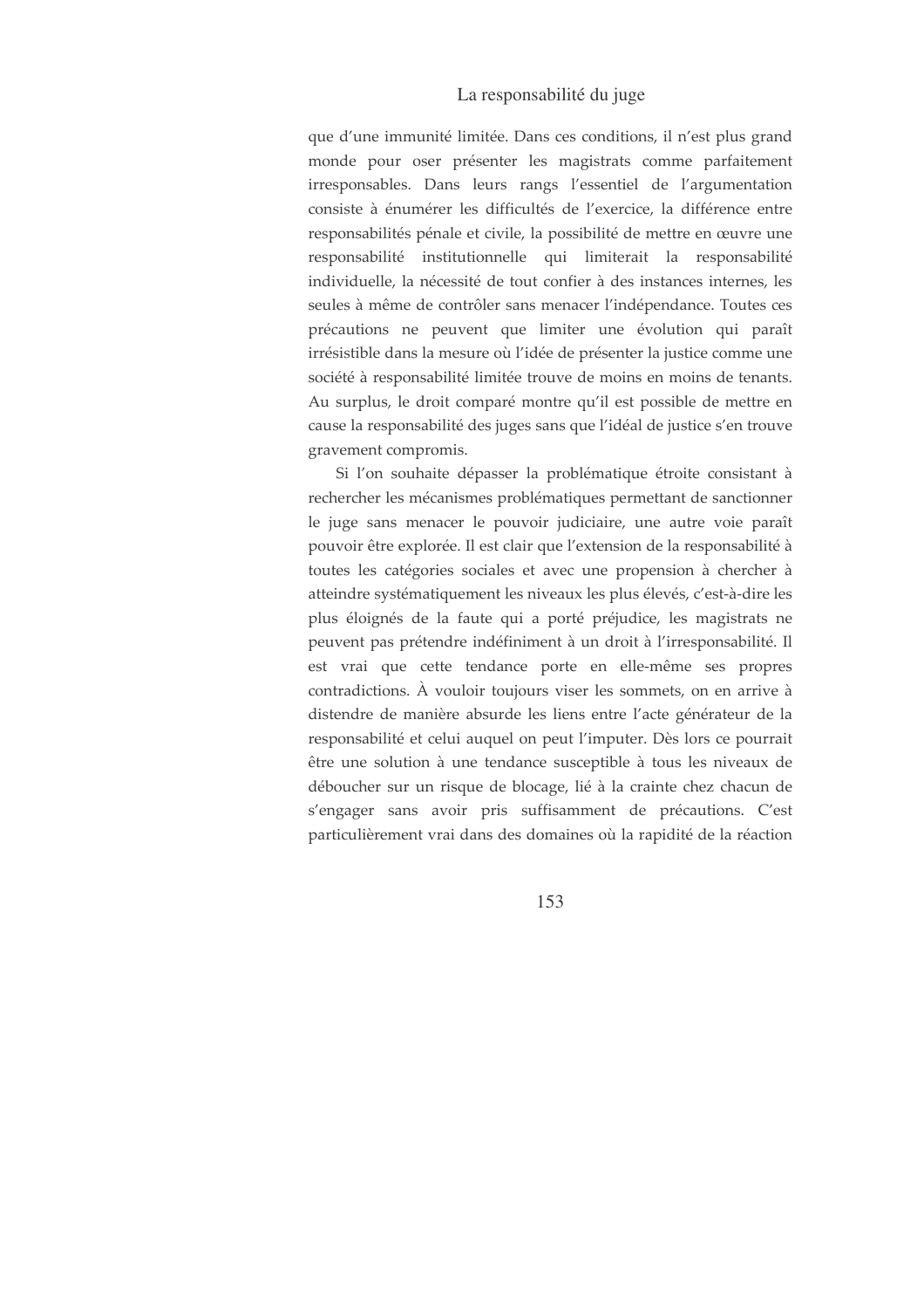que d'une immunité limitée. Dans ces conditions, il n'est plus grand monde pour oser présenter les magistrats comme parfaitement irresponsables. Dans leurs rangs l'essentiel de l'argumentation consiste à énumérer les difficultés de l'exercice, la différence entre responsabilités pénale et civile, la possibilité de mettre en œuvre une responsabilité institutionnelle qui limiterait la responsabilité individuelle, la nécessité de tout confier à des instances internes, les seules à même de contrôler sans menacer l'indépendance. Toutes ces précautions ne peuvent que limiter une évolution qui paraît irrésistible dans la mesure où l'idée de présenter la justice comme une société à responsabilité limitée trouve de moins en moins de tenants. Au surplus, le droit comparé montre qu'il est possible de mettre en cause la responsabilité des juges sans que l'idéal de justice s'en trouve gravement compromis.

Si l'on souhaite dépasser la problématique étroite consistant à rechercher les mécanismes problématiques permettant de sanctionner le juge sans menacer le pouvoir judiciaire, une autre voie paraît pouvoir être explorée. Il est clair que l'extension de la responsabilité à toutes les catégories sociales et avec une propension à chercher à atteindre systématiquement les niveaux les plus élevés, c'est-à-dire les plus éloignés de la faute qui a porté préjudice, les magistrats ne peuvent pas prétendre indéfiniment à un droit à l'irresponsabilité. Il est vrai que cette tendance porte en elle-même ses propres contradictions. À vouloir toujours viser les sommets, on en arrive à distendre de manière absurde les liens entre l'acte générateur de la responsabilité et celui auquel on peut l'imputer. Dès lors ce pourrait être une solution à une tendance susceptible à tous les niveaux de déboucher sur un risque de blocage, lié à la crainte chez chacun de s'engager sans avoir pris suffisamment de précautions. C'est particulièrement vrai dans des domaines où la rapidité de la réaction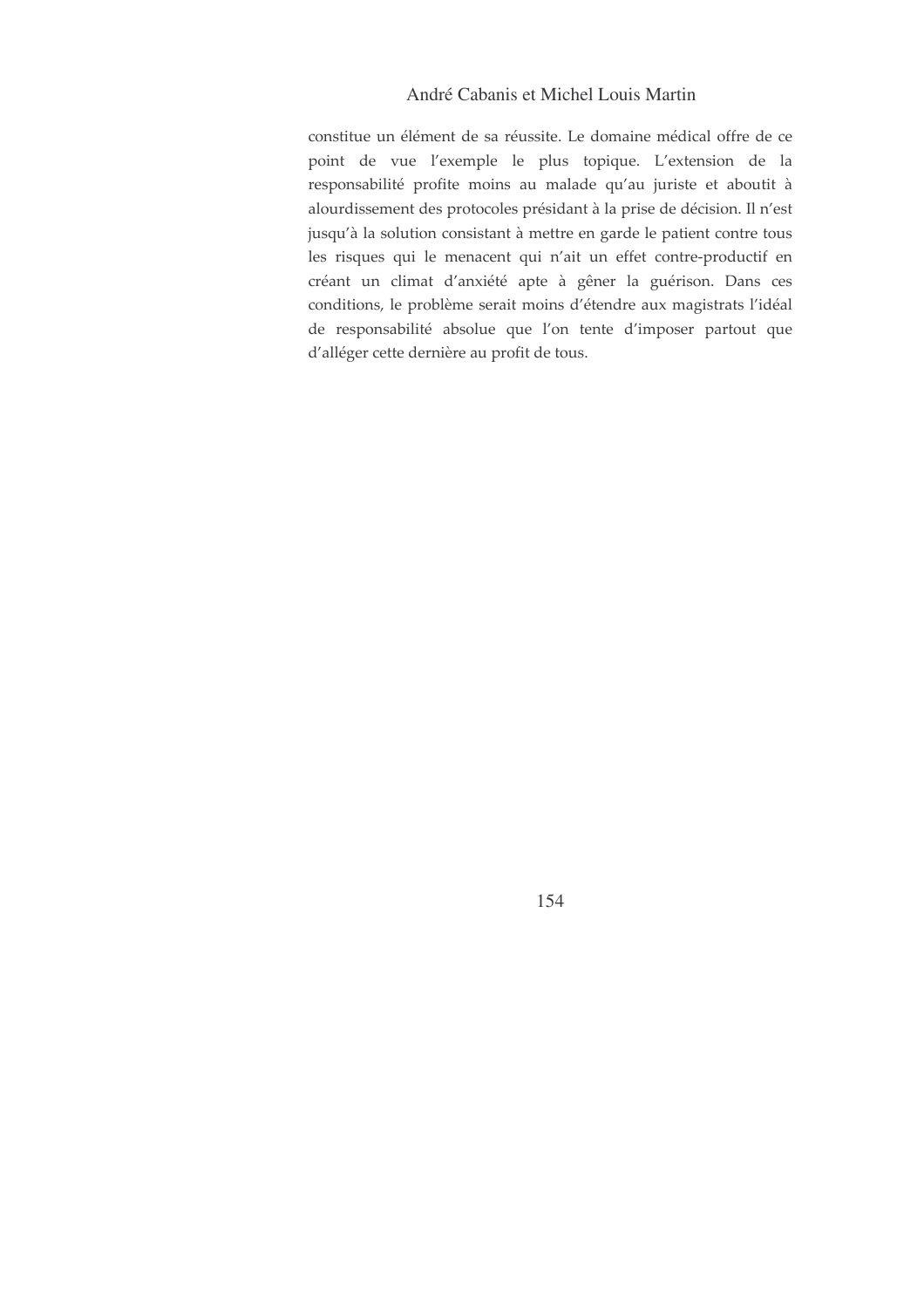constitue un élément de sa réussite. Le domaine médical offre de ce point de vue l'exemple le plus topique. L'extension de la responsabilité profite moins au malade qu'au juriste et aboutit à alourdissement des protocoles présidant à la prise de décision. Il n'est jusqu'à la solution consistant à mettre en garde le patient contre tous les risques qui le menacent qui n'ait un effet contre-productif en créant un climat d'anxiété apte à gêner la guérison. Dans ces conditions, le problème serait moins d'étendre aux magistrats l'idéal de responsabilité absolue que l'on tente d'imposer partout que d'alléger cette dernière au profit de tous.